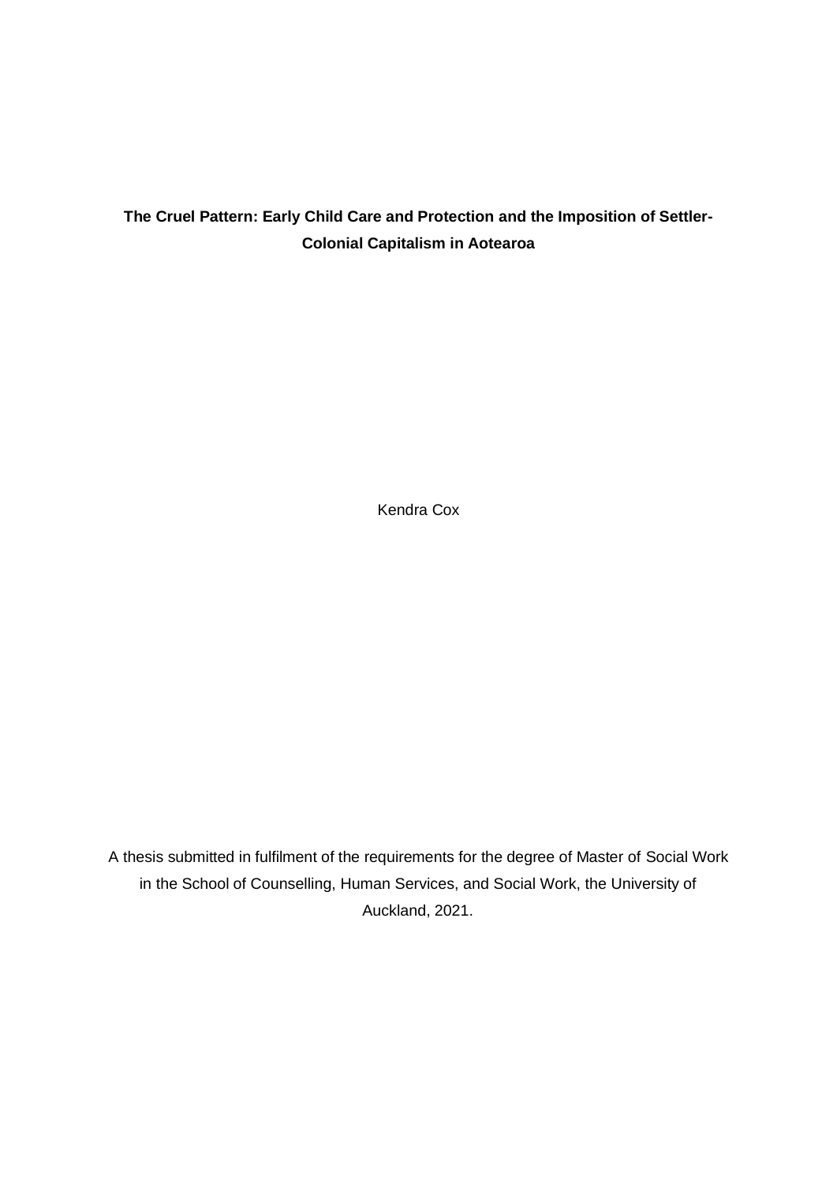# The Cruel Pattern: Early Child Care and Protection and the Imposition of Settler-Colonial Capitalism in Aotearoa

Kendra Cox

A thesis submitted in fulfilment of the requirements for the degree of Master of Social Work in the School of Counselling, Human Services, and Social Work, the University of Auckland, 2021.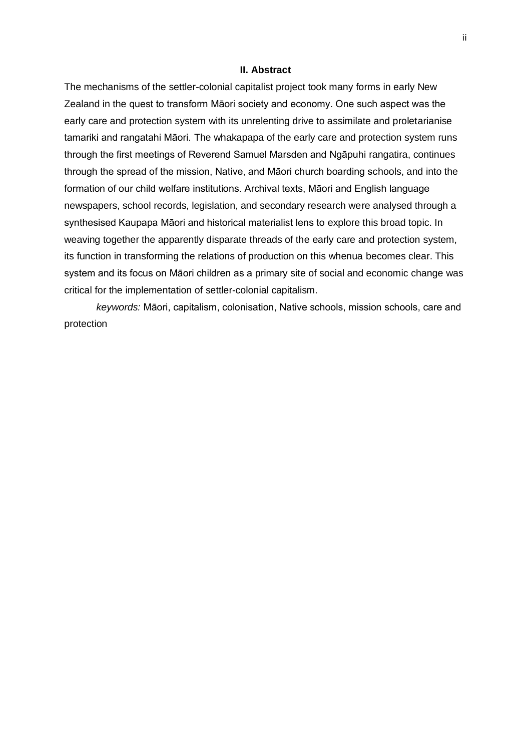## II. Abstract

The mechanisms of the settler-colonial capitalist project took many forms in early New Zealand in the quest to transform Māori society and economy. One such aspect was the early care and protection system with its unrelenting drive to assimilate and proletarianise tamariki and rangatahi Māori. The whakapapa of the early care and protection system runs through the first meetings of Reverend Samuel Marsden and Ngāpuhi rangatira, continues through the spread of the mission, Native, and Māori church boarding schools, and into the formation of our child welfare institutions. Archival texts, Māori and English language newspapers, school records, legislation, and secondary research were analysed through a synthesised Kaupapa Māori and historical materialist lens to explore this broad topic. In weaving together the apparently disparate threads of the early care and protection system, its function in transforming the relations of production on this whenua becomes clear. This system and its focus on Māori children as a primary site of social and economic change was critical for the implementation of settler-colonial capitalism.

*keywords:* Māori, capitalism, colonisation, Native schools, mission schools, care and protection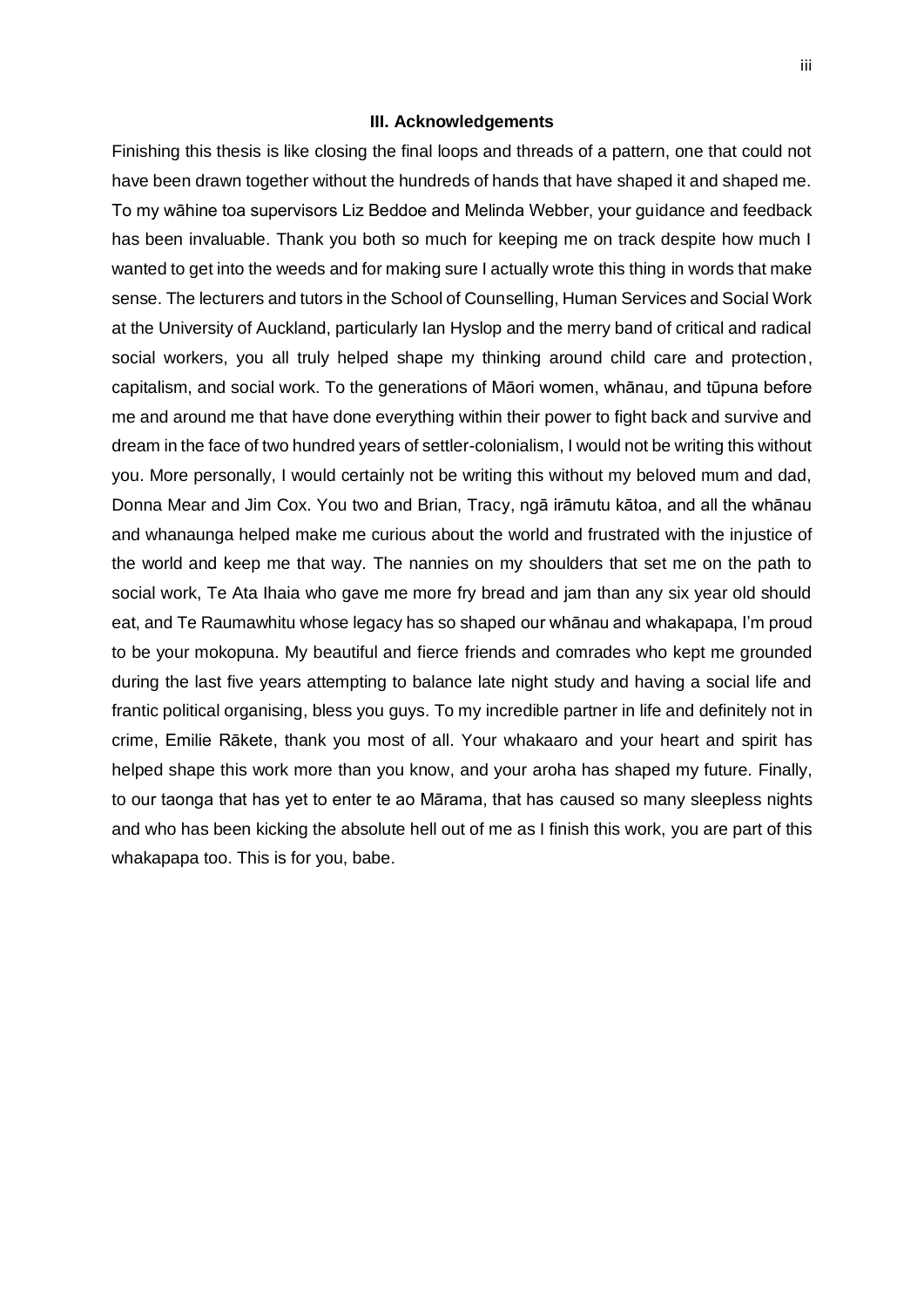## III. Acknowledgements

Finishing this thesis is like closing the final loops and threads of a pattern, one that could not have been drawn together without the hundreds of hands that have shaped it and shaped me. To my wāhine toa supervisors Liz Beddoe and Melinda Webber, your guidance and feedback has been invaluable. Thank you both so much for keeping me on track despite how much I wanted to get into the weeds and for making sure I actually wrote this thing in words that make sense. The lecturers and tutors in the School of Counselling, Human Services and Social Work at the University of Auckland, particularly Ian Hyslop and the merry band of critical and radical social workers, you all truly helped shape my thinking around child care and protection, capitalism, and social work. To the generations of Māori women, whānau, and tūpuna before me and around me that have done everything within their power to fight back and survive and dream in the face of two hundred years of settler-colonialism, I would not be writing this without you. More personally, I would certainly not be writing this without my beloved mum and dad, Donna Mear and Jim Cox. You two and Brian, Tracy, ngā irāmutu kātoa, and all the whānau and whanaunga helped make me curious about the world and frustrated with the injustice of the world and keep me that way. The nannies on my shoulders that set me on the path to social work, Te Ata Ihaia who gave me more fry bread and jam than any six year old should eat, and Te Raumawhitu whose legacy has so shaped our whānau and whakapapa, I'm proud to be your mokopuna. My beautiful and fierce friends and comrades who kept me grounded during the last five years attempting to balance late night study and having a social life and frantic political organising, bless you guys. To my incredible partner in life and definitely not in crime, Emilie Rākete, thank you most of all. Your whakaaro and your heart and spirit has helped shape this work more than you know, and your aroha has shaped my future. Finally, to our taonga that has yet to enter te ao Mārama, that has caused so many sleepless nights and who has been kicking the absolute hell out of me as I finish this work, you are part of this whakapapa too. This is for you, babe.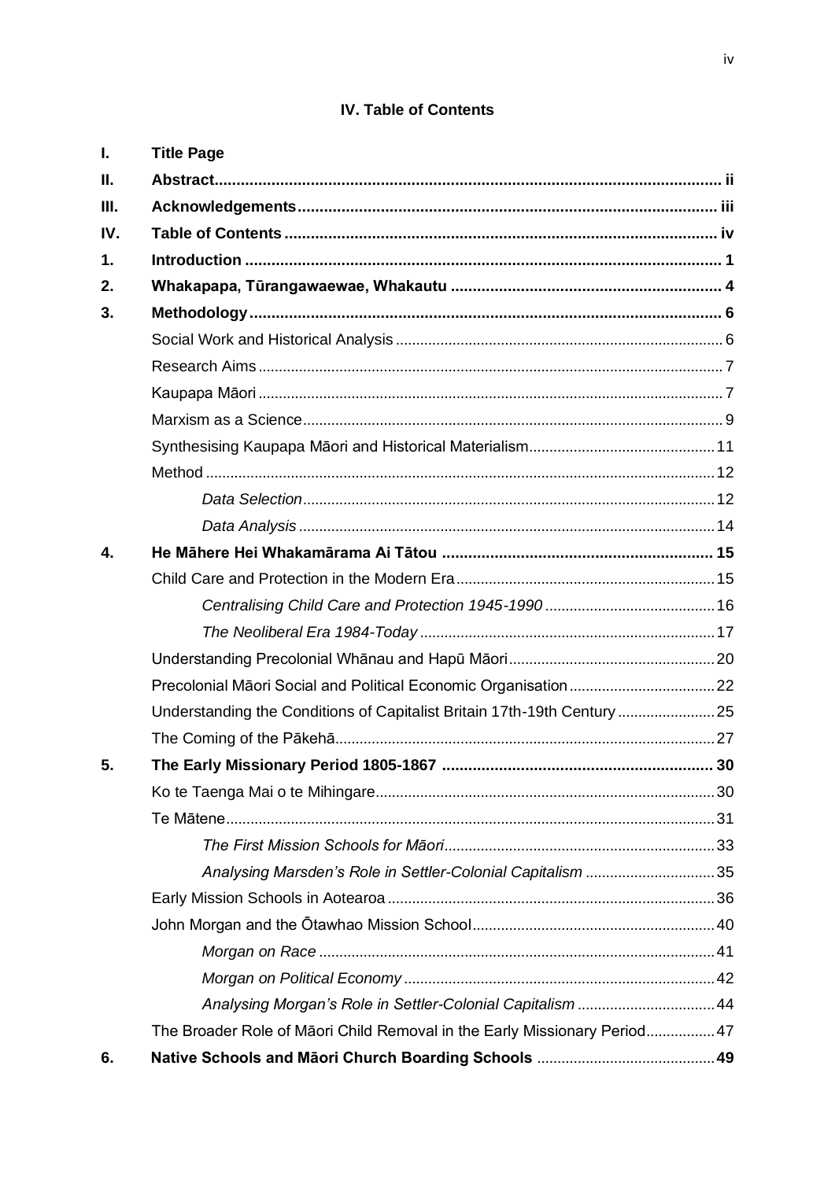# IV. Table of Contents

**I. Title Page**

**II. Abstract** .......... ii

**III. Acknowledgements** .......... iii

**IV. Table of Contents** .......... iv

**1. Introduction** .......... 1

**2. Whakapapa, Tūrangawaewae, Whakautu** .......... 4

**3. Methodology** .......... 6

- Social Work and Historical Analysis .......... 6
- Research Aims .......... 7
- Kaupapa Māori .......... 7
- Marxism as a Science .......... 9
- Synthesising Kaupapa Māori and Historical Materialism .......... 11
- Method .......... 12
  - *Data Selection* .......... 12
  - *Data Analysis* .......... 14

**4. He Māhere Hei Whakamārama Ai Tātou** .......... 15

- Child Care and Protection in the Modern Era .......... 15
  - *Centralising Child Care and Protection 1945-1990* .......... 16
  - *The Neoliberal Era 1984-Today* .......... 17
- Understanding Precolonial Whānau and Hapū Māori .......... 20
- Precolonial Māori Social and Political Economic Organisation .......... 22
- Understanding the Conditions of Capitalist Britain 17th-19th Century .......... 25
- The Coming of the Pākehā .......... 27

**5. The Early Missionary Period 1805-1867** .......... 30

- Ko te Taenga Mai o te Mihingare .......... 30
- Te Mātene .......... 31
  - *The First Mission Schools for Māori* .......... 33
  - *Analysing Marsden's Role in Settler-Colonial Capitalism* .......... 35
- Early Mission Schools in Aotearoa .......... 36
- John Morgan and the Ōtawhao Mission School .......... 40
  - *Morgan on Race* .......... 41
  - *Morgan on Political Economy* .......... 42
  - *Analysing Morgan's Role in Settler-Colonial Capitalism* .......... 44
- The Broader Role of Māori Child Removal in the Early Missionary Period .......... 47

**6. Native Schools and Māori Church Boarding Schools** .......... 49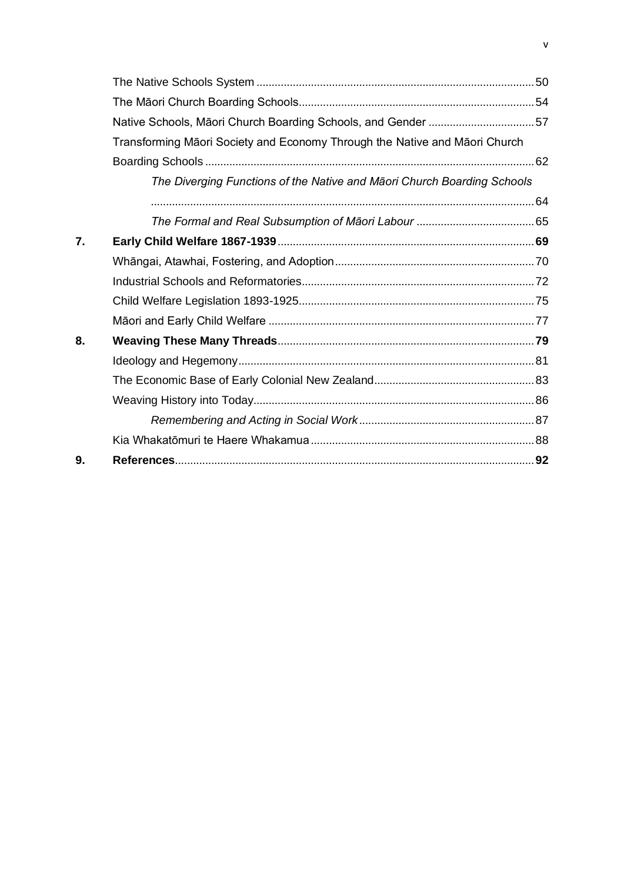The Native Schools System ..... 50

The Māori Church Boarding Schools ..... 54

Native Schools, Māori Church Boarding Schools, and Gender ..... 57

Transforming Māori Society and Economy Through the Native and Māori Church Boarding Schools ..... 62

*The Diverging Functions of the Native and Māori Church Boarding Schools* ..... 64

*The Formal and Real Subsumption of Māori Labour* ..... 65

**7. Early Child Welfare 1867-1939 ..... 69**

Whāngai, Atawhai, Fostering, and Adoption ..... 70

Industrial Schools and Reformatories ..... 72

Child Welfare Legislation 1893-1925 ..... 75

Māori and Early Child Welfare ..... 77

**8. Weaving These Many Threads ..... 79**

Ideology and Hegemony ..... 81

The Economic Base of Early Colonial New Zealand ..... 83

Weaving History into Today ..... 86

*Remembering and Acting in Social Work* ..... 87

Kia Whakatōmuri te Haere Whakamua ..... 88

**9. References ..... 92**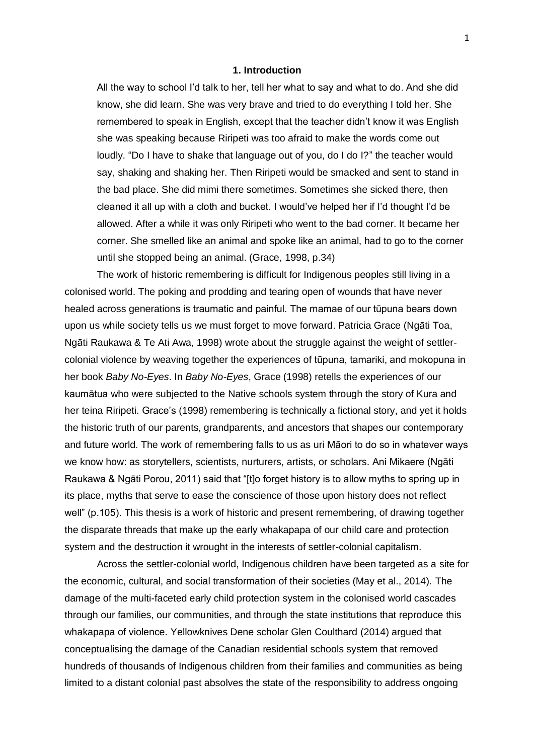# 1. Introduction

> All the way to school I'd talk to her, tell her what to say and what to do. And she did know, she did learn. She was very brave and tried to do everything I told her. She remembered to speak in English, except that the teacher didn't know it was English she was speaking because Riripeti was too afraid to make the words come out loudly. "Do I have to shake that language out of you, do I do I?" the teacher would say, shaking and shaking her. Then Riripeti would be smacked and sent to stand in the bad place. She did mimi there sometimes. Sometimes she sicked there, then cleaned it all up with a cloth and bucket. I would've helped her if I'd thought I'd be allowed. After a while it was only Riripeti who went to the bad corner. It became her corner. She smelled like an animal and spoke like an animal, had to go to the corner until she stopped being an animal. (Grace, 1998, p.34)

The work of historic remembering is difficult for Indigenous peoples still living in a colonised world. The poking and prodding and tearing open of wounds that have never healed across generations is traumatic and painful. The mamae of our tūpuna bears down upon us while society tells us we must forget to move forward. Patricia Grace (Ngāti Toa, Ngāti Raukawa & Te Ati Awa, 1998) wrote about the struggle against the weight of settler-colonial violence by weaving together the experiences of tūpuna, tamariki, and mokopuna in her book *Baby No-Eyes*. In *Baby No-Eyes*, Grace (1998) retells the experiences of our kaumātua who were subjected to the Native schools system through the story of Kura and her teina Riripeti. Grace's (1998) remembering is technically a fictional story, and yet it holds the historic truth of our parents, grandparents, and ancestors that shapes our contemporary and future world. The work of remembering falls to us as uri Māori to do so in whatever ways we know how: as storytellers, scientists, nurturers, artists, or scholars. Ani Mikaere (Ngāti Raukawa & Ngāti Porou, 2011) said that "[t]o forget history is to allow myths to spring up in its place, myths that serve to ease the conscience of those upon history does not reflect well" (p.105). This thesis is a work of historic and present remembering, of drawing together the disparate threads that make up the early whakapapa of our child care and protection system and the destruction it wrought in the interests of settler-colonial capitalism.

Across the settler-colonial world, Indigenous children have been targeted as a site for the economic, cultural, and social transformation of their societies (May et al., 2014). The damage of the multi-faceted early child protection system in the colonised world cascades through our families, our communities, and through the state institutions that reproduce this whakapapa of violence. Yellowknives Dene scholar Glen Coulthard (2014) argued that conceptualising the damage of the Canadian residential schools system that removed hundreds of thousands of Indigenous children from their families and communities as being limited to a distant colonial past absolves the state of the responsibility to address ongoing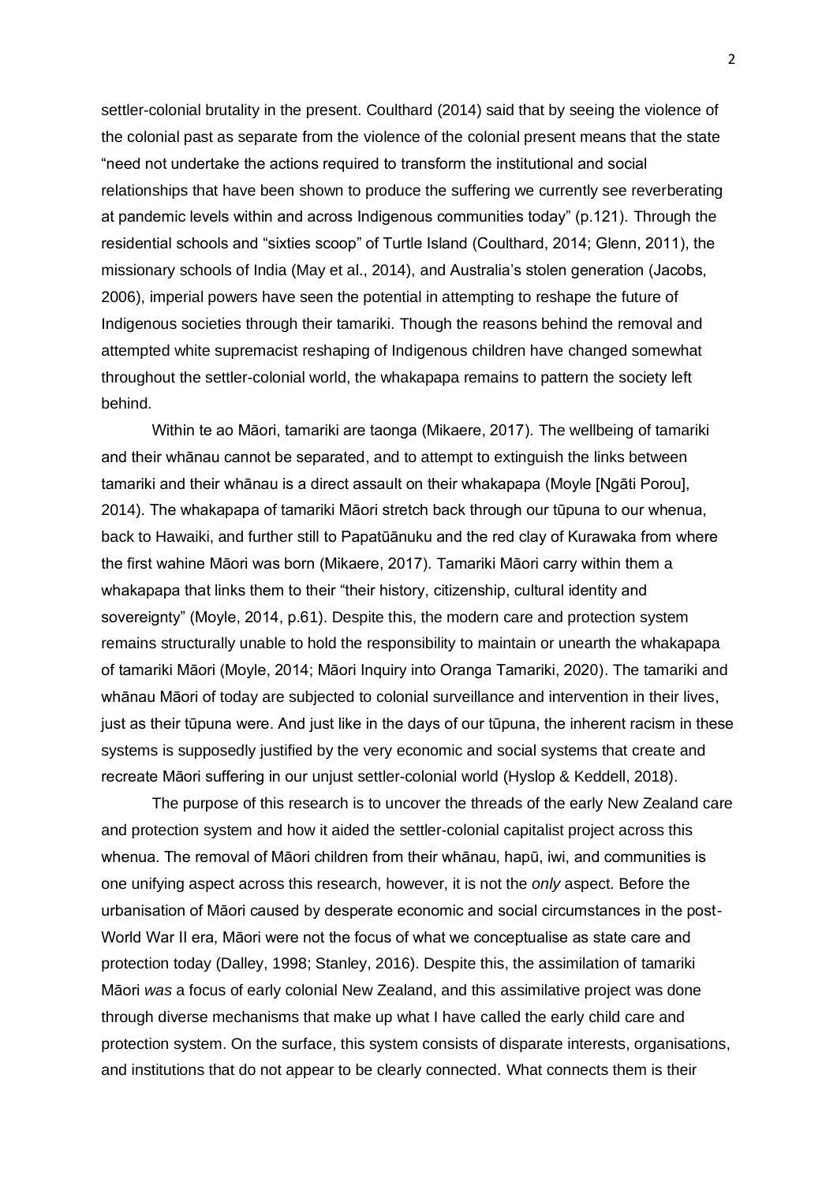settler-colonial brutality in the present. Coulthard (2014) said that by seeing the violence of the colonial past as separate from the violence of the colonial present means that the state "need not undertake the actions required to transform the institutional and social relationships that have been shown to produce the suffering we currently see reverberating at pandemic levels within and across Indigenous communities today" (p.121). Through the residential schools and "sixties scoop" of Turtle Island (Coulthard, 2014; Glenn, 2011), the missionary schools of India (May et al., 2014), and Australia's stolen generation (Jacobs, 2006), imperial powers have seen the potential in attempting to reshape the future of Indigenous societies through their tamariki. Though the reasons behind the removal and attempted white supremacist reshaping of Indigenous children have changed somewhat throughout the settler-colonial world, the whakapapa remains to pattern the society left behind.

Within te ao Māori, tamariki are taonga (Mikaere, 2017). The wellbeing of tamariki and their whānau cannot be separated, and to attempt to extinguish the links between tamariki and their whānau is a direct assault on their whakapapa (Moyle [Ngāti Porou], 2014). The whakapapa of tamariki Māori stretch back through our tūpuna to our whenua, back to Hawaiki, and further still to Papatūānuku and the red clay of Kurawaka from where the first wahine Māori was born (Mikaere, 2017). Tamariki Māori carry within them a whakapapa that links them to their "their history, citizenship, cultural identity and sovereignty" (Moyle, 2014, p.61). Despite this, the modern care and protection system remains structurally unable to hold the responsibility to maintain or unearth the whakapapa of tamariki Māori (Moyle, 2014; Māori Inquiry into Oranga Tamariki, 2020). The tamariki and whānau Māori of today are subjected to colonial surveillance and intervention in their lives, just as their tūpuna were. And just like in the days of our tūpuna, the inherent racism in these systems is supposedly justified by the very economic and social systems that create and recreate Māori suffering in our unjust settler-colonial world (Hyslop & Keddell, 2018).

The purpose of this research is to uncover the threads of the early New Zealand care and protection system and how it aided the settler-colonial capitalist project across this whenua. The removal of Māori children from their whānau, hapū, iwi, and communities is one unifying aspect across this research, however, it is not the *only* aspect. Before the urbanisation of Māori caused by desperate economic and social circumstances in the post-World War II era, Māori were not the focus of what we conceptualise as state care and protection today (Dalley, 1998; Stanley, 2016). Despite this, the assimilation of tamariki Māori *was* a focus of early colonial New Zealand, and this assimilative project was done through diverse mechanisms that make up what I have called the early child care and protection system. On the surface, this system consists of disparate interests, organisations, and institutions that do not appear to be clearly connected. What connects them is their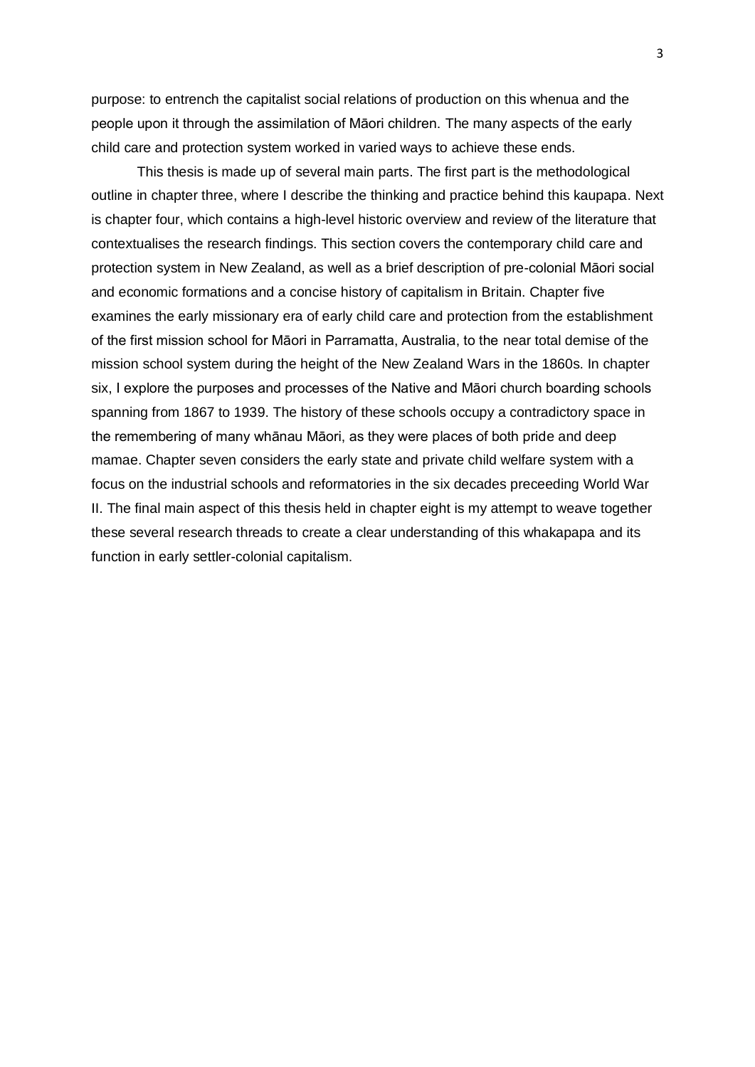purpose: to entrench the capitalist social relations of production on this whenua and the people upon it through the assimilation of Māori children. The many aspects of the early child care and protection system worked in varied ways to achieve these ends.

This thesis is made up of several main parts. The first part is the methodological outline in chapter three, where I describe the thinking and practice behind this kaupapa. Next is chapter four, which contains a high-level historic overview and review of the literature that contextualises the research findings. This section covers the contemporary child care and protection system in New Zealand, as well as a brief description of pre-colonial Māori social and economic formations and a concise history of capitalism in Britain. Chapter five examines the early missionary era of early child care and protection from the establishment of the first mission school for Māori in Parramatta, Australia, to the near total demise of the mission school system during the height of the New Zealand Wars in the 1860s. In chapter six, I explore the purposes and processes of the Native and Māori church boarding schools spanning from 1867 to 1939. The history of these schools occupy a contradictory space in the remembering of many whānau Māori, as they were places of both pride and deep mamae. Chapter seven considers the early state and private child welfare system with a focus on the industrial schools and reformatories in the six decades preceeding World War II. The final main aspect of this thesis held in chapter eight is my attempt to weave together these several research threads to create a clear understanding of this whakapapa and its function in early settler-colonial capitalism.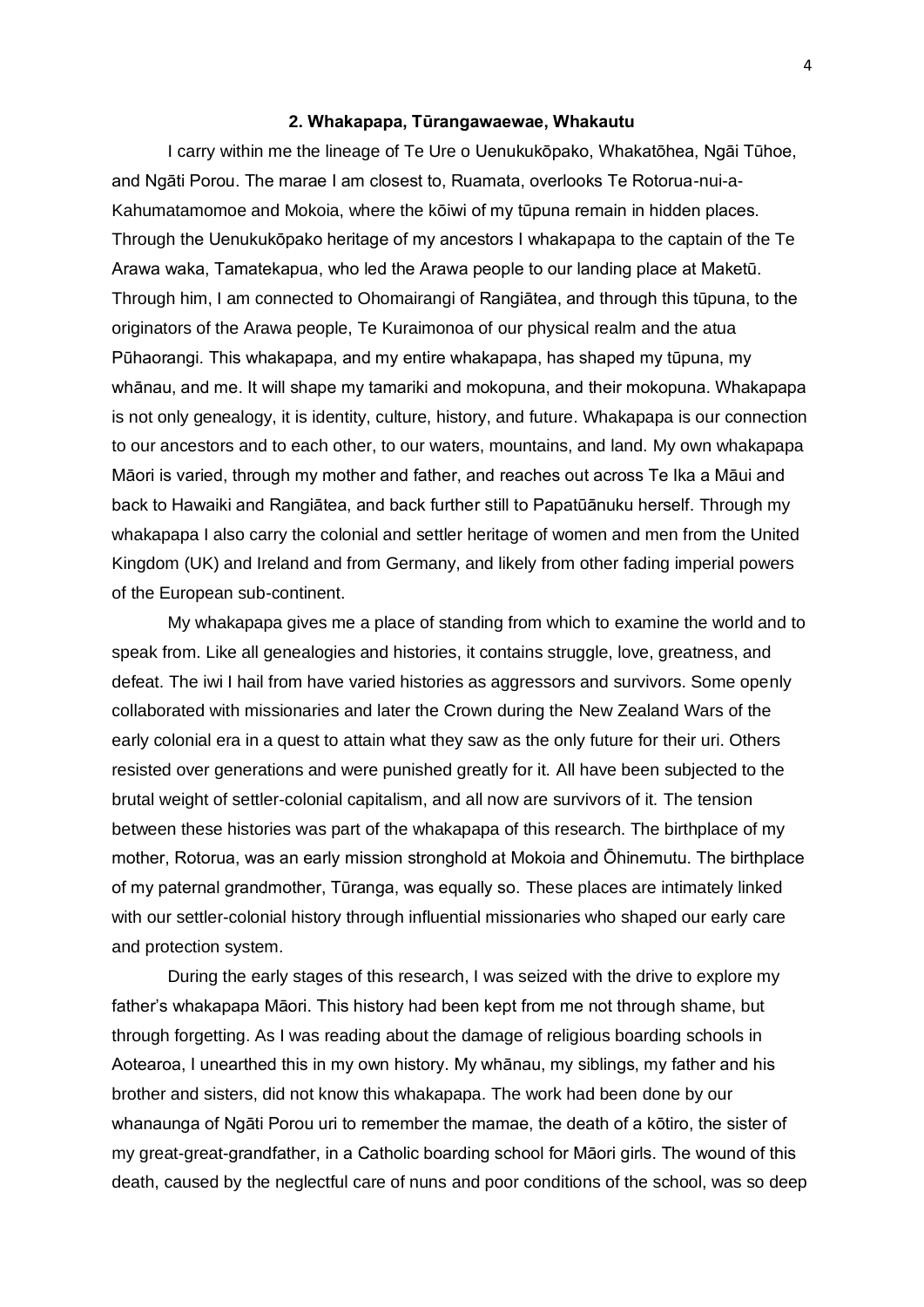## 2. Whakapapa, Tūrangawaewae, Whakautu

I carry within me the lineage of Te Ure o Uenukukōpako, Whakatōhea, Ngāi Tūhoe, and Ngāti Porou. The marae I am closest to, Ruamata, overlooks Te Rotorua-nui-a-Kahumatamomoe and Mokoia, where the kōiwi of my tūpuna remain in hidden places. Through the Uenukukōpako heritage of my ancestors I whakapapa to the captain of the Te Arawa waka, Tamatekapua, who led the Arawa people to our landing place at Maketū. Through him, I am connected to Ohomairangi of Rangiātea, and through this tūpuna, to the originators of the Arawa people, Te Kuraimonoa of our physical realm and the atua Pūhaorangi. This whakapapa, and my entire whakapapa, has shaped my tūpuna, my whānau, and me. It will shape my tamariki and mokopuna, and their mokopuna. Whakapapa is not only genealogy, it is identity, culture, history, and future. Whakapapa is our connection to our ancestors and to each other, to our waters, mountains, and land. My own whakapapa Māori is varied, through my mother and father, and reaches out across Te Ika a Māui and back to Hawaiki and Rangiātea, and back further still to Papatūānuku herself. Through my whakapapa I also carry the colonial and settler heritage of women and men from the United Kingdom (UK) and Ireland and from Germany, and likely from other fading imperial powers of the European sub-continent.

My whakapapa gives me a place of standing from which to examine the world and to speak from. Like all genealogies and histories, it contains struggle, love, greatness, and defeat. The iwi I hail from have varied histories as aggressors and survivors. Some openly collaborated with missionaries and later the Crown during the New Zealand Wars of the early colonial era in a quest to attain what they saw as the only future for their uri. Others resisted over generations and were punished greatly for it. All have been subjected to the brutal weight of settler-colonial capitalism, and all now are survivors of it. The tension between these histories was part of the whakapapa of this research. The birthplace of my mother, Rotorua, was an early mission stronghold at Mokoia and Ōhinemutu. The birthplace of my paternal grandmother, Tūranga, was equally so. These places are intimately linked with our settler-colonial history through influential missionaries who shaped our early care and protection system.

During the early stages of this research, I was seized with the drive to explore my father's whakapapa Māori. This history had been kept from me not through shame, but through forgetting. As I was reading about the damage of religious boarding schools in Aotearoa, I unearthed this in my own history. My whānau, my siblings, my father and his brother and sisters, did not know this whakapapa. The work had been done by our whanaunga of Ngāti Porou uri to remember the mamae, the death of a kōtiro, the sister of my great-great-grandfather, in a Catholic boarding school for Māori girls. The wound of this death, caused by the neglectful care of nuns and poor conditions of the school, was so deep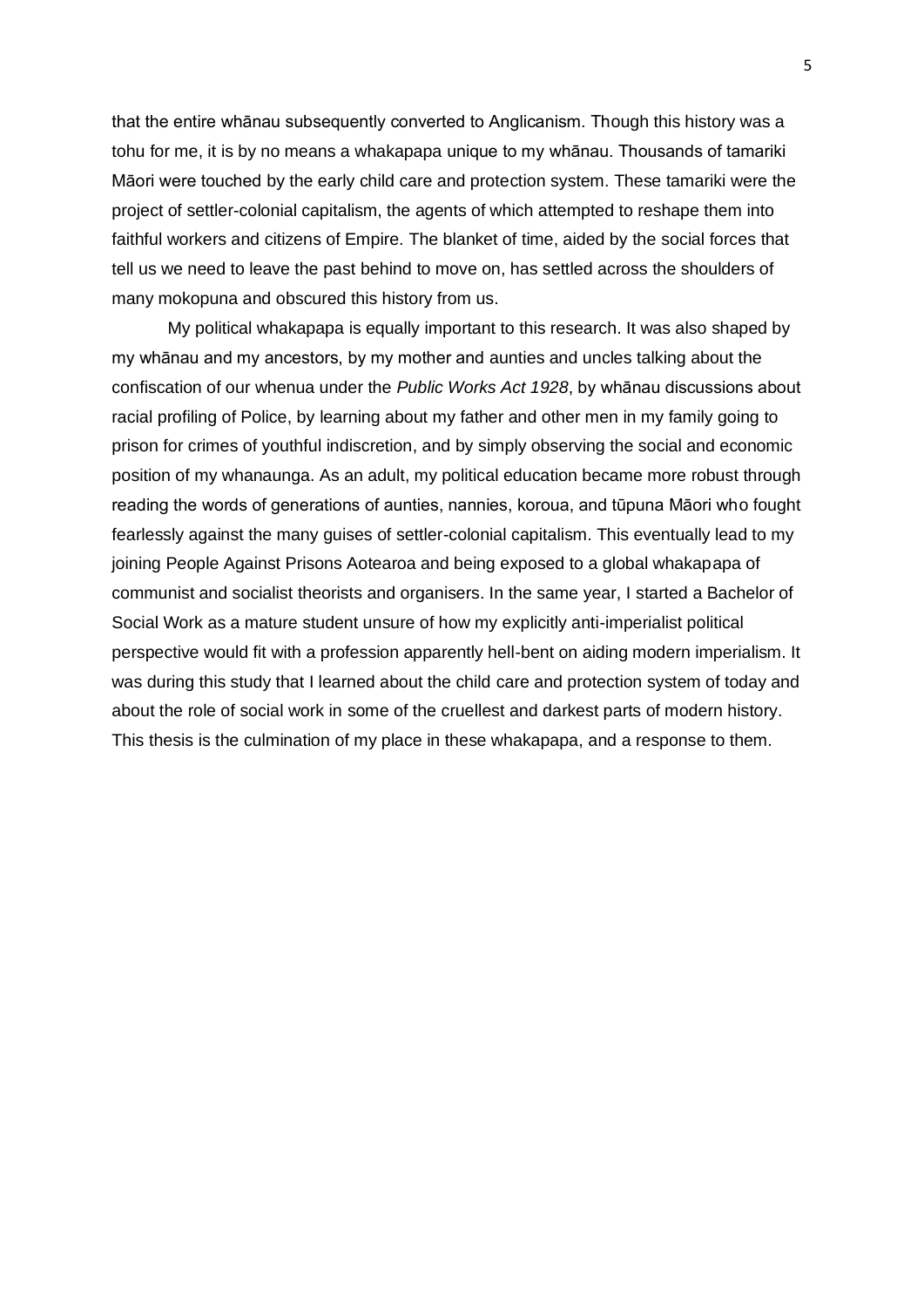that the entire whānau subsequently converted to Anglicanism. Though this history was a tohu for me, it is by no means a whakapapa unique to my whānau. Thousands of tamariki Māori were touched by the early child care and protection system. These tamariki were the project of settler-colonial capitalism, the agents of which attempted to reshape them into faithful workers and citizens of Empire. The blanket of time, aided by the social forces that tell us we need to leave the past behind to move on, has settled across the shoulders of many mokopuna and obscured this history from us.

My political whakapapa is equally important to this research. It was also shaped by my whānau and my ancestors, by my mother and aunties and uncles talking about the confiscation of our whenua under the *Public Works Act 1928*, by whānau discussions about racial profiling of Police, by learning about my father and other men in my family going to prison for crimes of youthful indiscretion, and by simply observing the social and economic position of my whanaunga. As an adult, my political education became more robust through reading the words of generations of aunties, nannies, koroua, and tūpuna Māori who fought fearlessly against the many guises of settler-colonial capitalism. This eventually lead to my joining People Against Prisons Aotearoa and being exposed to a global whakapapa of communist and socialist theorists and organisers. In the same year, I started a Bachelor of Social Work as a mature student unsure of how my explicitly anti-imperialist political perspective would fit with a profession apparently hell-bent on aiding modern imperialism. It was during this study that I learned about the child care and protection system of today and about the role of social work in some of the cruellest and darkest parts of modern history. This thesis is the culmination of my place in these whakapapa, and a response to them.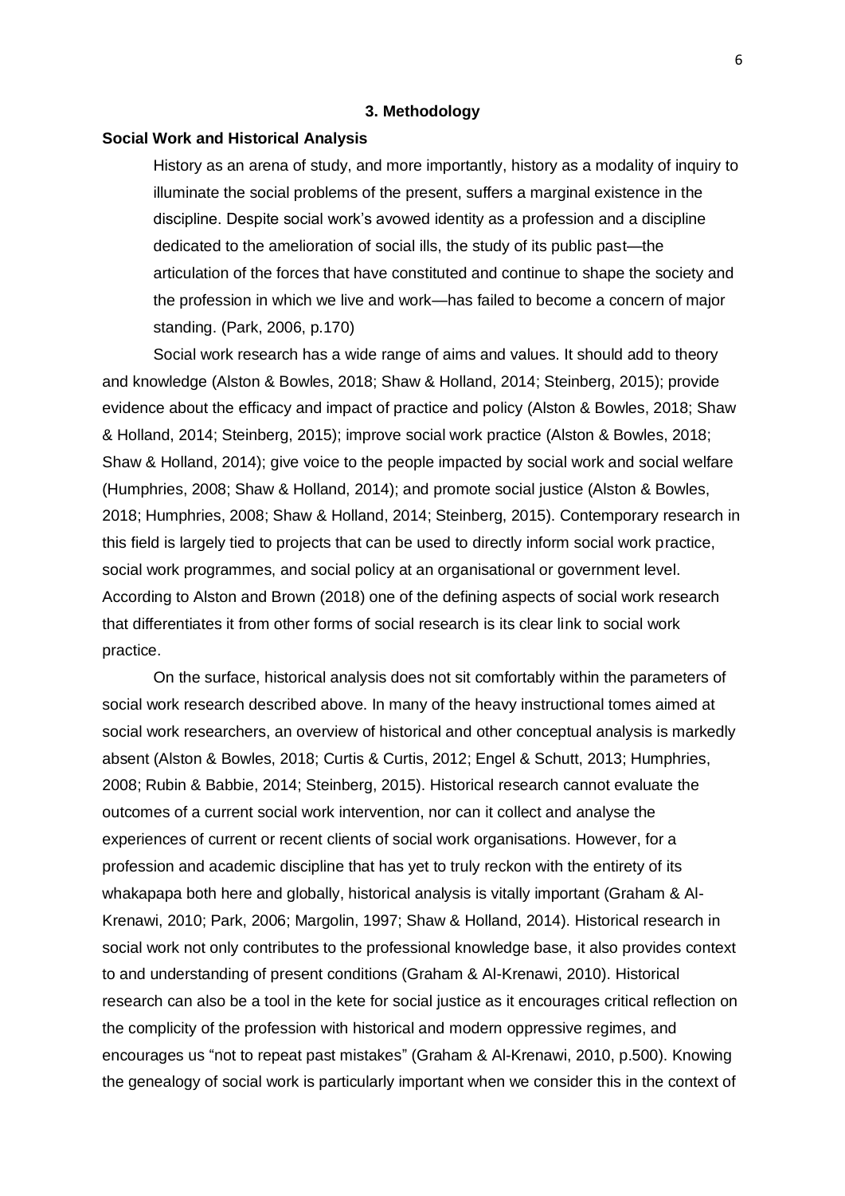## 3. Methodology

### Social Work and Historical Analysis

> History as an arena of study, and more importantly, history as a modality of inquiry to illuminate the social problems of the present, suffers a marginal existence in the discipline. Despite social work's avowed identity as a profession and a discipline dedicated to the amelioration of social ills, the study of its public past—the articulation of the forces that have constituted and continue to shape the society and the profession in which we live and work—has failed to become a concern of major standing. (Park, 2006, p.170)

Social work research has a wide range of aims and values. It should add to theory and knowledge (Alston & Bowles, 2018; Shaw & Holland, 2014; Steinberg, 2015); provide evidence about the efficacy and impact of practice and policy (Alston & Bowles, 2018; Shaw & Holland, 2014; Steinberg, 2015); improve social work practice (Alston & Bowles, 2018; Shaw & Holland, 2014); give voice to the people impacted by social work and social welfare (Humphries, 2008; Shaw & Holland, 2014); and promote social justice (Alston & Bowles, 2018; Humphries, 2008; Shaw & Holland, 2014; Steinberg, 2015). Contemporary research in this field is largely tied to projects that can be used to directly inform social work practice, social work programmes, and social policy at an organisational or government level. According to Alston and Brown (2018) one of the defining aspects of social work research that differentiates it from other forms of social research is its clear link to social work practice.

On the surface, historical analysis does not sit comfortably within the parameters of social work research described above. In many of the heavy instructional tomes aimed at social work researchers, an overview of historical and other conceptual analysis is markedly absent (Alston & Bowles, 2018; Curtis & Curtis, 2012; Engel & Schutt, 2013; Humphries, 2008; Rubin & Babbie, 2014; Steinberg, 2015). Historical research cannot evaluate the outcomes of a current social work intervention, nor can it collect and analyse the experiences of current or recent clients of social work organisations. However, for a profession and academic discipline that has yet to truly reckon with the entirety of its whakapapa both here and globally, historical analysis is vitally important (Graham & Al-Krenawi, 2010; Park, 2006; Margolin, 1997; Shaw & Holland, 2014). Historical research in social work not only contributes to the professional knowledge base, it also provides context to and understanding of present conditions (Graham & Al-Krenawi, 2010). Historical research can also be a tool in the kete for social justice as it encourages critical reflection on the complicity of the profession with historical and modern oppressive regimes, and encourages us "not to repeat past mistakes" (Graham & Al-Krenawi, 2010, p.500). Knowing the genealogy of social work is particularly important when we consider this in the context of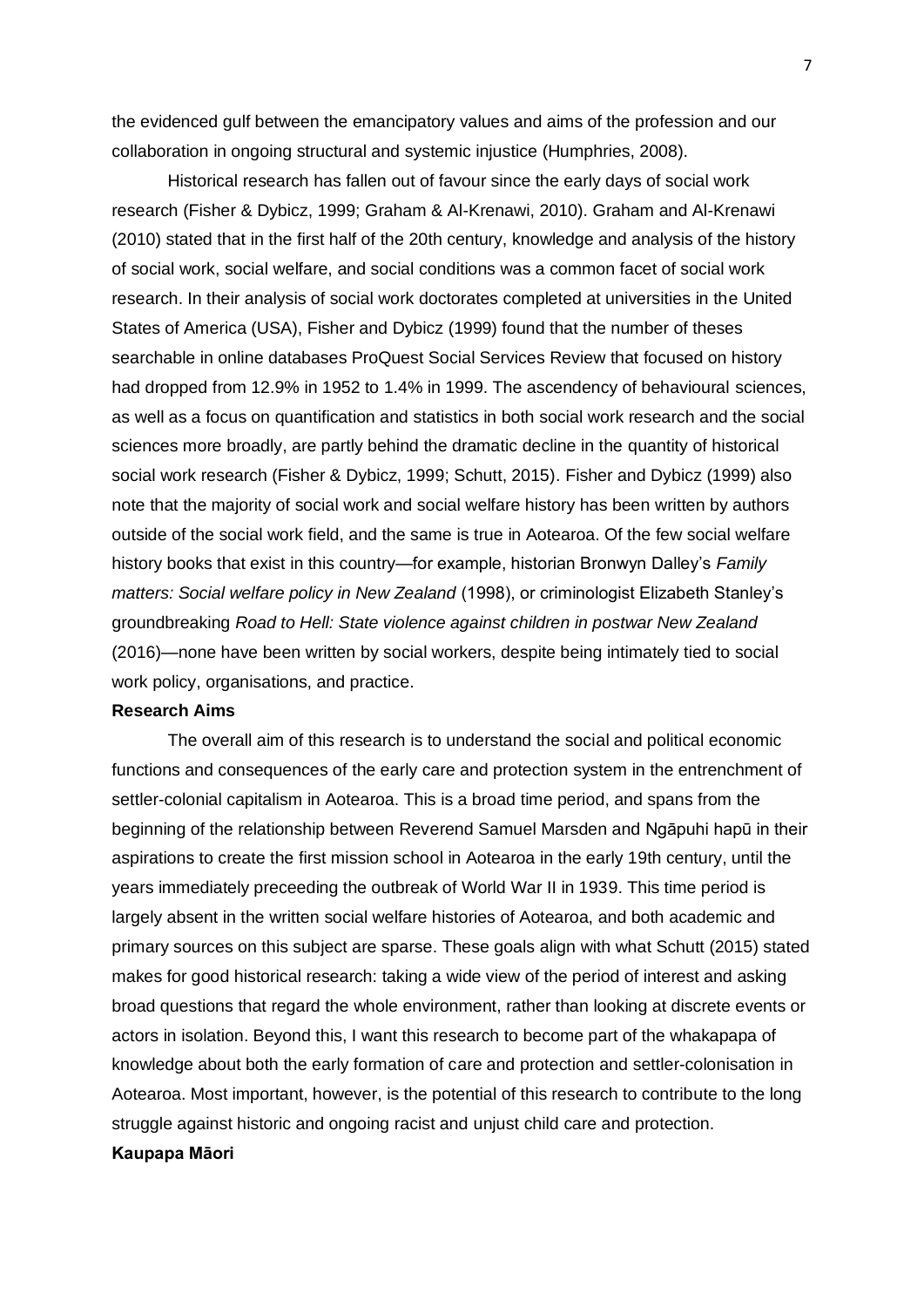the evidenced gulf between the emancipatory values and aims of the profession and our collaboration in ongoing structural and systemic injustice (Humphries, 2008).

Historical research has fallen out of favour since the early days of social work research (Fisher & Dybicz, 1999; Graham & Al-Krenawi, 2010). Graham and Al-Krenawi (2010) stated that in the first half of the 20th century, knowledge and analysis of the history of social work, social welfare, and social conditions was a common facet of social work research. In their analysis of social work doctorates completed at universities in the United States of America (USA), Fisher and Dybicz (1999) found that the number of theses searchable in online databases ProQuest Social Services Review that focused on history had dropped from 12.9% in 1952 to 1.4% in 1999. The ascendency of behavioural sciences, as well as a focus on quantification and statistics in both social work research and the social sciences more broadly, are partly behind the dramatic decline in the quantity of historical social work research (Fisher & Dybicz, 1999; Schutt, 2015). Fisher and Dybicz (1999) also note that the majority of social work and social welfare history has been written by authors outside of the social work field, and the same is true in Aotearoa. Of the few social welfare history books that exist in this country—for example, historian Bronwyn Dalley's *Family matters: Social welfare policy in New Zealand* (1998), or criminologist Elizabeth Stanley's groundbreaking *Road to Hell: State violence against children in postwar New Zealand* (2016)—none have been written by social workers, despite being intimately tied to social work policy, organisations, and practice.

**Research Aims**

The overall aim of this research is to understand the social and political economic functions and consequences of the early care and protection system in the entrenchment of settler-colonial capitalism in Aotearoa. This is a broad time period, and spans from the beginning of the relationship between Reverend Samuel Marsden and Ngāpuhi hapū in their aspirations to create the first mission school in Aotearoa in the early 19th century, until the years immediately preceeding the outbreak of World War II in 1939. This time period is largely absent in the written social welfare histories of Aotearoa, and both academic and primary sources on this subject are sparse. These goals align with what Schutt (2015) stated makes for good historical research: taking a wide view of the period of interest and asking broad questions that regard the whole environment, rather than looking at discrete events or actors in isolation. Beyond this, I want this research to become part of the whakapapa of knowledge about both the early formation of care and protection and settler-colonisation in Aotearoa. Most important, however, is the potential of this research to contribute to the long struggle against historic and ongoing racist and unjust child care and protection.

**Kaupapa Māori**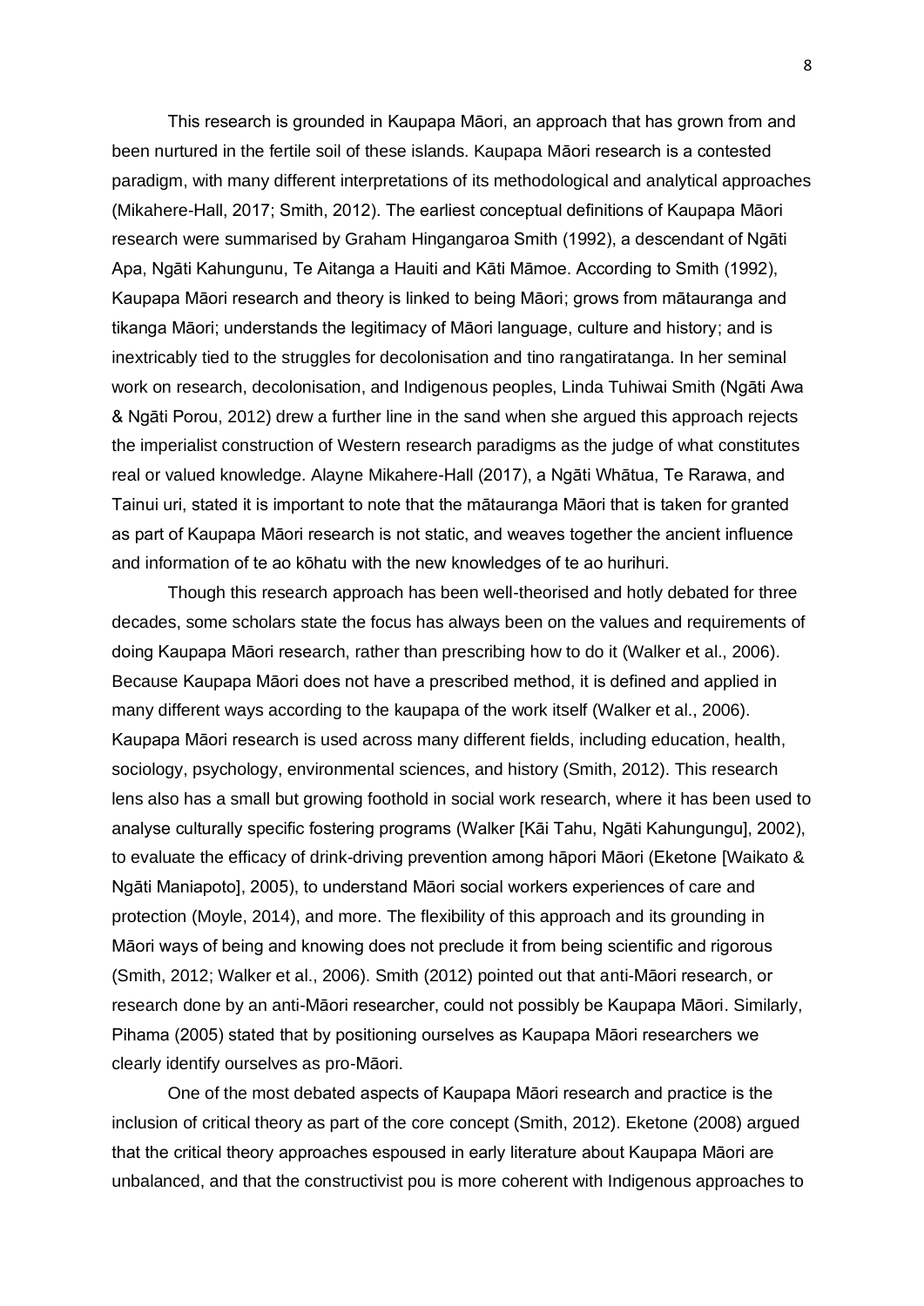This research is grounded in Kaupapa Māori, an approach that has grown from and been nurtured in the fertile soil of these islands. Kaupapa Māori research is a contested paradigm, with many different interpretations of its methodological and analytical approaches (Mikahere-Hall, 2017; Smith, 2012). The earliest conceptual definitions of Kaupapa Māori research were summarised by Graham Hingangaroa Smith (1992), a descendant of Ngāti Apa, Ngāti Kahungunu, Te Aitanga a Hauiti and Kāti Māmoe. According to Smith (1992), Kaupapa Māori research and theory is linked to being Māori; grows from mātauranga and tikanga Māori; understands the legitimacy of Māori language, culture and history; and is inextricably tied to the struggles for decolonisation and tino rangatiratanga. In her seminal work on research, decolonisation, and Indigenous peoples, Linda Tuhiwai Smith (Ngāti Awa & Ngāti Porou, 2012) drew a further line in the sand when she argued this approach rejects the imperialist construction of Western research paradigms as the judge of what constitutes real or valued knowledge. Alayne Mikahere-Hall (2017), a Ngāti Whātua, Te Rarawa, and Tainui uri, stated it is important to note that the mātauranga Māori that is taken for granted as part of Kaupapa Māori research is not static, and weaves together the ancient influence and information of te ao kōhatu with the new knowledges of te ao hurihuri.

Though this research approach has been well-theorised and hotly debated for three decades, some scholars state the focus has always been on the values and requirements of doing Kaupapa Māori research, rather than prescribing how to do it (Walker et al., 2006). Because Kaupapa Māori does not have a prescribed method, it is defined and applied in many different ways according to the kaupapa of the work itself (Walker et al., 2006). Kaupapa Māori research is used across many different fields, including education, health, sociology, psychology, environmental sciences, and history (Smith, 2012). This research lens also has a small but growing foothold in social work research, where it has been used to analyse culturally specific fostering programs (Walker [Kāi Tahu, Ngāti Kahungungu], 2002), to evaluate the efficacy of drink-driving prevention among hāpori Māori (Eketone [Waikato & Ngāti Maniapoto], 2005), to understand Māori social workers experiences of care and protection (Moyle, 2014), and more. The flexibility of this approach and its grounding in Māori ways of being and knowing does not preclude it from being scientific and rigorous (Smith, 2012; Walker et al., 2006). Smith (2012) pointed out that anti-Māori research, or research done by an anti-Māori researcher, could not possibly be Kaupapa Māori. Similarly, Pihama (2005) stated that by positioning ourselves as Kaupapa Māori researchers we clearly identify ourselves as pro-Māori.

One of the most debated aspects of Kaupapa Māori research and practice is the inclusion of critical theory as part of the core concept (Smith, 2012). Eketone (2008) argued that the critical theory approaches espoused in early literature about Kaupapa Māori are unbalanced, and that the constructivist pou is more coherent with Indigenous approaches to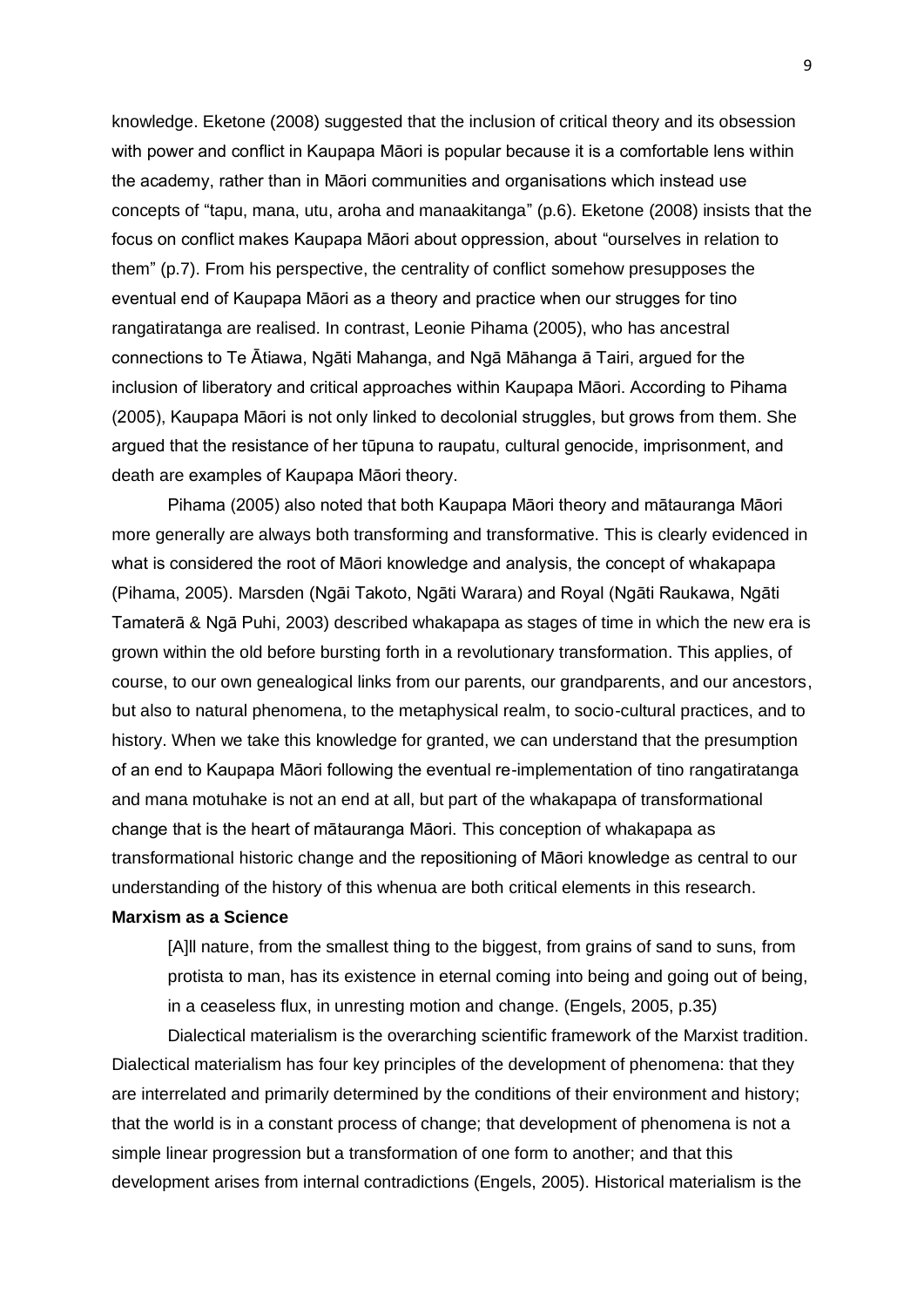knowledge. Eketone (2008) suggested that the inclusion of critical theory and its obsession with power and conflict in Kaupapa Māori is popular because it is a comfortable lens within the academy, rather than in Māori communities and organisations which instead use concepts of "tapu, mana, utu, aroha and manaakitanga" (p.6). Eketone (2008) insists that the focus on conflict makes Kaupapa Māori about oppression, about "ourselves in relation to them" (p.7). From his perspective, the centrality of conflict somehow presupposes the eventual end of Kaupapa Māori as a theory and practice when our strugges for tino rangatiratanga are realised. In contrast, Leonie Pihama (2005), who has ancestral connections to Te Ātiawa, Ngāti Mahanga, and Ngā Māhanga ā Tairi, argued for the inclusion of liberatory and critical approaches within Kaupapa Māori. According to Pihama (2005), Kaupapa Māori is not only linked to decolonial struggles, but grows from them. She argued that the resistance of her tūpuna to raupatu, cultural genocide, imprisonment, and death are examples of Kaupapa Māori theory.

Pihama (2005) also noted that both Kaupapa Māori theory and mātauranga Māori more generally are always both transforming and transformative. This is clearly evidenced in what is considered the root of Māori knowledge and analysis, the concept of whakapapa (Pihama, 2005). Marsden (Ngāi Takoto, Ngāti Warara) and Royal (Ngāti Raukawa, Ngāti Tamaterā & Ngā Puhi, 2003) described whakapapa as stages of time in which the new era is grown within the old before bursting forth in a revolutionary transformation. This applies, of course, to our own genealogical links from our parents, our grandparents, and our ancestors, but also to natural phenomena, to the metaphysical realm, to socio-cultural practices, and to history. When we take this knowledge for granted, we can understand that the presumption of an end to Kaupapa Māori following the eventual re-implementation of tino rangatiratanga and mana motuhake is not an end at all, but part of the whakapapa of transformational change that is the heart of mātauranga Māori. This conception of whakapapa as transformational historic change and the repositioning of Māori knowledge as central to our understanding of the history of this whenua are both critical elements in this research.

### Marxism as a Science

> [A]ll nature, from the smallest thing to the biggest, from grains of sand to suns, from protista to man, has its existence in eternal coming into being and going out of being, in a ceaseless flux, in unresting motion and change. (Engels, 2005, p.35)

Dialectical materialism is the overarching scientific framework of the Marxist tradition. Dialectical materialism has four key principles of the development of phenomena: that they are interrelated and primarily determined by the conditions of their environment and history; that the world is in a constant process of change; that development of phenomena is not a simple linear progression but a transformation of one form to another; and that this development arises from internal contradictions (Engels, 2005). Historical materialism is the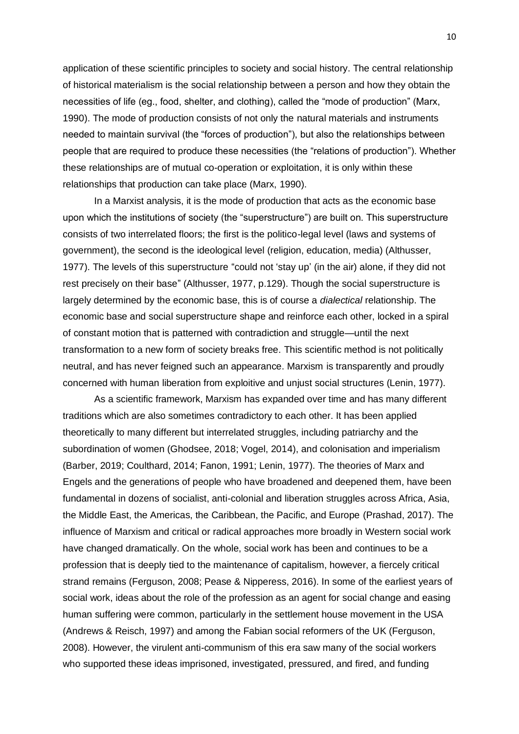application of these scientific principles to society and social history. The central relationship of historical materialism is the social relationship between a person and how they obtain the necessities of life (eg., food, shelter, and clothing), called the "mode of production" (Marx, 1990). The mode of production consists of not only the natural materials and instruments needed to maintain survival (the "forces of production"), but also the relationships between people that are required to produce these necessities (the "relations of production"). Whether these relationships are of mutual co-operation or exploitation, it is only within these relationships that production can take place (Marx, 1990).

In a Marxist analysis, it is the mode of production that acts as the economic base upon which the institutions of society (the "superstructure") are built on. This superstructure consists of two interrelated floors; the first is the politico-legal level (laws and systems of government), the second is the ideological level (religion, education, media) (Althusser, 1977). The levels of this superstructure "could not 'stay up' (in the air) alone, if they did not rest precisely on their base" (Althusser, 1977, p.129). Though the social superstructure is largely determined by the economic base, this is of course a *dialectical* relationship. The economic base and social superstructure shape and reinforce each other, locked in a spiral of constant motion that is patterned with contradiction and struggle—until the next transformation to a new form of society breaks free. This scientific method is not politically neutral, and has never feigned such an appearance. Marxism is transparently and proudly concerned with human liberation from exploitive and unjust social structures (Lenin, 1977).

As a scientific framework, Marxism has expanded over time and has many different traditions which are also sometimes contradictory to each other. It has been applied theoretically to many different but interrelated struggles, including patriarchy and the subordination of women (Ghodsee, 2018; Vogel, 2014), and colonisation and imperialism (Barber, 2019; Coulthard, 2014; Fanon, 1991; Lenin, 1977). The theories of Marx and Engels and the generations of people who have broadened and deepened them, have been fundamental in dozens of socialist, anti-colonial and liberation struggles across Africa, Asia, the Middle East, the Americas, the Caribbean, the Pacific, and Europe (Prashad, 2017). The influence of Marxism and critical or radical approaches more broadly in Western social work have changed dramatically. On the whole, social work has been and continues to be a profession that is deeply tied to the maintenance of capitalism, however, a fiercely critical strand remains (Ferguson, 2008; Pease & Nipperess, 2016). In some of the earliest years of social work, ideas about the role of the profession as an agent for social change and easing human suffering were common, particularly in the settlement house movement in the USA (Andrews & Reisch, 1997) and among the Fabian social reformers of the UK (Ferguson, 2008). However, the virulent anti-communism of this era saw many of the social workers who supported these ideas imprisoned, investigated, pressured, and fired, and funding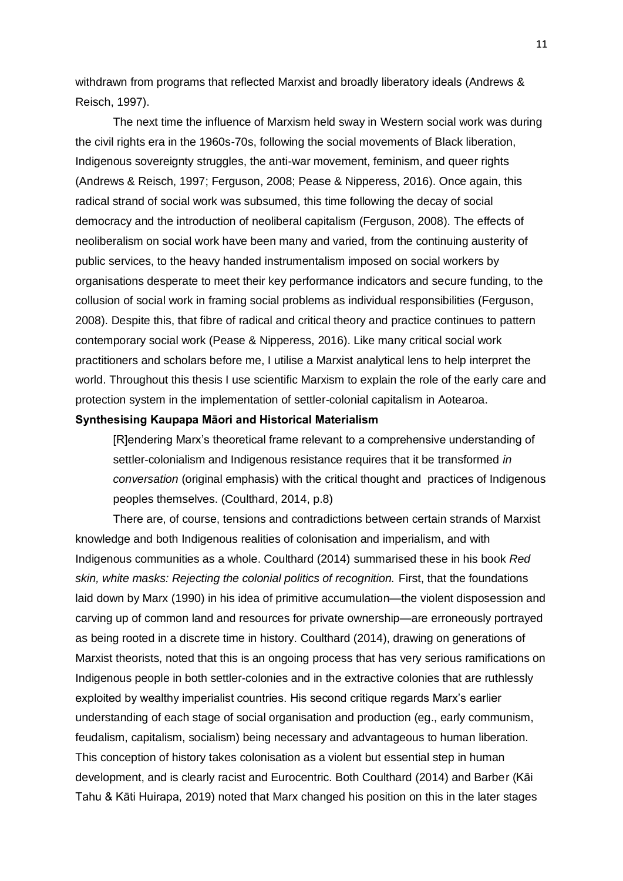withdrawn from programs that reflected Marxist and broadly liberatory ideals (Andrews & Reisch, 1997).

The next time the influence of Marxism held sway in Western social work was during the civil rights era in the 1960s-70s, following the social movements of Black liberation, Indigenous sovereignty struggles, the anti-war movement, feminism, and queer rights (Andrews & Reisch, 1997; Ferguson, 2008; Pease & Nipperess, 2016). Once again, this radical strand of social work was subsumed, this time following the decay of social democracy and the introduction of neoliberal capitalism (Ferguson, 2008). The effects of neoliberalism on social work have been many and varied, from the continuing austerity of public services, to the heavy handed instrumentalism imposed on social workers by organisations desperate to meet their key performance indicators and secure funding, to the collusion of social work in framing social problems as individual responsibilities (Ferguson, 2008). Despite this, that fibre of radical and critical theory and practice continues to pattern contemporary social work (Pease & Nipperess, 2016). Like many critical social work practitioners and scholars before me, I utilise a Marxist analytical lens to help interpret the world. Throughout this thesis I use scientific Marxism to explain the role of the early care and protection system in the implementation of settler-colonial capitalism in Aotearoa.

**Synthesising Kaupapa Māori and Historical Materialism**

> [R]endering Marx's theoretical frame relevant to a comprehensive understanding of settler-colonialism and Indigenous resistance requires that it be transformed *in conversation* (original emphasis) with the critical thought and practices of Indigenous peoples themselves. (Coulthard, 2014, p.8)

There are, of course, tensions and contradictions between certain strands of Marxist knowledge and both Indigenous realities of colonisation and imperialism, and with Indigenous communities as a whole. Coulthard (2014) summarised these in his book *Red skin, white masks: Rejecting the colonial politics of recognition.* First, that the foundations laid down by Marx (1990) in his idea of primitive accumulation—the violent disposession and carving up of common land and resources for private ownership—are erroneously portrayed as being rooted in a discrete time in history. Coulthard (2014), drawing on generations of Marxist theorists, noted that this is an ongoing process that has very serious ramifications on Indigenous people in both settler-colonies and in the extractive colonies that are ruthlessly exploited by wealthy imperialist countries. His second critique regards Marx's earlier understanding of each stage of social organisation and production (eg., early communism, feudalism, capitalism, socialism) being necessary and advantageous to human liberation. This conception of history takes colonisation as a violent but essential step in human development, and is clearly racist and Eurocentric. Both Coulthard (2014) and Barber (Kāi Tahu & Kāti Huirapa, 2019) noted that Marx changed his position on this in the later stages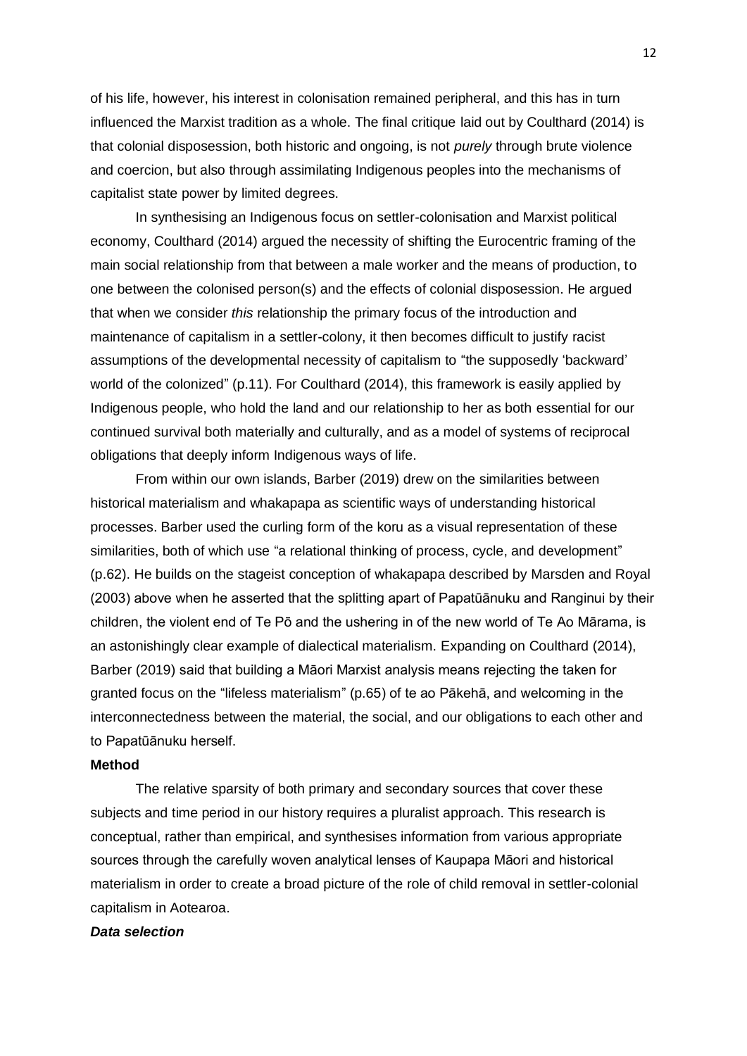of his life, however, his interest in colonisation remained peripheral, and this has in turn influenced the Marxist tradition as a whole. The final critique laid out by Coulthard (2014) is that colonial disposession, both historic and ongoing, is not *purely* through brute violence and coercion, but also through assimilating Indigenous peoples into the mechanisms of capitalist state power by limited degrees.

In synthesising an Indigenous focus on settler-colonisation and Marxist political economy, Coulthard (2014) argued the necessity of shifting the Eurocentric framing of the main social relationship from that between a male worker and the means of production, to one between the colonised person(s) and the effects of colonial disposession. He argued that when we consider *this* relationship the primary focus of the introduction and maintenance of capitalism in a settler-colony, it then becomes difficult to justify racist assumptions of the developmental necessity of capitalism to "the supposedly 'backward' world of the colonized" (p.11). For Coulthard (2014), this framework is easily applied by Indigenous people, who hold the land and our relationship to her as both essential for our continued survival both materially and culturally, and as a model of systems of reciprocal obligations that deeply inform Indigenous ways of life.

From within our own islands, Barber (2019) drew on the similarities between historical materialism and whakapapa as scientific ways of understanding historical processes. Barber used the curling form of the koru as a visual representation of these similarities, both of which use "a relational thinking of process, cycle, and development" (p.62). He builds on the stageist conception of whakapapa described by Marsden and Royal (2003) above when he asserted that the splitting apart of Papatūānuku and Ranginui by their children, the violent end of Te Pō and the ushering in of the new world of Te Ao Mārama, is an astonishingly clear example of dialectical materialism. Expanding on Coulthard (2014), Barber (2019) said that building a Māori Marxist analysis means rejecting the taken for granted focus on the "lifeless materialism" (p.65) of te ao Pākehā, and welcoming in the interconnectedness between the material, the social, and our obligations to each other and to Papatūānuku herself.

**Method**

The relative sparsity of both primary and secondary sources that cover these subjects and time period in our history requires a pluralist approach. This research is conceptual, rather than empirical, and synthesises information from various appropriate sources through the carefully woven analytical lenses of Kaupapa Māori and historical materialism in order to create a broad picture of the role of child removal in settler-colonial capitalism in Aotearoa.

***Data selection***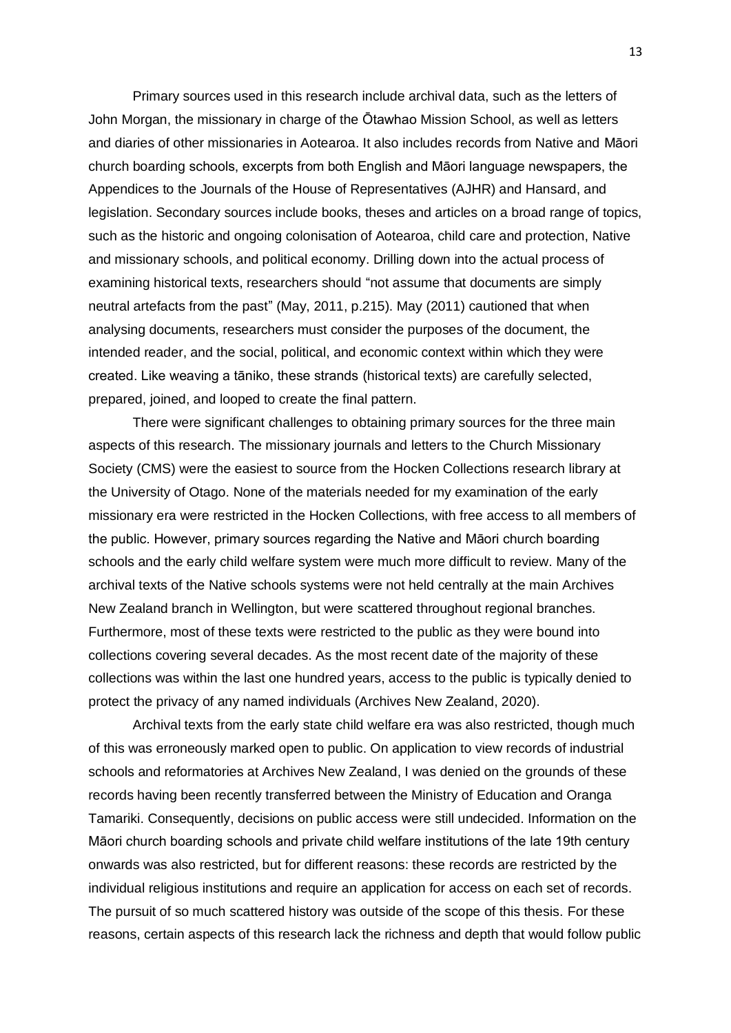Primary sources used in this research include archival data, such as the letters of John Morgan, the missionary in charge of the Ōtawhao Mission School, as well as letters and diaries of other missionaries in Aotearoa. It also includes records from Native and Māori church boarding schools, excerpts from both English and Māori language newspapers, the Appendices to the Journals of the House of Representatives (AJHR) and Hansard, and legislation. Secondary sources include books, theses and articles on a broad range of topics, such as the historic and ongoing colonisation of Aotearoa, child care and protection, Native and missionary schools, and political economy. Drilling down into the actual process of examining historical texts, researchers should "not assume that documents are simply neutral artefacts from the past" (May, 2011, p.215). May (2011) cautioned that when analysing documents, researchers must consider the purposes of the document, the intended reader, and the social, political, and economic context within which they were created. Like weaving a tāniko, these strands (historical texts) are carefully selected, prepared, joined, and looped to create the final pattern.

There were significant challenges to obtaining primary sources for the three main aspects of this research. The missionary journals and letters to the Church Missionary Society (CMS) were the easiest to source from the Hocken Collections research library at the University of Otago. None of the materials needed for my examination of the early missionary era were restricted in the Hocken Collections, with free access to all members of the public. However, primary sources regarding the Native and Māori church boarding schools and the early child welfare system were much more difficult to review. Many of the archival texts of the Native schools systems were not held centrally at the main Archives New Zealand branch in Wellington, but were scattered throughout regional branches. Furthermore, most of these texts were restricted to the public as they were bound into collections covering several decades. As the most recent date of the majority of these collections was within the last one hundred years, access to the public is typically denied to protect the privacy of any named individuals (Archives New Zealand, 2020).

Archival texts from the early state child welfare era was also restricted, though much of this was erroneously marked open to public. On application to view records of industrial schools and reformatories at Archives New Zealand, I was denied on the grounds of these records having been recently transferred between the Ministry of Education and Oranga Tamariki. Consequently, decisions on public access were still undecided. Information on the Māori church boarding schools and private child welfare institutions of the late 19th century onwards was also restricted, but for different reasons: these records are restricted by the individual religious institutions and require an application for access on each set of records. The pursuit of so much scattered history was outside of the scope of this thesis. For these reasons, certain aspects of this research lack the richness and depth that would follow public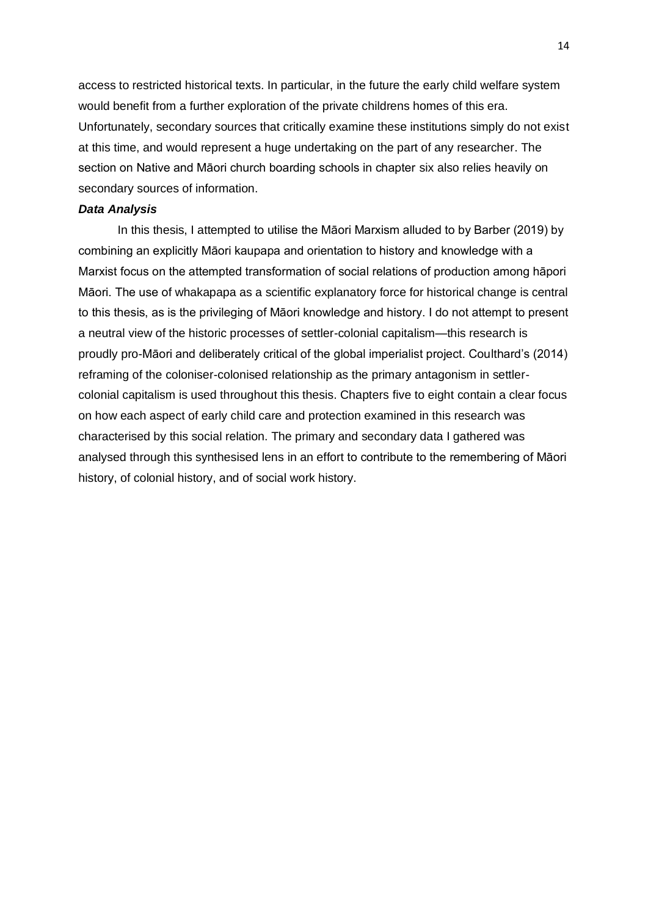access to restricted historical texts. In particular, in the future the early child welfare system would benefit from a further exploration of the private childrens homes of this era. Unfortunately, secondary sources that critically examine these institutions simply do not exist at this time, and would represent a huge undertaking on the part of any researcher. The section on Native and Māori church boarding schools in chapter six also relies heavily on secondary sources of information.

#### *Data Analysis*

In this thesis, I attempted to utilise the Māori Marxism alluded to by Barber (2019) by combining an explicitly Māori kaupapa and orientation to history and knowledge with a Marxist focus on the attempted transformation of social relations of production among hāpori Māori. The use of whakapapa as a scientific explanatory force for historical change is central to this thesis, as is the privileging of Māori knowledge and history. I do not attempt to present a neutral view of the historic processes of settler-colonial capitalism—this research is proudly pro-Māori and deliberately critical of the global imperialist project. Coulthard's (2014) reframing of the coloniser-colonised relationship as the primary antagonism in settler-colonial capitalism is used throughout this thesis. Chapters five to eight contain a clear focus on how each aspect of early child care and protection examined in this research was characterised by this social relation. The primary and secondary data I gathered was analysed through this synthesised lens in an effort to contribute to the remembering of Māori history, of colonial history, and of social work history.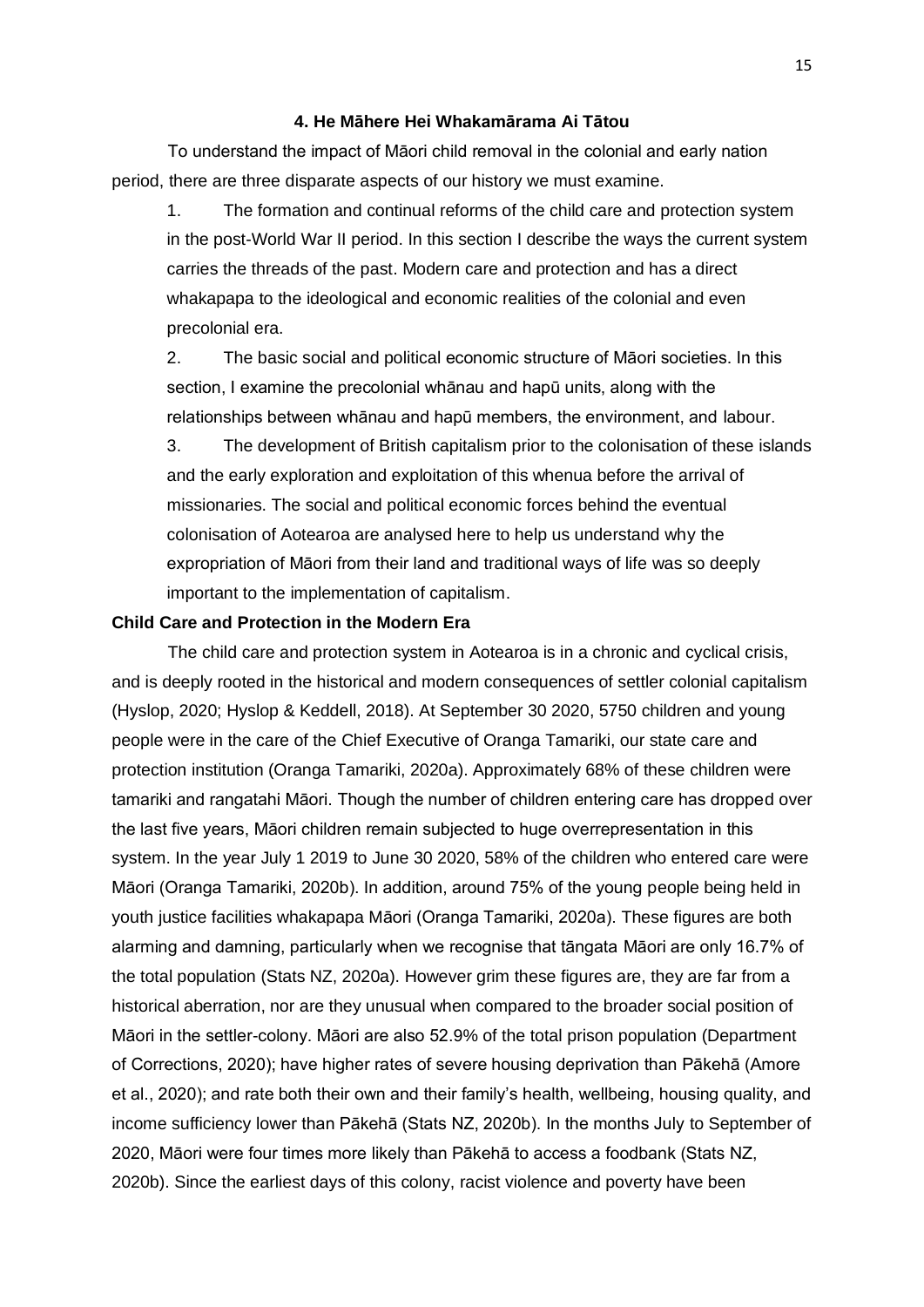#### 4. He Māhere Hei Whakamārama Ai Tātou

To understand the impact of Māori child removal in the colonial and early nation period, there are three disparate aspects of our history we must examine.

1. The formation and continual reforms of the child care and protection system in the post-World War II period. In this section I describe the ways the current system carries the threads of the past. Modern care and protection and has a direct whakapapa to the ideological and economic realities of the colonial and even precolonial era.

2. The basic social and political economic structure of Māori societies. In this section, I examine the precolonial whānau and hapū units, along with the relationships between whānau and hapū members, the environment, and labour.

3. The development of British capitalism prior to the colonisation of these islands and the early exploration and exploitation of this whenua before the arrival of missionaries. The social and political economic forces behind the eventual colonisation of Aotearoa are analysed here to help us understand why the expropriation of Māori from their land and traditional ways of life was so deeply important to the implementation of capitalism.

**Child Care and Protection in the Modern Era**

The child care and protection system in Aotearoa is in a chronic and cyclical crisis, and is deeply rooted in the historical and modern consequences of settler colonial capitalism (Hyslop, 2020; Hyslop & Keddell, 2018). At September 30 2020, 5750 children and young people were in the care of the Chief Executive of Oranga Tamariki, our state care and protection institution (Oranga Tamariki, 2020a). Approximately 68% of these children were tamariki and rangatahi Māori. Though the number of children entering care has dropped over the last five years, Māori children remain subjected to huge overrepresentation in this system. In the year July 1 2019 to June 30 2020, 58% of the children who entered care were Māori (Oranga Tamariki, 2020b). In addition, around 75% of the young people being held in youth justice facilities whakapapa Māori (Oranga Tamariki, 2020a). These figures are both alarming and damning, particularly when we recognise that tāngata Māori are only 16.7% of the total population (Stats NZ, 2020a). However grim these figures are, they are far from a historical aberration, nor are they unusual when compared to the broader social position of Māori in the settler-colony. Māori are also 52.9% of the total prison population (Department of Corrections, 2020); have higher rates of severe housing deprivation than Pākehā (Amore et al., 2020); and rate both their own and their family's health, wellbeing, housing quality, and income sufficiency lower than Pākehā (Stats NZ, 2020b). In the months July to September of 2020, Māori were four times more likely than Pākehā to access a foodbank (Stats NZ, 2020b). Since the earliest days of this colony, racist violence and poverty have been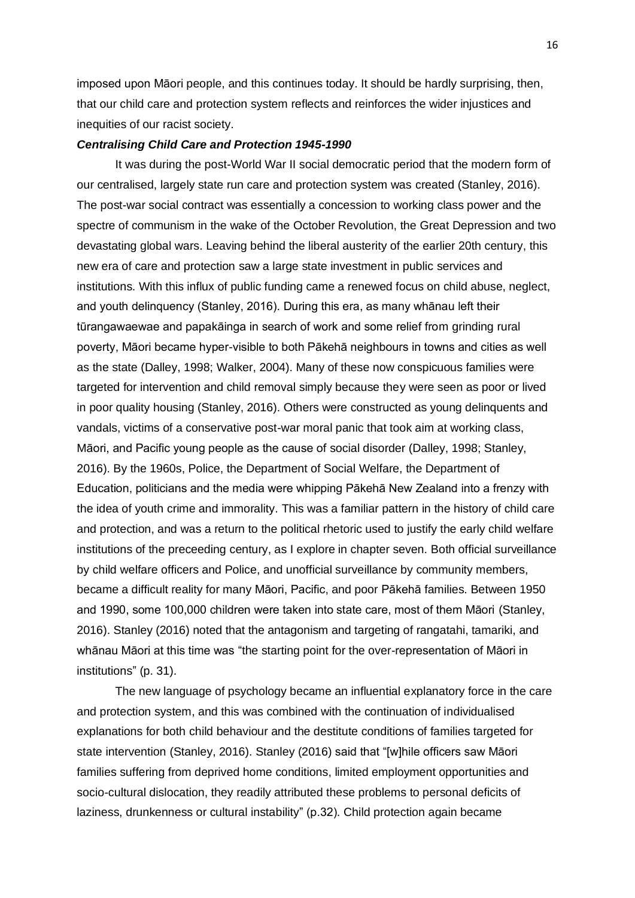imposed upon Māori people, and this continues today. It should be hardly surprising, then, that our child care and protection system reflects and reinforces the wider injustices and inequities of our racist society.

***Centralising Child Care and Protection 1945-1990***

It was during the post-World War II social democratic period that the modern form of our centralised, largely state run care and protection system was created (Stanley, 2016). The post-war social contract was essentially a concession to working class power and the spectre of communism in the wake of the October Revolution, the Great Depression and two devastating global wars. Leaving behind the liberal austerity of the earlier 20th century, this new era of care and protection saw a large state investment in public services and institutions. With this influx of public funding came a renewed focus on child abuse, neglect, and youth delinquency (Stanley, 2016). During this era, as many whānau left their tūrangawaewae and papakāinga in search of work and some relief from grinding rural poverty, Māori became hyper-visible to both Pākehā neighbours in towns and cities as well as the state (Dalley, 1998; Walker, 2004). Many of these now conspicuous families were targeted for intervention and child removal simply because they were seen as poor or lived in poor quality housing (Stanley, 2016). Others were constructed as young delinquents and vandals, victims of a conservative post-war moral panic that took aim at working class, Māori, and Pacific young people as the cause of social disorder (Dalley, 1998; Stanley, 2016). By the 1960s, Police, the Department of Social Welfare, the Department of Education, politicians and the media were whipping Pākehā New Zealand into a frenzy with the idea of youth crime and immorality. This was a familiar pattern in the history of child care and protection, and was a return to the political rhetoric used to justify the early child welfare institutions of the preceeding century, as I explore in chapter seven. Both official surveillance by child welfare officers and Police, and unofficial surveillance by community members, became a difficult reality for many Māori, Pacific, and poor Pākehā families. Between 1950 and 1990, some 100,000 children were taken into state care, most of them Māori (Stanley, 2016). Stanley (2016) noted that the antagonism and targeting of rangatahi, tamariki, and whānau Māori at this time was "the starting point for the over-representation of Māori in institutions" (p. 31).

The new language of psychology became an influential explanatory force in the care and protection system, and this was combined with the continuation of individualised explanations for both child behaviour and the destitute conditions of families targeted for state intervention (Stanley, 2016). Stanley (2016) said that "[w]hile officers saw Māori families suffering from deprived home conditions, limited employment opportunities and socio-cultural dislocation, they readily attributed these problems to personal deficits of laziness, drunkenness or cultural instability" (p.32). Child protection again became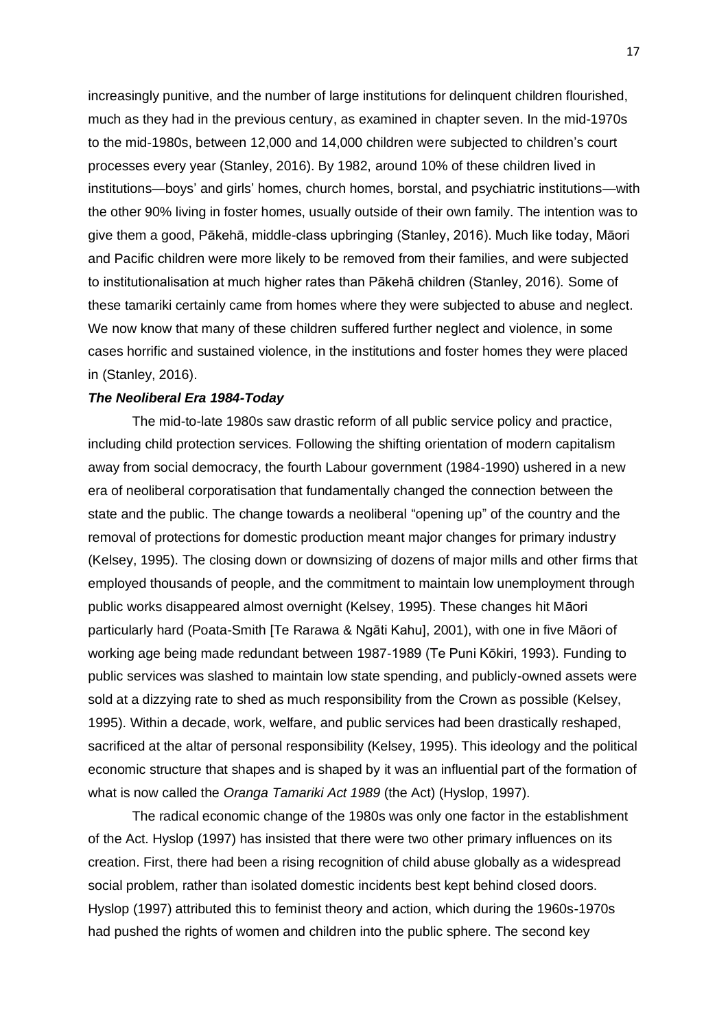increasingly punitive, and the number of large institutions for delinquent children flourished, much as they had in the previous century, as examined in chapter seven. In the mid-1970s to the mid-1980s, between 12,000 and 14,000 children were subjected to children's court processes every year (Stanley, 2016). By 1982, around 10% of these children lived in institutions—boys' and girls' homes, church homes, borstal, and psychiatric institutions—with the other 90% living in foster homes, usually outside of their own family. The intention was to give them a good, Pākehā, middle-class upbringing (Stanley, 2016). Much like today, Māori and Pacific children were more likely to be removed from their families, and were subjected to institutionalisation at much higher rates than Pākehā children (Stanley, 2016). Some of these tamariki certainly came from homes where they were subjected to abuse and neglect. We now know that many of these children suffered further neglect and violence, in some cases horrific and sustained violence, in the institutions and foster homes they were placed in (Stanley, 2016).

### *The Neoliberal Era 1984-Today*

The mid-to-late 1980s saw drastic reform of all public service policy and practice, including child protection services. Following the shifting orientation of modern capitalism away from social democracy, the fourth Labour government (1984-1990) ushered in a new era of neoliberal corporatisation that fundamentally changed the connection between the state and the public. The change towards a neoliberal "opening up" of the country and the removal of protections for domestic production meant major changes for primary industry (Kelsey, 1995). The closing down or downsizing of dozens of major mills and other firms that employed thousands of people, and the commitment to maintain low unemployment through public works disappeared almost overnight (Kelsey, 1995). These changes hit Māori particularly hard (Poata-Smith [Te Rarawa & Ngāti Kahu], 2001), with one in five Māori of working age being made redundant between 1987-1989 (Te Puni Kōkiri, 1993). Funding to public services was slashed to maintain low state spending, and publicly-owned assets were sold at a dizzying rate to shed as much responsibility from the Crown as possible (Kelsey, 1995). Within a decade, work, welfare, and public services had been drastically reshaped, sacrificed at the altar of personal responsibility (Kelsey, 1995). This ideology and the political economic structure that shapes and is shaped by it was an influential part of the formation of what is now called the *Oranga Tamariki Act 1989* (the Act) (Hyslop, 1997).

The radical economic change of the 1980s was only one factor in the establishment of the Act. Hyslop (1997) has insisted that there were two other primary influences on its creation. First, there had been a rising recognition of child abuse globally as a widespread social problem, rather than isolated domestic incidents best kept behind closed doors. Hyslop (1997) attributed this to feminist theory and action, which during the 1960s-1970s had pushed the rights of women and children into the public sphere. The second key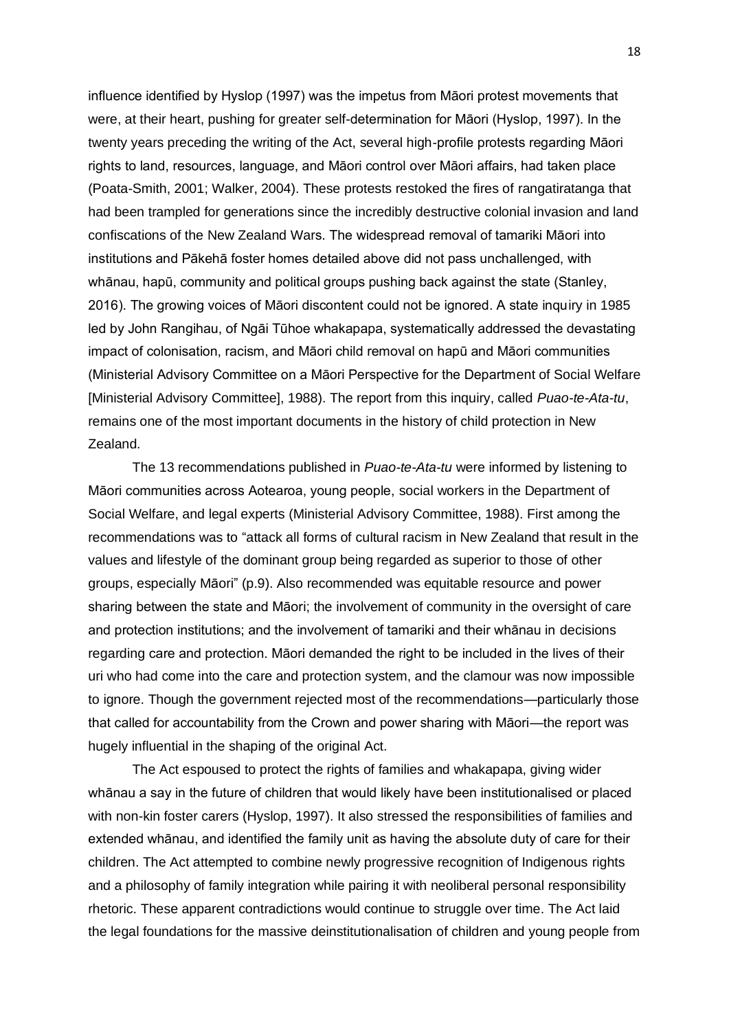influence identified by Hyslop (1997) was the impetus from Māori protest movements that were, at their heart, pushing for greater self-determination for Māori (Hyslop, 1997). In the twenty years preceding the writing of the Act, several high-profile protests regarding Māori rights to land, resources, language, and Māori control over Māori affairs, had taken place (Poata-Smith, 2001; Walker, 2004). These protests restoked the fires of rangatiratanga that had been trampled for generations since the incredibly destructive colonial invasion and land confiscations of the New Zealand Wars. The widespread removal of tamariki Māori into institutions and Pākehā foster homes detailed above did not pass unchallenged, with whānau, hapū, community and political groups pushing back against the state (Stanley, 2016). The growing voices of Māori discontent could not be ignored. A state inquiry in 1985 led by John Rangihau, of Ngāi Tūhoe whakapapa, systematically addressed the devastating impact of colonisation, racism, and Māori child removal on hapū and Māori communities (Ministerial Advisory Committee on a Māori Perspective for the Department of Social Welfare [Ministerial Advisory Committee], 1988). The report from this inquiry, called *Puao-te-Ata-tu*, remains one of the most important documents in the history of child protection in New Zealand.

The 13 recommendations published in *Puao-te-Ata-tu* were informed by listening to Māori communities across Aotearoa, young people, social workers in the Department of Social Welfare, and legal experts (Ministerial Advisory Committee, 1988). First among the recommendations was to "attack all forms of cultural racism in New Zealand that result in the values and lifestyle of the dominant group being regarded as superior to those of other groups, especially Māori" (p.9). Also recommended was equitable resource and power sharing between the state and Māori; the involvement of community in the oversight of care and protection institutions; and the involvement of tamariki and their whānau in decisions regarding care and protection. Māori demanded the right to be included in the lives of their uri who had come into the care and protection system, and the clamour was now impossible to ignore. Though the government rejected most of the recommendations—particularly those that called for accountability from the Crown and power sharing with Māori—the report was hugely influential in the shaping of the original Act.

The Act espoused to protect the rights of families and whakapapa, giving wider whānau a say in the future of children that would likely have been institutionalised or placed with non-kin foster carers (Hyslop, 1997). It also stressed the responsibilities of families and extended whānau, and identified the family unit as having the absolute duty of care for their children. The Act attempted to combine newly progressive recognition of Indigenous rights and a philosophy of family integration while pairing it with neoliberal personal responsibility rhetoric. These apparent contradictions would continue to struggle over time. The Act laid the legal foundations for the massive deinstitutionalisation of children and young people from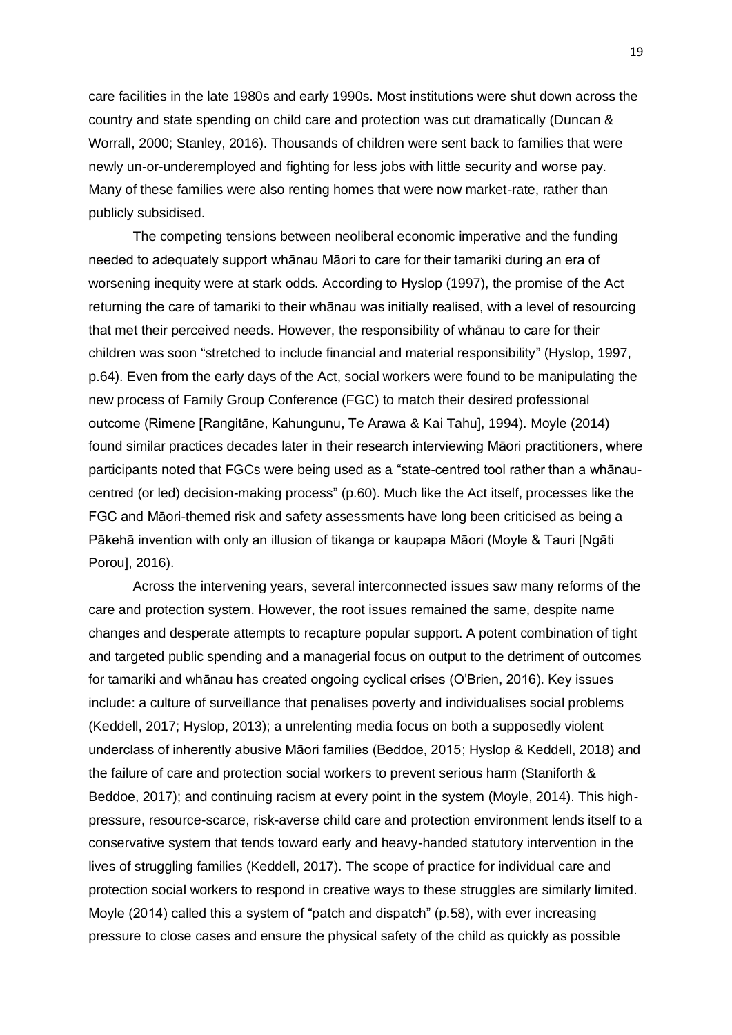care facilities in the late 1980s and early 1990s. Most institutions were shut down across the country and state spending on child care and protection was cut dramatically (Duncan & Worrall, 2000; Stanley, 2016). Thousands of children were sent back to families that were newly un-or-underemployed and fighting for less jobs with little security and worse pay. Many of these families were also renting homes that were now market-rate, rather than publicly subsidised.

The competing tensions between neoliberal economic imperative and the funding needed to adequately support whānau Māori to care for their tamariki during an era of worsening inequity were at stark odds. According to Hyslop (1997), the promise of the Act returning the care of tamariki to their whānau was initially realised, with a level of resourcing that met their perceived needs. However, the responsibility of whānau to care for their children was soon "stretched to include financial and material responsibility" (Hyslop, 1997, p.64). Even from the early days of the Act, social workers were found to be manipulating the new process of Family Group Conference (FGC) to match their desired professional outcome (Rimene [Rangitāne, Kahungunu, Te Arawa & Kai Tahu], 1994). Moyle (2014) found similar practices decades later in their research interviewing Māori practitioners, where participants noted that FGCs were being used as a "state-centred tool rather than a whānau-centred (or led) decision-making process" (p.60). Much like the Act itself, processes like the FGC and Māori-themed risk and safety assessments have long been criticised as being a Pākehā invention with only an illusion of tikanga or kaupapa Māori (Moyle & Tauri [Ngāti Porou], 2016).

Across the intervening years, several interconnected issues saw many reforms of the care and protection system. However, the root issues remained the same, despite name changes and desperate attempts to recapture popular support. A potent combination of tight and targeted public spending and a managerial focus on output to the detriment of outcomes for tamariki and whānau has created ongoing cyclical crises (O'Brien, 2016). Key issues include: a culture of surveillance that penalises poverty and individualises social problems (Keddell, 2017; Hyslop, 2013); a unrelenting media focus on both a supposedly violent underclass of inherently abusive Māori families (Beddoe, 2015; Hyslop & Keddell, 2018) and the failure of care and protection social workers to prevent serious harm (Staniforth & Beddoe, 2017); and continuing racism at every point in the system (Moyle, 2014). This high-pressure, resource-scarce, risk-averse child care and protection environment lends itself to a conservative system that tends toward early and heavy-handed statutory intervention in the lives of struggling families (Keddell, 2017). The scope of practice for individual care and protection social workers to respond in creative ways to these struggles are similarly limited. Moyle (2014) called this a system of "patch and dispatch" (p.58), with ever increasing pressure to close cases and ensure the physical safety of the child as quickly as possible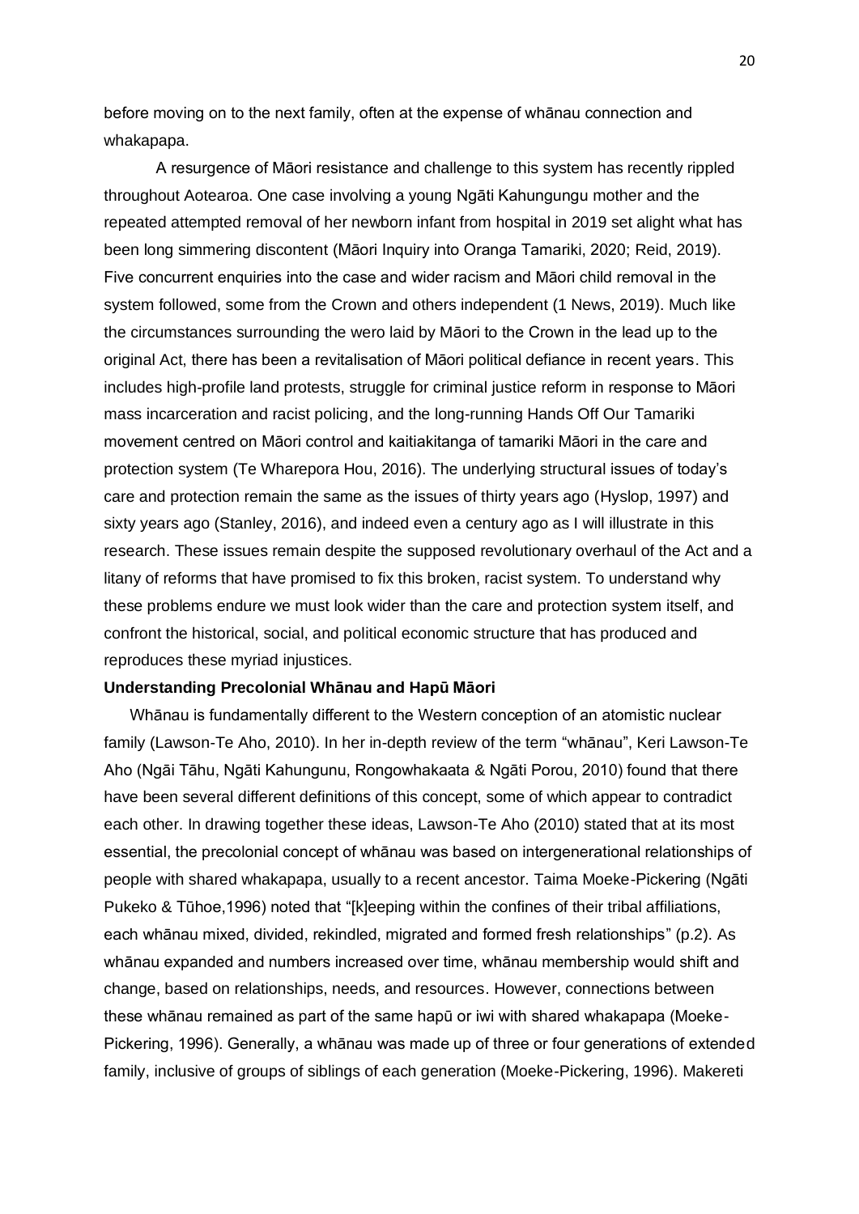before moving on to the next family, often at the expense of whānau connection and whakapapa.

A resurgence of Māori resistance and challenge to this system has recently rippled throughout Aotearoa. One case involving a young Ngāti Kahungungu mother and the repeated attempted removal of her newborn infant from hospital in 2019 set alight what has been long simmering discontent (Māori Inquiry into Oranga Tamariki, 2020; Reid, 2019). Five concurrent enquiries into the case and wider racism and Māori child removal in the system followed, some from the Crown and others independent (1 News, 2019). Much like the circumstances surrounding the wero laid by Māori to the Crown in the lead up to the original Act, there has been a revitalisation of Māori political defiance in recent years. This includes high-profile land protests, struggle for criminal justice reform in response to Māori mass incarceration and racist policing, and the long-running Hands Off Our Tamariki movement centred on Māori control and kaitiakitanga of tamariki Māori in the care and protection system (Te Wharepora Hou, 2016). The underlying structural issues of today's care and protection remain the same as the issues of thirty years ago (Hyslop, 1997) and sixty years ago (Stanley, 2016), and indeed even a century ago as I will illustrate in this research. These issues remain despite the supposed revolutionary overhaul of the Act and a litany of reforms that have promised to fix this broken, racist system. To understand why these problems endure we must look wider than the care and protection system itself, and confront the historical, social, and political economic structure that has produced and reproduces these myriad injustices.

**Understanding Precolonial Whānau and Hapū Māori**

Whānau is fundamentally different to the Western conception of an atomistic nuclear family (Lawson-Te Aho, 2010). In her in-depth review of the term "whānau", Keri Lawson-Te Aho (Ngāi Tāhu, Ngāti Kahungunu, Rongowhakaata & Ngāti Porou, 2010) found that there have been several different definitions of this concept, some of which appear to contradict each other. In drawing together these ideas, Lawson-Te Aho (2010) stated that at its most essential, the precolonial concept of whānau was based on intergenerational relationships of people with shared whakapapa, usually to a recent ancestor. Taima Moeke-Pickering (Ngāti Pukeko & Tūhoe,1996) noted that "[k]eeping within the confines of their tribal affiliations, each whānau mixed, divided, rekindled, migrated and formed fresh relationships" (p.2). As whānau expanded and numbers increased over time, whānau membership would shift and change, based on relationships, needs, and resources. However, connections between these whānau remained as part of the same hapū or iwi with shared whakapapa (Moeke-Pickering, 1996). Generally, a whānau was made up of three or four generations of extended family, inclusive of groups of siblings of each generation (Moeke-Pickering, 1996). Makereti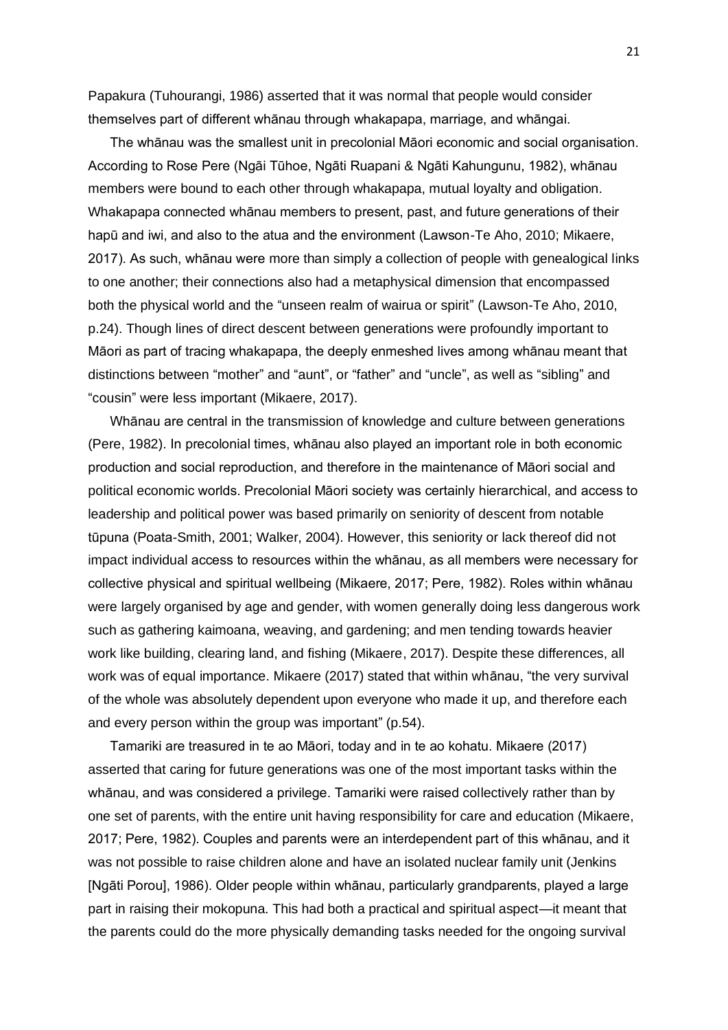Papakura (Tuhourangi, 1986) asserted that it was normal that people would consider themselves part of different whānau through whakapapa, marriage, and whāngai.

The whānau was the smallest unit in precolonial Māori economic and social organisation. According to Rose Pere (Ngāi Tūhoe, Ngāti Ruapani & Ngāti Kahungunu, 1982), whānau members were bound to each other through whakapapa, mutual loyalty and obligation. Whakapapa connected whānau members to present, past, and future generations of their hapū and iwi, and also to the atua and the environment (Lawson-Te Aho, 2010; Mikaere, 2017). As such, whānau were more than simply a collection of people with genealogical links to one another; their connections also had a metaphysical dimension that encompassed both the physical world and the "unseen realm of wairua or spirit" (Lawson-Te Aho, 2010, p.24). Though lines of direct descent between generations were profoundly important to Māori as part of tracing whakapapa, the deeply enmeshed lives among whānau meant that distinctions between "mother" and "aunt", or "father" and "uncle", as well as "sibling" and "cousin" were less important (Mikaere, 2017).

Whānau are central in the transmission of knowledge and culture between generations (Pere, 1982). In precolonial times, whānau also played an important role in both economic production and social reproduction, and therefore in the maintenance of Māori social and political economic worlds. Precolonial Māori society was certainly hierarchical, and access to leadership and political power was based primarily on seniority of descent from notable tūpuna (Poata-Smith, 2001; Walker, 2004). However, this seniority or lack thereof did not impact individual access to resources within the whānau, as all members were necessary for collective physical and spiritual wellbeing (Mikaere, 2017; Pere, 1982). Roles within whānau were largely organised by age and gender, with women generally doing less dangerous work such as gathering kaimoana, weaving, and gardening; and men tending towards heavier work like building, clearing land, and fishing (Mikaere, 2017). Despite these differences, all work was of equal importance. Mikaere (2017) stated that within whānau, "the very survival of the whole was absolutely dependent upon everyone who made it up, and therefore each and every person within the group was important" (p.54).

Tamariki are treasured in te ao Māori, today and in te ao kohatu. Mikaere (2017) asserted that caring for future generations was one of the most important tasks within the whānau, and was considered a privilege. Tamariki were raised collectively rather than by one set of parents, with the entire unit having responsibility for care and education (Mikaere, 2017; Pere, 1982). Couples and parents were an interdependent part of this whānau, and it was not possible to raise children alone and have an isolated nuclear family unit (Jenkins [Ngāti Porou], 1986). Older people within whānau, particularly grandparents, played a large part in raising their mokopuna. This had both a practical and spiritual aspect—it meant that the parents could do the more physically demanding tasks needed for the ongoing survival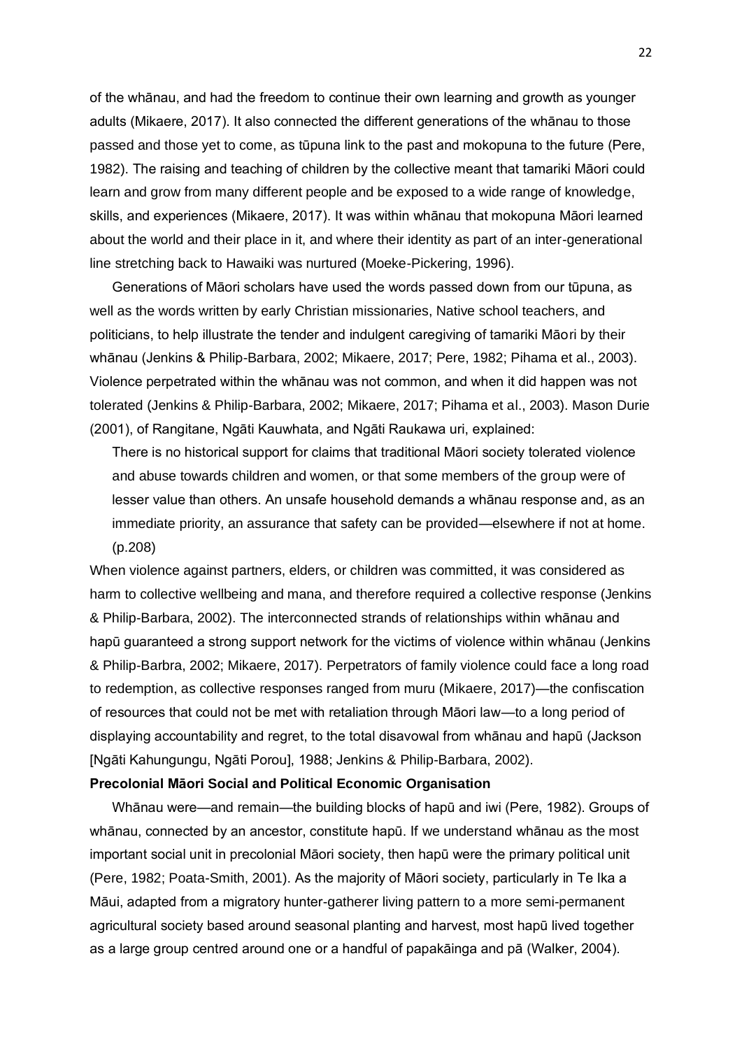of the whānau, and had the freedom to continue their own learning and growth as younger adults (Mikaere, 2017). It also connected the different generations of the whānau to those passed and those yet to come, as tūpuna link to the past and mokopuna to the future (Pere, 1982). The raising and teaching of children by the collective meant that tamariki Māori could learn and grow from many different people and be exposed to a wide range of knowledge, skills, and experiences (Mikaere, 2017). It was within whānau that mokopuna Māori learned about the world and their place in it, and where their identity as part of an inter-generational line stretching back to Hawaiki was nurtured (Moeke-Pickering, 1996).

Generations of Māori scholars have used the words passed down from our tūpuna, as well as the words written by early Christian missionaries, Native school teachers, and politicians, to help illustrate the tender and indulgent caregiving of tamariki Māori by their whānau (Jenkins & Philip-Barbara, 2002; Mikaere, 2017; Pere, 1982; Pihama et al., 2003). Violence perpetrated within the whānau was not common, and when it did happen was not tolerated (Jenkins & Philip-Barbara, 2002; Mikaere, 2017; Pihama et al., 2003). Mason Durie (2001), of Rangitane, Ngāti Kauwhata, and Ngāti Raukawa uri, explained:

> There is no historical support for claims that traditional Māori society tolerated violence and abuse towards children and women, or that some members of the group were of lesser value than others. An unsafe household demands a whānau response and, as an immediate priority, an assurance that safety can be provided—elsewhere if not at home. (p.208)

When violence against partners, elders, or children was committed, it was considered as harm to collective wellbeing and mana, and therefore required a collective response (Jenkins & Philip-Barbara, 2002). The interconnected strands of relationships within whānau and hapū guaranteed a strong support network for the victims of violence within whānau (Jenkins & Philip-Barbra, 2002; Mikaere, 2017). Perpetrators of family violence could face a long road to redemption, as collective responses ranged from muru (Mikaere, 2017)—the confiscation of resources that could not be met with retaliation through Māori law—to a long period of displaying accountability and regret, to the total disavowal from whānau and hapū (Jackson [Ngāti Kahungungu, Ngāti Porou], 1988; Jenkins & Philip-Barbara, 2002).

**Precolonial Māori Social and Political Economic Organisation**

Whānau were—and remain—the building blocks of hapū and iwi (Pere, 1982). Groups of whānau, connected by an ancestor, constitute hapū. If we understand whānau as the most important social unit in precolonial Māori society, then hapū were the primary political unit (Pere, 1982; Poata-Smith, 2001). As the majority of Māori society, particularly in Te Ika a Māui, adapted from a migratory hunter-gatherer living pattern to a more semi-permanent agricultural society based around seasonal planting and harvest, most hapū lived together as a large group centred around one or a handful of papakāinga and pā (Walker, 2004).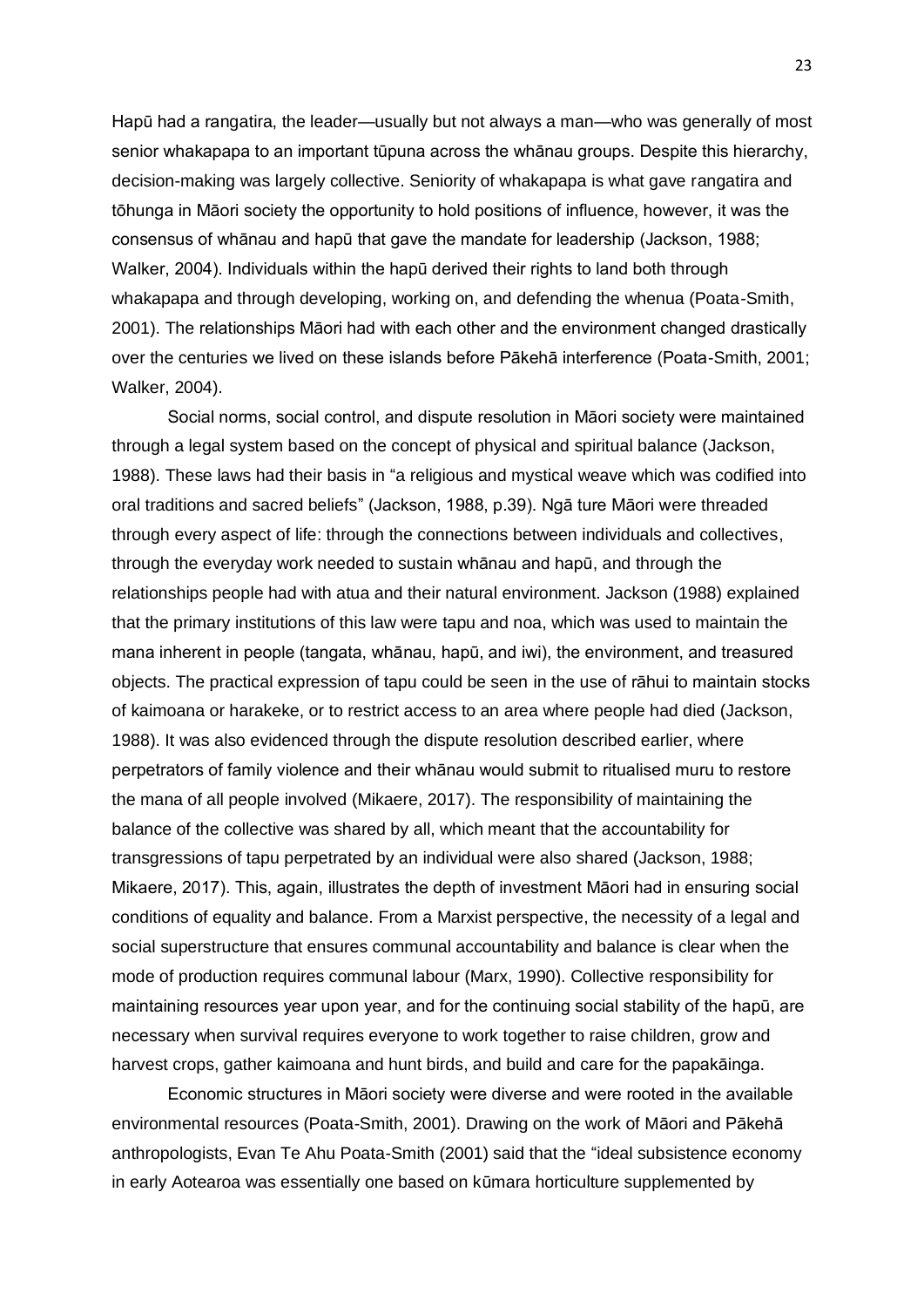Hapū had a rangatira, the leader—usually but not always a man—who was generally of most senior whakapapa to an important tūpuna across the whānau groups. Despite this hierarchy, decision-making was largely collective. Seniority of whakapapa is what gave rangatira and tōhunga in Māori society the opportunity to hold positions of influence, however, it was the consensus of whānau and hapū that gave the mandate for leadership (Jackson, 1988; Walker, 2004). Individuals within the hapū derived their rights to land both through whakapapa and through developing, working on, and defending the whenua (Poata-Smith, 2001). The relationships Māori had with each other and the environment changed drastically over the centuries we lived on these islands before Pākehā interference (Poata-Smith, 2001; Walker, 2004).

Social norms, social control, and dispute resolution in Māori society were maintained through a legal system based on the concept of physical and spiritual balance (Jackson, 1988). These laws had their basis in "a religious and mystical weave which was codified into oral traditions and sacred beliefs" (Jackson, 1988, p.39). Ngā ture Māori were threaded through every aspect of life: through the connections between individuals and collectives, through the everyday work needed to sustain whānau and hapū, and through the relationships people had with atua and their natural environment. Jackson (1988) explained that the primary institutions of this law were tapu and noa, which was used to maintain the mana inherent in people (tangata, whānau, hapū, and iwi), the environment, and treasured objects. The practical expression of tapu could be seen in the use of rāhui to maintain stocks of kaimoana or harakeke, or to restrict access to an area where people had died (Jackson, 1988). It was also evidenced through the dispute resolution described earlier, where perpetrators of family violence and their whānau would submit to ritualised muru to restore the mana of all people involved (Mikaere, 2017). The responsibility of maintaining the balance of the collective was shared by all, which meant that the accountability for transgressions of tapu perpetrated by an individual were also shared (Jackson, 1988; Mikaere, 2017). This, again, illustrates the depth of investment Māori had in ensuring social conditions of equality and balance. From a Marxist perspective, the necessity of a legal and social superstructure that ensures communal accountability and balance is clear when the mode of production requires communal labour (Marx, 1990). Collective responsibility for maintaining resources year upon year, and for the continuing social stability of the hapū, are necessary when survival requires everyone to work together to raise children, grow and harvest crops, gather kaimoana and hunt birds, and build and care for the papakāinga.

Economic structures in Māori society were diverse and were rooted in the available environmental resources (Poata-Smith, 2001). Drawing on the work of Māori and Pākehā anthropologists, Evan Te Ahu Poata-Smith (2001) said that the "ideal subsistence economy in early Aotearoa was essentially one based on kūmara horticulture supplemented by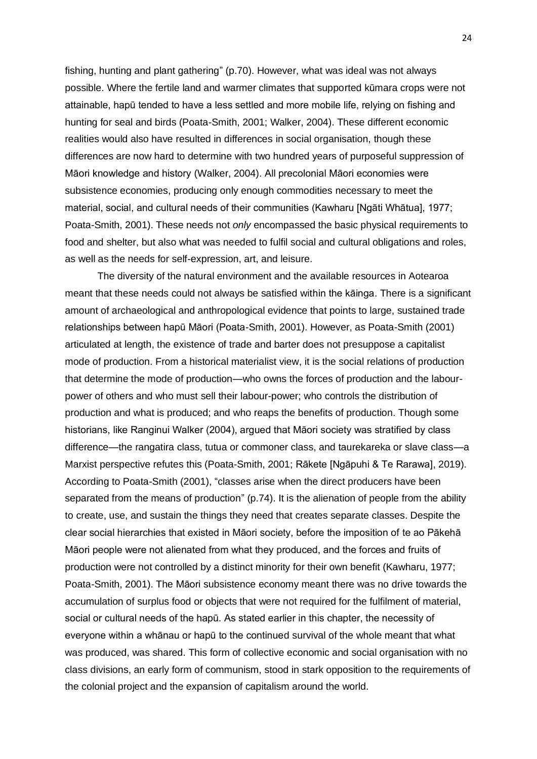fishing, hunting and plant gathering" (p.70). However, what was ideal was not always possible. Where the fertile land and warmer climates that supported kūmara crops were not attainable, hapū tended to have a less settled and more mobile life, relying on fishing and hunting for seal and birds (Poata-Smith, 2001; Walker, 2004). These different economic realities would also have resulted in differences in social organisation, though these differences are now hard to determine with two hundred years of purposeful suppression of Māori knowledge and history (Walker, 2004). All precolonial Māori economies were subsistence economies, producing only enough commodities necessary to meet the material, social, and cultural needs of their communities (Kawharu [Ngāti Whātua], 1977; Poata-Smith, 2001). These needs not *only* encompassed the basic physical requirements to food and shelter, but also what was needed to fulfil social and cultural obligations and roles, as well as the needs for self-expression, art, and leisure.

The diversity of the natural environment and the available resources in Aotearoa meant that these needs could not always be satisfied within the kāinga. There is a significant amount of archaeological and anthropological evidence that points to large, sustained trade relationships between hapū Māori (Poata-Smith, 2001). However, as Poata-Smith (2001) articulated at length, the existence of trade and barter does not presuppose a capitalist mode of production. From a historical materialist view, it is the social relations of production that determine the mode of production—who owns the forces of production and the labour-power of others and who must sell their labour-power; who controls the distribution of production and what is produced; and who reaps the benefits of production. Though some historians, like Ranginui Walker (2004), argued that Māori society was stratified by class difference—the rangatira class, tutua or commoner class, and taurekareka or slave class—a Marxist perspective refutes this (Poata-Smith, 2001; Rākete [Ngāpuhi & Te Rarawa], 2019). According to Poata-Smith (2001), "classes arise when the direct producers have been separated from the means of production" (p.74). It is the alienation of people from the ability to create, use, and sustain the things they need that creates separate classes. Despite the clear social hierarchies that existed in Māori society, before the imposition of te ao Pākehā Māori people were not alienated from what they produced, and the forces and fruits of production were not controlled by a distinct minority for their own benefit (Kawharu, 1977; Poata-Smith, 2001). The Māori subsistence economy meant there was no drive towards the accumulation of surplus food or objects that were not required for the fulfilment of material, social or cultural needs of the hapū. As stated earlier in this chapter, the necessity of everyone within a whānau or hapū to the continued survival of the whole meant that what was produced, was shared. This form of collective economic and social organisation with no class divisions, an early form of communism, stood in stark opposition to the requirements of the colonial project and the expansion of capitalism around the world.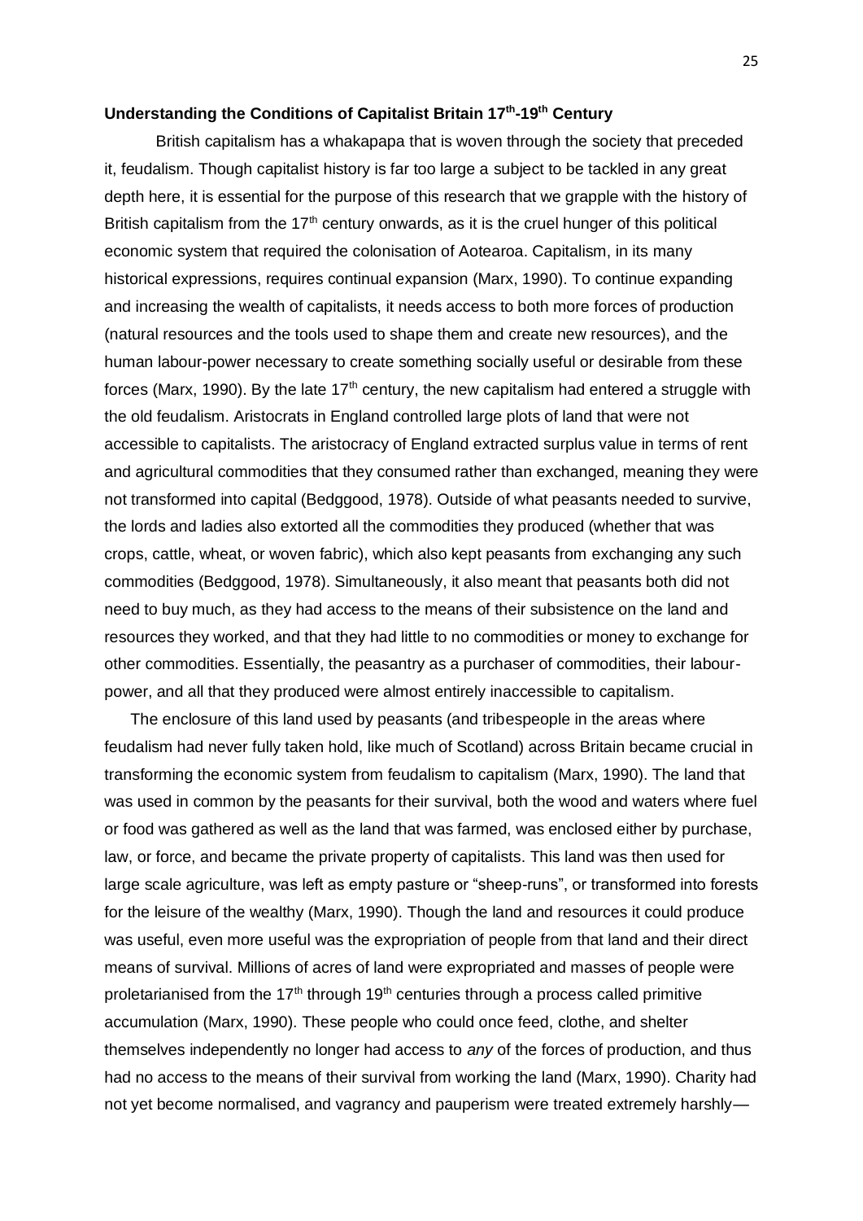### Understanding the Conditions of Capitalist Britain 17th-19th Century

British capitalism has a whakapapa that is woven through the society that preceded it, feudalism. Though capitalist history is far too large a subject to be tackled in any great depth here, it is essential for the purpose of this research that we grapple with the history of British capitalism from the 17th century onwards, as it is the cruel hunger of this political economic system that required the colonisation of Aotearoa. Capitalism, in its many historical expressions, requires continual expansion (Marx, 1990). To continue expanding and increasing the wealth of capitalists, it needs access to both more forces of production (natural resources and the tools used to shape them and create new resources), and the human labour-power necessary to create something socially useful or desirable from these forces (Marx, 1990). By the late 17th century, the new capitalism had entered a struggle with the old feudalism. Aristocrats in England controlled large plots of land that were not accessible to capitalists. The aristocracy of England extracted surplus value in terms of rent and agricultural commodities that they consumed rather than exchanged, meaning they were not transformed into capital (Bedggood, 1978). Outside of what peasants needed to survive, the lords and ladies also extorted all the commodities they produced (whether that was crops, cattle, wheat, or woven fabric), which also kept peasants from exchanging any such commodities (Bedggood, 1978). Simultaneously, it also meant that peasants both did not need to buy much, as they had access to the means of their subsistence on the land and resources they worked, and that they had little to no commodities or money to exchange for other commodities. Essentially, the peasantry as a purchaser of commodities, their labour-power, and all that they produced were almost entirely inaccessible to capitalism.

The enclosure of this land used by peasants (and tribespeople in the areas where feudalism had never fully taken hold, like much of Scotland) across Britain became crucial in transforming the economic system from feudalism to capitalism (Marx, 1990). The land that was used in common by the peasants for their survival, both the wood and waters where fuel or food was gathered as well as the land that was farmed, was enclosed either by purchase, law, or force, and became the private property of capitalists. This land was then used for large scale agriculture, was left as empty pasture or "sheep-runs", or transformed into forests for the leisure of the wealthy (Marx, 1990). Though the land and resources it could produce was useful, even more useful was the expropriation of people from that land and their direct means of survival. Millions of acres of land were expropriated and masses of people were proletarianised from the 17th through 19th centuries through a process called primitive accumulation (Marx, 1990). These people who could once feed, clothe, and shelter themselves independently no longer had access to *any* of the forces of production, and thus had no access to the means of their survival from working the land (Marx, 1990). Charity had not yet become normalised, and vagrancy and pauperism were treated extremely harshly—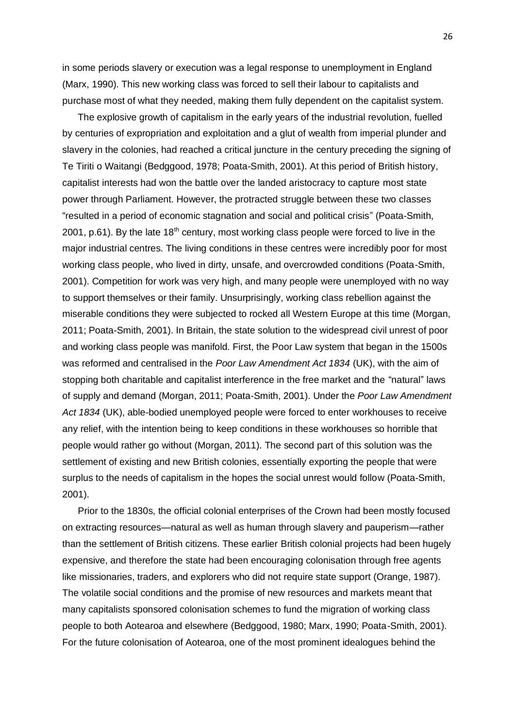in some periods slavery or execution was a legal response to unemployment in England (Marx, 1990). This new working class was forced to sell their labour to capitalists and purchase most of what they needed, making them fully dependent on the capitalist system.

The explosive growth of capitalism in the early years of the industrial revolution, fuelled by centuries of expropriation and exploitation and a glut of wealth from imperial plunder and slavery in the colonies, had reached a critical juncture in the century preceding the signing of Te Tiriti o Waitangi (Bedggood, 1978; Poata-Smith, 2001). At this period of British history, capitalist interests had won the battle over the landed aristocracy to capture most state power through Parliament. However, the protracted struggle between these two classes "resulted in a period of economic stagnation and social and political crisis" (Poata-Smith, 2001, p.61). By the late 18th century, most working class people were forced to live in the major industrial centres. The living conditions in these centres were incredibly poor for most working class people, who lived in dirty, unsafe, and overcrowded conditions (Poata-Smith, 2001). Competition for work was very high, and many people were unemployed with no way to support themselves or their family. Unsurprisingly, working class rebellion against the miserable conditions they were subjected to rocked all Western Europe at this time (Morgan, 2011; Poata-Smith, 2001). In Britain, the state solution to the widespread civil unrest of poor and working class people was manifold. First, the Poor Law system that began in the 1500s was reformed and centralised in the *Poor Law Amendment Act 1834* (UK), with the aim of stopping both charitable and capitalist interference in the free market and the "natural" laws of supply and demand (Morgan, 2011; Poata-Smith, 2001). Under the *Poor Law Amendment Act 1834* (UK), able-bodied unemployed people were forced to enter workhouses to receive any relief, with the intention being to keep conditions in these workhouses so horrible that people would rather go without (Morgan, 2011). The second part of this solution was the settlement of existing and new British colonies, essentially exporting the people that were surplus to the needs of capitalism in the hopes the social unrest would follow (Poata-Smith, 2001).

Prior to the 1830s, the official colonial enterprises of the Crown had been mostly focused on extracting resources—natural as well as human through slavery and pauperism—rather than the settlement of British citizens. These earlier British colonial projects had been hugely expensive, and therefore the state had been encouraging colonisation through free agents like missionaries, traders, and explorers who did not require state support (Orange, 1987). The volatile social conditions and the promise of new resources and markets meant that many capitalists sponsored colonisation schemes to fund the migration of working class people to both Aotearoa and elsewhere (Bedggood, 1980; Marx, 1990; Poata-Smith, 2001). For the future colonisation of Aotearoa, one of the most prominent idealogues behind the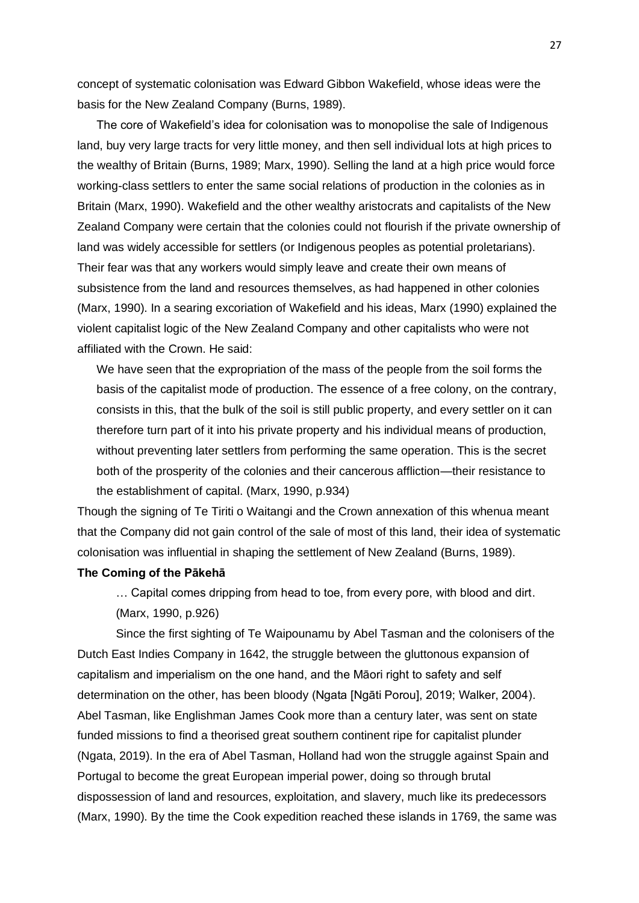concept of systematic colonisation was Edward Gibbon Wakefield, whose ideas were the basis for the New Zealand Company (Burns, 1989).

The core of Wakefield's idea for colonisation was to monopolise the sale of Indigenous land, buy very large tracts for very little money, and then sell individual lots at high prices to the wealthy of Britain (Burns, 1989; Marx, 1990). Selling the land at a high price would force working-class settlers to enter the same social relations of production in the colonies as in Britain (Marx, 1990). Wakefield and the other wealthy aristocrats and capitalists of the New Zealand Company were certain that the colonies could not flourish if the private ownership of land was widely accessible for settlers (or Indigenous peoples as potential proletarians). Their fear was that any workers would simply leave and create their own means of subsistence from the land and resources themselves, as had happened in other colonies (Marx, 1990). In a searing excoriation of Wakefield and his ideas, Marx (1990) explained the violent capitalist logic of the New Zealand Company and other capitalists who were not affiliated with the Crown. He said:

> We have seen that the expropriation of the mass of the people from the soil forms the basis of the capitalist mode of production. The essence of a free colony, on the contrary, consists in this, that the bulk of the soil is still public property, and every settler on it can therefore turn part of it into his private property and his individual means of production, without preventing later settlers from performing the same operation. This is the secret both of the prosperity of the colonies and their cancerous affliction—their resistance to the establishment of capital. (Marx, 1990, p.934)

Though the signing of Te Tiriti o Waitangi and the Crown annexation of this whenua meant that the Company did not gain control of the sale of most of this land, their idea of systematic colonisation was influential in shaping the settlement of New Zealand (Burns, 1989).

**The Coming of the Pākehā**

> … Capital comes dripping from head to toe, from every pore, with blood and dirt. (Marx, 1990, p.926)

Since the first sighting of Te Waipounamu by Abel Tasman and the colonisers of the Dutch East Indies Company in 1642, the struggle between the gluttonous expansion of capitalism and imperialism on the one hand, and the Māori right to safety and self determination on the other, has been bloody (Ngata [Ngāti Porou], 2019; Walker, 2004). Abel Tasman, like Englishman James Cook more than a century later, was sent on state funded missions to find a theorised great southern continent ripe for capitalist plunder (Ngata, 2019). In the era of Abel Tasman, Holland had won the struggle against Spain and Portugal to become the great European imperial power, doing so through brutal dispossession of land and resources, exploitation, and slavery, much like its predecessors (Marx, 1990). By the time the Cook expedition reached these islands in 1769, the same was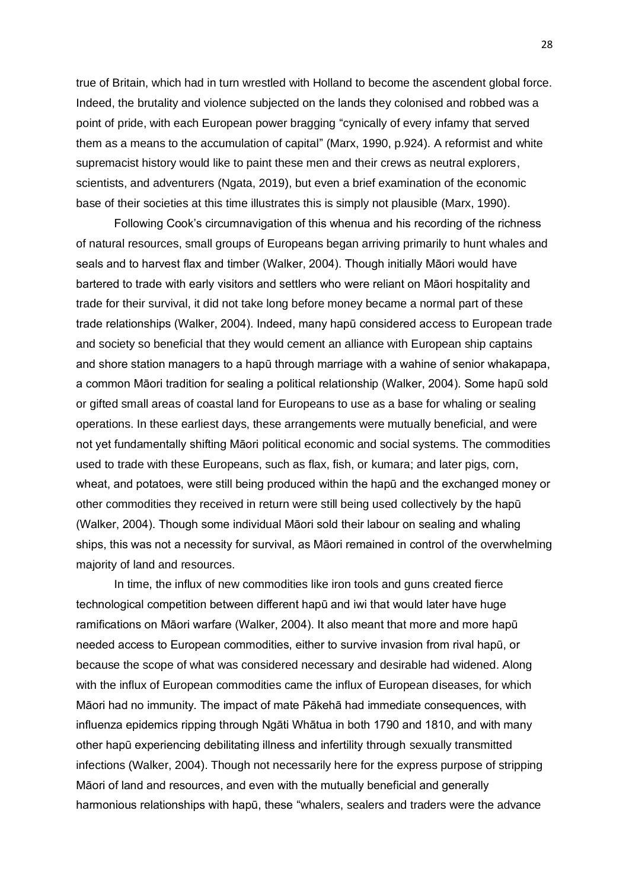true of Britain, which had in turn wrestled with Holland to become the ascendent global force. Indeed, the brutality and violence subjected on the lands they colonised and robbed was a point of pride, with each European power bragging "cynically of every infamy that served them as a means to the accumulation of capital" (Marx, 1990, p.924). A reformist and white supremacist history would like to paint these men and their crews as neutral explorers, scientists, and adventurers (Ngata, 2019), but even a brief examination of the economic base of their societies at this time illustrates this is simply not plausible (Marx, 1990).

Following Cook's circumnavigation of this whenua and his recording of the richness of natural resources, small groups of Europeans began arriving primarily to hunt whales and seals and to harvest flax and timber (Walker, 2004). Though initially Māori would have bartered to trade with early visitors and settlers who were reliant on Māori hospitality and trade for their survival, it did not take long before money became a normal part of these trade relationships (Walker, 2004). Indeed, many hapū considered access to European trade and society so beneficial that they would cement an alliance with European ship captains and shore station managers to a hapū through marriage with a wahine of senior whakapapa, a common Māori tradition for sealing a political relationship (Walker, 2004). Some hapū sold or gifted small areas of coastal land for Europeans to use as a base for whaling or sealing operations. In these earliest days, these arrangements were mutually beneficial, and were not yet fundamentally shifting Māori political economic and social systems. The commodities used to trade with these Europeans, such as flax, fish, or kumara; and later pigs, corn, wheat, and potatoes, were still being produced within the hapū and the exchanged money or other commodities they received in return were still being used collectively by the hapū (Walker, 2004). Though some individual Māori sold their labour on sealing and whaling ships, this was not a necessity for survival, as Māori remained in control of the overwhelming majority of land and resources.

In time, the influx of new commodities like iron tools and guns created fierce technological competition between different hapū and iwi that would later have huge ramifications on Māori warfare (Walker, 2004). It also meant that more and more hapū needed access to European commodities, either to survive invasion from rival hapū, or because the scope of what was considered necessary and desirable had widened. Along with the influx of European commodities came the influx of European diseases, for which Māori had no immunity. The impact of mate Pākehā had immediate consequences, with influenza epidemics ripping through Ngāti Whātua in both 1790 and 1810, and with many other hapū experiencing debilitating illness and infertility through sexually transmitted infections (Walker, 2004). Though not necessarily here for the express purpose of stripping Māori of land and resources, and even with the mutually beneficial and generally harmonious relationships with hapū, these "whalers, sealers and traders were the advance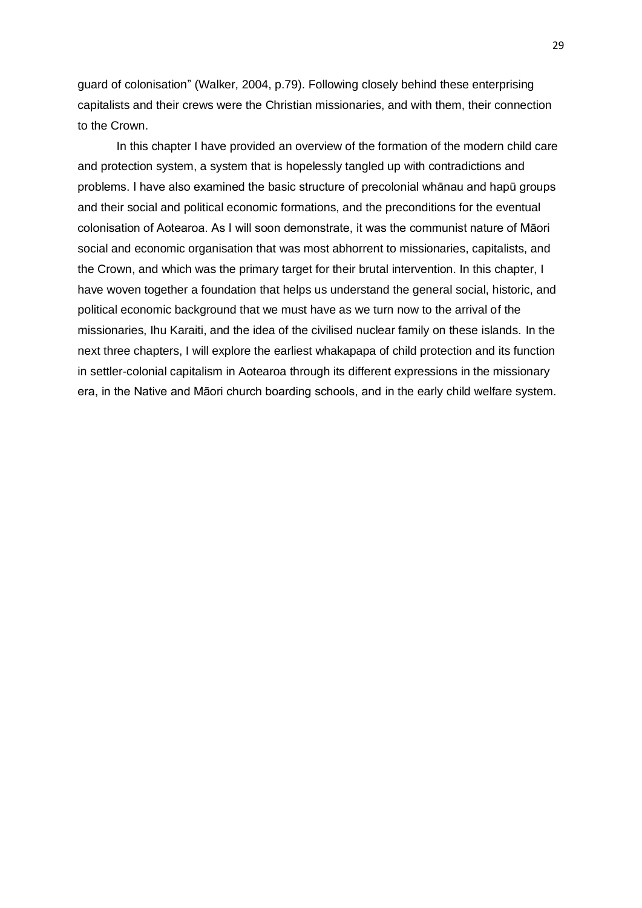guard of colonisation" (Walker, 2004, p.79). Following closely behind these enterprising capitalists and their crews were the Christian missionaries, and with them, their connection to the Crown.

In this chapter I have provided an overview of the formation of the modern child care and protection system, a system that is hopelessly tangled up with contradictions and problems. I have also examined the basic structure of precolonial whānau and hapū groups and their social and political economic formations, and the preconditions for the eventual colonisation of Aotearoa. As I will soon demonstrate, it was the communist nature of Māori social and economic organisation that was most abhorrent to missionaries, capitalists, and the Crown, and which was the primary target for their brutal intervention. In this chapter, I have woven together a foundation that helps us understand the general social, historic, and political economic background that we must have as we turn now to the arrival of the missionaries, Ihu Karaiti, and the idea of the civilised nuclear family on these islands. In the next three chapters, I will explore the earliest whakapapa of child protection and its function in settler-colonial capitalism in Aotearoa through its different expressions in the missionary era, in the Native and Māori church boarding schools, and in the early child welfare system.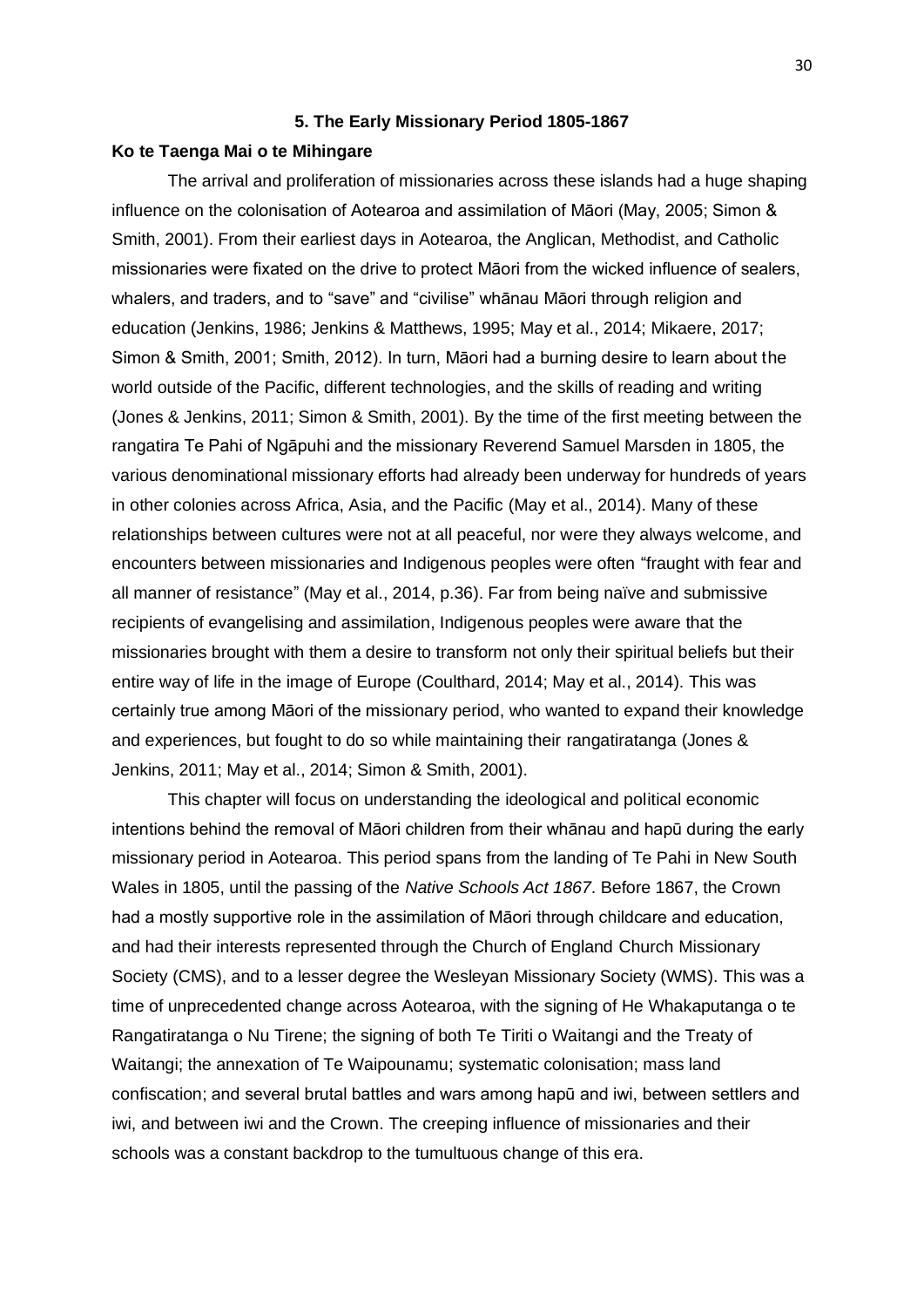## 5. The Early Missionary Period 1805-1867

### Ko te Taenga Mai o te Mihingare

The arrival and proliferation of missionaries across these islands had a huge shaping influence on the colonisation of Aotearoa and assimilation of Māori (May, 2005; Simon & Smith, 2001). From their earliest days in Aotearoa, the Anglican, Methodist, and Catholic missionaries were fixated on the drive to protect Māori from the wicked influence of sealers, whalers, and traders, and to "save" and "civilise" whānau Māori through religion and education (Jenkins, 1986; Jenkins & Matthews, 1995; May et al., 2014; Mikaere, 2017; Simon & Smith, 2001; Smith, 2012). In turn, Māori had a burning desire to learn about the world outside of the Pacific, different technologies, and the skills of reading and writing (Jones & Jenkins, 2011; Simon & Smith, 2001). By the time of the first meeting between the rangatira Te Pahi of Ngāpuhi and the missionary Reverend Samuel Marsden in 1805, the various denominational missionary efforts had already been underway for hundreds of years in other colonies across Africa, Asia, and the Pacific (May et al., 2014). Many of these relationships between cultures were not at all peaceful, nor were they always welcome, and encounters between missionaries and Indigenous peoples were often "fraught with fear and all manner of resistance" (May et al., 2014, p.36). Far from being naïve and submissive recipients of evangelising and assimilation, Indigenous peoples were aware that the missionaries brought with them a desire to transform not only their spiritual beliefs but their entire way of life in the image of Europe (Coulthard, 2014; May et al., 2014). This was certainly true among Māori of the missionary period, who wanted to expand their knowledge and experiences, but fought to do so while maintaining their rangatiratanga (Jones & Jenkins, 2011; May et al., 2014; Simon & Smith, 2001).

This chapter will focus on understanding the ideological and political economic intentions behind the removal of Māori children from their whānau and hapū during the early missionary period in Aotearoa. This period spans from the landing of Te Pahi in New South Wales in 1805, until the passing of the *Native Schools Act 1867*. Before 1867, the Crown had a mostly supportive role in the assimilation of Māori through childcare and education, and had their interests represented through the Church of England Church Missionary Society (CMS), and to a lesser degree the Wesleyan Missionary Society (WMS). This was a time of unprecedented change across Aotearoa, with the signing of He Whakaputanga o te Rangatiratanga o Nu Tirene; the signing of both Te Tiriti o Waitangi and the Treaty of Waitangi; the annexation of Te Waipounamu; systematic colonisation; mass land confiscation; and several brutal battles and wars among hapū and iwi, between settlers and iwi, and between iwi and the Crown. The creeping influence of missionaries and their schools was a constant backdrop to the tumultuous change of this era.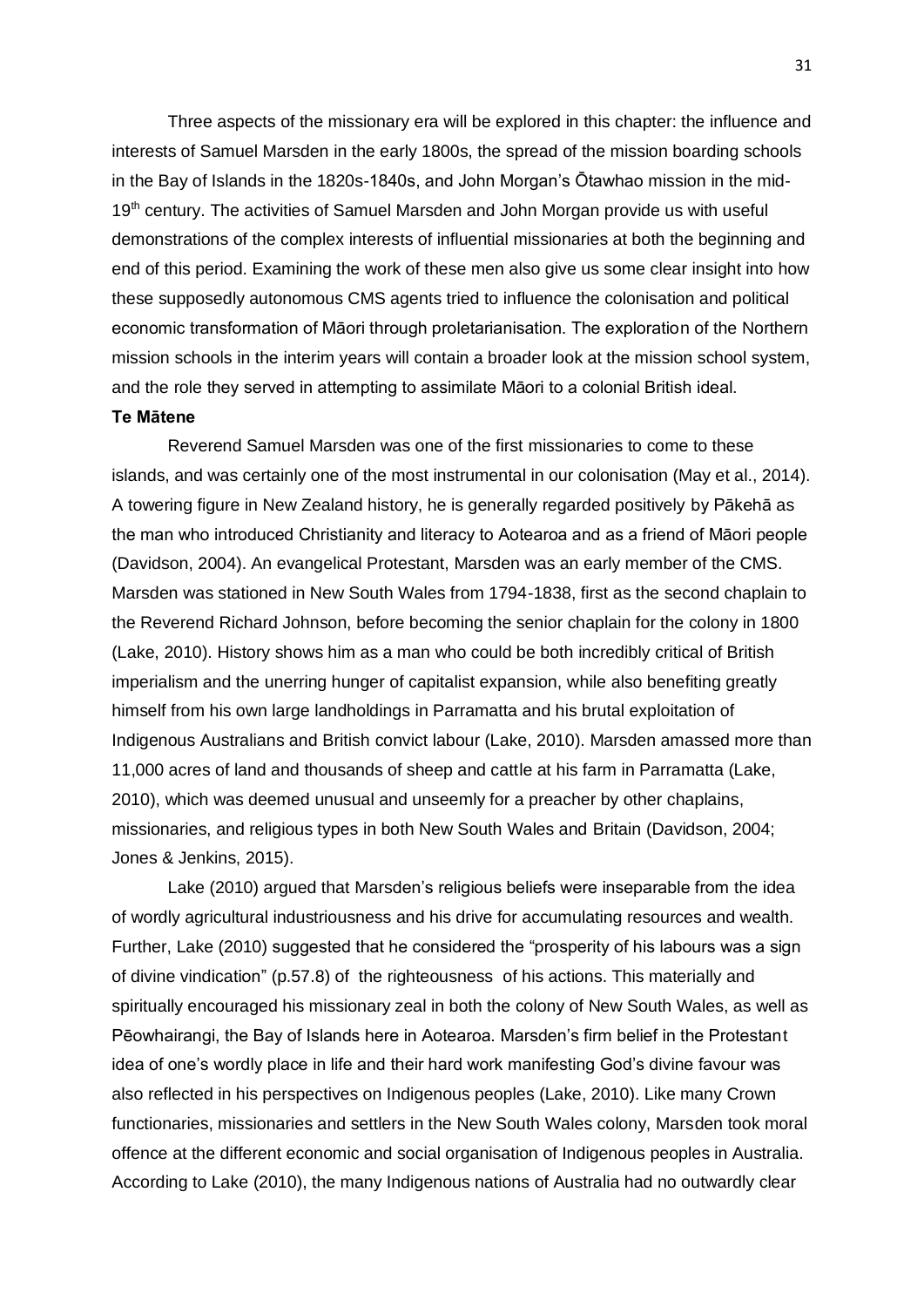Three aspects of the missionary era will be explored in this chapter: the influence and interests of Samuel Marsden in the early 1800s, the spread of the mission boarding schools in the Bay of Islands in the 1820s-1840s, and John Morgan's Ōtawhao mission in the mid-19th century. The activities of Samuel Marsden and John Morgan provide us with useful demonstrations of the complex interests of influential missionaries at both the beginning and end of this period. Examining the work of these men also give us some clear insight into how these supposedly autonomous CMS agents tried to influence the colonisation and political economic transformation of Māori through proletarianisation. The exploration of the Northern mission schools in the interim years will contain a broader look at the mission school system, and the role they served in attempting to assimilate Māori to a colonial British ideal.

**Te Mātene**

Reverend Samuel Marsden was one of the first missionaries to come to these islands, and was certainly one of the most instrumental in our colonisation (May et al., 2014). A towering figure in New Zealand history, he is generally regarded positively by Pākehā as the man who introduced Christianity and literacy to Aotearoa and as a friend of Māori people (Davidson, 2004). An evangelical Protestant, Marsden was an early member of the CMS. Marsden was stationed in New South Wales from 1794-1838, first as the second chaplain to the Reverend Richard Johnson, before becoming the senior chaplain for the colony in 1800 (Lake, 2010). History shows him as a man who could be both incredibly critical of British imperialism and the unerring hunger of capitalist expansion, while also benefiting greatly himself from his own large landholdings in Parramatta and his brutal exploitation of Indigenous Australians and British convict labour (Lake, 2010). Marsden amassed more than 11,000 acres of land and thousands of sheep and cattle at his farm in Parramatta (Lake, 2010), which was deemed unusual and unseemly for a preacher by other chaplains, missionaries, and religious types in both New South Wales and Britain (Davidson, 2004; Jones & Jenkins, 2015).

Lake (2010) argued that Marsden's religious beliefs were inseparable from the idea of wordly agricultural industriousness and his drive for accumulating resources and wealth. Further, Lake (2010) suggested that he considered the "prosperity of his labours was a sign of divine vindication" (p.57.8) of the righteousness of his actions. This materially and spiritually encouraged his missionary zeal in both the colony of New South Wales, as well as Pēowhairangi, the Bay of Islands here in Aotearoa. Marsden's firm belief in the Protestant idea of one's wordly place in life and their hard work manifesting God's divine favour was also reflected in his perspectives on Indigenous peoples (Lake, 2010). Like many Crown functionaries, missionaries and settlers in the New South Wales colony, Marsden took moral offence at the different economic and social organisation of Indigenous peoples in Australia. According to Lake (2010), the many Indigenous nations of Australia had no outwardly clear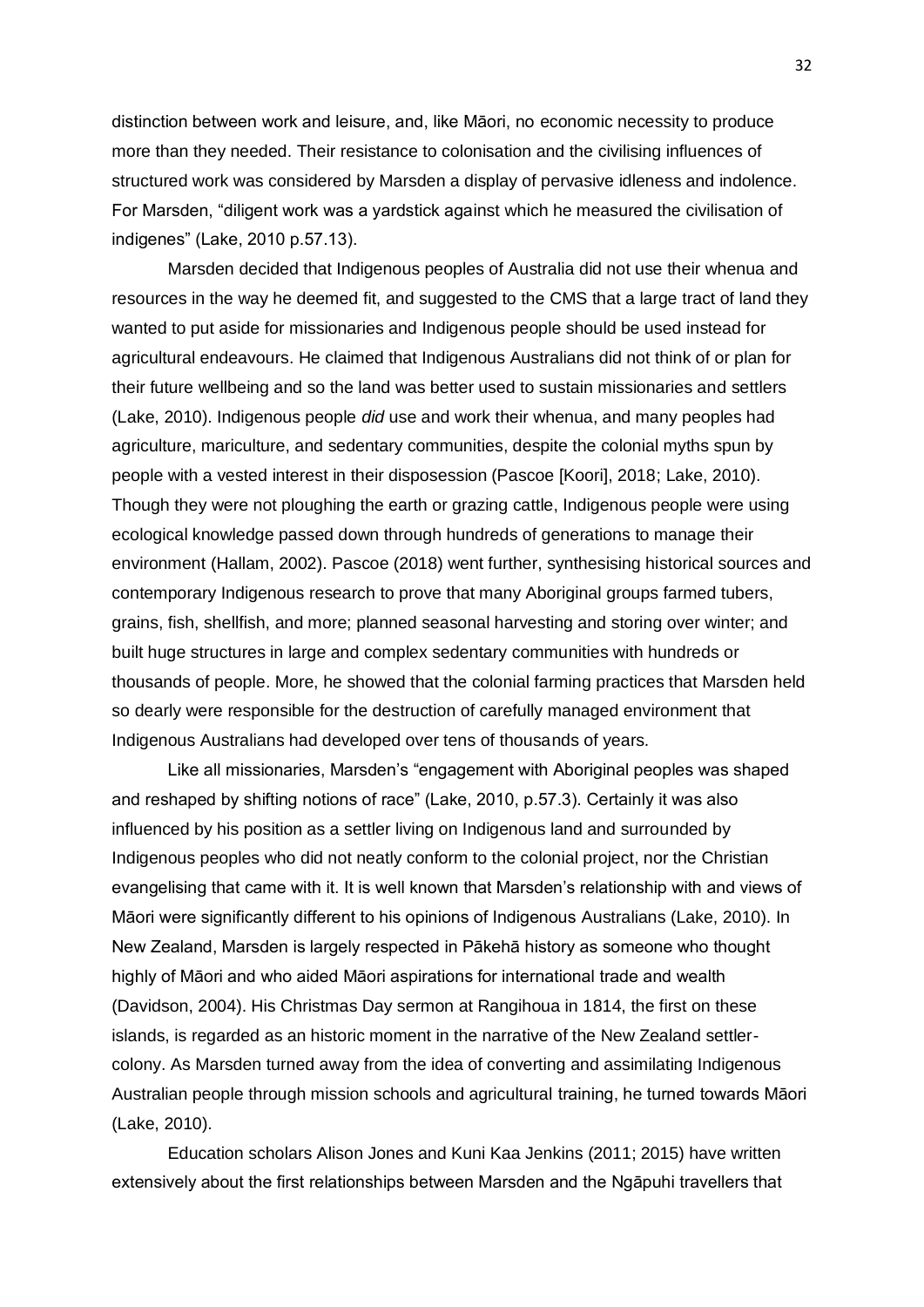distinction between work and leisure, and, like Māori, no economic necessity to produce more than they needed. Their resistance to colonisation and the civilising influences of structured work was considered by Marsden a display of pervasive idleness and indolence. For Marsden, "diligent work was a yardstick against which he measured the civilisation of indigenes" (Lake, 2010 p.57.13).

Marsden decided that Indigenous peoples of Australia did not use their whenua and resources in the way he deemed fit, and suggested to the CMS that a large tract of land they wanted to put aside for missionaries and Indigenous people should be used instead for agricultural endeavours. He claimed that Indigenous Australians did not think of or plan for their future wellbeing and so the land was better used to sustain missionaries and settlers (Lake, 2010). Indigenous people *did* use and work their whenua, and many peoples had agriculture, mariculture, and sedentary communities, despite the colonial myths spun by people with a vested interest in their disposession (Pascoe [Koori], 2018; Lake, 2010). Though they were not ploughing the earth or grazing cattle, Indigenous people were using ecological knowledge passed down through hundreds of generations to manage their environment (Hallam, 2002). Pascoe (2018) went further, synthesising historical sources and contemporary Indigenous research to prove that many Aboriginal groups farmed tubers, grains, fish, shellfish, and more; planned seasonal harvesting and storing over winter; and built huge structures in large and complex sedentary communities with hundreds or thousands of people. More, he showed that the colonial farming practices that Marsden held so dearly were responsible for the destruction of carefully managed environment that Indigenous Australians had developed over tens of thousands of years.

Like all missionaries, Marsden's "engagement with Aboriginal peoples was shaped and reshaped by shifting notions of race" (Lake, 2010, p.57.3). Certainly it was also influenced by his position as a settler living on Indigenous land and surrounded by Indigenous peoples who did not neatly conform to the colonial project, nor the Christian evangelising that came with it. It is well known that Marsden's relationship with and views of Māori were significantly different to his opinions of Indigenous Australians (Lake, 2010). In New Zealand, Marsden is largely respected in Pākehā history as someone who thought highly of Māori and who aided Māori aspirations for international trade and wealth (Davidson, 2004). His Christmas Day sermon at Rangihoua in 1814, the first on these islands, is regarded as an historic moment in the narrative of the New Zealand settler-colony. As Marsden turned away from the idea of converting and assimilating Indigenous Australian people through mission schools and agricultural training, he turned towards Māori (Lake, 2010).

Education scholars Alison Jones and Kuni Kaa Jenkins (2011; 2015) have written extensively about the first relationships between Marsden and the Ngāpuhi travellers that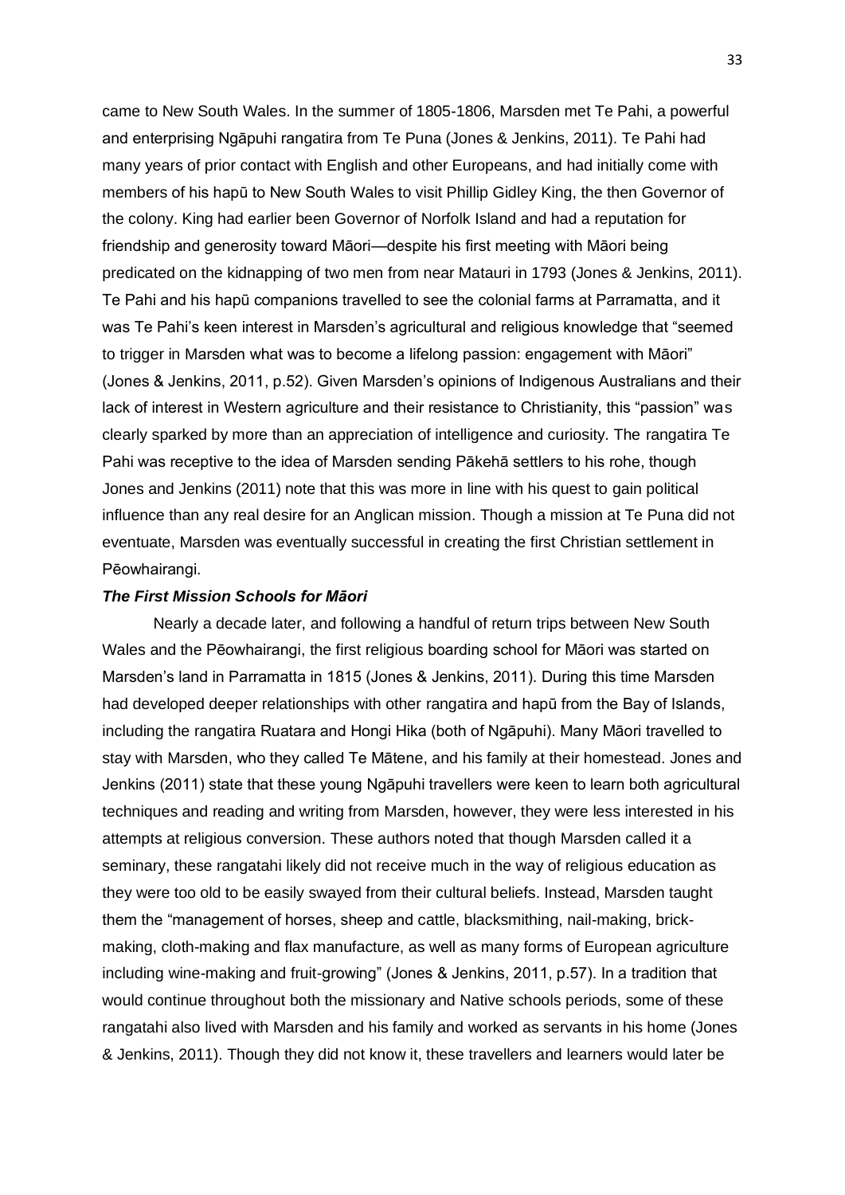came to New South Wales. In the summer of 1805-1806, Marsden met Te Pahi, a powerful and enterprising Ngāpuhi rangatira from Te Puna (Jones & Jenkins, 2011). Te Pahi had many years of prior contact with English and other Europeans, and had initially come with members of his hapū to New South Wales to visit Phillip Gidley King, the then Governor of the colony. King had earlier been Governor of Norfolk Island and had a reputation for friendship and generosity toward Māori—despite his first meeting with Māori being predicated on the kidnapping of two men from near Matauri in 1793 (Jones & Jenkins, 2011). Te Pahi and his hapū companions travelled to see the colonial farms at Parramatta, and it was Te Pahi's keen interest in Marsden's agricultural and religious knowledge that "seemed to trigger in Marsden what was to become a lifelong passion: engagement with Māori" (Jones & Jenkins, 2011, p.52). Given Marsden's opinions of Indigenous Australians and their lack of interest in Western agriculture and their resistance to Christianity, this "passion" was clearly sparked by more than an appreciation of intelligence and curiosity. The rangatira Te Pahi was receptive to the idea of Marsden sending Pākehā settlers to his rohe, though Jones and Jenkins (2011) note that this was more in line with his quest to gain political influence than any real desire for an Anglican mission. Though a mission at Te Puna did not eventuate, Marsden was eventually successful in creating the first Christian settlement in Pēowhairangi.

### *The First Mission Schools for Māori*

Nearly a decade later, and following a handful of return trips between New South Wales and the Pēowhairangi, the first religious boarding school for Māori was started on Marsden's land in Parramatta in 1815 (Jones & Jenkins, 2011). During this time Marsden had developed deeper relationships with other rangatira and hapū from the Bay of Islands, including the rangatira Ruatara and Hongi Hika (both of Ngāpuhi). Many Māori travelled to stay with Marsden, who they called Te Mātene, and his family at their homestead. Jones and Jenkins (2011) state that these young Ngāpuhi travellers were keen to learn both agricultural techniques and reading and writing from Marsden, however, they were less interested in his attempts at religious conversion. These authors noted that though Marsden called it a seminary, these rangatahi likely did not receive much in the way of religious education as they were too old to be easily swayed from their cultural beliefs. Instead, Marsden taught them the "management of horses, sheep and cattle, blacksmithing, nail-making, brick-making, cloth-making and flax manufacture, as well as many forms of European agriculture including wine-making and fruit-growing" (Jones & Jenkins, 2011, p.57). In a tradition that would continue throughout both the missionary and Native schools periods, some of these rangatahi also lived with Marsden and his family and worked as servants in his home (Jones & Jenkins, 2011). Though they did not know it, these travellers and learners would later be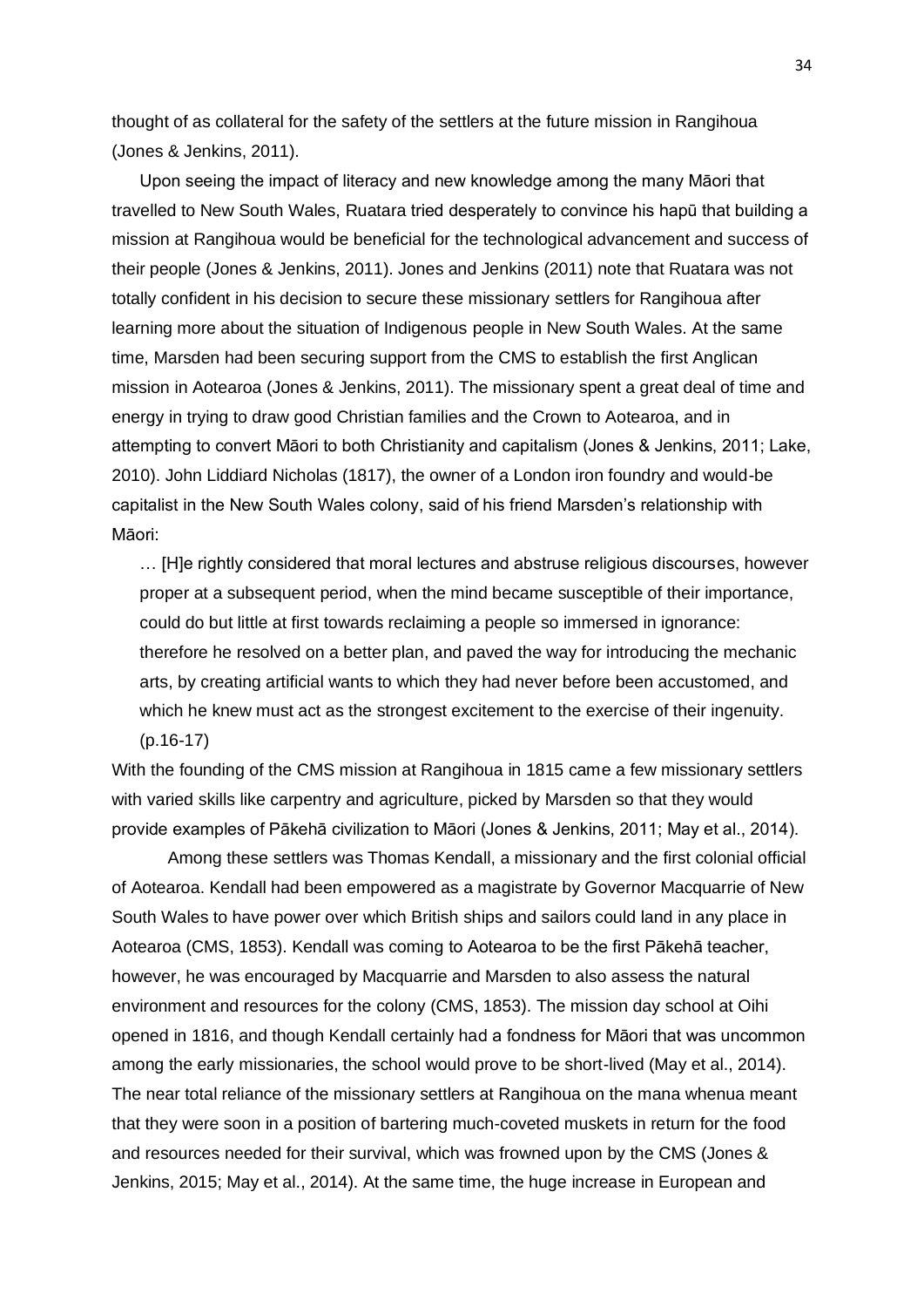thought of as collateral for the safety of the settlers at the future mission in Rangihoua (Jones & Jenkins, 2011).

Upon seeing the impact of literacy and new knowledge among the many Māori that travelled to New South Wales, Ruatara tried desperately to convince his hapū that building a mission at Rangihoua would be beneficial for the technological advancement and success of their people (Jones & Jenkins, 2011). Jones and Jenkins (2011) note that Ruatara was not totally confident in his decision to secure these missionary settlers for Rangihoua after learning more about the situation of Indigenous people in New South Wales. At the same time, Marsden had been securing support from the CMS to establish the first Anglican mission in Aotearoa (Jones & Jenkins, 2011). The missionary spent a great deal of time and energy in trying to draw good Christian families and the Crown to Aotearoa, and in attempting to convert Māori to both Christianity and capitalism (Jones & Jenkins, 2011; Lake, 2010). John Liddiard Nicholas (1817), the owner of a London iron foundry and would-be capitalist in the New South Wales colony, said of his friend Marsden's relationship with Māori:

> … [H]e rightly considered that moral lectures and abstruse religious discourses, however proper at a subsequent period, when the mind became susceptible of their importance, could do but little at first towards reclaiming a people so immersed in ignorance: therefore he resolved on a better plan, and paved the way for introducing the mechanic arts, by creating artificial wants to which they had never before been accustomed, and which he knew must act as the strongest excitement to the exercise of their ingenuity. (p.16-17)

With the founding of the CMS mission at Rangihoua in 1815 came a few missionary settlers with varied skills like carpentry and agriculture, picked by Marsden so that they would provide examples of Pākehā civilization to Māori (Jones & Jenkins, 2011; May et al., 2014).

Among these settlers was Thomas Kendall, a missionary and the first colonial official of Aotearoa. Kendall had been empowered as a magistrate by Governor Macquarrie of New South Wales to have power over which British ships and sailors could land in any place in Aotearoa (CMS, 1853). Kendall was coming to Aotearoa to be the first Pākehā teacher, however, he was encouraged by Macquarrie and Marsden to also assess the natural environment and resources for the colony (CMS, 1853). The mission day school at Oihi opened in 1816, and though Kendall certainly had a fondness for Māori that was uncommon among the early missionaries, the school would prove to be short-lived (May et al., 2014). The near total reliance of the missionary settlers at Rangihoua on the mana whenua meant that they were soon in a position of bartering much-coveted muskets in return for the food and resources needed for their survival, which was frowned upon by the CMS (Jones & Jenkins, 2015; May et al., 2014). At the same time, the huge increase in European and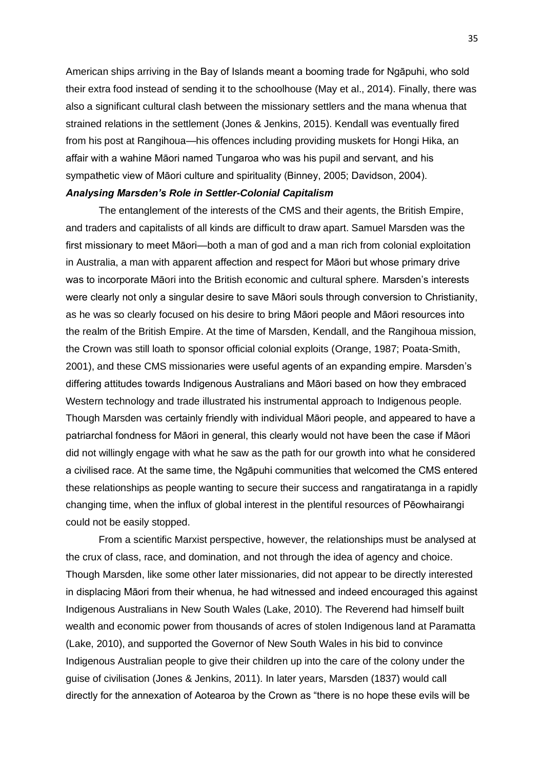American ships arriving in the Bay of Islands meant a booming trade for Ngāpuhi, who sold their extra food instead of sending it to the schoolhouse (May et al., 2014). Finally, there was also a significant cultural clash between the missionary settlers and the mana whenua that strained relations in the settlement (Jones & Jenkins, 2015). Kendall was eventually fired from his post at Rangihoua—his offences including providing muskets for Hongi Hika, an affair with a wahine Māori named Tungaroa who was his pupil and servant, and his sympathetic view of Māori culture and spirituality (Binney, 2005; Davidson, 2004).

### ***Analysing Marsden's Role in Settler-Colonial Capitalism***

The entanglement of the interests of the CMS and their agents, the British Empire, and traders and capitalists of all kinds are difficult to draw apart. Samuel Marsden was the first missionary to meet Māori—both a man of god and a man rich from colonial exploitation in Australia, a man with apparent affection and respect for Māori but whose primary drive was to incorporate Māori into the British economic and cultural sphere. Marsden's interests were clearly not only a singular desire to save Māori souls through conversion to Christianity, as he was so clearly focused on his desire to bring Māori people and Māori resources into the realm of the British Empire. At the time of Marsden, Kendall, and the Rangihoua mission, the Crown was still loath to sponsor official colonial exploits (Orange, 1987; Poata-Smith, 2001), and these CMS missionaries were useful agents of an expanding empire. Marsden's differing attitudes towards Indigenous Australians and Māori based on how they embraced Western technology and trade illustrated his instrumental approach to Indigenous people. Though Marsden was certainly friendly with individual Māori people, and appeared to have a patriarchal fondness for Māori in general, this clearly would not have been the case if Māori did not willingly engage with what he saw as the path for our growth into what he considered a civilised race. At the same time, the Ngāpuhi communities that welcomed the CMS entered these relationships as people wanting to secure their success and rangatiratanga in a rapidly changing time, when the influx of global interest in the plentiful resources of Pēowhairangi could not be easily stopped.

From a scientific Marxist perspective, however, the relationships must be analysed at the crux of class, race, and domination, and not through the idea of agency and choice. Though Marsden, like some other later missionaries, did not appear to be directly interested in displacing Māori from their whenua, he had witnessed and indeed encouraged this against Indigenous Australians in New South Wales (Lake, 2010). The Reverend had himself built wealth and economic power from thousands of acres of stolen Indigenous land at Paramatta (Lake, 2010), and supported the Governor of New South Wales in his bid to convince Indigenous Australian people to give their children up into the care of the colony under the guise of civilisation (Jones & Jenkins, 2011). In later years, Marsden (1837) would call directly for the annexation of Aotearoa by the Crown as "there is no hope these evils will be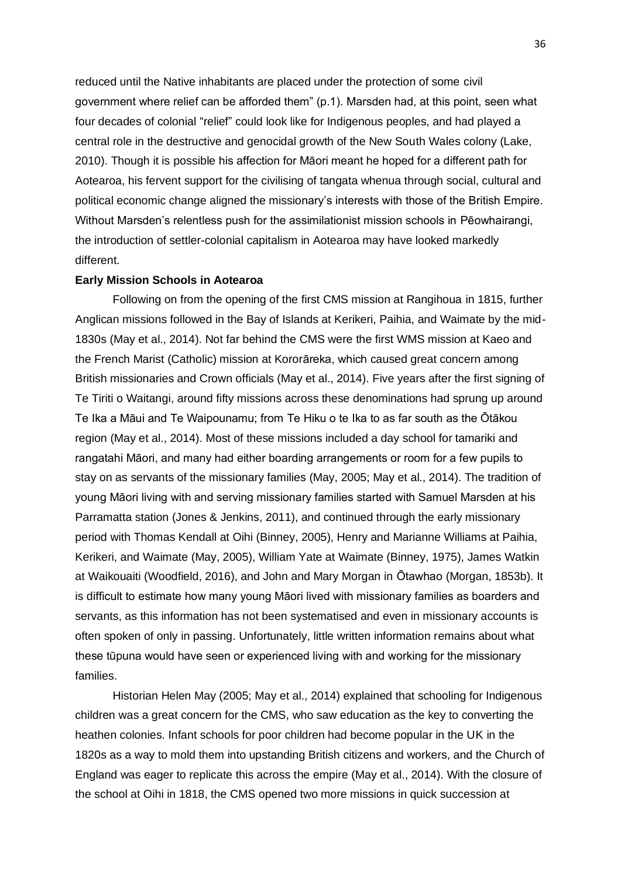reduced until the Native inhabitants are placed under the protection of some civil government where relief can be afforded them" (p.1). Marsden had, at this point, seen what four decades of colonial "relief" could look like for Indigenous peoples, and had played a central role in the destructive and genocidal growth of the New South Wales colony (Lake, 2010). Though it is possible his affection for Māori meant he hoped for a different path for Aotearoa, his fervent support for the civilising of tangata whenua through social, cultural and political economic change aligned the missionary's interests with those of the British Empire. Without Marsden's relentless push for the assimilationist mission schools in Pēowhairangi, the introduction of settler-colonial capitalism in Aotearoa may have looked markedly different.

**Early Mission Schools in Aotearoa**

Following on from the opening of the first CMS mission at Rangihoua in 1815, further Anglican missions followed in the Bay of Islands at Kerikeri, Paihia, and Waimate by the mid-1830s (May et al., 2014). Not far behind the CMS were the first WMS mission at Kaeo and the French Marist (Catholic) mission at Kororāreka, which caused great concern among British missionaries and Crown officials (May et al., 2014). Five years after the first signing of Te Tiriti o Waitangi, around fifty missions across these denominations had sprung up around Te Ika a Māui and Te Waipounamu; from Te Hiku o te Ika to as far south as the Ōtākou region (May et al., 2014). Most of these missions included a day school for tamariki and rangatahi Māori, and many had either boarding arrangements or room for a few pupils to stay on as servants of the missionary families (May, 2005; May et al., 2014). The tradition of young Māori living with and serving missionary families started with Samuel Marsden at his Parramatta station (Jones & Jenkins, 2011), and continued through the early missionary period with Thomas Kendall at Oihi (Binney, 2005), Henry and Marianne Williams at Paihia, Kerikeri, and Waimate (May, 2005), William Yate at Waimate (Binney, 1975), James Watkin at Waikouaiti (Woodfield, 2016), and John and Mary Morgan in Ōtawhao (Morgan, 1853b). It is difficult to estimate how many young Māori lived with missionary families as boarders and servants, as this information has not been systematised and even in missionary accounts is often spoken of only in passing. Unfortunately, little written information remains about what these tūpuna would have seen or experienced living with and working for the missionary families.

Historian Helen May (2005; May et al., 2014) explained that schooling for Indigenous children was a great concern for the CMS, who saw education as the key to converting the heathen colonies. Infant schools for poor children had become popular in the UK in the 1820s as a way to mold them into upstanding British citizens and workers, and the Church of England was eager to replicate this across the empire (May et al., 2014). With the closure of the school at Oihi in 1818, the CMS opened two more missions in quick succession at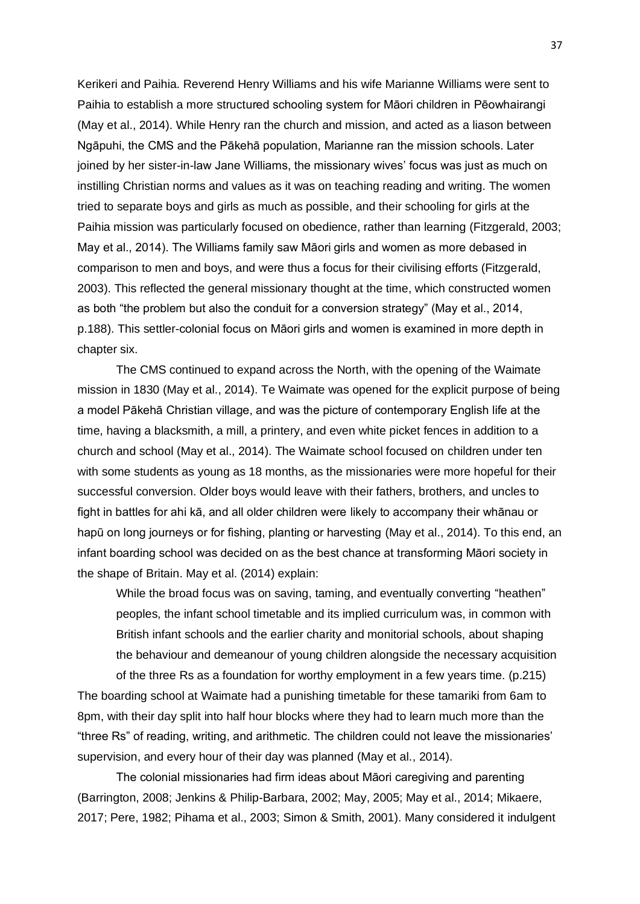Kerikeri and Paihia. Reverend Henry Williams and his wife Marianne Williams were sent to Paihia to establish a more structured schooling system for Māori children in Pēowhairangi (May et al., 2014). While Henry ran the church and mission, and acted as a liason between Ngāpuhi, the CMS and the Pākehā population, Marianne ran the mission schools. Later joined by her sister-in-law Jane Williams, the missionary wives' focus was just as much on instilling Christian norms and values as it was on teaching reading and writing. The women tried to separate boys and girls as much as possible, and their schooling for girls at the Paihia mission was particularly focused on obedience, rather than learning (Fitzgerald, 2003; May et al., 2014). The Williams family saw Māori girls and women as more debased in comparison to men and boys, and were thus a focus for their civilising efforts (Fitzgerald, 2003). This reflected the general missionary thought at the time, which constructed women as both "the problem but also the conduit for a conversion strategy" (May et al., 2014, p.188). This settler-colonial focus on Māori girls and women is examined in more depth in chapter six.

The CMS continued to expand across the North, with the opening of the Waimate mission in 1830 (May et al., 2014). Te Waimate was opened for the explicit purpose of being a model Pākehā Christian village, and was the picture of contemporary English life at the time, having a blacksmith, a mill, a printery, and even white picket fences in addition to a church and school (May et al., 2014). The Waimate school focused on children under ten with some students as young as 18 months, as the missionaries were more hopeful for their successful conversion. Older boys would leave with their fathers, brothers, and uncles to fight in battles for ahi kā, and all older children were likely to accompany their whānau or hapū on long journeys or for fishing, planting or harvesting (May et al., 2014). To this end, an infant boarding school was decided on as the best chance at transforming Māori society in the shape of Britain. May et al. (2014) explain:

> While the broad focus was on saving, taming, and eventually converting "heathen" peoples, the infant school timetable and its implied curriculum was, in common with British infant schools and the earlier charity and monitorial schools, about shaping the behaviour and demeanour of young children alongside the necessary acquisition of the three Rs as a foundation for worthy employment in a few years time. (p.215)

The boarding school at Waimate had a punishing timetable for these tamariki from 6am to 8pm, with their day split into half hour blocks where they had to learn much more than the "three Rs" of reading, writing, and arithmetic. The children could not leave the missionaries' supervision, and every hour of their day was planned (May et al., 2014).

The colonial missionaries had firm ideas about Māori caregiving and parenting (Barrington, 2008; Jenkins & Philip-Barbara, 2002; May, 2005; May et al., 2014; Mikaere, 2017; Pere, 1982; Pihama et al., 2003; Simon & Smith, 2001). Many considered it indulgent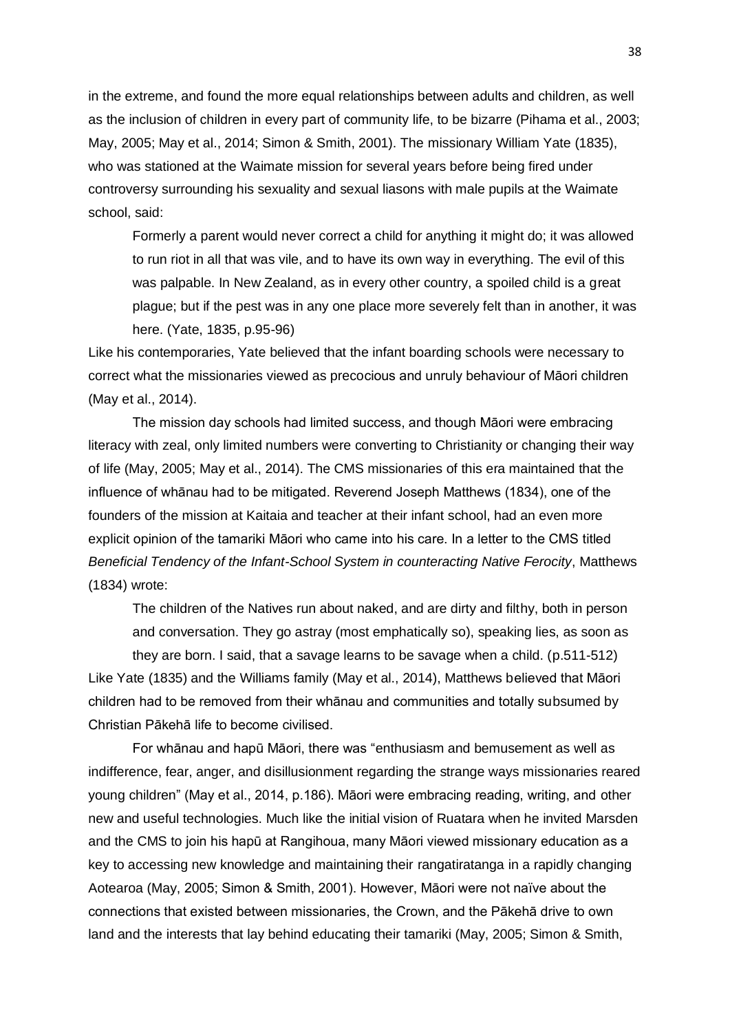in the extreme, and found the more equal relationships between adults and children, as well as the inclusion of children in every part of community life, to be bizarre (Pihama et al., 2003; May, 2005; May et al., 2014; Simon & Smith, 2001). The missionary William Yate (1835), who was stationed at the Waimate mission for several years before being fired under controversy surrounding his sexuality and sexual liasons with male pupils at the Waimate school, said:

> Formerly a parent would never correct a child for anything it might do; it was allowed to run riot in all that was vile, and to have its own way in everything. The evil of this was palpable. In New Zealand, as in every other country, a spoiled child is a great plague; but if the pest was in any one place more severely felt than in another, it was here. (Yate, 1835, p.95-96)

Like his contemporaries, Yate believed that the infant boarding schools were necessary to correct what the missionaries viewed as precocious and unruly behaviour of Māori children (May et al., 2014).

The mission day schools had limited success, and though Māori were embracing literacy with zeal, only limited numbers were converting to Christianity or changing their way of life (May, 2005; May et al., 2014). The CMS missionaries of this era maintained that the influence of whānau had to be mitigated. Reverend Joseph Matthews (1834), one of the founders of the mission at Kaitaia and teacher at their infant school, had an even more explicit opinion of the tamariki Māori who came into his care. In a letter to the CMS titled *Beneficial Tendency of the Infant-School System in counteracting Native Ferocity*, Matthews (1834) wrote:

> The children of the Natives run about naked, and are dirty and filthy, both in person and conversation. They go astray (most emphatically so), speaking lies, as soon as they are born. I said, that a savage learns to be savage when a child. (p.511-512)

Like Yate (1835) and the Williams family (May et al., 2014), Matthews believed that Māori children had to be removed from their whānau and communities and totally subsumed by Christian Pākehā life to become civilised.

For whānau and hapū Māori, there was "enthusiasm and bemusement as well as indifference, fear, anger, and disillusionment regarding the strange ways missionaries reared young children" (May et al., 2014, p.186). Māori were embracing reading, writing, and other new and useful technologies. Much like the initial vision of Ruatara when he invited Marsden and the CMS to join his hapū at Rangihoua, many Māori viewed missionary education as a key to accessing new knowledge and maintaining their rangatiratanga in a rapidly changing Aotearoa (May, 2005; Simon & Smith, 2001). However, Māori were not naïve about the connections that existed between missionaries, the Crown, and the Pākehā drive to own land and the interests that lay behind educating their tamariki (May, 2005; Simon & Smith,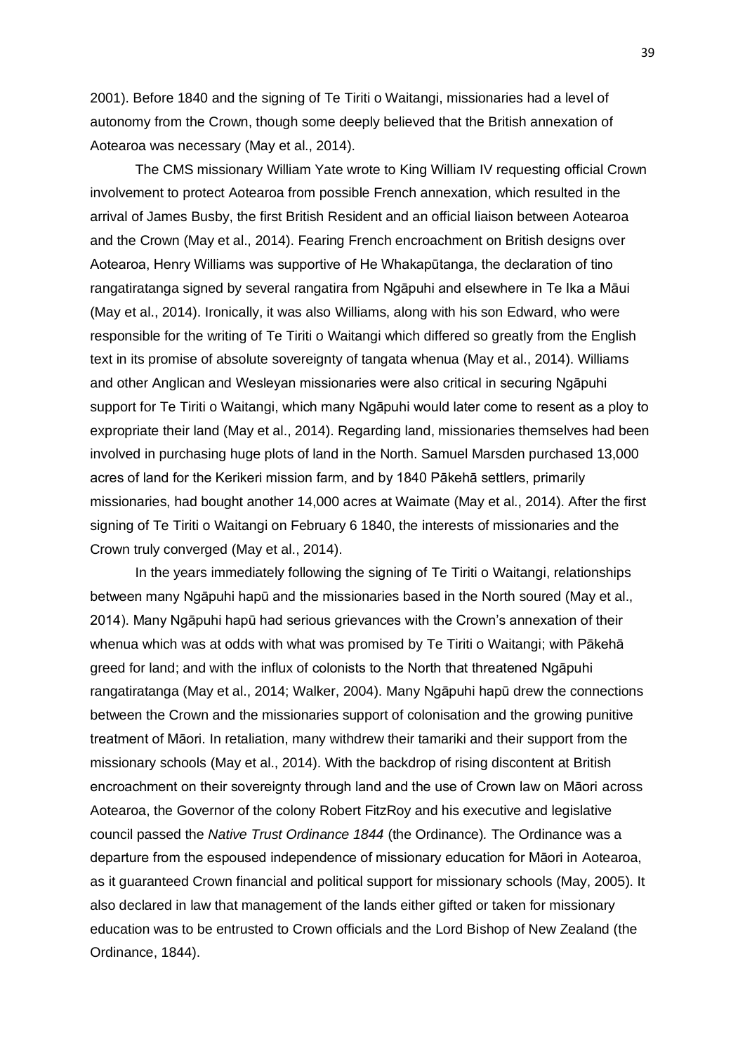2001). Before 1840 and the signing of Te Tiriti o Waitangi, missionaries had a level of autonomy from the Crown, though some deeply believed that the British annexation of Aotearoa was necessary (May et al., 2014).

The CMS missionary William Yate wrote to King William IV requesting official Crown involvement to protect Aotearoa from possible French annexation, which resulted in the arrival of James Busby, the first British Resident and an official liaison between Aotearoa and the Crown (May et al., 2014). Fearing French encroachment on British designs over Aotearoa, Henry Williams was supportive of He Whakapūtanga, the declaration of tino rangatiratanga signed by several rangatira from Ngāpuhi and elsewhere in Te Ika a Māui (May et al., 2014). Ironically, it was also Williams, along with his son Edward, who were responsible for the writing of Te Tiriti o Waitangi which differed so greatly from the English text in its promise of absolute sovereignty of tangata whenua (May et al., 2014). Williams and other Anglican and Wesleyan missionaries were also critical in securing Ngāpuhi support for Te Tiriti o Waitangi, which many Ngāpuhi would later come to resent as a ploy to expropriate their land (May et al., 2014). Regarding land, missionaries themselves had been involved in purchasing huge plots of land in the North. Samuel Marsden purchased 13,000 acres of land for the Kerikeri mission farm, and by 1840 Pākehā settlers, primarily missionaries, had bought another 14,000 acres at Waimate (May et al., 2014). After the first signing of Te Tiriti o Waitangi on February 6 1840, the interests of missionaries and the Crown truly converged (May et al., 2014).

In the years immediately following the signing of Te Tiriti o Waitangi, relationships between many Ngāpuhi hapū and the missionaries based in the North soured (May et al., 2014). Many Ngāpuhi hapū had serious grievances with the Crown's annexation of their whenua which was at odds with what was promised by Te Tiriti o Waitangi; with Pākehā greed for land; and with the influx of colonists to the North that threatened Ngāpuhi rangatiratanga (May et al., 2014; Walker, 2004). Many Ngāpuhi hapū drew the connections between the Crown and the missionaries support of colonisation and the growing punitive treatment of Māori. In retaliation, many withdrew their tamariki and their support from the missionary schools (May et al., 2014). With the backdrop of rising discontent at British encroachment on their sovereignty through land and the use of Crown law on Māori across Aotearoa, the Governor of the colony Robert FitzRoy and his executive and legislative council passed the *Native Trust Ordinance 1844* (the Ordinance). The Ordinance was a departure from the espoused independence of missionary education for Māori in Aotearoa, as it guaranteed Crown financial and political support for missionary schools (May, 2005). It also declared in law that management of the lands either gifted or taken for missionary education was to be entrusted to Crown officials and the Lord Bishop of New Zealand (the Ordinance, 1844).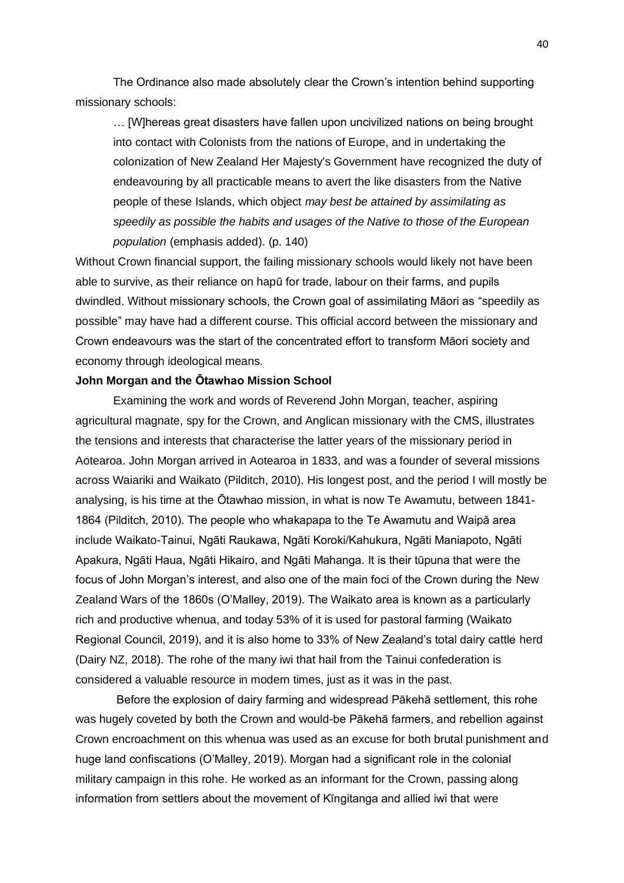The Ordinance also made absolutely clear the Crown's intention behind supporting missionary schools:

> … [W]hereas great disasters have fallen upon uncivilized nations on being brought into contact with Colonists from the nations of Europe, and in undertaking the colonization of New Zealand Her Majesty's Government have recognized the duty of endeavouring by all practicable means to avert the like disasters from the Native people of these Islands, which object *may best be attained by assimilating as speedily as possible the habits and usages of the Native to those of the European population* (emphasis added). (p. 140)

Without Crown financial support, the failing missionary schools would likely not have been able to survive, as their reliance on hapū for trade, labour on their farms, and pupils dwindled. Without missionary schools, the Crown goal of assimilating Māori as "speedily as possible" may have had a different course. This official accord between the missionary and Crown endeavours was the start of the concentrated effort to transform Māori society and economy through ideological means.

**John Morgan and the Ōtawhao Mission School**

Examining the work and words of Reverend John Morgan, teacher, aspiring agricultural magnate, spy for the Crown, and Anglican missionary with the CMS, illustrates the tensions and interests that characterise the latter years of the missionary period in Aotearoa. John Morgan arrived in Aotearoa in 1833, and was a founder of several missions across Waiariki and Waikato (Pilditch, 2010). His longest post, and the period I will mostly be analysing, is his time at the Ōtawhao mission, in what is now Te Awamutu, between 1841-1864 (Pilditch, 2010). The people who whakapapa to the Te Awamutu and Waipā area include Waikato-Tainui, Ngāti Raukawa, Ngāti Koroki/Kahukura, Ngāti Maniapoto, Ngāti Apakura, Ngāti Haua, Ngāti Hikairo, and Ngāti Mahanga. It is their tūpuna that were the focus of John Morgan's interest, and also one of the main foci of the Crown during the New Zealand Wars of the 1860s (O'Malley, 2019). The Waikato area is known as a particularly rich and productive whenua, and today 53% of it is used for pastoral farming (Waikato Regional Council, 2019), and it is also home to 33% of New Zealand's total dairy cattle herd (Dairy NZ, 2018). The rohe of the many iwi that hail from the Tainui confederation is considered a valuable resource in modern times, just as it was in the past.

Before the explosion of dairy farming and widespread Pākehā settlement, this rohe was hugely coveted by both the Crown and would-be Pākehā farmers, and rebellion against Crown encroachment on this whenua was used as an excuse for both brutal punishment and huge land confiscations (O'Malley, 2019). Morgan had a significant role in the colonial military campaign in this rohe. He worked as an informant for the Crown, passing along information from settlers about the movement of Kīngitanga and allied iwi that were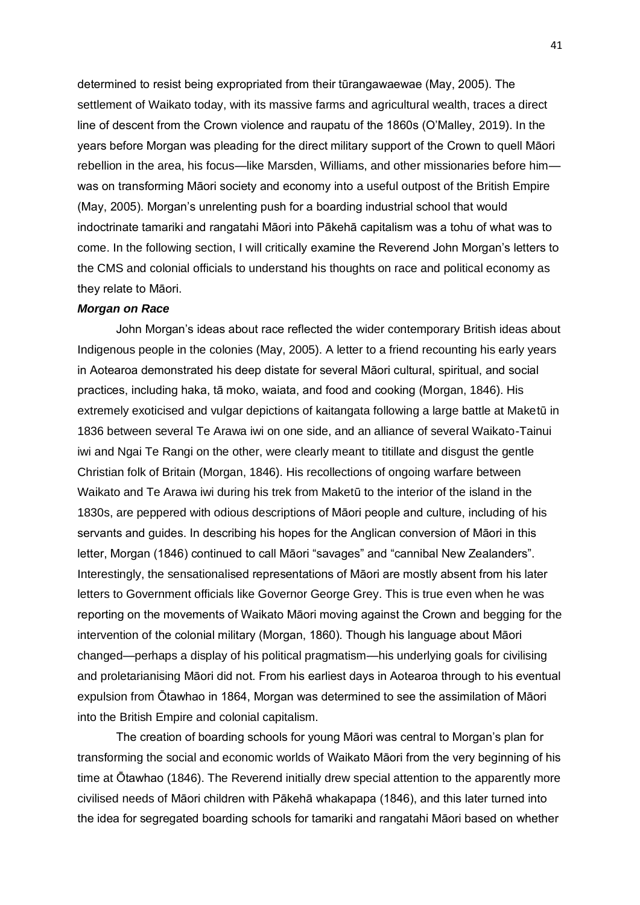determined to resist being expropriated from their tūrangawaewae (May, 2005). The settlement of Waikato today, with its massive farms and agricultural wealth, traces a direct line of descent from the Crown violence and raupatu of the 1860s (O'Malley, 2019). In the years before Morgan was pleading for the direct military support of the Crown to quell Māori rebellion in the area, his focus—like Marsden, Williams, and other missionaries before him—was on transforming Māori society and economy into a useful outpost of the British Empire (May, 2005). Morgan's unrelenting push for a boarding industrial school that would indoctrinate tamariki and rangatahi Māori into Pākehā capitalism was a tohu of what was to come. In the following section, I will critically examine the Reverend John Morgan's letters to the CMS and colonial officials to understand his thoughts on race and political economy as they relate to Māori.

### ***Morgan on Race***

John Morgan's ideas about race reflected the wider contemporary British ideas about Indigenous people in the colonies (May, 2005). A letter to a friend recounting his early years in Aotearoa demonstrated his deep distate for several Māori cultural, spiritual, and social practices, including haka, tā moko, waiata, and food and cooking (Morgan, 1846). His extremely exoticised and vulgar depictions of kaitangata following a large battle at Maketū in 1836 between several Te Arawa iwi on one side, and an alliance of several Waikato-Tainui iwi and Ngai Te Rangi on the other, were clearly meant to titillate and disgust the gentle Christian folk of Britain (Morgan, 1846). His recollections of ongoing warfare between Waikato and Te Arawa iwi during his trek from Maketū to the interior of the island in the 1830s, are peppered with odious descriptions of Māori people and culture, including of his servants and guides. In describing his hopes for the Anglican conversion of Māori in this letter, Morgan (1846) continued to call Māori "savages" and "cannibal New Zealanders". Interestingly, the sensationalised representations of Māori are mostly absent from his later letters to Government officials like Governor George Grey. This is true even when he was reporting on the movements of Waikato Māori moving against the Crown and begging for the intervention of the colonial military (Morgan, 1860). Though his language about Māori changed—perhaps a display of his political pragmatism—his underlying goals for civilising and proletarianising Māori did not. From his earliest days in Aotearoa through to his eventual expulsion from Ōtawhao in 1864, Morgan was determined to see the assimilation of Māori into the British Empire and colonial capitalism.

The creation of boarding schools for young Māori was central to Morgan's plan for transforming the social and economic worlds of Waikato Māori from the very beginning of his time at Ōtawhao (1846). The Reverend initially drew special attention to the apparently more civilised needs of Māori children with Pākehā whakapapa (1846), and this later turned into the idea for segregated boarding schools for tamariki and rangatahi Māori based on whether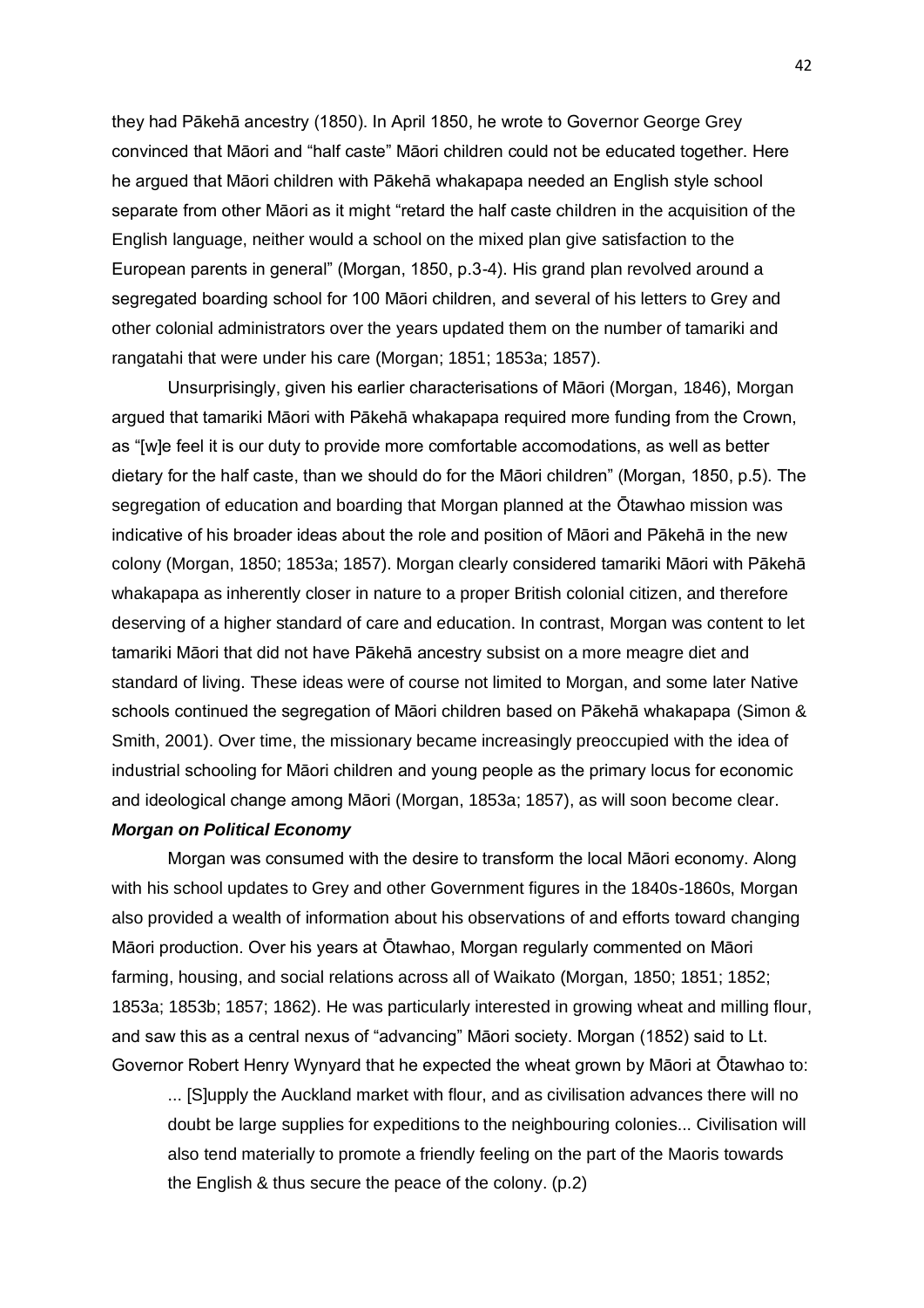they had Pākehā ancestry (1850). In April 1850, he wrote to Governor George Grey convinced that Māori and "half caste" Māori children could not be educated together. Here he argued that Māori children with Pākehā whakapapa needed an English style school separate from other Māori as it might "retard the half caste children in the acquisition of the English language, neither would a school on the mixed plan give satisfaction to the European parents in general" (Morgan, 1850, p.3-4). His grand plan revolved around a segregated boarding school for 100 Māori children, and several of his letters to Grey and other colonial administrators over the years updated them on the number of tamariki and rangatahi that were under his care (Morgan; 1851; 1853a; 1857).

Unsurprisingly, given his earlier characterisations of Māori (Morgan, 1846), Morgan argued that tamariki Māori with Pākehā whakapapa required more funding from the Crown, as "[w]e feel it is our duty to provide more comfortable accomodations, as well as better dietary for the half caste, than we should do for the Māori children" (Morgan, 1850, p.5). The segregation of education and boarding that Morgan planned at the Ōtawhao mission was indicative of his broader ideas about the role and position of Māori and Pākehā in the new colony (Morgan, 1850; 1853a; 1857). Morgan clearly considered tamariki Māori with Pākehā whakapapa as inherently closer in nature to a proper British colonial citizen, and therefore deserving of a higher standard of care and education. In contrast, Morgan was content to let tamariki Māori that did not have Pākehā ancestry subsist on a more meagre diet and standard of living. These ideas were of course not limited to Morgan, and some later Native schools continued the segregation of Māori children based on Pākehā whakapapa (Simon & Smith, 2001). Over time, the missionary became increasingly preoccupied with the idea of industrial schooling for Māori children and young people as the primary locus for economic and ideological change among Māori (Morgan, 1853a; 1857), as will soon become clear.

### *Morgan on Political Economy*

Morgan was consumed with the desire to transform the local Māori economy. Along with his school updates to Grey and other Government figures in the 1840s-1860s, Morgan also provided a wealth of information about his observations of and efforts toward changing Māori production. Over his years at Ōtawhao, Morgan regularly commented on Māori farming, housing, and social relations across all of Waikato (Morgan, 1850; 1851; 1852; 1853a; 1853b; 1857; 1862). He was particularly interested in growing wheat and milling flour, and saw this as a central nexus of "advancing" Māori society. Morgan (1852) said to Lt. Governor Robert Henry Wynyard that he expected the wheat grown by Māori at Ōtawhao to:

> ... [S]upply the Auckland market with flour, and as civilisation advances there will no doubt be large supplies for expeditions to the neighbouring colonies... Civilisation will also tend materially to promote a friendly feeling on the part of the Maoris towards the English & thus secure the peace of the colony. (p.2)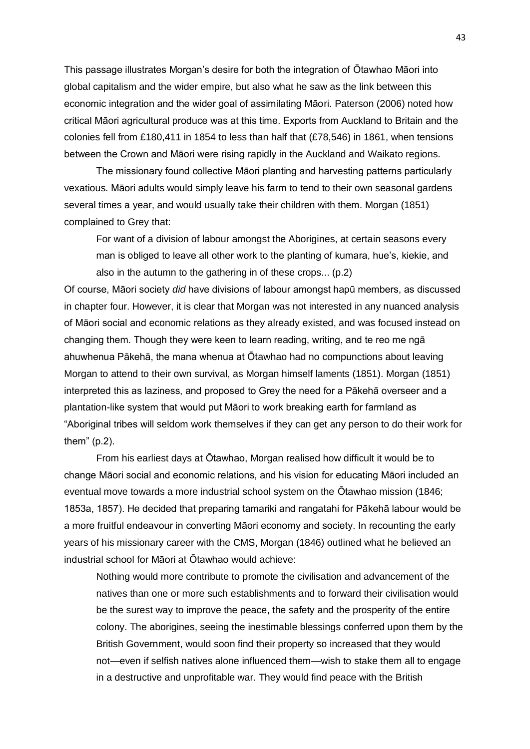This passage illustrates Morgan's desire for both the integration of Ōtawhao Māori into global capitalism and the wider empire, but also what he saw as the link between this economic integration and the wider goal of assimilating Māori. Paterson (2006) noted how critical Māori agricultural produce was at this time. Exports from Auckland to Britain and the colonies fell from £180,411 in 1854 to less than half that (£78,546) in 1861, when tensions between the Crown and Māori were rising rapidly in the Auckland and Waikato regions.

The missionary found collective Māori planting and harvesting patterns particularly vexatious. Māori adults would simply leave his farm to tend to their own seasonal gardens several times a year, and would usually take their children with them. Morgan (1851) complained to Grey that:

> For want of a division of labour amongst the Aborigines, at certain seasons every man is obliged to leave all other work to the planting of kumara, hue's, kiekie, and also in the autumn to the gathering in of these crops... (p.2)

Of course, Māori society *did* have divisions of labour amongst hapū members, as discussed in chapter four. However, it is clear that Morgan was not interested in any nuanced analysis of Māori social and economic relations as they already existed, and was focused instead on changing them. Though they were keen to learn reading, writing, and te reo me ngā ahuwhenua Pākehā, the mana whenua at Ōtawhao had no compunctions about leaving Morgan to attend to their own survival, as Morgan himself laments (1851). Morgan (1851) interpreted this as laziness, and proposed to Grey the need for a Pākehā overseer and a plantation-like system that would put Māori to work breaking earth for farmland as "Aboriginal tribes will seldom work themselves if they can get any person to do their work for them" (p.2).

From his earliest days at Ōtawhao, Morgan realised how difficult it would be to change Māori social and economic relations, and his vision for educating Māori included an eventual move towards a more industrial school system on the Ōtawhao mission (1846; 1853a, 1857). He decided that preparing tamariki and rangatahi for Pākehā labour would be a more fruitful endeavour in converting Māori economy and society. In recounting the early years of his missionary career with the CMS, Morgan (1846) outlined what he believed an industrial school for Māori at Ōtawhao would achieve:

> Nothing would more contribute to promote the civilisation and advancement of the natives than one or more such establishments and to forward their civilisation would be the surest way to improve the peace, the safety and the prosperity of the entire colony. The aborigines, seeing the inestimable blessings conferred upon them by the British Government, would soon find their property so increased that they would not—even if selfish natives alone influenced them—wish to stake them all to engage in a destructive and unprofitable war. They would find peace with the British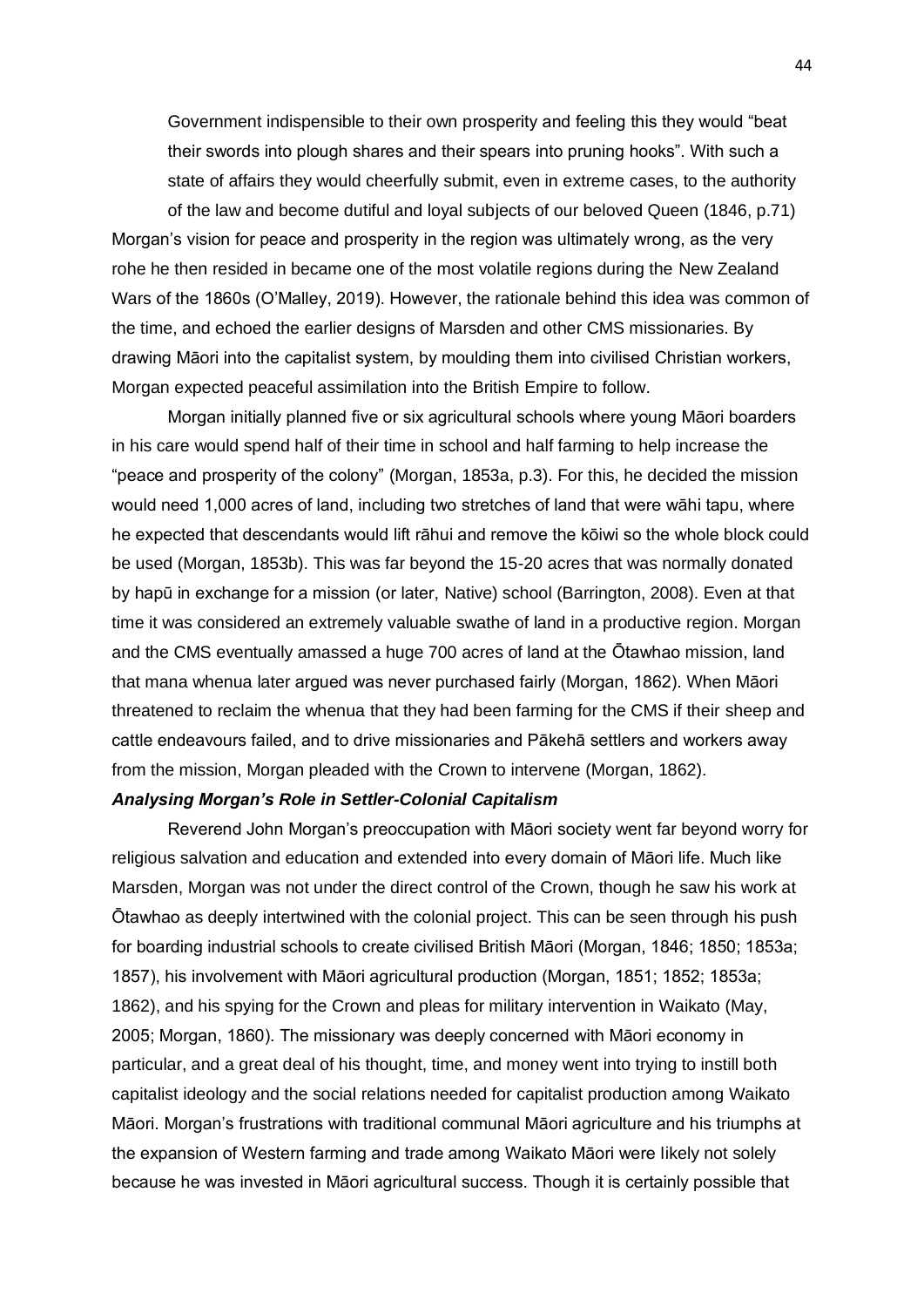> Government indispensible to their own prosperity and feeling this they would "beat their swords into plough shares and their spears into pruning hooks". With such a state of affairs they would cheerfully submit, even in extreme cases, to the authority of the law and become dutiful and loyal subjects of our beloved Queen (1846, p.71)

Morgan's vision for peace and prosperity in the region was ultimately wrong, as the very rohe he then resided in became one of the most volatile regions during the New Zealand Wars of the 1860s (O'Malley, 2019). However, the rationale behind this idea was common of the time, and echoed the earlier designs of Marsden and other CMS missionaries. By drawing Māori into the capitalist system, by moulding them into civilised Christian workers, Morgan expected peaceful assimilation into the British Empire to follow.

Morgan initially planned five or six agricultural schools where young Māori boarders in his care would spend half of their time in school and half farming to help increase the "peace and prosperity of the colony" (Morgan, 1853a, p.3). For this, he decided the mission would need 1,000 acres of land, including two stretches of land that were wāhi tapu, where he expected that descendants would lift rāhui and remove the kōiwi so the whole block could be used (Morgan, 1853b). This was far beyond the 15-20 acres that was normally donated by hapū in exchange for a mission (or later, Native) school (Barrington, 2008). Even at that time it was considered an extremely valuable swathe of land in a productive region. Morgan and the CMS eventually amassed a huge 700 acres of land at the Ōtawhao mission, land that mana whenua later argued was never purchased fairly (Morgan, 1862). When Māori threatened to reclaim the whenua that they had been farming for the CMS if their sheep and cattle endeavours failed, and to drive missionaries and Pākehā settlers and workers away from the mission, Morgan pleaded with the Crown to intervene (Morgan, 1862).

***Analysing Morgan's Role in Settler-Colonial Capitalism***

Reverend John Morgan's preoccupation with Māori society went far beyond worry for religious salvation and education and extended into every domain of Māori life. Much like Marsden, Morgan was not under the direct control of the Crown, though he saw his work at Ōtawhao as deeply intertwined with the colonial project. This can be seen through his push for boarding industrial schools to create civilised British Māori (Morgan, 1846; 1850; 1853a; 1857), his involvement with Māori agricultural production (Morgan, 1851; 1852; 1853a; 1862), and his spying for the Crown and pleas for military intervention in Waikato (May, 2005; Morgan, 1860). The missionary was deeply concerned with Māori economy in particular, and a great deal of his thought, time, and money went into trying to instill both capitalist ideology and the social relations needed for capitalist production among Waikato Māori. Morgan's frustrations with traditional communal Māori agriculture and his triumphs at the expansion of Western farming and trade among Waikato Māori were likely not solely because he was invested in Māori agricultural success. Though it is certainly possible that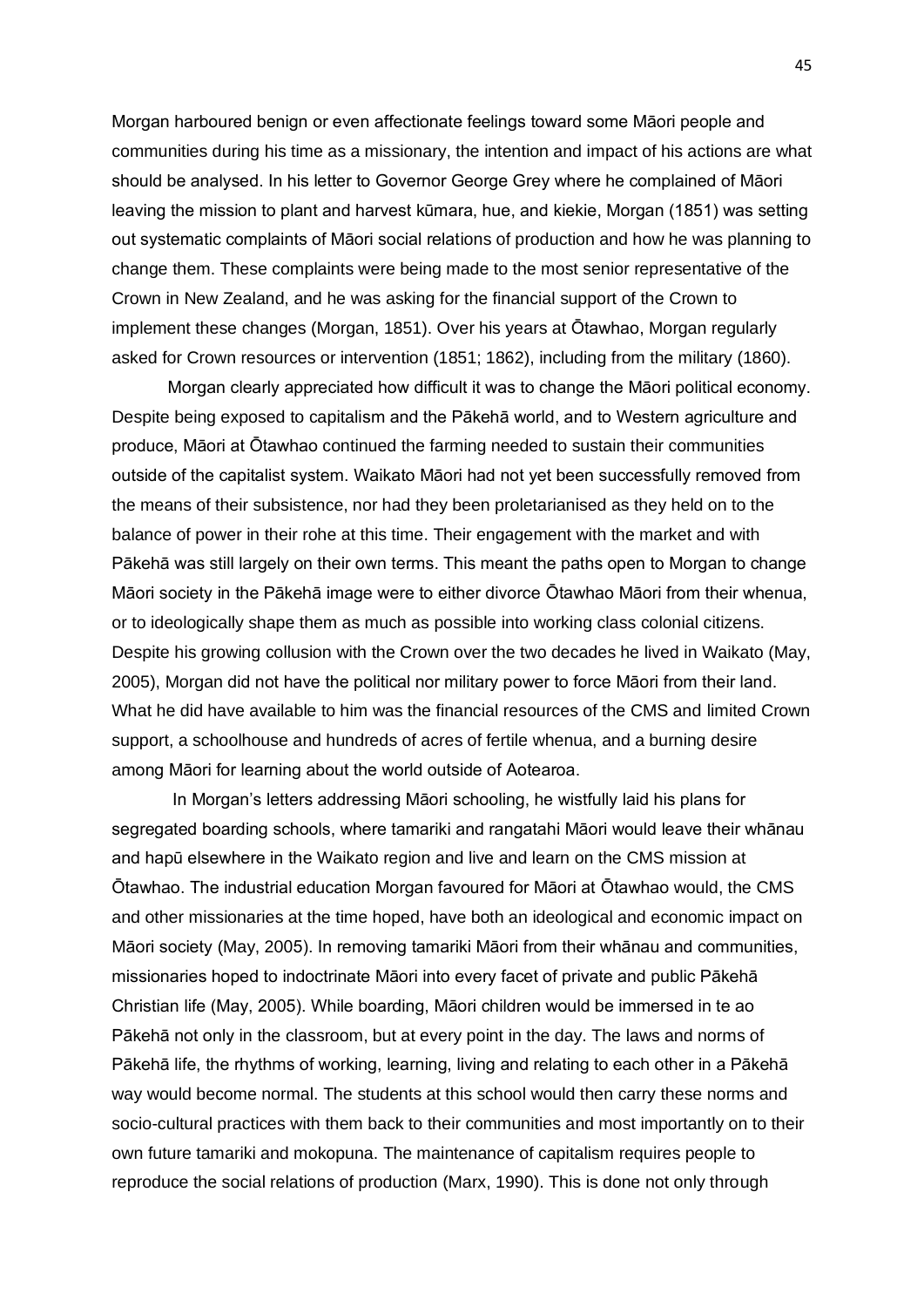Morgan harboured benign or even affectionate feelings toward some Māori people and communities during his time as a missionary, the intention and impact of his actions are what should be analysed. In his letter to Governor George Grey where he complained of Māori leaving the mission to plant and harvest kūmara, hue, and kiekie, Morgan (1851) was setting out systematic complaints of Māori social relations of production and how he was planning to change them. These complaints were being made to the most senior representative of the Crown in New Zealand, and he was asking for the financial support of the Crown to implement these changes (Morgan, 1851). Over his years at Ōtawhao, Morgan regularly asked for Crown resources or intervention (1851; 1862), including from the military (1860).

Morgan clearly appreciated how difficult it was to change the Māori political economy. Despite being exposed to capitalism and the Pākehā world, and to Western agriculture and produce, Māori at Ōtawhao continued the farming needed to sustain their communities outside of the capitalist system. Waikato Māori had not yet been successfully removed from the means of their subsistence, nor had they been proletarianised as they held on to the balance of power in their rohe at this time. Their engagement with the market and with Pākehā was still largely on their own terms. This meant the paths open to Morgan to change Māori society in the Pākehā image were to either divorce Ōtawhao Māori from their whenua, or to ideologically shape them as much as possible into working class colonial citizens. Despite his growing collusion with the Crown over the two decades he lived in Waikato (May, 2005), Morgan did not have the political nor military power to force Māori from their land. What he did have available to him was the financial resources of the CMS and limited Crown support, a schoolhouse and hundreds of acres of fertile whenua, and a burning desire among Māori for learning about the world outside of Aotearoa.

In Morgan's letters addressing Māori schooling, he wistfully laid his plans for segregated boarding schools, where tamariki and rangatahi Māori would leave their whānau and hapū elsewhere in the Waikato region and live and learn on the CMS mission at Ōtawhao. The industrial education Morgan favoured for Māori at Ōtawhao would, the CMS and other missionaries at the time hoped, have both an ideological and economic impact on Māori society (May, 2005). In removing tamariki Māori from their whānau and communities, missionaries hoped to indoctrinate Māori into every facet of private and public Pākehā Christian life (May, 2005). While boarding, Māori children would be immersed in te ao Pākehā not only in the classroom, but at every point in the day. The laws and norms of Pākehā life, the rhythms of working, learning, living and relating to each other in a Pākehā way would become normal. The students at this school would then carry these norms and socio-cultural practices with them back to their communities and most importantly on to their own future tamariki and mokopuna. The maintenance of capitalism requires people to reproduce the social relations of production (Marx, 1990). This is done not only through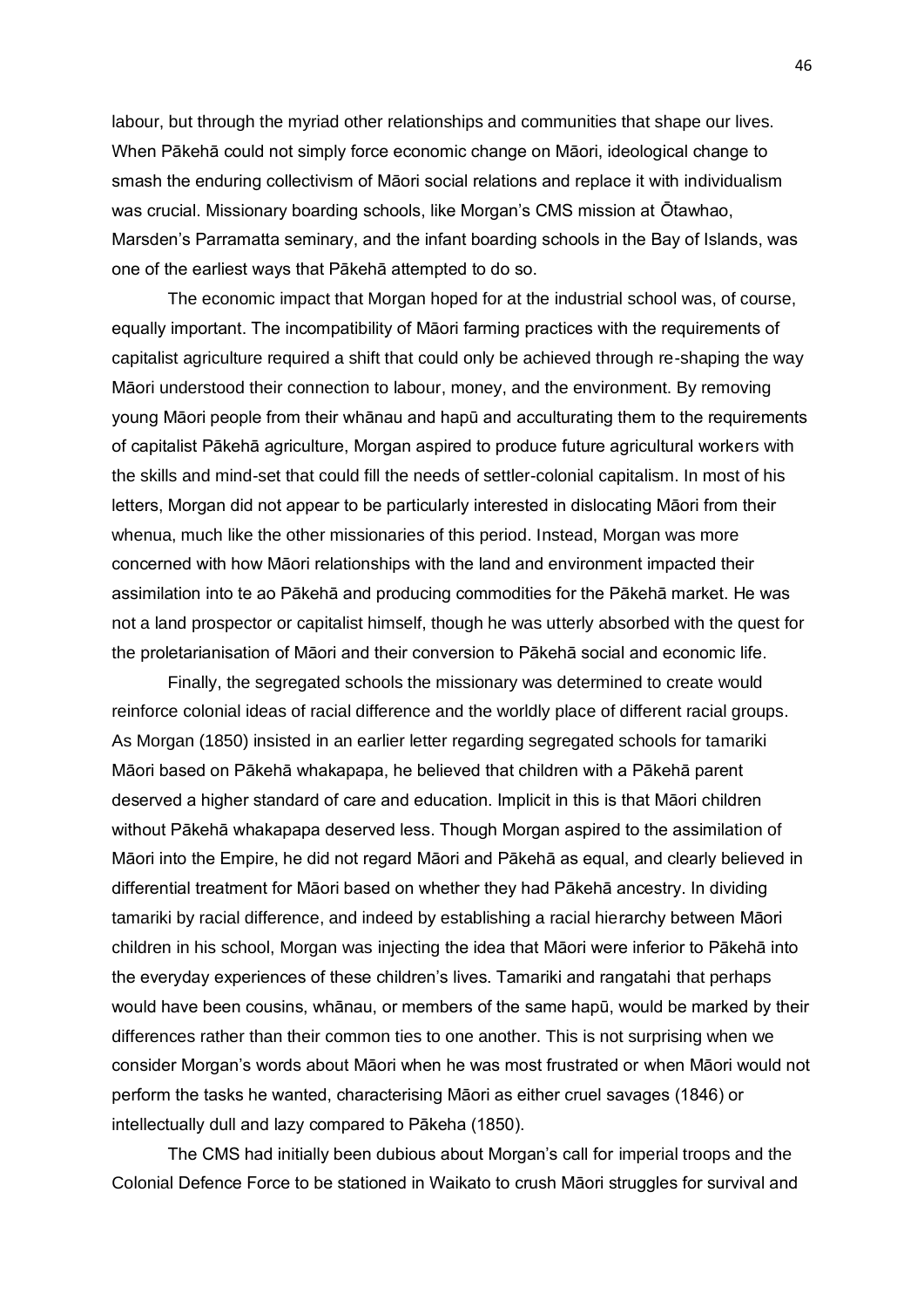labour, but through the myriad other relationships and communities that shape our lives. When Pākehā could not simply force economic change on Māori, ideological change to smash the enduring collectivism of Māori social relations and replace it with individualism was crucial. Missionary boarding schools, like Morgan's CMS mission at Ōtawhao, Marsden's Parramatta seminary, and the infant boarding schools in the Bay of Islands, was one of the earliest ways that Pākehā attempted to do so.

The economic impact that Morgan hoped for at the industrial school was, of course, equally important. The incompatibility of Māori farming practices with the requirements of capitalist agriculture required a shift that could only be achieved through re-shaping the way Māori understood their connection to labour, money, and the environment. By removing young Māori people from their whānau and hapū and acculturating them to the requirements of capitalist Pākehā agriculture, Morgan aspired to produce future agricultural workers with the skills and mind-set that could fill the needs of settler-colonial capitalism. In most of his letters, Morgan did not appear to be particularly interested in dislocating Māori from their whenua, much like the other missionaries of this period. Instead, Morgan was more concerned with how Māori relationships with the land and environment impacted their assimilation into te ao Pākehā and producing commodities for the Pākehā market. He was not a land prospector or capitalist himself, though he was utterly absorbed with the quest for the proletarianisation of Māori and their conversion to Pākehā social and economic life.

Finally, the segregated schools the missionary was determined to create would reinforce colonial ideas of racial difference and the worldly place of different racial groups. As Morgan (1850) insisted in an earlier letter regarding segregated schools for tamariki Māori based on Pākehā whakapapa, he believed that children with a Pākehā parent deserved a higher standard of care and education. Implicit in this is that Māori children without Pākehā whakapapa deserved less. Though Morgan aspired to the assimilation of Māori into the Empire, he did not regard Māori and Pākehā as equal, and clearly believed in differential treatment for Māori based on whether they had Pākehā ancestry. In dividing tamariki by racial difference, and indeed by establishing a racial hierarchy between Māori children in his school, Morgan was injecting the idea that Māori were inferior to Pākehā into the everyday experiences of these children's lives. Tamariki and rangatahi that perhaps would have been cousins, whānau, or members of the same hapū, would be marked by their differences rather than their common ties to one another. This is not surprising when we consider Morgan's words about Māori when he was most frustrated or when Māori would not perform the tasks he wanted, characterising Māori as either cruel savages (1846) or intellectually dull and lazy compared to Pākeha (1850).

The CMS had initially been dubious about Morgan's call for imperial troops and the Colonial Defence Force to be stationed in Waikato to crush Māori struggles for survival and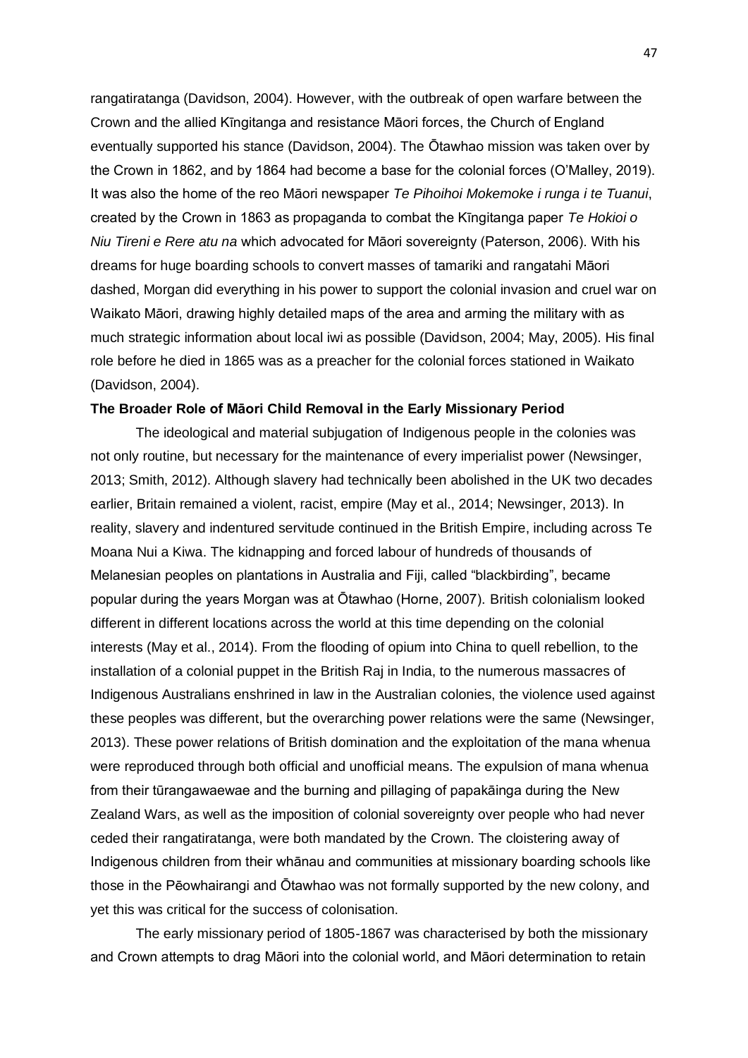rangatiratanga (Davidson, 2004). However, with the outbreak of open warfare between the Crown and the allied Kīngitanga and resistance Māori forces, the Church of England eventually supported his stance (Davidson, 2004). The Ōtawhao mission was taken over by the Crown in 1862, and by 1864 had become a base for the colonial forces (O'Malley, 2019). It was also the home of the reo Māori newspaper *Te Pihoihoi Mokemoke i runga i te Tuanui*, created by the Crown in 1863 as propaganda to combat the Kīngitanga paper *Te Hokioi o Niu Tireni e Rere atu na* which advocated for Māori sovereignty (Paterson, 2006). With his dreams for huge boarding schools to convert masses of tamariki and rangatahi Māori dashed, Morgan did everything in his power to support the colonial invasion and cruel war on Waikato Māori, drawing highly detailed maps of the area and arming the military with as much strategic information about local iwi as possible (Davidson, 2004; May, 2005). His final role before he died in 1865 was as a preacher for the colonial forces stationed in Waikato (Davidson, 2004).

**The Broader Role of Māori Child Removal in the Early Missionary Period**

The ideological and material subjugation of Indigenous people in the colonies was not only routine, but necessary for the maintenance of every imperialist power (Newsinger, 2013; Smith, 2012). Although slavery had technically been abolished in the UK two decades earlier, Britain remained a violent, racist, empire (May et al., 2014; Newsinger, 2013). In reality, slavery and indentured servitude continued in the British Empire, including across Te Moana Nui a Kiwa. The kidnapping and forced labour of hundreds of thousands of Melanesian peoples on plantations in Australia and Fiji, called "blackbirding", became popular during the years Morgan was at Ōtawhao (Horne, 2007). British colonialism looked different in different locations across the world at this time depending on the colonial interests (May et al., 2014). From the flooding of opium into China to quell rebellion, to the installation of a colonial puppet in the British Raj in India, to the numerous massacres of Indigenous Australians enshrined in law in the Australian colonies, the violence used against these peoples was different, but the overarching power relations were the same (Newsinger, 2013). These power relations of British domination and the exploitation of the mana whenua were reproduced through both official and unofficial means. The expulsion of mana whenua from their tūrangawaewae and the burning and pillaging of papakāinga during the New Zealand Wars, as well as the imposition of colonial sovereignty over people who had never ceded their rangatiratanga, were both mandated by the Crown. The cloistering away of Indigenous children from their whānau and communities at missionary boarding schools like those in the Pēowhairangi and Ōtawhao was not formally supported by the new colony, and yet this was critical for the success of colonisation.

The early missionary period of 1805-1867 was characterised by both the missionary and Crown attempts to drag Māori into the colonial world, and Māori determination to retain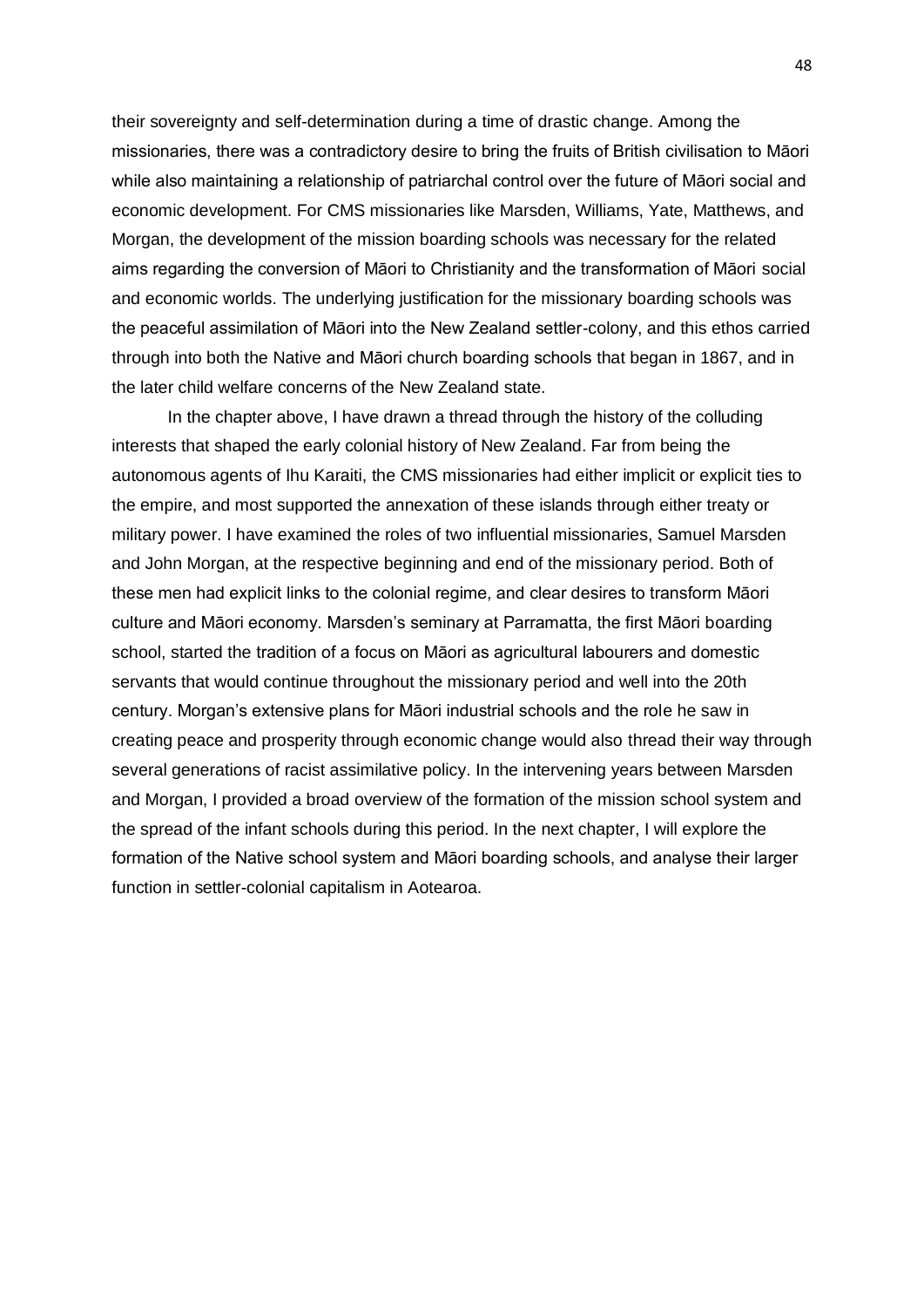their sovereignty and self-determination during a time of drastic change. Among the missionaries, there was a contradictory desire to bring the fruits of British civilisation to Māori while also maintaining a relationship of patriarchal control over the future of Māori social and economic development. For CMS missionaries like Marsden, Williams, Yate, Matthews, and Morgan, the development of the mission boarding schools was necessary for the related aims regarding the conversion of Māori to Christianity and the transformation of Māori social and economic worlds. The underlying justification for the missionary boarding schools was the peaceful assimilation of Māori into the New Zealand settler-colony, and this ethos carried through into both the Native and Māori church boarding schools that began in 1867, and in the later child welfare concerns of the New Zealand state.

In the chapter above, I have drawn a thread through the history of the colluding interests that shaped the early colonial history of New Zealand. Far from being the autonomous agents of Ihu Karaiti, the CMS missionaries had either implicit or explicit ties to the empire, and most supported the annexation of these islands through either treaty or military power. I have examined the roles of two influential missionaries, Samuel Marsden and John Morgan, at the respective beginning and end of the missionary period. Both of these men had explicit links to the colonial regime, and clear desires to transform Māori culture and Māori economy. Marsden's seminary at Parramatta, the first Māori boarding school, started the tradition of a focus on Māori as agricultural labourers and domestic servants that would continue throughout the missionary period and well into the 20th century. Morgan's extensive plans for Māori industrial schools and the role he saw in creating peace and prosperity through economic change would also thread their way through several generations of racist assimilative policy. In the intervening years between Marsden and Morgan, I provided a broad overview of the formation of the mission school system and the spread of the infant schools during this period. In the next chapter, I will explore the formation of the Native school system and Māori boarding schools, and analyse their larger function in settler-colonial capitalism in Aotearoa.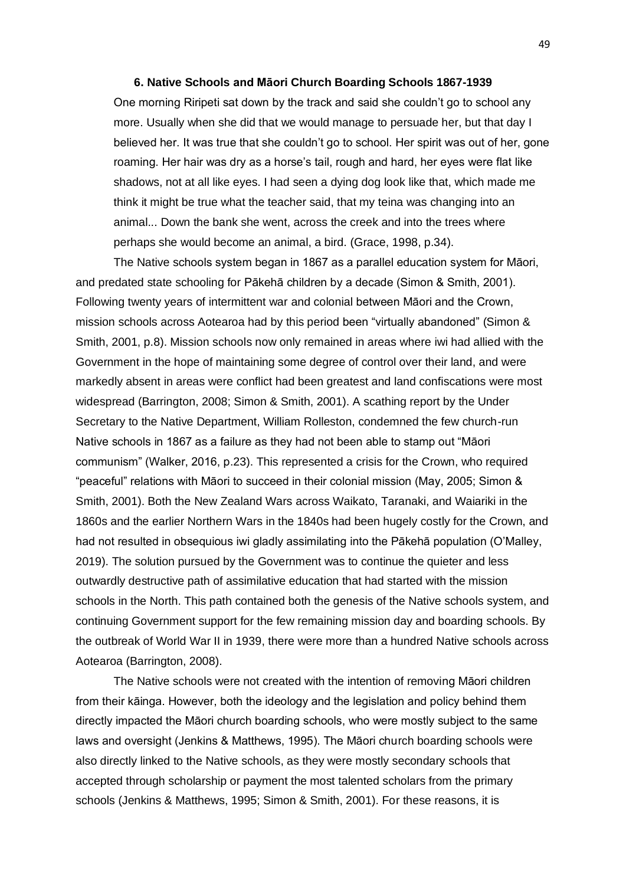## 6. Native Schools and Māori Church Boarding Schools 1867-1939

> One morning Riripeti sat down by the track and said she couldn't go to school any more. Usually when she did that we would manage to persuade her, but that day I believed her. It was true that she couldn't go to school. Her spirit was out of her, gone roaming. Her hair was dry as a horse's tail, rough and hard, her eyes were flat like shadows, not at all like eyes. I had seen a dying dog look like that, which made me think it might be true what the teacher said, that my teina was changing into an animal... Down the bank she went, across the creek and into the trees where perhaps she would become an animal, a bird. (Grace, 1998, p.34).

The Native schools system began in 1867 as a parallel education system for Māori, and predated state schooling for Pākehā children by a decade (Simon & Smith, 2001). Following twenty years of intermittent war and colonial between Māori and the Crown, mission schools across Aotearoa had by this period been "virtually abandoned" (Simon & Smith, 2001, p.8). Mission schools now only remained in areas where iwi had allied with the Government in the hope of maintaining some degree of control over their land, and were markedly absent in areas were conflict had been greatest and land confiscations were most widespread (Barrington, 2008; Simon & Smith, 2001). A scathing report by the Under Secretary to the Native Department, William Rolleston, condemned the few church-run Native schools in 1867 as a failure as they had not been able to stamp out "Māori communism" (Walker, 2016, p.23). This represented a crisis for the Crown, who required "peaceful" relations with Māori to succeed in their colonial mission (May, 2005; Simon & Smith, 2001). Both the New Zealand Wars across Waikato, Taranaki, and Waiariki in the 1860s and the earlier Northern Wars in the 1840s had been hugely costly for the Crown, and had not resulted in obsequious iwi gladly assimilating into the Pākehā population (O'Malley, 2019). The solution pursued by the Government was to continue the quieter and less outwardly destructive path of assimilative education that had started with the mission schools in the North. This path contained both the genesis of the Native schools system, and continuing Government support for the few remaining mission day and boarding schools. By the outbreak of World War II in 1939, there were more than a hundred Native schools across Aotearoa (Barrington, 2008).

The Native schools were not created with the intention of removing Māori children from their kāinga. However, both the ideology and the legislation and policy behind them directly impacted the Māori church boarding schools, who were mostly subject to the same laws and oversight (Jenkins & Matthews, 1995). The Māori church boarding schools were also directly linked to the Native schools, as they were mostly secondary schools that accepted through scholarship or payment the most talented scholars from the primary schools (Jenkins & Matthews, 1995; Simon & Smith, 2001). For these reasons, it is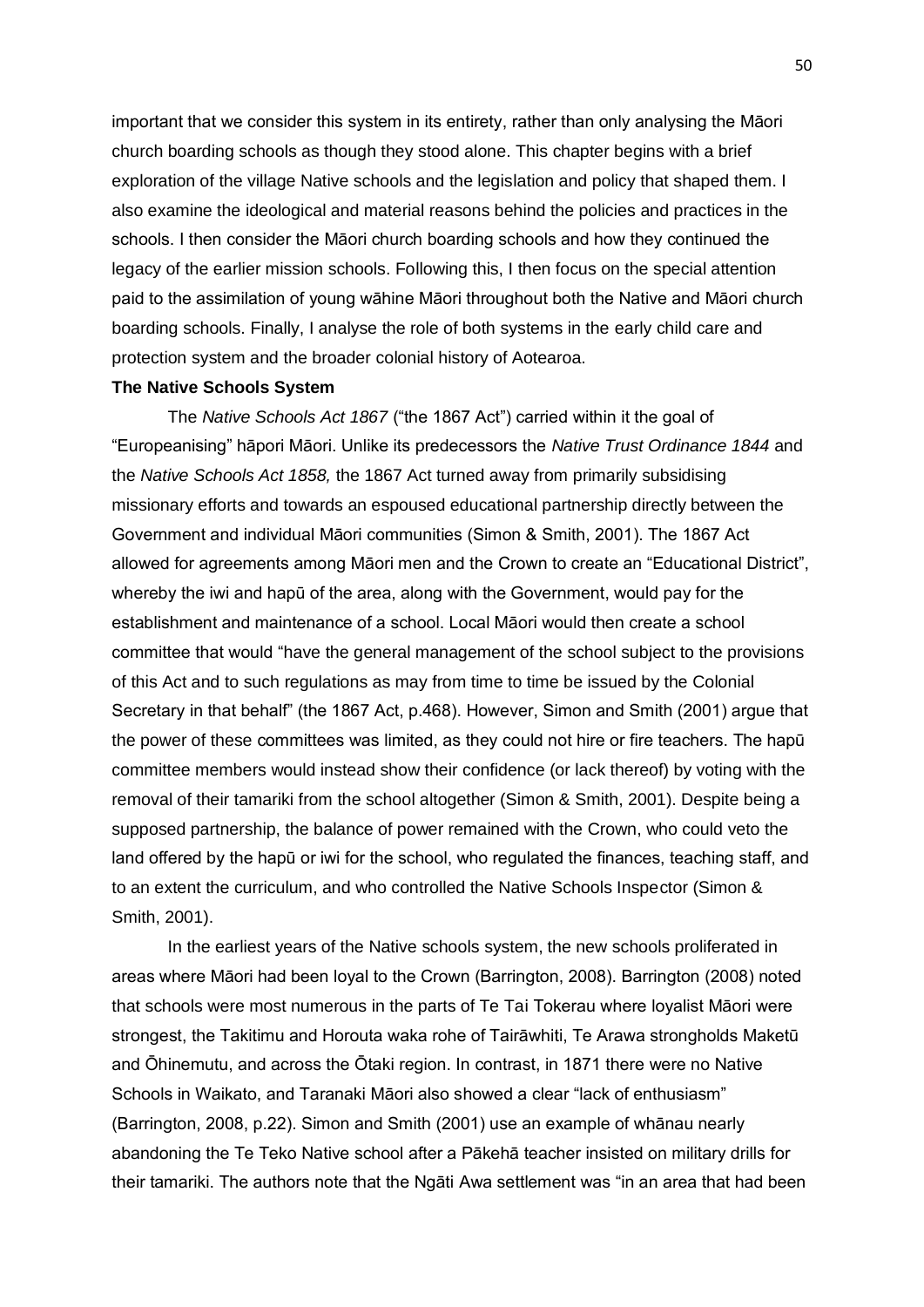important that we consider this system in its entirety, rather than only analysing the Māori church boarding schools as though they stood alone. This chapter begins with a brief exploration of the village Native schools and the legislation and policy that shaped them. I also examine the ideological and material reasons behind the policies and practices in the schools. I then consider the Māori church boarding schools and how they continued the legacy of the earlier mission schools. Following this, I then focus on the special attention paid to the assimilation of young wāhine Māori throughout both the Native and Māori church boarding schools. Finally, I analyse the role of both systems in the early child care and protection system and the broader colonial history of Aotearoa.

**The Native Schools System**

The *Native Schools Act 1867* ("the 1867 Act") carried within it the goal of "Europeanising" hāpori Māori. Unlike its predecessors the *Native Trust Ordinance 1844* and the *Native Schools Act 1858,* the 1867 Act turned away from primarily subsidising missionary efforts and towards an espoused educational partnership directly between the Government and individual Māori communities (Simon & Smith, 2001). The 1867 Act allowed for agreements among Māori men and the Crown to create an "Educational District", whereby the iwi and hapū of the area, along with the Government, would pay for the establishment and maintenance of a school. Local Māori would then create a school committee that would "have the general management of the school subject to the provisions of this Act and to such regulations as may from time to time be issued by the Colonial Secretary in that behalf" (the 1867 Act, p.468). However, Simon and Smith (2001) argue that the power of these committees was limited, as they could not hire or fire teachers. The hapū committee members would instead show their confidence (or lack thereof) by voting with the removal of their tamariki from the school altogether (Simon & Smith, 2001). Despite being a supposed partnership, the balance of power remained with the Crown, who could veto the land offered by the hapū or iwi for the school, who regulated the finances, teaching staff, and to an extent the curriculum, and who controlled the Native Schools Inspector (Simon & Smith, 2001).

In the earliest years of the Native schools system, the new schools proliferated in areas where Māori had been loyal to the Crown (Barrington, 2008). Barrington (2008) noted that schools were most numerous in the parts of Te Tai Tokerau where loyalist Māori were strongest, the Takitimu and Horouta waka rohe of Tairāwhiti, Te Arawa strongholds Maketū and Ōhinemutu, and across the Ōtaki region. In contrast, in 1871 there were no Native Schools in Waikato, and Taranaki Māori also showed a clear "lack of enthusiasm" (Barrington, 2008, p.22). Simon and Smith (2001) use an example of whānau nearly abandoning the Te Teko Native school after a Pākehā teacher insisted on military drills for their tamariki. The authors note that the Ngāti Awa settlement was "in an area that had been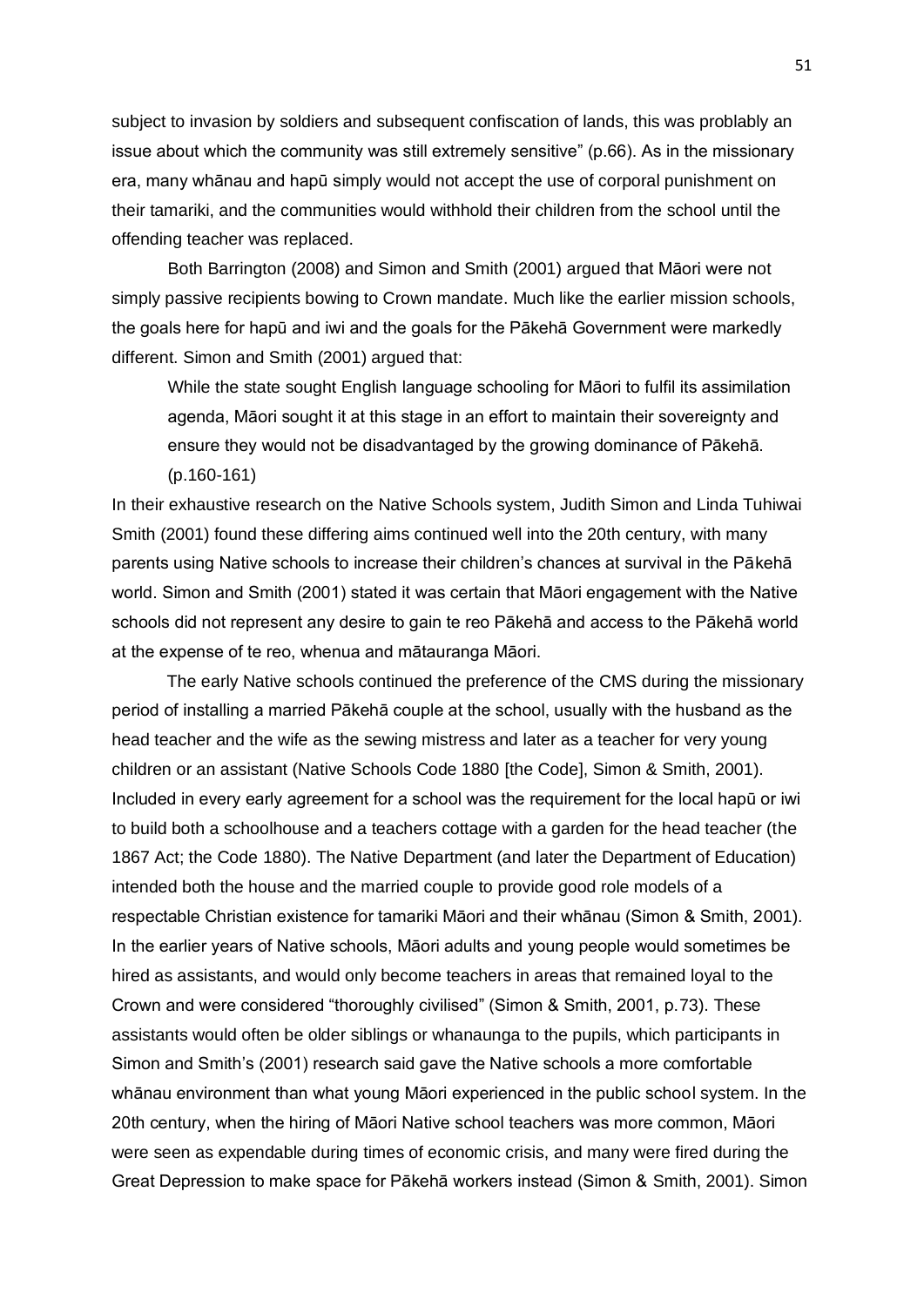subject to invasion by soldiers and subsequent confiscation of lands, this was problably an issue about which the community was still extremely sensitive" (p.66). As in the missionary era, many whānau and hapū simply would not accept the use of corporal punishment on their tamariki, and the communities would withhold their children from the school until the offending teacher was replaced.

Both Barrington (2008) and Simon and Smith (2001) argued that Māori were not simply passive recipients bowing to Crown mandate. Much like the earlier mission schools, the goals here for hapū and iwi and the goals for the Pākehā Government were markedly different. Simon and Smith (2001) argued that:

> While the state sought English language schooling for Māori to fulfil its assimilation agenda, Māori sought it at this stage in an effort to maintain their sovereignty and ensure they would not be disadvantaged by the growing dominance of Pākehā. (p.160-161)

In their exhaustive research on the Native Schools system, Judith Simon and Linda Tuhiwai Smith (2001) found these differing aims continued well into the 20th century, with many parents using Native schools to increase their children's chances at survival in the Pākehā world. Simon and Smith (2001) stated it was certain that Māori engagement with the Native schools did not represent any desire to gain te reo Pākehā and access to the Pākehā world at the expense of te reo, whenua and mātauranga Māori.

The early Native schools continued the preference of the CMS during the missionary period of installing a married Pākehā couple at the school, usually with the husband as the head teacher and the wife as the sewing mistress and later as a teacher for very young children or an assistant (Native Schools Code 1880 [the Code], Simon & Smith, 2001). Included in every early agreement for a school was the requirement for the local hapū or iwi to build both a schoolhouse and a teachers cottage with a garden for the head teacher (the 1867 Act; the Code 1880). The Native Department (and later the Department of Education) intended both the house and the married couple to provide good role models of a respectable Christian existence for tamariki Māori and their whānau (Simon & Smith, 2001). In the earlier years of Native schools, Māori adults and young people would sometimes be hired as assistants, and would only become teachers in areas that remained loyal to the Crown and were considered "thoroughly civilised" (Simon & Smith, 2001, p.73). These assistants would often be older siblings or whanaunga to the pupils, which participants in Simon and Smith's (2001) research said gave the Native schools a more comfortable whānau environment than what young Māori experienced in the public school system. In the 20th century, when the hiring of Māori Native school teachers was more common, Māori were seen as expendable during times of economic crisis, and many were fired during the Great Depression to make space for Pākehā workers instead (Simon & Smith, 2001). Simon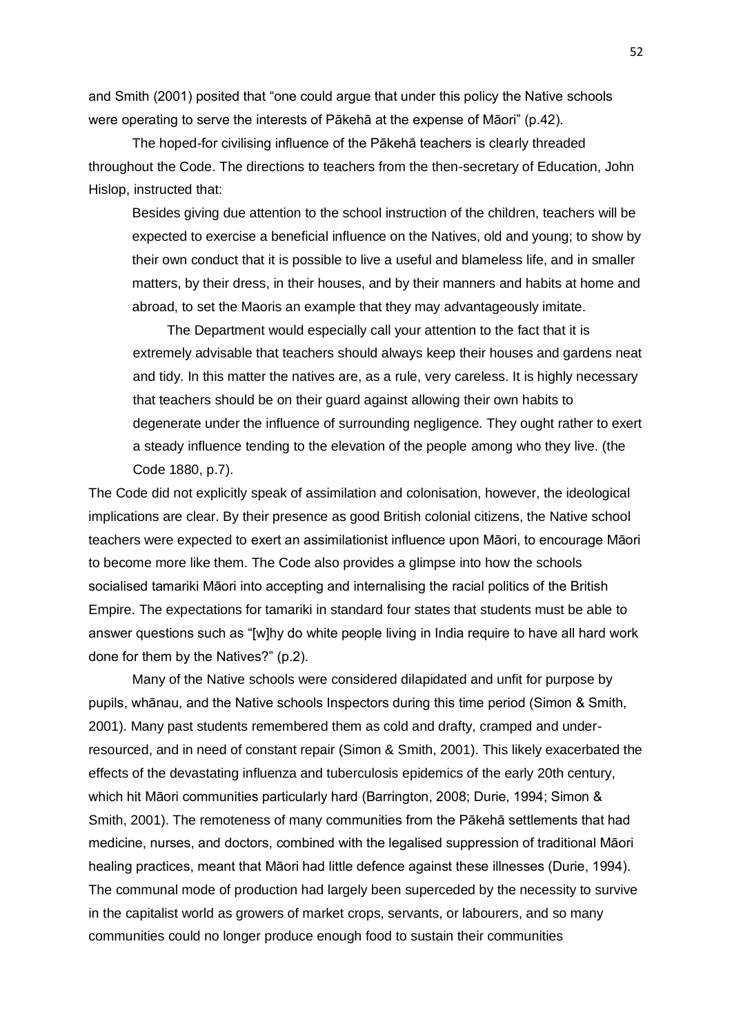and Smith (2001) posited that "one could argue that under this policy the Native schools were operating to serve the interests of Pākehā at the expense of Māori" (p.42).

The hoped-for civilising influence of the Pākehā teachers is clearly threaded throughout the Code. The directions to teachers from the then-secretary of Education, John Hislop, instructed that:

> Besides giving due attention to the school instruction of the children, teachers will be expected to exercise a beneficial influence on the Natives, old and young; to show by their own conduct that it is possible to live a useful and blameless life, and in smaller matters, by their dress, in their houses, and by their manners and habits at home and abroad, to set the Maoris an example that they may advantageously imitate.
>
> The Department would especially call your attention to the fact that it is extremely advisable that teachers should always keep their houses and gardens neat and tidy. In this matter the natives are, as a rule, very careless. It is highly necessary that teachers should be on their guard against allowing their own habits to degenerate under the influence of surrounding negligence. They ought rather to exert a steady influence tending to the elevation of the people among who they live. (the Code 1880, p.7).

The Code did not explicitly speak of assimilation and colonisation, however, the ideological implications are clear. By their presence as good British colonial citizens, the Native school teachers were expected to exert an assimilationist influence upon Māori, to encourage Māori to become more like them. The Code also provides a glimpse into how the schools socialised tamariki Māori into accepting and internalising the racial politics of the British Empire. The expectations for tamariki in standard four states that students must be able to answer questions such as "[w]hy do white people living in India require to have all hard work done for them by the Natives?" (p.2).

Many of the Native schools were considered dilapidated and unfit for purpose by pupils, whānau, and the Native schools Inspectors during this time period (Simon & Smith, 2001). Many past students remembered them as cold and drafty, cramped and under-resourced, and in need of constant repair (Simon & Smith, 2001). This likely exacerbated the effects of the devastating influenza and tuberculosis epidemics of the early 20th century, which hit Māori communities particularly hard (Barrington, 2008; Durie, 1994; Simon & Smith, 2001). The remoteness of many communities from the Pākehā settlements that had medicine, nurses, and doctors, combined with the legalised suppression of traditional Māori healing practices, meant that Māori had little defence against these illnesses (Durie, 1994). The communal mode of production had largely been superceded by the necessity to survive in the capitalist world as growers of market crops, servants, or labourers, and so many communities could no longer produce enough food to sustain their communities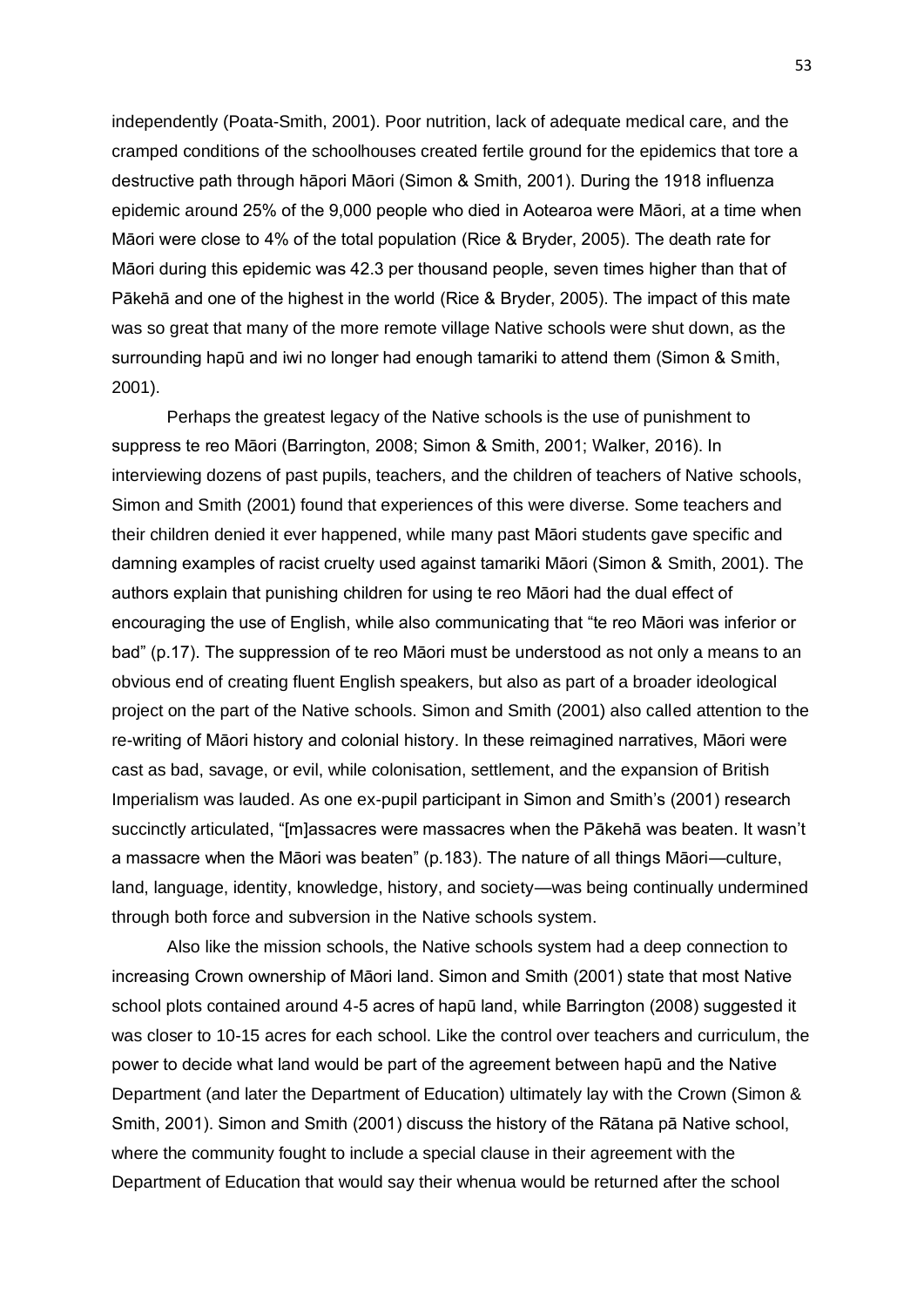independently (Poata-Smith, 2001). Poor nutrition, lack of adequate medical care, and the cramped conditions of the schoolhouses created fertile ground for the epidemics that tore a destructive path through hāpori Māori (Simon & Smith, 2001). During the 1918 influenza epidemic around 25% of the 9,000 people who died in Aotearoa were Māori, at a time when Māori were close to 4% of the total population (Rice & Bryder, 2005). The death rate for Māori during this epidemic was 42.3 per thousand people, seven times higher than that of Pākehā and one of the highest in the world (Rice & Bryder, 2005). The impact of this mate was so great that many of the more remote village Native schools were shut down, as the surrounding hapū and iwi no longer had enough tamariki to attend them (Simon & Smith, 2001).

Perhaps the greatest legacy of the Native schools is the use of punishment to suppress te reo Māori (Barrington, 2008; Simon & Smith, 2001; Walker, 2016). In interviewing dozens of past pupils, teachers, and the children of teachers of Native schools, Simon and Smith (2001) found that experiences of this were diverse. Some teachers and their children denied it ever happened, while many past Māori students gave specific and damning examples of racist cruelty used against tamariki Māori (Simon & Smith, 2001). The authors explain that punishing children for using te reo Māori had the dual effect of encouraging the use of English, while also communicating that "te reo Māori was inferior or bad" (p.17). The suppression of te reo Māori must be understood as not only a means to an obvious end of creating fluent English speakers, but also as part of a broader ideological project on the part of the Native schools. Simon and Smith (2001) also called attention to the re-writing of Māori history and colonial history. In these reimagined narratives, Māori were cast as bad, savage, or evil, while colonisation, settlement, and the expansion of British Imperialism was lauded. As one ex-pupil participant in Simon and Smith's (2001) research succinctly articulated, "[m]assacres were massacres when the Pākehā was beaten. It wasn't a massacre when the Māori was beaten" (p.183). The nature of all things Māori—culture, land, language, identity, knowledge, history, and society—was being continually undermined through both force and subversion in the Native schools system.

Also like the mission schools, the Native schools system had a deep connection to increasing Crown ownership of Māori land. Simon and Smith (2001) state that most Native school plots contained around 4-5 acres of hapū land, while Barrington (2008) suggested it was closer to 10-15 acres for each school. Like the control over teachers and curriculum, the power to decide what land would be part of the agreement between hapū and the Native Department (and later the Department of Education) ultimately lay with the Crown (Simon & Smith, 2001). Simon and Smith (2001) discuss the history of the Rātana pā Native school, where the community fought to include a special clause in their agreement with the Department of Education that would say their whenua would be returned after the school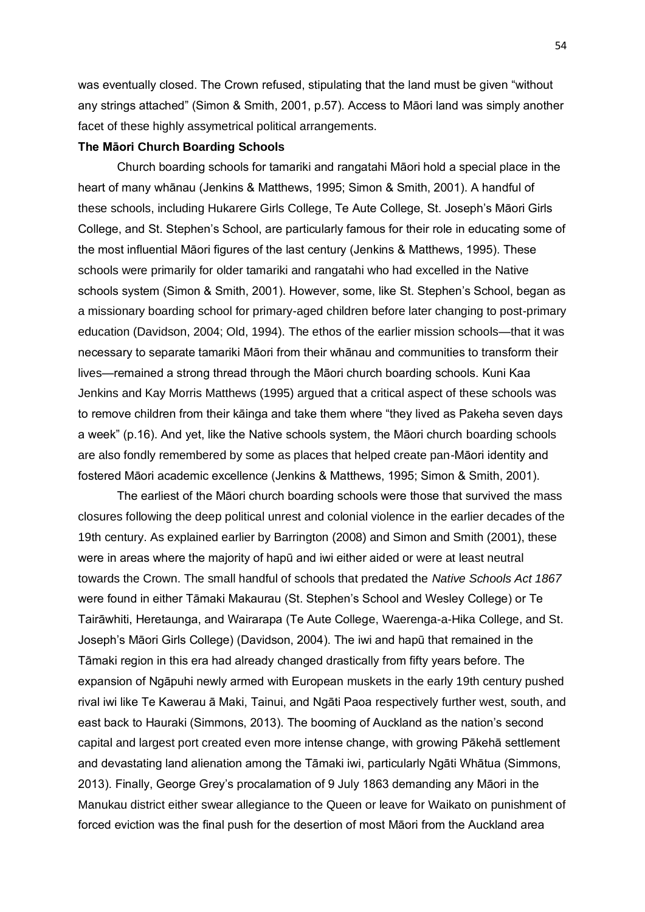was eventually closed. The Crown refused, stipulating that the land must be given "without any strings attached" (Simon & Smith, 2001, p.57). Access to Māori land was simply another facet of these highly assymetrical political arrangements.

**The Māori Church Boarding Schools**

Church boarding schools for tamariki and rangatahi Māori hold a special place in the heart of many whānau (Jenkins & Matthews, 1995; Simon & Smith, 2001). A handful of these schools, including Hukarere Girls College, Te Aute College, St. Joseph's Māori Girls College, and St. Stephen's School, are particularly famous for their role in educating some of the most influential Māori figures of the last century (Jenkins & Matthews, 1995). These schools were primarily for older tamariki and rangatahi who had excelled in the Native schools system (Simon & Smith, 2001). However, some, like St. Stephen's School, began as a missionary boarding school for primary-aged children before later changing to post-primary education (Davidson, 2004; Old, 1994). The ethos of the earlier mission schools—that it was necessary to separate tamariki Māori from their whānau and communities to transform their lives—remained a strong thread through the Māori church boarding schools. Kuni Kaa Jenkins and Kay Morris Matthews (1995) argued that a critical aspect of these schools was to remove children from their kāinga and take them where "they lived as Pakeha seven days a week" (p.16). And yet, like the Native schools system, the Māori church boarding schools are also fondly remembered by some as places that helped create pan-Māori identity and fostered Māori academic excellence (Jenkins & Matthews, 1995; Simon & Smith, 2001).

The earliest of the Māori church boarding schools were those that survived the mass closures following the deep political unrest and colonial violence in the earlier decades of the 19th century. As explained earlier by Barrington (2008) and Simon and Smith (2001), these were in areas where the majority of hapū and iwi either aided or were at least neutral towards the Crown. The small handful of schools that predated the *Native Schools Act 1867* were found in either Tāmaki Makaurau (St. Stephen's School and Wesley College) or Te Tairāwhiti, Heretaunga, and Wairarapa (Te Aute College, Waerenga-a-Hika College, and St. Joseph's Māori Girls College) (Davidson, 2004). The iwi and hapū that remained in the Tāmaki region in this era had already changed drastically from fifty years before. The expansion of Ngāpuhi newly armed with European muskets in the early 19th century pushed rival iwi like Te Kawerau ā Maki, Tainui, and Ngāti Paoa respectively further west, south, and east back to Hauraki (Simmons, 2013). The booming of Auckland as the nation's second capital and largest port created even more intense change, with growing Pākehā settlement and devastating land alienation among the Tāmaki iwi, particularly Ngāti Whātua (Simmons, 2013). Finally, George Grey's procalamation of 9 July 1863 demanding any Māori in the Manukau district either swear allegiance to the Queen or leave for Waikato on punishment of forced eviction was the final push for the desertion of most Māori from the Auckland area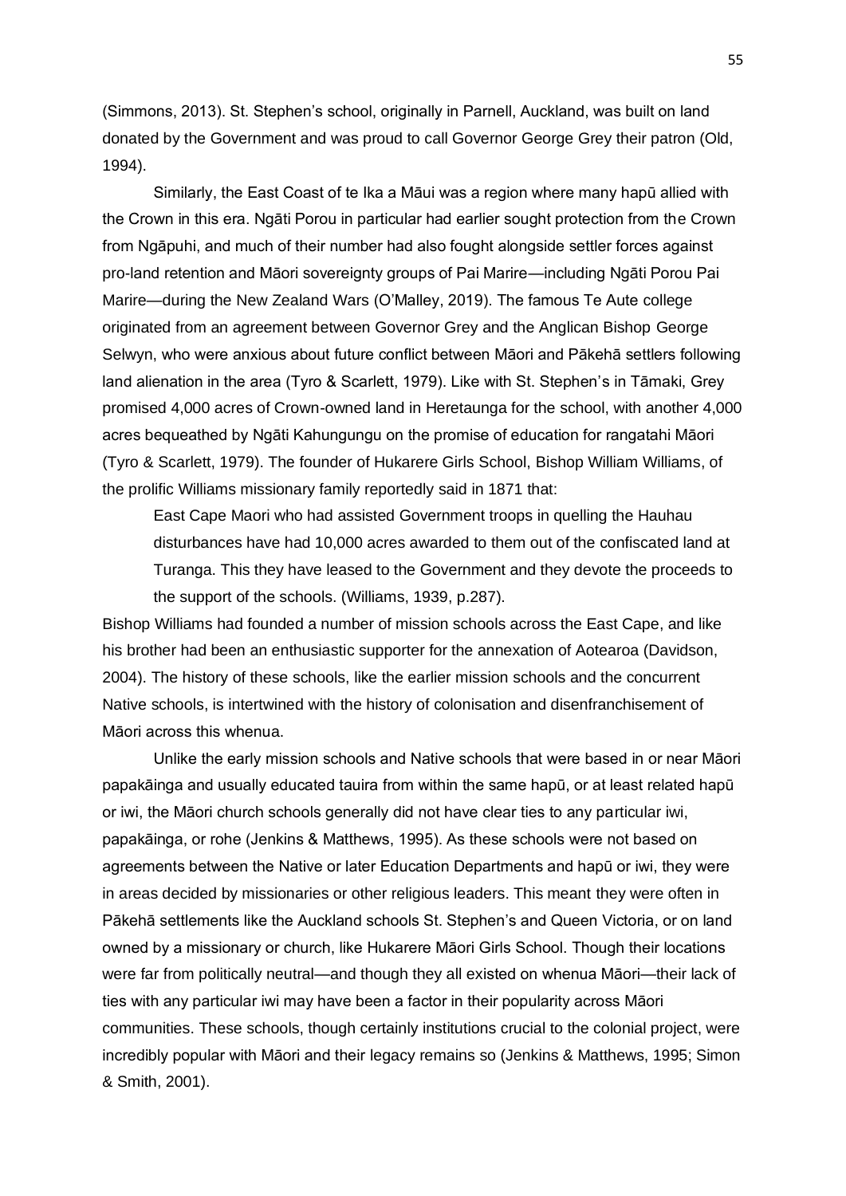(Simmons, 2013). St. Stephen's school, originally in Parnell, Auckland, was built on land donated by the Government and was proud to call Governor George Grey their patron (Old, 1994).

Similarly, the East Coast of te Ika a Māui was a region where many hapū allied with the Crown in this era. Ngāti Porou in particular had earlier sought protection from the Crown from Ngāpuhi, and much of their number had also fought alongside settler forces against pro-land retention and Māori sovereignty groups of Pai Marire—including Ngāti Porou Pai Marire—during the New Zealand Wars (O'Malley, 2019). The famous Te Aute college originated from an agreement between Governor Grey and the Anglican Bishop George Selwyn, who were anxious about future conflict between Māori and Pākehā settlers following land alienation in the area (Tyro & Scarlett, 1979). Like with St. Stephen's in Tāmaki, Grey promised 4,000 acres of Crown-owned land in Heretaunga for the school, with another 4,000 acres bequeathed by Ngāti Kahungungu on the promise of education for rangatahi Māori (Tyro & Scarlett, 1979). The founder of Hukarere Girls School, Bishop William Williams, of the prolific Williams missionary family reportedly said in 1871 that:

> East Cape Maori who had assisted Government troops in quelling the Hauhau disturbances have had 10,000 acres awarded to them out of the confiscated land at Turanga. This they have leased to the Government and they devote the proceeds to the support of the schools. (Williams, 1939, p.287).

Bishop Williams had founded a number of mission schools across the East Cape, and like his brother had been an enthusiastic supporter for the annexation of Aotearoa (Davidson, 2004). The history of these schools, like the earlier mission schools and the concurrent Native schools, is intertwined with the history of colonisation and disenfranchisement of Māori across this whenua.

Unlike the early mission schools and Native schools that were based in or near Māori papakāinga and usually educated tauira from within the same hapū, or at least related hapū or iwi, the Māori church schools generally did not have clear ties to any particular iwi, papakāinga, or rohe (Jenkins & Matthews, 1995). As these schools were not based on agreements between the Native or later Education Departments and hapū or iwi, they were in areas decided by missionaries or other religious leaders. This meant they were often in Pākehā settlements like the Auckland schools St. Stephen's and Queen Victoria, or on land owned by a missionary or church, like Hukarere Māori Girls School. Though their locations were far from politically neutral—and though they all existed on whenua Māori—their lack of ties with any particular iwi may have been a factor in their popularity across Māori communities. These schools, though certainly institutions crucial to the colonial project, were incredibly popular with Māori and their legacy remains so (Jenkins & Matthews, 1995; Simon & Smith, 2001).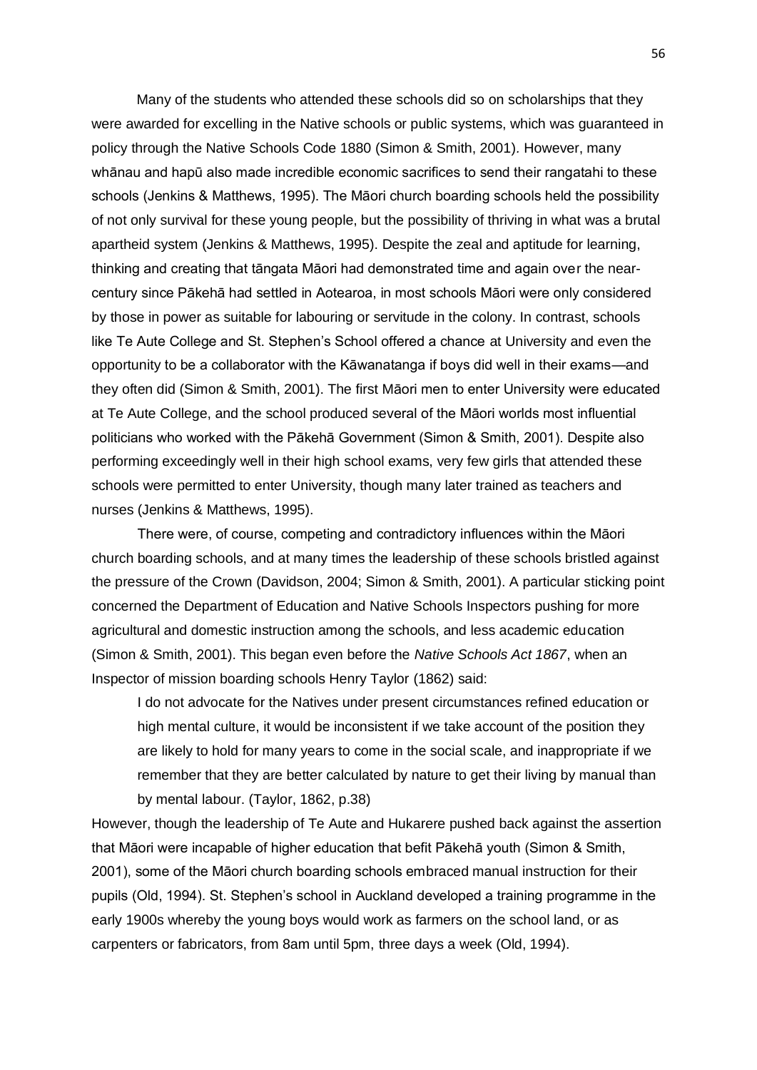Many of the students who attended these schools did so on scholarships that they were awarded for excelling in the Native schools or public systems, which was guaranteed in policy through the Native Schools Code 1880 (Simon & Smith, 2001). However, many whānau and hapū also made incredible economic sacrifices to send their rangatahi to these schools (Jenkins & Matthews, 1995). The Māori church boarding schools held the possibility of not only survival for these young people, but the possibility of thriving in what was a brutal apartheid system (Jenkins & Matthews, 1995). Despite the zeal and aptitude for learning, thinking and creating that tāngata Māori had demonstrated time and again over the near-century since Pākehā had settled in Aotearoa, in most schools Māori were only considered by those in power as suitable for labouring or servitude in the colony. In contrast, schools like Te Aute College and St. Stephen's School offered a chance at University and even the opportunity to be a collaborator with the Kāwanatanga if boys did well in their exams—and they often did (Simon & Smith, 2001). The first Māori men to enter University were educated at Te Aute College, and the school produced several of the Māori worlds most influential politicians who worked with the Pākehā Government (Simon & Smith, 2001). Despite also performing exceedingly well in their high school exams, very few girls that attended these schools were permitted to enter University, though many later trained as teachers and nurses (Jenkins & Matthews, 1995).

There were, of course, competing and contradictory influences within the Māori church boarding schools, and at many times the leadership of these schools bristled against the pressure of the Crown (Davidson, 2004; Simon & Smith, 2001). A particular sticking point concerned the Department of Education and Native Schools Inspectors pushing for more agricultural and domestic instruction among the schools, and less academic education (Simon & Smith, 2001). This began even before the *Native Schools Act 1867*, when an Inspector of mission boarding schools Henry Taylor (1862) said:

> I do not advocate for the Natives under present circumstances refined education or high mental culture, it would be inconsistent if we take account of the position they are likely to hold for many years to come in the social scale, and inappropriate if we remember that they are better calculated by nature to get their living by manual than by mental labour. (Taylor, 1862, p.38)

However, though the leadership of Te Aute and Hukarere pushed back against the assertion that Māori were incapable of higher education that befit Pākehā youth (Simon & Smith, 2001), some of the Māori church boarding schools embraced manual instruction for their pupils (Old, 1994). St. Stephen's school in Auckland developed a training programme in the early 1900s whereby the young boys would work as farmers on the school land, or as carpenters or fabricators, from 8am until 5pm, three days a week (Old, 1994).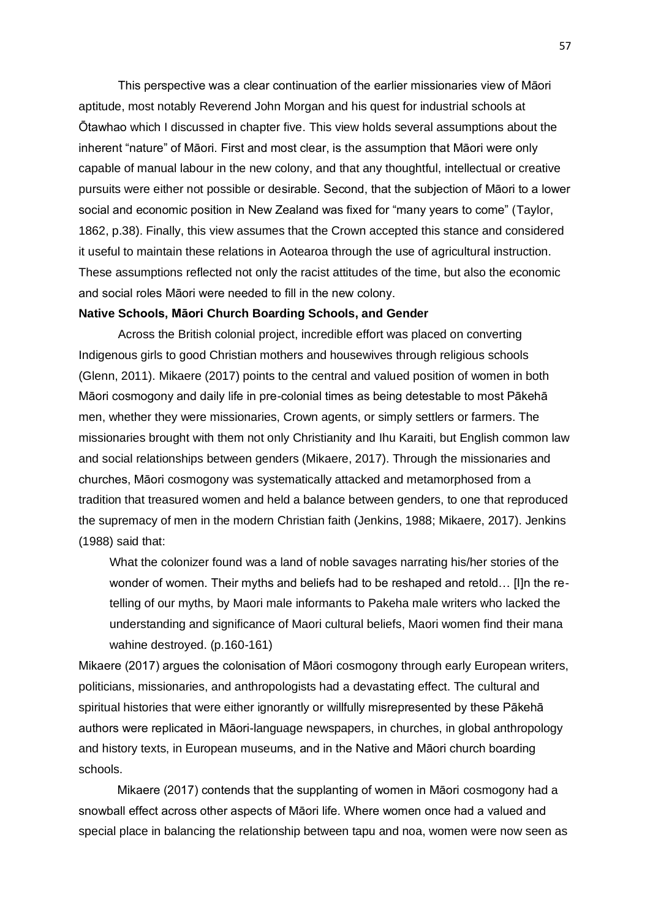This perspective was a clear continuation of the earlier missionaries view of Māori aptitude, most notably Reverend John Morgan and his quest for industrial schools at Ōtawhao which I discussed in chapter five. This view holds several assumptions about the inherent "nature" of Māori. First and most clear, is the assumption that Māori were only capable of manual labour in the new colony, and that any thoughtful, intellectual or creative pursuits were either not possible or desirable. Second, that the subjection of Māori to a lower social and economic position in New Zealand was fixed for "many years to come" (Taylor, 1862, p.38). Finally, this view assumes that the Crown accepted this stance and considered it useful to maintain these relations in Aotearoa through the use of agricultural instruction. These assumptions reflected not only the racist attitudes of the time, but also the economic and social roles Māori were needed to fill in the new colony.

**Native Schools, Māori Church Boarding Schools, and Gender**

Across the British colonial project, incredible effort was placed on converting Indigenous girls to good Christian mothers and housewives through religious schools (Glenn, 2011). Mikaere (2017) points to the central and valued position of women in both Māori cosmogony and daily life in pre-colonial times as being detestable to most Pākehā men, whether they were missionaries, Crown agents, or simply settlers or farmers. The missionaries brought with them not only Christianity and Ihu Karaiti, but English common law and social relationships between genders (Mikaere, 2017). Through the missionaries and churches, Māori cosmogony was systematically attacked and metamorphosed from a tradition that treasured women and held a balance between genders, to one that reproduced the supremacy of men in the modern Christian faith (Jenkins, 1988; Mikaere, 2017). Jenkins (1988) said that:

> What the colonizer found was a land of noble savages narrating his/her stories of the wonder of women. Their myths and beliefs had to be reshaped and retold… [I]n the re-telling of our myths, by Maori male informants to Pakeha male writers who lacked the understanding and significance of Maori cultural beliefs, Maori women find their mana wahine destroyed. (p.160-161)

Mikaere (2017) argues the colonisation of Māori cosmogony through early European writers, politicians, missionaries, and anthropologists had a devastating effect. The cultural and spiritual histories that were either ignorantly or willfully misrepresented by these Pākehā authors were replicated in Māori-language newspapers, in churches, in global anthropology and history texts, in European museums, and in the Native and Māori church boarding schools.

Mikaere (2017) contends that the supplanting of women in Māori cosmogony had a snowball effect across other aspects of Māori life. Where women once had a valued and special place in balancing the relationship between tapu and noa, women were now seen as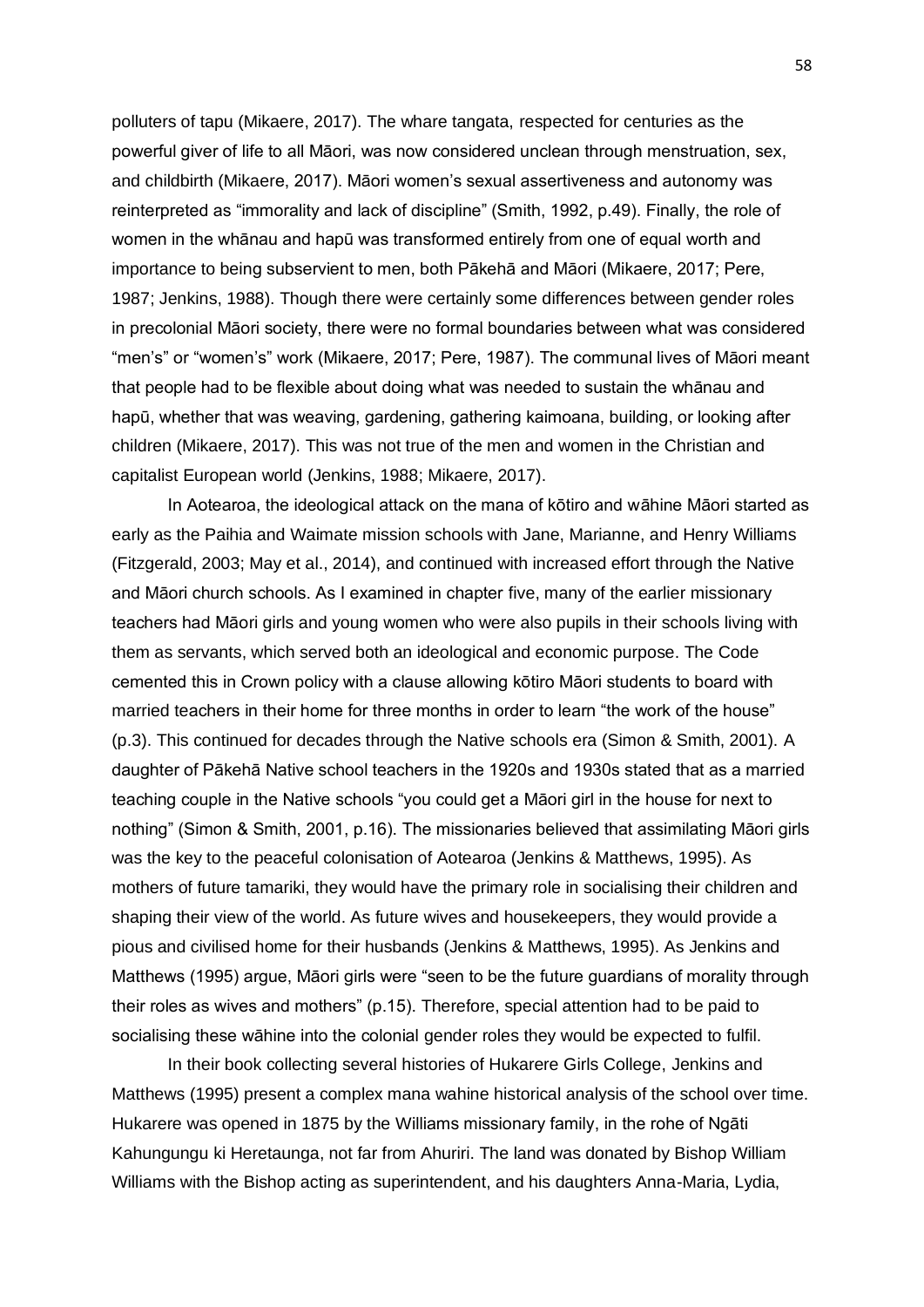polluters of tapu (Mikaere, 2017). The whare tangata, respected for centuries as the powerful giver of life to all Māori, was now considered unclean through menstruation, sex, and childbirth (Mikaere, 2017). Māori women's sexual assertiveness and autonomy was reinterpreted as "immorality and lack of discipline" (Smith, 1992, p.49). Finally, the role of women in the whānau and hapū was transformed entirely from one of equal worth and importance to being subservient to men, both Pākehā and Māori (Mikaere, 2017; Pere, 1987; Jenkins, 1988). Though there were certainly some differences between gender roles in precolonial Māori society, there were no formal boundaries between what was considered "men's" or "women's" work (Mikaere, 2017; Pere, 1987). The communal lives of Māori meant that people had to be flexible about doing what was needed to sustain the whānau and hapū, whether that was weaving, gardening, gathering kaimoana, building, or looking after children (Mikaere, 2017). This was not true of the men and women in the Christian and capitalist European world (Jenkins, 1988; Mikaere, 2017).

In Aotearoa, the ideological attack on the mana of kōtiro and wāhine Māori started as early as the Paihia and Waimate mission schools with Jane, Marianne, and Henry Williams (Fitzgerald, 2003; May et al., 2014), and continued with increased effort through the Native and Māori church schools. As I examined in chapter five, many of the earlier missionary teachers had Māori girls and young women who were also pupils in their schools living with them as servants, which served both an ideological and economic purpose. The Code cemented this in Crown policy with a clause allowing kōtiro Māori students to board with married teachers in their home for three months in order to learn "the work of the house" (p.3). This continued for decades through the Native schools era (Simon & Smith, 2001). A daughter of Pākehā Native school teachers in the 1920s and 1930s stated that as a married teaching couple in the Native schools "you could get a Māori girl in the house for next to nothing" (Simon & Smith, 2001, p.16). The missionaries believed that assimilating Māori girls was the key to the peaceful colonisation of Aotearoa (Jenkins & Matthews, 1995). As mothers of future tamariki, they would have the primary role in socialising their children and shaping their view of the world. As future wives and housekeepers, they would provide a pious and civilised home for their husbands (Jenkins & Matthews, 1995). As Jenkins and Matthews (1995) argue, Māori girls were "seen to be the future guardians of morality through their roles as wives and mothers" (p.15). Therefore, special attention had to be paid to socialising these wāhine into the colonial gender roles they would be expected to fulfil.

In their book collecting several histories of Hukarere Girls College, Jenkins and Matthews (1995) present a complex mana wahine historical analysis of the school over time. Hukarere was opened in 1875 by the Williams missionary family, in the rohe of Ngāti Kahungungu ki Heretaunga, not far from Ahuriri. The land was donated by Bishop William Williams with the Bishop acting as superintendent, and his daughters Anna-Maria, Lydia,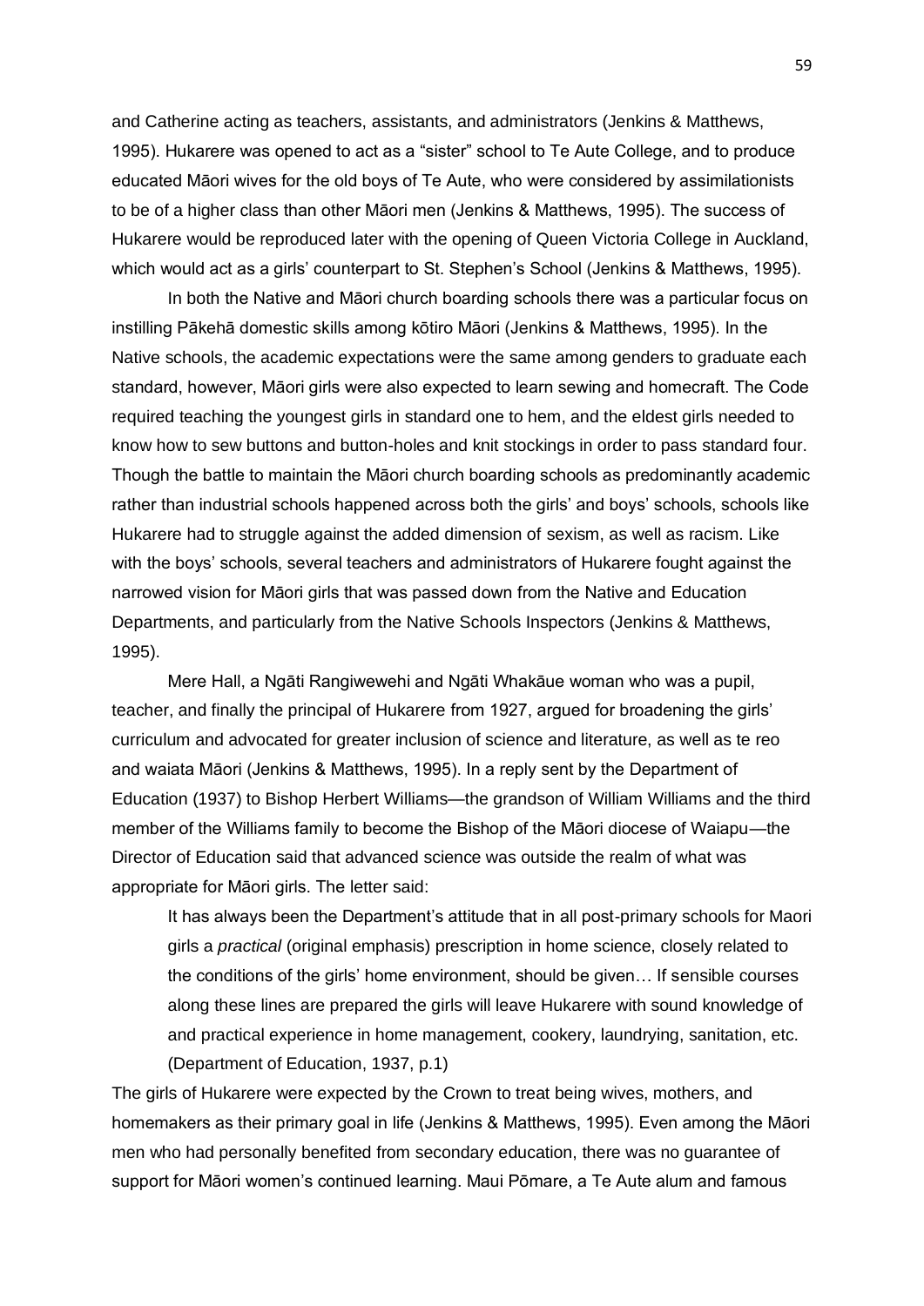and Catherine acting as teachers, assistants, and administrators (Jenkins & Matthews, 1995). Hukarere was opened to act as a "sister" school to Te Aute College, and to produce educated Māori wives for the old boys of Te Aute, who were considered by assimilationists to be of a higher class than other Māori men (Jenkins & Matthews, 1995). The success of Hukarere would be reproduced later with the opening of Queen Victoria College in Auckland, which would act as a girls' counterpart to St. Stephen's School (Jenkins & Matthews, 1995).

In both the Native and Māori church boarding schools there was a particular focus on instilling Pākehā domestic skills among kōtiro Māori (Jenkins & Matthews, 1995). In the Native schools, the academic expectations were the same among genders to graduate each standard, however, Māori girls were also expected to learn sewing and homecraft. The Code required teaching the youngest girls in standard one to hem, and the eldest girls needed to know how to sew buttons and button-holes and knit stockings in order to pass standard four. Though the battle to maintain the Māori church boarding schools as predominantly academic rather than industrial schools happened across both the girls' and boys' schools, schools like Hukarere had to struggle against the added dimension of sexism, as well as racism. Like with the boys' schools, several teachers and administrators of Hukarere fought against the narrowed vision for Māori girls that was passed down from the Native and Education Departments, and particularly from the Native Schools Inspectors (Jenkins & Matthews, 1995).

Mere Hall, a Ngāti Rangiwewehi and Ngāti Whakāue woman who was a pupil, teacher, and finally the principal of Hukarere from 1927, argued for broadening the girls' curriculum and advocated for greater inclusion of science and literature, as well as te reo and waiata Māori (Jenkins & Matthews, 1995). In a reply sent by the Department of Education (1937) to Bishop Herbert Williams—the grandson of William Williams and the third member of the Williams family to become the Bishop of the Māori diocese of Waiapu—the Director of Education said that advanced science was outside the realm of what was appropriate for Māori girls. The letter said:

> It has always been the Department's attitude that in all post-primary schools for Maori girls a *practical* (original emphasis) prescription in home science, closely related to the conditions of the girls' home environment, should be given… If sensible courses along these lines are prepared the girls will leave Hukarere with sound knowledge of and practical experience in home management, cookery, laundrying, sanitation, etc. (Department of Education, 1937, p.1)

The girls of Hukarere were expected by the Crown to treat being wives, mothers, and homemakers as their primary goal in life (Jenkins & Matthews, 1995). Even among the Māori men who had personally benefited from secondary education, there was no guarantee of support for Māori women's continued learning. Maui Pōmare, a Te Aute alum and famous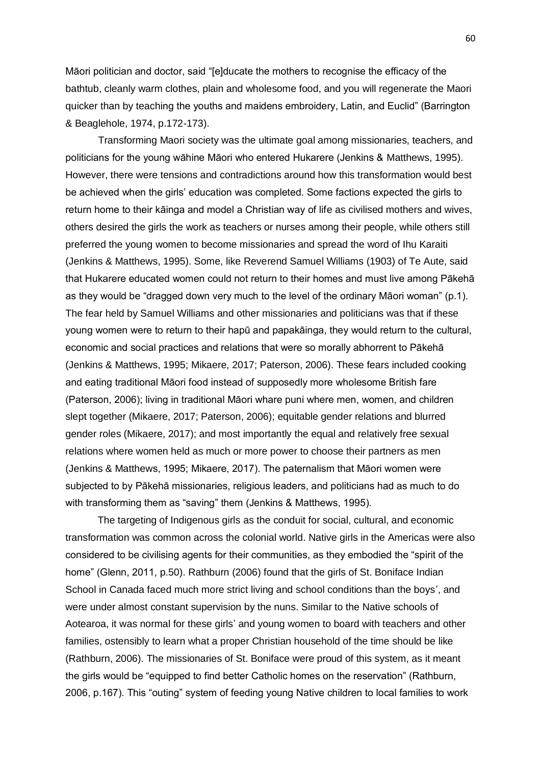Māori politician and doctor, said "[e]ducate the mothers to recognise the efficacy of the bathtub, cleanly warm clothes, plain and wholesome food, and you will regenerate the Maori quicker than by teaching the youths and maidens embroidery, Latin, and Euclid" (Barrington & Beaglehole, 1974, p.172-173).

Transforming Maori society was the ultimate goal among missionaries, teachers, and politicians for the young wāhine Māori who entered Hukarere (Jenkins & Matthews, 1995). However, there were tensions and contradictions around how this transformation would best be achieved when the girls' education was completed. Some factions expected the girls to return home to their kāinga and model a Christian way of life as civilised mothers and wives, others desired the girls the work as teachers or nurses among their people, while others still preferred the young women to become missionaries and spread the word of Ihu Karaiti (Jenkins & Matthews, 1995). Some, like Reverend Samuel Williams (1903) of Te Aute, said that Hukarere educated women could not return to their homes and must live among Pākehā as they would be "dragged down very much to the level of the ordinary Māori woman" (p.1). The fear held by Samuel Williams and other missionaries and politicians was that if these young women were to return to their hapū and papakāinga, they would return to the cultural, economic and social practices and relations that were so morally abhorrent to Pākehā (Jenkins & Matthews, 1995; Mikaere, 2017; Paterson, 2006). These fears included cooking and eating traditional Māori food instead of supposedly more wholesome British fare (Paterson, 2006); living in traditional Māori whare puni where men, women, and children slept together (Mikaere, 2017; Paterson, 2006); equitable gender relations and blurred gender roles (Mikaere, 2017); and most importantly the equal and relatively free sexual relations where women held as much or more power to choose their partners as men (Jenkins & Matthews, 1995; Mikaere, 2017). The paternalism that Māori women were subjected to by Pākehā missionaries, religious leaders, and politicians had as much to do with transforming them as "saving" them (Jenkins & Matthews, 1995).

The targeting of Indigenous girls as the conduit for social, cultural, and economic transformation was common across the colonial world. Native girls in the Americas were also considered to be civilising agents for their communities, as they embodied the "spirit of the home" (Glenn, 2011, p.50). Rathburn (2006) found that the girls of St. Boniface Indian School in Canada faced much more strict living and school conditions than the boys', and were under almost constant supervision by the nuns. Similar to the Native schools of Aotearoa, it was normal for these girls' and young women to board with teachers and other families, ostensibly to learn what a proper Christian household of the time should be like (Rathburn, 2006). The missionaries of St. Boniface were proud of this system, as it meant the girls would be "equipped to find better Catholic homes on the reservation" (Rathburn, 2006, p.167). This "outing" system of feeding young Native children to local families to work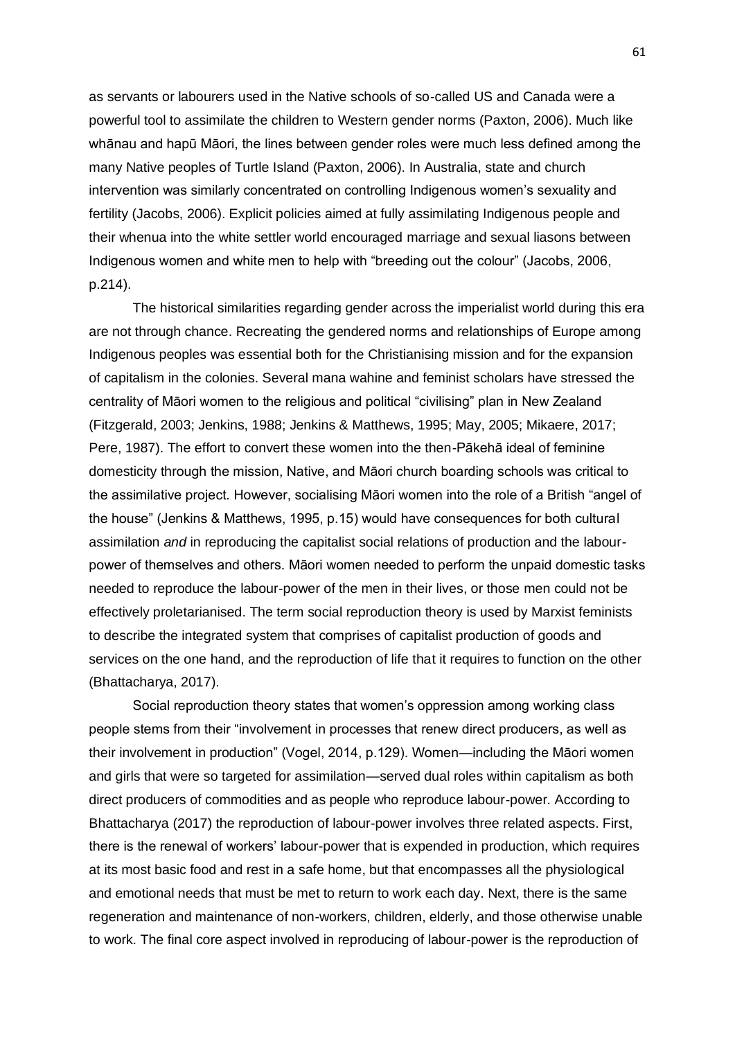as servants or labourers used in the Native schools of so-called US and Canada were a powerful tool to assimilate the children to Western gender norms (Paxton, 2006). Much like whānau and hapū Māori, the lines between gender roles were much less defined among the many Native peoples of Turtle Island (Paxton, 2006). In Australia, state and church intervention was similarly concentrated on controlling Indigenous women's sexuality and fertility (Jacobs, 2006). Explicit policies aimed at fully assimilating Indigenous people and their whenua into the white settler world encouraged marriage and sexual liasons between Indigenous women and white men to help with "breeding out the colour" (Jacobs, 2006, p.214).

The historical similarities regarding gender across the imperialist world during this era are not through chance. Recreating the gendered norms and relationships of Europe among Indigenous peoples was essential both for the Christianising mission and for the expansion of capitalism in the colonies. Several mana wahine and feminist scholars have stressed the centrality of Māori women to the religious and political "civilising" plan in New Zealand (Fitzgerald, 2003; Jenkins, 1988; Jenkins & Matthews, 1995; May, 2005; Mikaere, 2017; Pere, 1987). The effort to convert these women into the then-Pākehā ideal of feminine domesticity through the mission, Native, and Māori church boarding schools was critical to the assimilative project. However, socialising Māori women into the role of a British "angel of the house" (Jenkins & Matthews, 1995, p.15) would have consequences for both cultural assimilation *and* in reproducing the capitalist social relations of production and the labour-power of themselves and others. Māori women needed to perform the unpaid domestic tasks needed to reproduce the labour-power of the men in their lives, or those men could not be effectively proletarianised. The term social reproduction theory is used by Marxist feminists to describe the integrated system that comprises of capitalist production of goods and services on the one hand, and the reproduction of life that it requires to function on the other (Bhattacharya, 2017).

Social reproduction theory states that women's oppression among working class people stems from their "involvement in processes that renew direct producers, as well as their involvement in production" (Vogel, 2014, p.129). Women—including the Māori women and girls that were so targeted for assimilation—served dual roles within capitalism as both direct producers of commodities and as people who reproduce labour-power. According to Bhattacharya (2017) the reproduction of labour-power involves three related aspects. First, there is the renewal of workers' labour-power that is expended in production, which requires at its most basic food and rest in a safe home, but that encompasses all the physiological and emotional needs that must be met to return to work each day. Next, there is the same regeneration and maintenance of non-workers, children, elderly, and those otherwise unable to work. The final core aspect involved in reproducing of labour-power is the reproduction of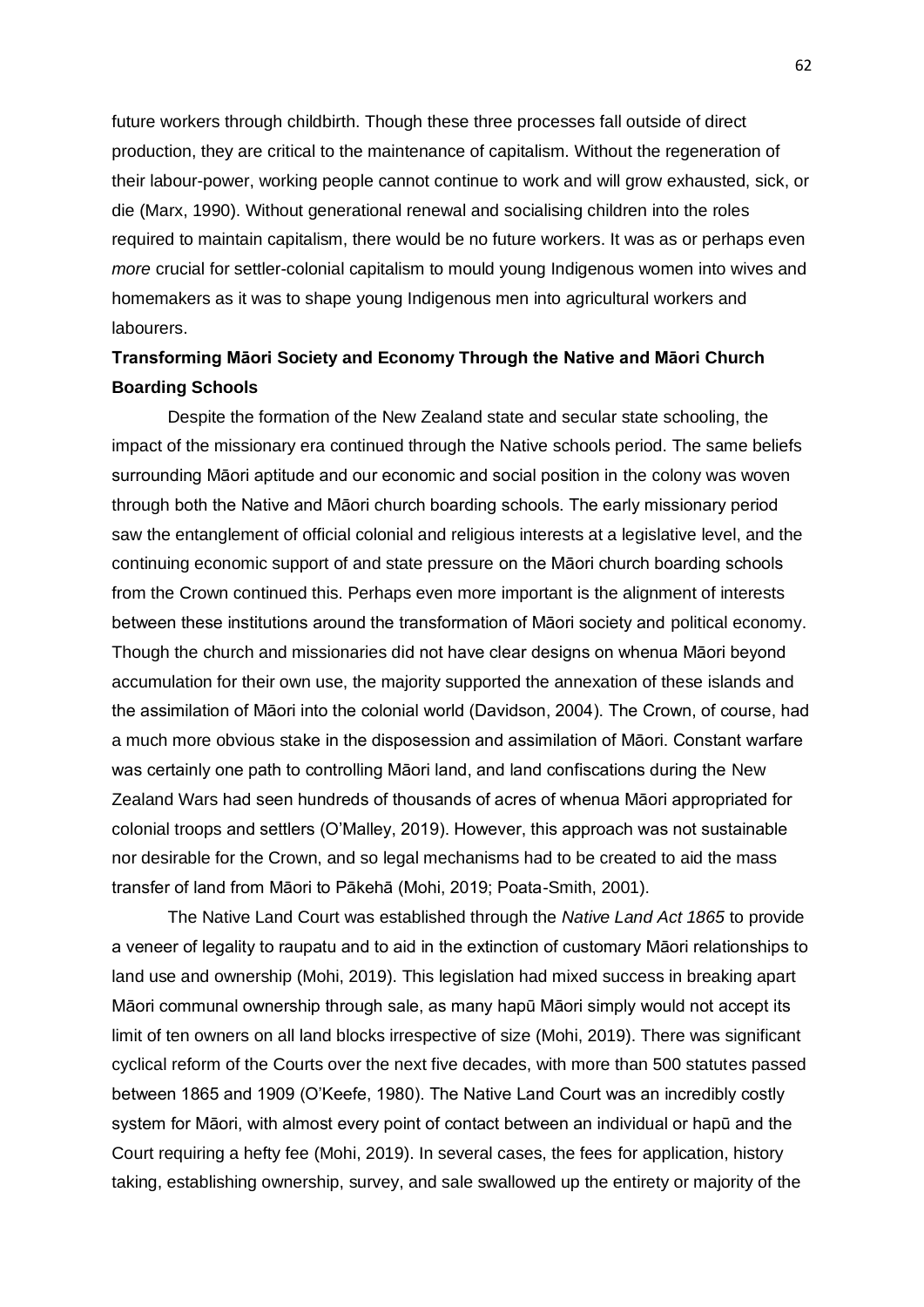future workers through childbirth. Though these three processes fall outside of direct production, they are critical to the maintenance of capitalism. Without the regeneration of their labour-power, working people cannot continue to work and will grow exhausted, sick, or die (Marx, 1990). Without generational renewal and socialising children into the roles required to maintain capitalism, there would be no future workers. It was as or perhaps even *more* crucial for settler-colonial capitalism to mould young Indigenous women into wives and homemakers as it was to shape young Indigenous men into agricultural workers and labourers.

**Transforming Māori Society and Economy Through the Native and Māori Church Boarding Schools**

Despite the formation of the New Zealand state and secular state schooling, the impact of the missionary era continued through the Native schools period. The same beliefs surrounding Māori aptitude and our economic and social position in the colony was woven through both the Native and Māori church boarding schools. The early missionary period saw the entanglement of official colonial and religious interests at a legislative level, and the continuing economic support of and state pressure on the Māori church boarding schools from the Crown continued this. Perhaps even more important is the alignment of interests between these institutions around the transformation of Māori society and political economy. Though the church and missionaries did not have clear designs on whenua Māori beyond accumulation for their own use, the majority supported the annexation of these islands and the assimilation of Māori into the colonial world (Davidson, 2004). The Crown, of course, had a much more obvious stake in the disposession and assimilation of Māori. Constant warfare was certainly one path to controlling Māori land, and land confiscations during the New Zealand Wars had seen hundreds of thousands of acres of whenua Māori appropriated for colonial troops and settlers (O'Malley, 2019). However, this approach was not sustainable nor desirable for the Crown, and so legal mechanisms had to be created to aid the mass transfer of land from Māori to Pākehā (Mohi, 2019; Poata-Smith, 2001).

The Native Land Court was established through the *Native Land Act 1865* to provide a veneer of legality to raupatu and to aid in the extinction of customary Māori relationships to land use and ownership (Mohi, 2019). This legislation had mixed success in breaking apart Māori communal ownership through sale, as many hapū Māori simply would not accept its limit of ten owners on all land blocks irrespective of size (Mohi, 2019). There was significant cyclical reform of the Courts over the next five decades, with more than 500 statutes passed between 1865 and 1909 (O'Keefe, 1980). The Native Land Court was an incredibly costly system for Māori, with almost every point of contact between an individual or hapū and the Court requiring a hefty fee (Mohi, 2019). In several cases, the fees for application, history taking, establishing ownership, survey, and sale swallowed up the entirety or majority of the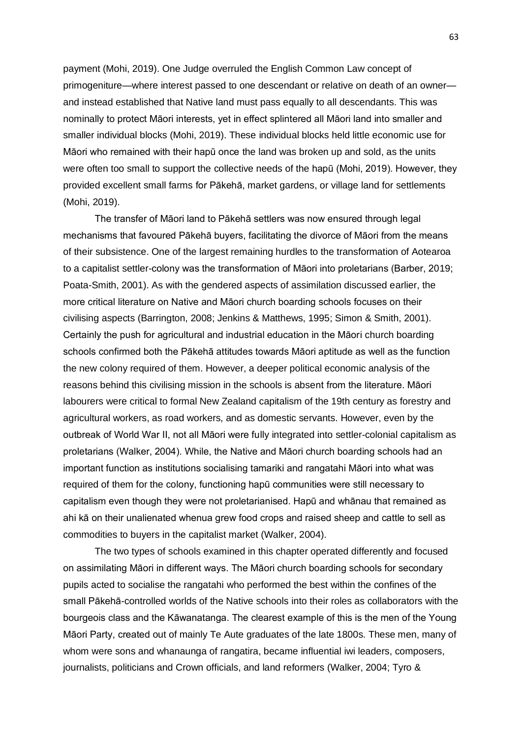payment (Mohi, 2019). One Judge overruled the English Common Law concept of primogeniture—where interest passed to one descendant or relative on death of an owner—and instead established that Native land must pass equally to all descendants. This was nominally to protect Māori interests, yet in effect splintered all Māori land into smaller and smaller individual blocks (Mohi, 2019). These individual blocks held little economic use for Māori who remained with their hapū once the land was broken up and sold, as the units were often too small to support the collective needs of the hapū (Mohi, 2019). However, they provided excellent small farms for Pākehā, market gardens, or village land for settlements (Mohi, 2019).

The transfer of Māori land to Pākehā settlers was now ensured through legal mechanisms that favoured Pākehā buyers, facilitating the divorce of Māori from the means of their subsistence. One of the largest remaining hurdles to the transformation of Aotearoa to a capitalist settler-colony was the transformation of Māori into proletarians (Barber, 2019; Poata-Smith, 2001). As with the gendered aspects of assimilation discussed earlier, the more critical literature on Native and Māori church boarding schools focuses on their civilising aspects (Barrington, 2008; Jenkins & Matthews, 1995; Simon & Smith, 2001). Certainly the push for agricultural and industrial education in the Māori church boarding schools confirmed both the Pākehā attitudes towards Māori aptitude as well as the function the new colony required of them. However, a deeper political economic analysis of the reasons behind this civilising mission in the schools is absent from the literature. Māori labourers were critical to formal New Zealand capitalism of the 19th century as forestry and agricultural workers, as road workers, and as domestic servants. However, even by the outbreak of World War II, not all Māori were fully integrated into settler-colonial capitalism as proletarians (Walker, 2004). While, the Native and Māori church boarding schools had an important function as institutions socialising tamariki and rangatahi Māori into what was required of them for the colony, functioning hapū communities were still necessary to capitalism even though they were not proletarianised. Hapū and whānau that remained as ahi kā on their unalienated whenua grew food crops and raised sheep and cattle to sell as commodities to buyers in the capitalist market (Walker, 2004).

The two types of schools examined in this chapter operated differently and focused on assimilating Māori in different ways. The Māori church boarding schools for secondary pupils acted to socialise the rangatahi who performed the best within the confines of the small Pākehā-controlled worlds of the Native schools into their roles as collaborators with the bourgeois class and the Kāwanatanga. The clearest example of this is the men of the Young Māori Party, created out of mainly Te Aute graduates of the late 1800s. These men, many of whom were sons and whanaunga of rangatira, became influential iwi leaders, composers, journalists, politicians and Crown officials, and land reformers (Walker, 2004; Tyro &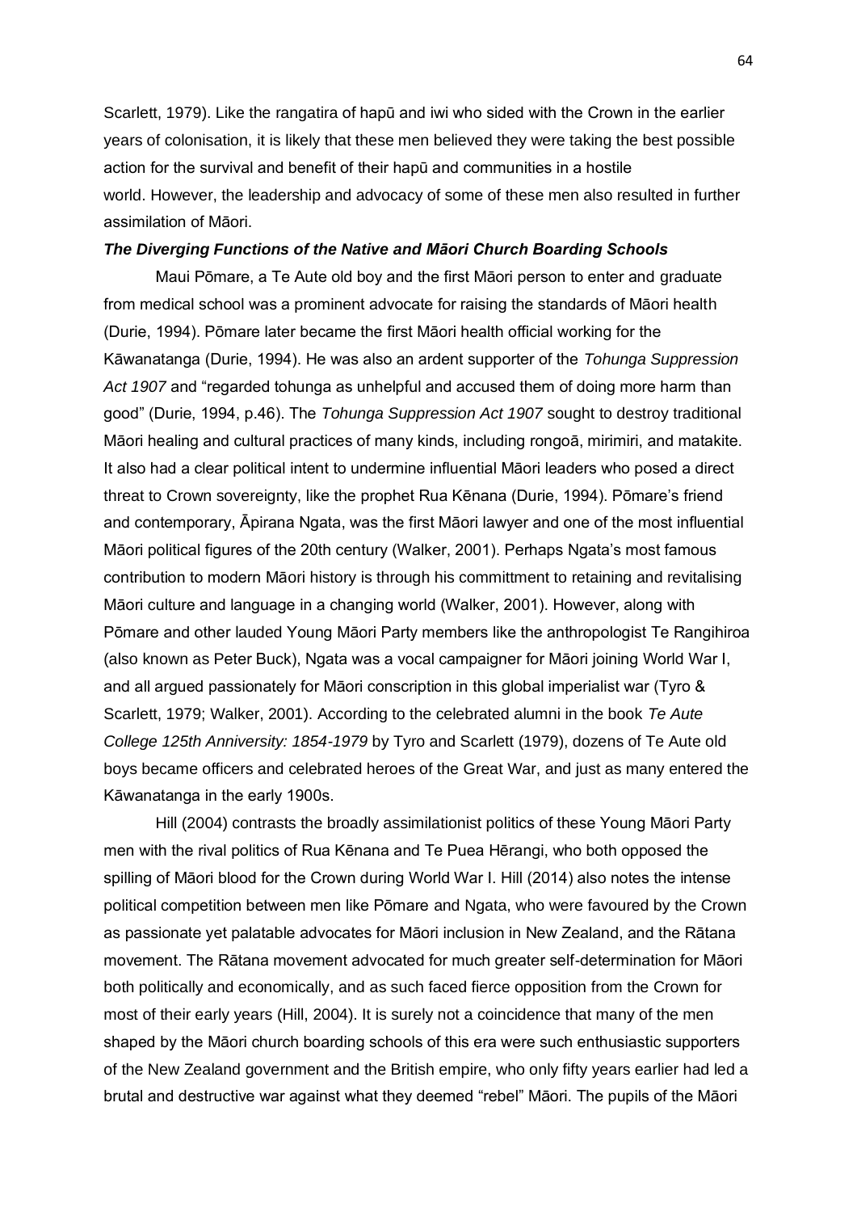Scarlett, 1979). Like the rangatira of hapū and iwi who sided with the Crown in the earlier years of colonisation, it is likely that these men believed they were taking the best possible action for the survival and benefit of their hapū and communities in a hostile world. However, the leadership and advocacy of some of these men also resulted in further assimilation of Māori.

### ***The Diverging Functions of the Native and Māori Church Boarding Schools***

Maui Pōmare, a Te Aute old boy and the first Māori person to enter and graduate from medical school was a prominent advocate for raising the standards of Māori health (Durie, 1994). Pōmare later became the first Māori health official working for the Kāwanatanga (Durie, 1994). He was also an ardent supporter of the *Tohunga Suppression Act 1907* and "regarded tohunga as unhelpful and accused them of doing more harm than good" (Durie, 1994, p.46). The *Tohunga Suppression Act 1907* sought to destroy traditional Māori healing and cultural practices of many kinds, including rongoā, mirimiri, and matakite. It also had a clear political intent to undermine influential Māori leaders who posed a direct threat to Crown sovereignty, like the prophet Rua Kēnana (Durie, 1994). Pōmare's friend and contemporary, Āpirana Ngata, was the first Māori lawyer and one of the most influential Māori political figures of the 20th century (Walker, 2001). Perhaps Ngata's most famous contribution to modern Māori history is through his committment to retaining and revitalising Māori culture and language in a changing world (Walker, 2001). However, along with Pōmare and other lauded Young Māori Party members like the anthropologist Te Rangihiroa (also known as Peter Buck), Ngata was a vocal campaigner for Māori joining World War I, and all argued passionately for Māori conscription in this global imperialist war (Tyro & Scarlett, 1979; Walker, 2001). According to the celebrated alumni in the book *Te Aute College 125th Anniversity: 1854-1979* by Tyro and Scarlett (1979), dozens of Te Aute old boys became officers and celebrated heroes of the Great War, and just as many entered the Kāwanatanga in the early 1900s.

Hill (2004) contrasts the broadly assimilationist politics of these Young Māori Party men with the rival politics of Rua Kēnana and Te Puea Hērangi, who both opposed the spilling of Māori blood for the Crown during World War I. Hill (2014) also notes the intense political competition between men like Pōmare and Ngata, who were favoured by the Crown as passionate yet palatable advocates for Māori inclusion in New Zealand, and the Rātana movement. The Rātana movement advocated for much greater self-determination for Māori both politically and economically, and as such faced fierce opposition from the Crown for most of their early years (Hill, 2004). It is surely not a coincidence that many of the men shaped by the Māori church boarding schools of this era were such enthusiastic supporters of the New Zealand government and the British empire, who only fifty years earlier had led a brutal and destructive war against what they deemed "rebel" Māori. The pupils of the Māori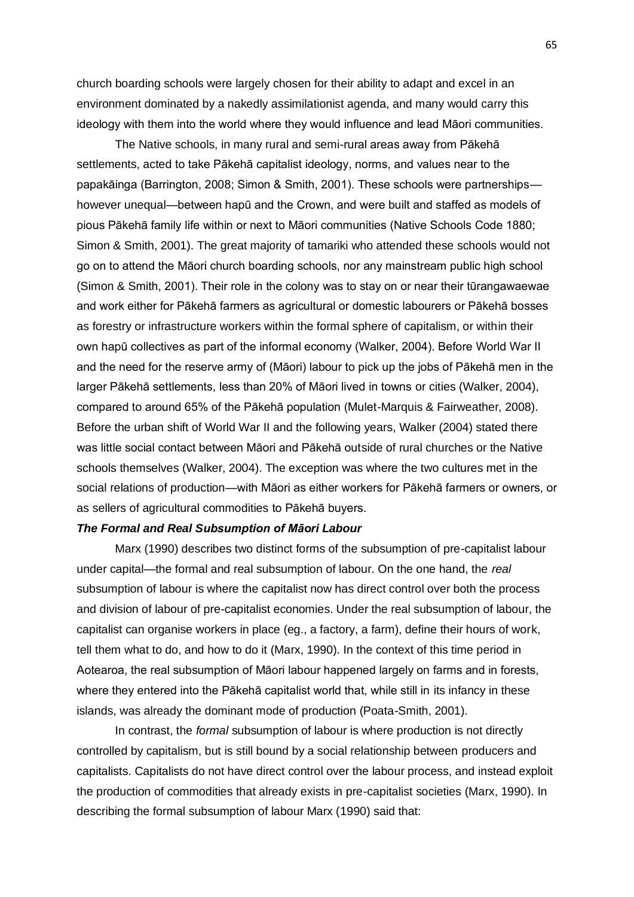church boarding schools were largely chosen for their ability to adapt and excel in an environment dominated by a nakedly assimilationist agenda, and many would carry this ideology with them into the world where they would influence and lead Māori communities.

The Native schools, in many rural and semi-rural areas away from Pākehā settlements, acted to take Pākehā capitalist ideology, norms, and values near to the papakāinga (Barrington, 2008; Simon & Smith, 2001). These schools were partnerships—however unequal—between hapū and the Crown, and were built and staffed as models of pious Pākehā family life within or next to Māori communities (Native Schools Code 1880; Simon & Smith, 2001). The great majority of tamariki who attended these schools would not go on to attend the Māori church boarding schools, nor any mainstream public high school (Simon & Smith, 2001). Their role in the colony was to stay on or near their tūrangawaewae and work either for Pākehā farmers as agricultural or domestic labourers or Pākehā bosses as forestry or infrastructure workers within the formal sphere of capitalism, or within their own hapū collectives as part of the informal economy (Walker, 2004). Before World War II and the need for the reserve army of (Māori) labour to pick up the jobs of Pākehā men in the larger Pākehā settlements, less than 20% of Māori lived in towns or cities (Walker, 2004), compared to around 65% of the Pākehā population (Mulet-Marquis & Fairweather, 2008). Before the urban shift of World War II and the following years, Walker (2004) stated there was little social contact between Māori and Pākehā outside of rural churches or the Native schools themselves (Walker, 2004). The exception was where the two cultures met in the social relations of production—with Māori as either workers for Pākehā farmers or owners, or as sellers of agricultural commodities to Pākehā buyers.

### ***The Formal and Real Subsumption of Māori Labour***

Marx (1990) describes two distinct forms of the subsumption of pre-capitalist labour under capital—the formal and real subsumption of labour. On the one hand, the *real* subsumption of labour is where the capitalist now has direct control over both the process and division of labour of pre-capitalist economies. Under the real subsumption of labour, the capitalist can organise workers in place (eg., a factory, a farm), define their hours of work, tell them what to do, and how to do it (Marx, 1990). In the context of this time period in Aotearoa, the real subsumption of Māori labour happened largely on farms and in forests, where they entered into the Pākehā capitalist world that, while still in its infancy in these islands, was already the dominant mode of production (Poata-Smith, 2001).

In contrast, the *formal* subsumption of labour is where production is not directly controlled by capitalism, but is still bound by a social relationship between producers and capitalists. Capitalists do not have direct control over the labour process, and instead exploit the production of commodities that already exists in pre-capitalist societies (Marx, 1990). In describing the formal subsumption of labour Marx (1990) said that: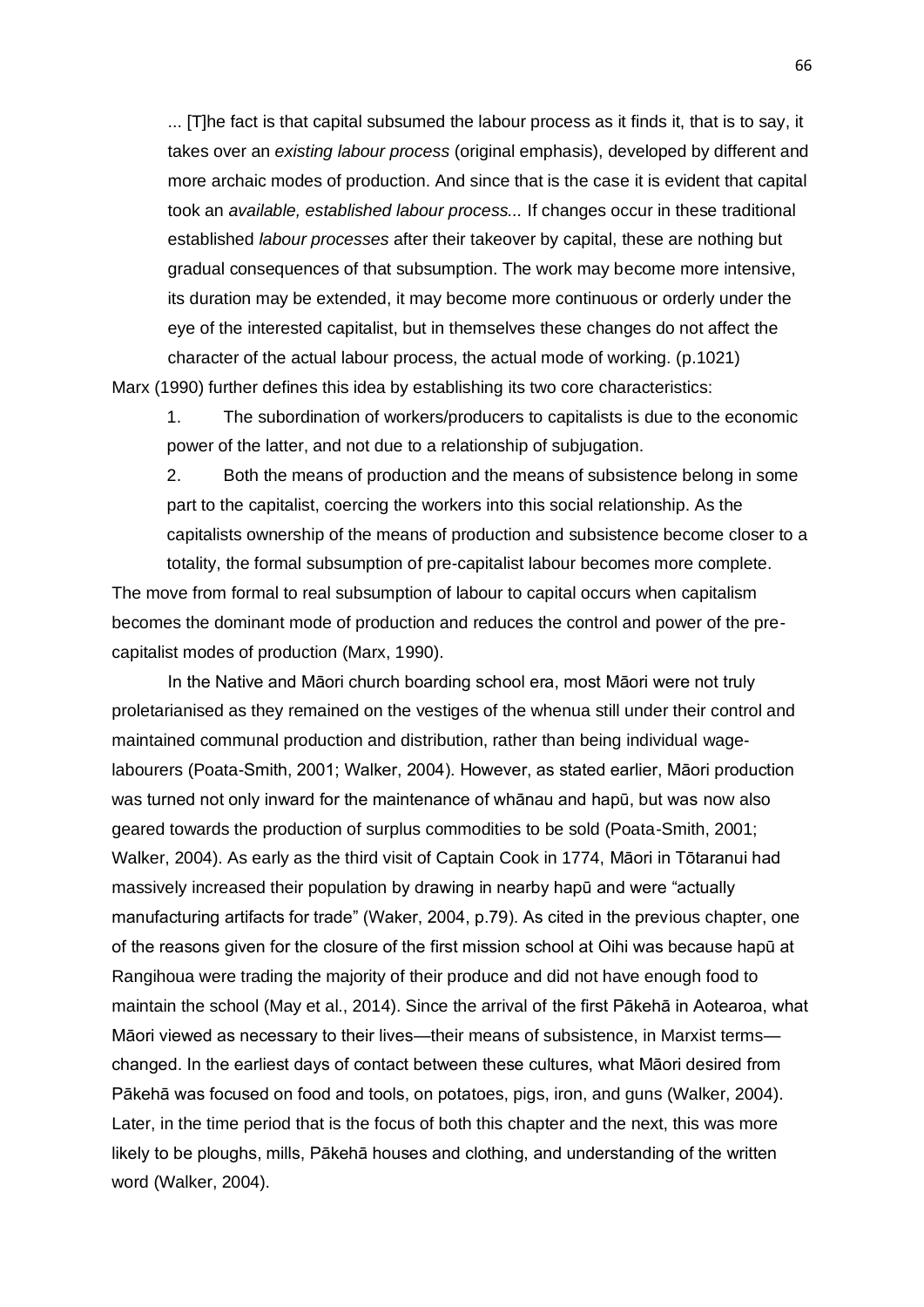> ... [T]he fact is that capital subsumed the labour process as it finds it, that is to say, it takes over an *existing labour process* (original emphasis), developed by different and more archaic modes of production. And since that is the case it is evident that capital took an *available, established labour process...* If changes occur in these traditional established *labour processes* after their takeover by capital, these are nothing but gradual consequences of that subsumption. The work may become more intensive, its duration may be extended, it may become more continuous or orderly under the eye of the interested capitalist, but in themselves these changes do not affect the character of the actual labour process, the actual mode of working. (p.1021)

Marx (1990) further defines this idea by establishing its two core characteristics:

1. The subordination of workers/producers to capitalists is due to the economic power of the latter, and not due to a relationship of subjugation.
2. Both the means of production and the means of subsistence belong in some part to the capitalist, coercing the workers into this social relationship. As the capitalists ownership of the means of production and subsistence become closer to a totality, the formal subsumption of pre-capitalist labour becomes more complete.

The move from formal to real subsumption of labour to capital occurs when capitalism becomes the dominant mode of production and reduces the control and power of the pre-capitalist modes of production (Marx, 1990).

In the Native and Māori church boarding school era, most Māori were not truly proletarianised as they remained on the vestiges of the whenua still under their control and maintained communal production and distribution, rather than being individual wage-labourers (Poata-Smith, 2001; Walker, 2004). However, as stated earlier, Māori production was turned not only inward for the maintenance of whānau and hapū, but was now also geared towards the production of surplus commodities to be sold (Poata-Smith, 2001; Walker, 2004). As early as the third visit of Captain Cook in 1774, Māori in Tōtaranui had massively increased their population by drawing in nearby hapū and were "actually manufacturing artifacts for trade" (Waker, 2004, p.79). As cited in the previous chapter, one of the reasons given for the closure of the first mission school at Oihi was because hapū at Rangihoua were trading the majority of their produce and did not have enough food to maintain the school (May et al., 2014). Since the arrival of the first Pākehā in Aotearoa, what Māori viewed as necessary to their lives—their means of subsistence, in Marxist terms—changed. In the earliest days of contact between these cultures, what Māori desired from Pākehā was focused on food and tools, on potatoes, pigs, iron, and guns (Walker, 2004). Later, in the time period that is the focus of both this chapter and the next, this was more likely to be ploughs, mills, Pākehā houses and clothing, and understanding of the written word (Walker, 2004).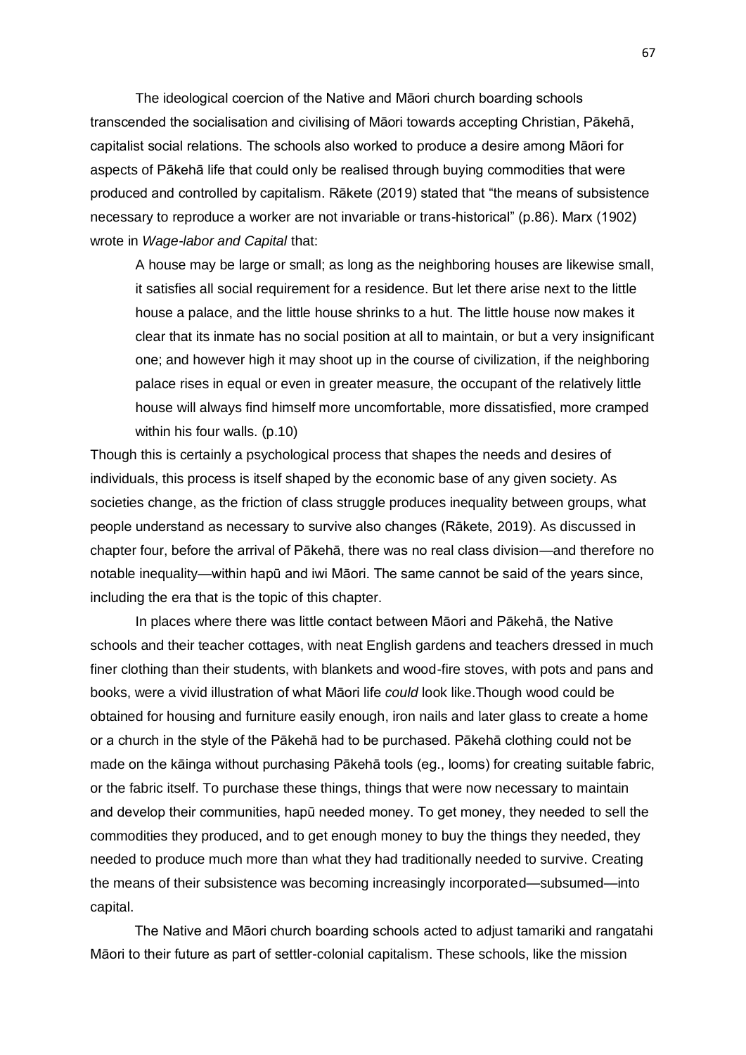The ideological coercion of the Native and Māori church boarding schools transcended the socialisation and civilising of Māori towards accepting Christian, Pākehā, capitalist social relations. The schools also worked to produce a desire among Māori for aspects of Pākehā life that could only be realised through buying commodities that were produced and controlled by capitalism. Rākete (2019) stated that "the means of subsistence necessary to reproduce a worker are not invariable or trans-historical" (p.86). Marx (1902) wrote in *Wage-labor and Capital* that:

> A house may be large or small; as long as the neighboring houses are likewise small, it satisfies all social requirement for a residence. But let there arise next to the little house a palace, and the little house shrinks to a hut. The little house now makes it clear that its inmate has no social position at all to maintain, or but a very insignificant one; and however high it may shoot up in the course of civilization, if the neighboring palace rises in equal or even in greater measure, the occupant of the relatively little house will always find himself more uncomfortable, more dissatisfied, more cramped within his four walls. (p.10)

Though this is certainly a psychological process that shapes the needs and desires of individuals, this process is itself shaped by the economic base of any given society. As societies change, as the friction of class struggle produces inequality between groups, what people understand as necessary to survive also changes (Rākete, 2019). As discussed in chapter four, before the arrival of Pākehā, there was no real class division—and therefore no notable inequality—within hapū and iwi Māori. The same cannot be said of the years since, including the era that is the topic of this chapter.

In places where there was little contact between Māori and Pākehā, the Native schools and their teacher cottages, with neat English gardens and teachers dressed in much finer clothing than their students, with blankets and wood-fire stoves, with pots and pans and books, were a vivid illustration of what Māori life *could* look like.Though wood could be obtained for housing and furniture easily enough, iron nails and later glass to create a home or a church in the style of the Pākehā had to be purchased. Pākehā clothing could not be made on the kāinga without purchasing Pākehā tools (eg., looms) for creating suitable fabric, or the fabric itself. To purchase these things, things that were now necessary to maintain and develop their communities, hapū needed money. To get money, they needed to sell the commodities they produced, and to get enough money to buy the things they needed, they needed to produce much more than what they had traditionally needed to survive. Creating the means of their subsistence was becoming increasingly incorporated—subsumed—into capital.

The Native and Māori church boarding schools acted to adjust tamariki and rangatahi Māori to their future as part of settler-colonial capitalism. These schools, like the mission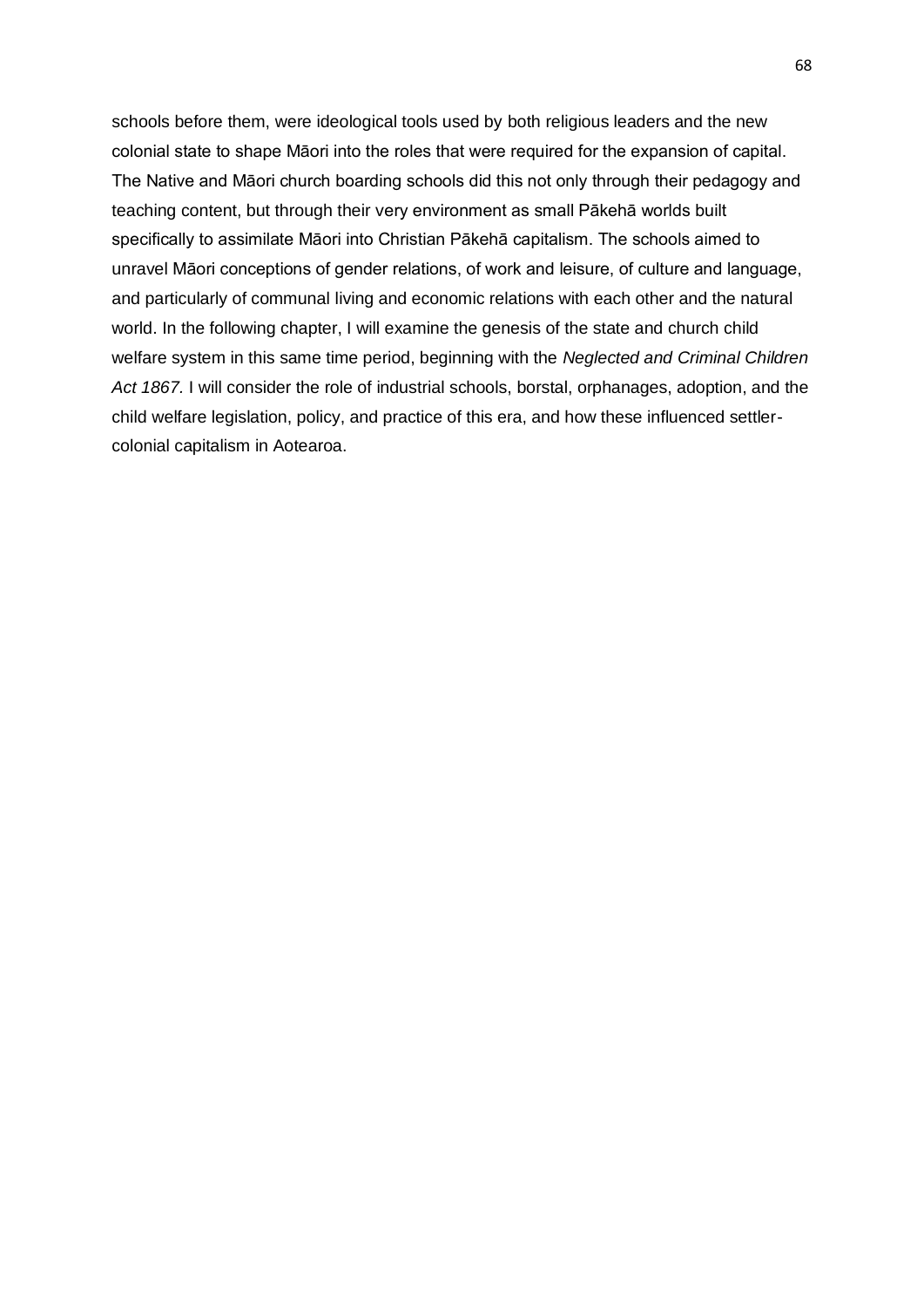schools before them, were ideological tools used by both religious leaders and the new colonial state to shape Māori into the roles that were required for the expansion of capital. The Native and Māori church boarding schools did this not only through their pedagogy and teaching content, but through their very environment as small Pākehā worlds built specifically to assimilate Māori into Christian Pākehā capitalism. The schools aimed to unravel Māori conceptions of gender relations, of work and leisure, of culture and language, and particularly of communal living and economic relations with each other and the natural world. In the following chapter, I will examine the genesis of the state and church child welfare system in this same time period, beginning with the *Neglected and Criminal Children Act 1867*. I will consider the role of industrial schools, borstal, orphanages, adoption, and the child welfare legislation, policy, and practice of this era, and how these influenced settler-colonial capitalism in Aotearoa.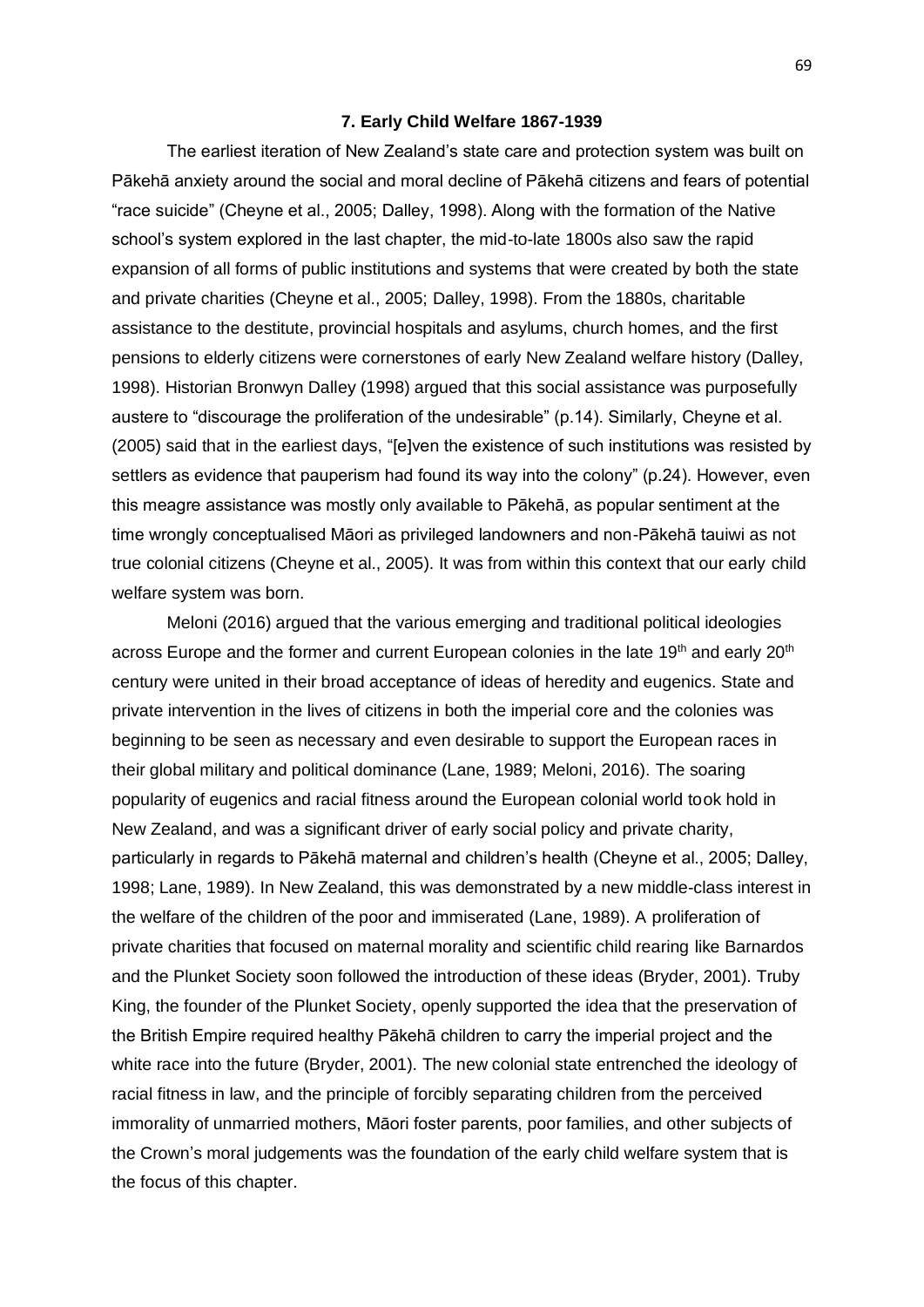## 7. Early Child Welfare 1867-1939

The earliest iteration of New Zealand's state care and protection system was built on Pākehā anxiety around the social and moral decline of Pākehā citizens and fears of potential "race suicide" (Cheyne et al., 2005; Dalley, 1998). Along with the formation of the Native school's system explored in the last chapter, the mid-to-late 1800s also saw the rapid expansion of all forms of public institutions and systems that were created by both the state and private charities (Cheyne et al., 2005; Dalley, 1998). From the 1880s, charitable assistance to the destitute, provincial hospitals and asylums, church homes, and the first pensions to elderly citizens were cornerstones of early New Zealand welfare history (Dalley, 1998). Historian Bronwyn Dalley (1998) argued that this social assistance was purposefully austere to "discourage the proliferation of the undesirable" (p.14). Similarly, Cheyne et al. (2005) said that in the earliest days, "[e]ven the existence of such institutions was resisted by settlers as evidence that pauperism had found its way into the colony" (p.24). However, even this meagre assistance was mostly only available to Pākehā, as popular sentiment at the time wrongly conceptualised Māori as privileged landowners and non-Pākehā tauiwi as not true colonial citizens (Cheyne et al., 2005). It was from within this context that our early child welfare system was born.

Meloni (2016) argued that the various emerging and traditional political ideologies across Europe and the former and current European colonies in the late 19th and early 20th century were united in their broad acceptance of ideas of heredity and eugenics. State and private intervention in the lives of citizens in both the imperial core and the colonies was beginning to be seen as necessary and even desirable to support the European races in their global military and political dominance (Lane, 1989; Meloni, 2016). The soaring popularity of eugenics and racial fitness around the European colonial world took hold in New Zealand, and was a significant driver of early social policy and private charity, particularly in regards to Pākehā maternal and children's health (Cheyne et al., 2005; Dalley, 1998; Lane, 1989). In New Zealand, this was demonstrated by a new middle-class interest in the welfare of the children of the poor and immiserated (Lane, 1989). A proliferation of private charities that focused on maternal morality and scientific child rearing like Barnardos and the Plunket Society soon followed the introduction of these ideas (Bryder, 2001). Truby King, the founder of the Plunket Society, openly supported the idea that the preservation of the British Empire required healthy Pākehā children to carry the imperial project and the white race into the future (Bryder, 2001). The new colonial state entrenched the ideology of racial fitness in law, and the principle of forcibly separating children from the perceived immorality of unmarried mothers, Māori foster parents, poor families, and other subjects of the Crown's moral judgements was the foundation of the early child welfare system that is the focus of this chapter.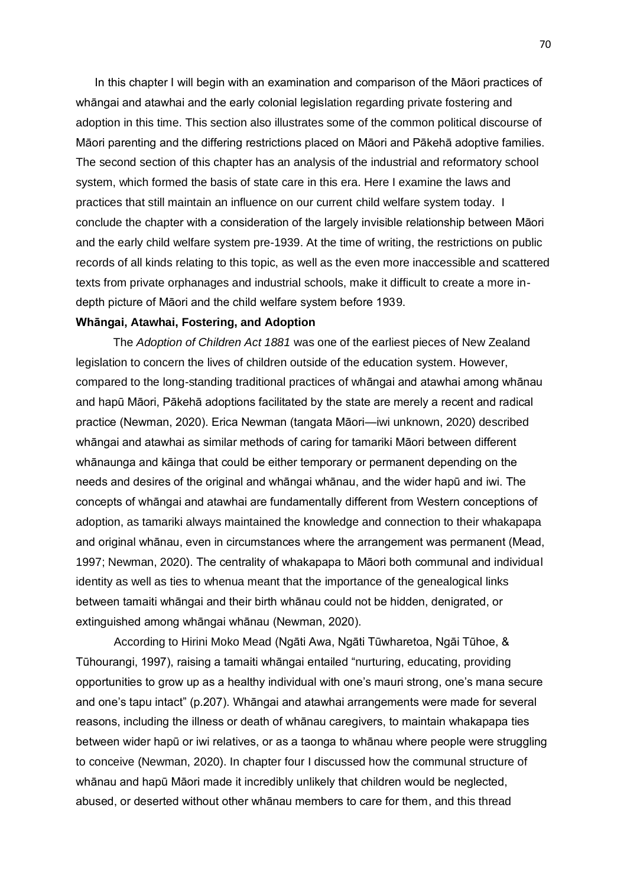In this chapter I will begin with an examination and comparison of the Māori practices of whāngai and atawhai and the early colonial legislation regarding private fostering and adoption in this time. This section also illustrates some of the common political discourse of Māori parenting and the differing restrictions placed on Māori and Pākehā adoptive families. The second section of this chapter has an analysis of the industrial and reformatory school system, which formed the basis of state care in this era. Here I examine the laws and practices that still maintain an influence on our current child welfare system today. I conclude the chapter with a consideration of the largely invisible relationship between Māori and the early child welfare system pre-1939. At the time of writing, the restrictions on public records of all kinds relating to this topic, as well as the even more inaccessible and scattered texts from private orphanages and industrial schools, make it difficult to create a more in-depth picture of Māori and the child welfare system before 1939.

**Whāngai, Atawhai, Fostering, and Adoption**

The *Adoption of Children Act 1881* was one of the earliest pieces of New Zealand legislation to concern the lives of children outside of the education system. However, compared to the long-standing traditional practices of whāngai and atawhai among whānau and hapū Māori, Pākehā adoptions facilitated by the state are merely a recent and radical practice (Newman, 2020). Erica Newman (tangata Māori—iwi unknown, 2020) described whāngai and atawhai as similar methods of caring for tamariki Māori between different whānaunga and kāinga that could be either temporary or permanent depending on the needs and desires of the original and whāngai whānau, and the wider hapū and iwi. The concepts of whāngai and atawhai are fundamentally different from Western conceptions of adoption, as tamariki always maintained the knowledge and connection to their whakapapa and original whānau, even in circumstances where the arrangement was permanent (Mead, 1997; Newman, 2020). The centrality of whakapapa to Māori both communal and individual identity as well as ties to whenua meant that the importance of the genealogical links between tamaiti whāngai and their birth whānau could not be hidden, denigrated, or extinguished among whāngai whānau (Newman, 2020).

According to Hirini Moko Mead (Ngāti Awa, Ngāti Tūwharetoa, Ngāi Tūhoe, & Tūhourangi, 1997), raising a tamaiti whāngai entailed "nurturing, educating, providing opportunities to grow up as a healthy individual with one's mauri strong, one's mana secure and one's tapu intact" (p.207). Whāngai and atawhai arrangements were made for several reasons, including the illness or death of whānau caregivers, to maintain whakapapa ties between wider hapū or iwi relatives, or as a taonga to whānau where people were struggling to conceive (Newman, 2020). In chapter four I discussed how the communal structure of whānau and hapū Māori made it incredibly unlikely that children would be neglected, abused, or deserted without other whānau members to care for them, and this thread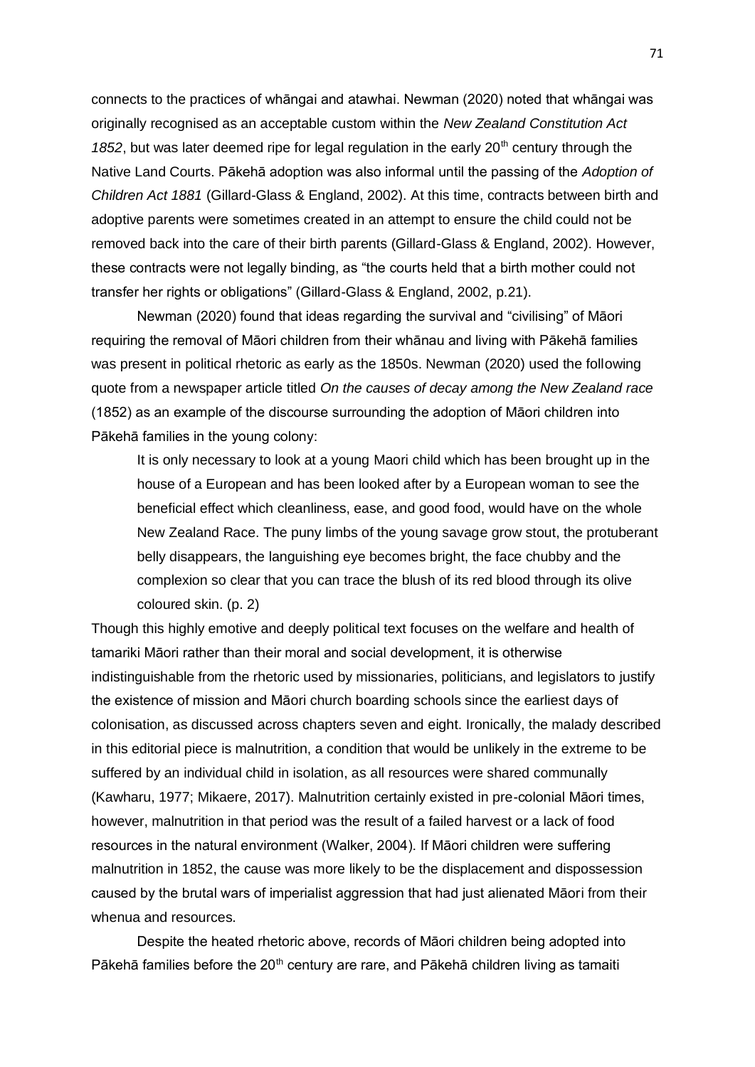connects to the practices of whāngai and atawhai. Newman (2020) noted that whāngai was originally recognised as an acceptable custom within the *New Zealand Constitution Act 1852*, but was later deemed ripe for legal regulation in the early 20th century through the Native Land Courts. Pākehā adoption was also informal until the passing of the *Adoption of Children Act 1881* (Gillard-Glass & England, 2002). At this time, contracts between birth and adoptive parents were sometimes created in an attempt to ensure the child could not be removed back into the care of their birth parents (Gillard-Glass & England, 2002). However, these contracts were not legally binding, as "the courts held that a birth mother could not transfer her rights or obligations" (Gillard-Glass & England, 2002, p.21).

Newman (2020) found that ideas regarding the survival and "civilising" of Māori requiring the removal of Māori children from their whānau and living with Pākehā families was present in political rhetoric as early as the 1850s. Newman (2020) used the following quote from a newspaper article titled *On the causes of decay among the New Zealand race* (1852) as an example of the discourse surrounding the adoption of Māori children into Pākehā families in the young colony:

> It is only necessary to look at a young Maori child which has been brought up in the house of a European and has been looked after by a European woman to see the beneficial effect which cleanliness, ease, and good food, would have on the whole New Zealand Race. The puny limbs of the young savage grow stout, the protuberant belly disappears, the languishing eye becomes bright, the face chubby and the complexion so clear that you can trace the blush of its red blood through its olive coloured skin. (p. 2)

Though this highly emotive and deeply political text focuses on the welfare and health of tamariki Māori rather than their moral and social development, it is otherwise indistinguishable from the rhetoric used by missionaries, politicians, and legislators to justify the existence of mission and Māori church boarding schools since the earliest days of colonisation, as discussed across chapters seven and eight. Ironically, the malady described in this editorial piece is malnutrition, a condition that would be unlikely in the extreme to be suffered by an individual child in isolation, as all resources were shared communally (Kawharu, 1977; Mikaere, 2017). Malnutrition certainly existed in pre-colonial Māori times, however, malnutrition in that period was the result of a failed harvest or a lack of food resources in the natural environment (Walker, 2004). If Māori children were suffering malnutrition in 1852, the cause was more likely to be the displacement and dispossession caused by the brutal wars of imperialist aggression that had just alienated Māori from their whenua and resources.

Despite the heated rhetoric above, records of Māori children being adopted into Pākehā families before the 20th century are rare, and Pākehā children living as tamaiti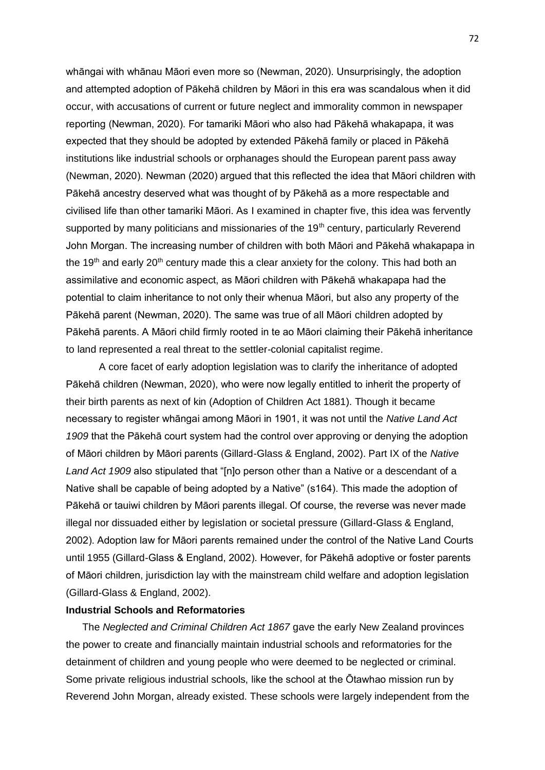whāngai with whānau Māori even more so (Newman, 2020). Unsurprisingly, the adoption and attempted adoption of Pākehā children by Māori in this era was scandalous when it did occur, with accusations of current or future neglect and immorality common in newspaper reporting (Newman, 2020). For tamariki Māori who also had Pākehā whakapapa, it was expected that they should be adopted by extended Pākehā family or placed in Pākehā institutions like industrial schools or orphanages should the European parent pass away (Newman, 2020). Newman (2020) argued that this reflected the idea that Māori children with Pākehā ancestry deserved what was thought of by Pākehā as a more respectable and civilised life than other tamariki Māori. As I examined in chapter five, this idea was fervently supported by many politicians and missionaries of the 19th century, particularly Reverend John Morgan. The increasing number of children with both Māori and Pākehā whakapapa in the 19th and early 20th century made this a clear anxiety for the colony. This had both an assimilative and economic aspect, as Māori children with Pākehā whakapapa had the potential to claim inheritance to not only their whenua Māori, but also any property of the Pākehā parent (Newman, 2020). The same was true of all Māori children adopted by Pākehā parents. A Māori child firmly rooted in te ao Māori claiming their Pākehā inheritance to land represented a real threat to the settler-colonial capitalist regime.

A core facet of early adoption legislation was to clarify the inheritance of adopted Pākehā children (Newman, 2020), who were now legally entitled to inherit the property of their birth parents as next of kin (Adoption of Children Act 1881). Though it became necessary to register whāngai among Māori in 1901, it was not until the *Native Land Act 1909* that the Pākehā court system had the control over approving or denying the adoption of Māori children by Māori parents (Gillard-Glass & England, 2002). Part IX of the *Native Land Act 1909* also stipulated that "[n]o person other than a Native or a descendant of a Native shall be capable of being adopted by a Native" (s164). This made the adoption of Pākehā or tauiwi children by Māori parents illegal. Of course, the reverse was never made illegal nor dissuaded either by legislation or societal pressure (Gillard-Glass & England, 2002). Adoption law for Māori parents remained under the control of the Native Land Courts until 1955 (Gillard-Glass & England, 2002). However, for Pākehā adoptive or foster parents of Māori children, jurisdiction lay with the mainstream child welfare and adoption legislation (Gillard-Glass & England, 2002).

**Industrial Schools and Reformatories**

The *Neglected and Criminal Children Act 1867* gave the early New Zealand provinces the power to create and financially maintain industrial schools and reformatories for the detainment of children and young people who were deemed to be neglected or criminal. Some private religious industrial schools, like the school at the Ōtawhao mission run by Reverend John Morgan, already existed. These schools were largely independent from the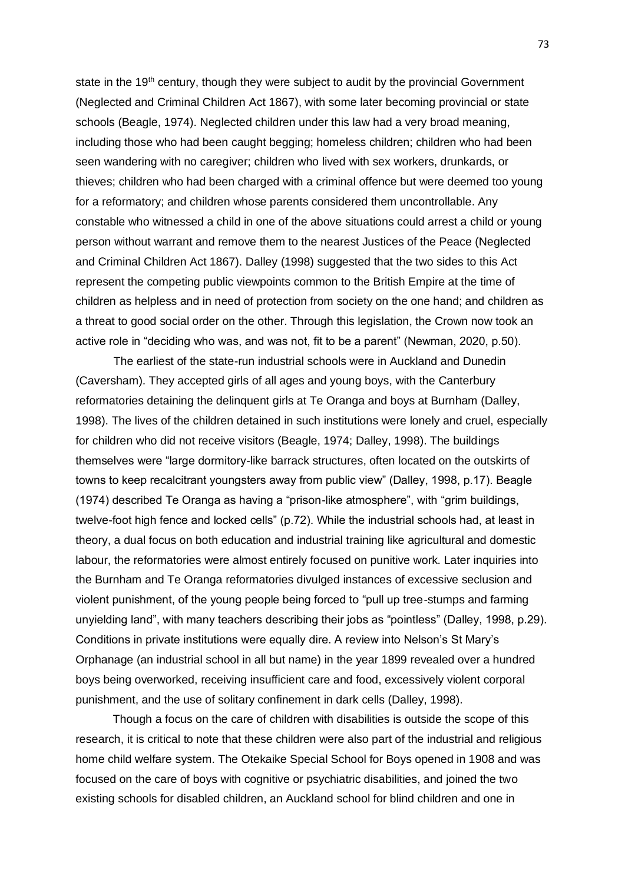state in the 19th century, though they were subject to audit by the provincial Government (Neglected and Criminal Children Act 1867), with some later becoming provincial or state schools (Beagle, 1974). Neglected children under this law had a very broad meaning, including those who had been caught begging; homeless children; children who had been seen wandering with no caregiver; children who lived with sex workers, drunkards, or thieves; children who had been charged with a criminal offence but were deemed too young for a reformatory; and children whose parents considered them uncontrollable. Any constable who witnessed a child in one of the above situations could arrest a child or young person without warrant and remove them to the nearest Justices of the Peace (Neglected and Criminal Children Act 1867). Dalley (1998) suggested that the two sides to this Act represent the competing public viewpoints common to the British Empire at the time of children as helpless and in need of protection from society on the one hand; and children as a threat to good social order on the other. Through this legislation, the Crown now took an active role in "deciding who was, and was not, fit to be a parent" (Newman, 2020, p.50).

The earliest of the state-run industrial schools were in Auckland and Dunedin (Caversham). They accepted girls of all ages and young boys, with the Canterbury reformatories detaining the delinquent girls at Te Oranga and boys at Burnham (Dalley, 1998). The lives of the children detained in such institutions were lonely and cruel, especially for children who did not receive visitors (Beagle, 1974; Dalley, 1998). The buildings themselves were "large dormitory-like barrack structures, often located on the outskirts of towns to keep recalcitrant youngsters away from public view" (Dalley, 1998, p.17). Beagle (1974) described Te Oranga as having a "prison-like atmosphere", with "grim buildings, twelve-foot high fence and locked cells" (p.72). While the industrial schools had, at least in theory, a dual focus on both education and industrial training like agricultural and domestic labour, the reformatories were almost entirely focused on punitive work. Later inquiries into the Burnham and Te Oranga reformatories divulged instances of excessive seclusion and violent punishment, of the young people being forced to "pull up tree-stumps and farming unyielding land", with many teachers describing their jobs as "pointless" (Dalley, 1998, p.29). Conditions in private institutions were equally dire. A review into Nelson's St Mary's Orphanage (an industrial school in all but name) in the year 1899 revealed over a hundred boys being overworked, receiving insufficient care and food, excessively violent corporal punishment, and the use of solitary confinement in dark cells (Dalley, 1998).

Though a focus on the care of children with disabilities is outside the scope of this research, it is critical to note that these children were also part of the industrial and religious home child welfare system. The Otekaike Special School for Boys opened in 1908 and was focused on the care of boys with cognitive or psychiatric disabilities, and joined the two existing schools for disabled children, an Auckland school for blind children and one in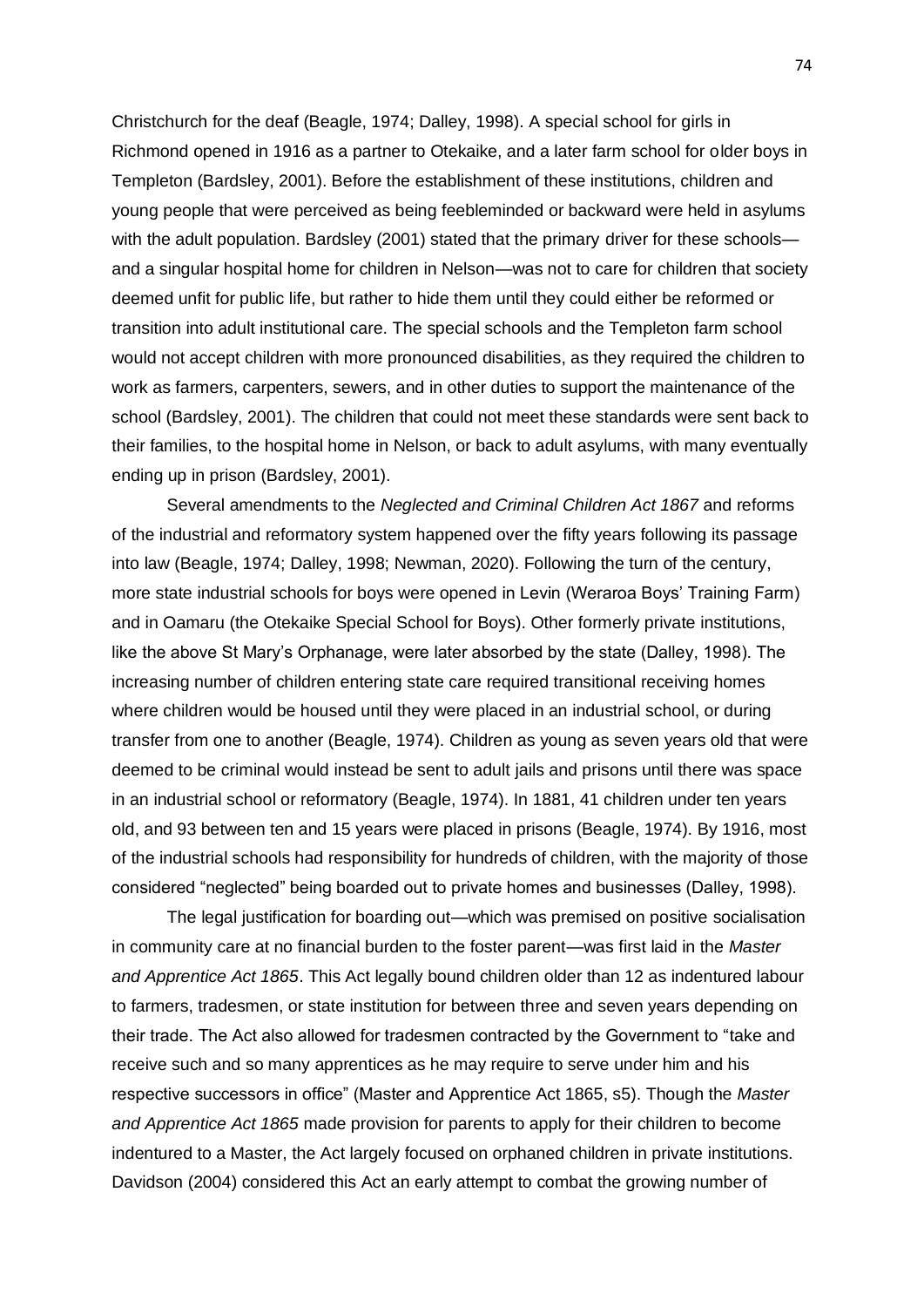Christchurch for the deaf (Beagle, 1974; Dalley, 1998). A special school for girls in Richmond opened in 1916 as a partner to Otekaike, and a later farm school for older boys in Templeton (Bardsley, 2001). Before the establishment of these institutions, children and young people that were perceived as being feebleminded or backward were held in asylums with the adult population. Bardsley (2001) stated that the primary driver for these schools—and a singular hospital home for children in Nelson—was not to care for children that society deemed unfit for public life, but rather to hide them until they could either be reformed or transition into adult institutional care. The special schools and the Templeton farm school would not accept children with more pronounced disabilities, as they required the children to work as farmers, carpenters, sewers, and in other duties to support the maintenance of the school (Bardsley, 2001). The children that could not meet these standards were sent back to their families, to the hospital home in Nelson, or back to adult asylums, with many eventually ending up in prison (Bardsley, 2001).

Several amendments to the *Neglected and Criminal Children Act 1867* and reforms of the industrial and reformatory system happened over the fifty years following its passage into law (Beagle, 1974; Dalley, 1998; Newman, 2020). Following the turn of the century, more state industrial schools for boys were opened in Levin (Weraroa Boys' Training Farm) and in Oamaru (the Otekaike Special School for Boys). Other formerly private institutions, like the above St Mary's Orphanage, were later absorbed by the state (Dalley, 1998). The increasing number of children entering state care required transitional receiving homes where children would be housed until they were placed in an industrial school, or during transfer from one to another (Beagle, 1974). Children as young as seven years old that were deemed to be criminal would instead be sent to adult jails and prisons until there was space in an industrial school or reformatory (Beagle, 1974). In 1881, 41 children under ten years old, and 93 between ten and 15 years were placed in prisons (Beagle, 1974). By 1916, most of the industrial schools had responsibility for hundreds of children, with the majority of those considered "neglected" being boarded out to private homes and businesses (Dalley, 1998).

The legal justification for boarding out—which was premised on positive socialisation in community care at no financial burden to the foster parent—was first laid in the *Master and Apprentice Act 1865*. This Act legally bound children older than 12 as indentured labour to farmers, tradesmen, or state institution for between three and seven years depending on their trade. The Act also allowed for tradesmen contracted by the Government to "take and receive such and so many apprentices as he may require to serve under him and his respective successors in office" (Master and Apprentice Act 1865, s5). Though the *Master and Apprentice Act 1865* made provision for parents to apply for their children to become indentured to a Master, the Act largely focused on orphaned children in private institutions. Davidson (2004) considered this Act an early attempt to combat the growing number of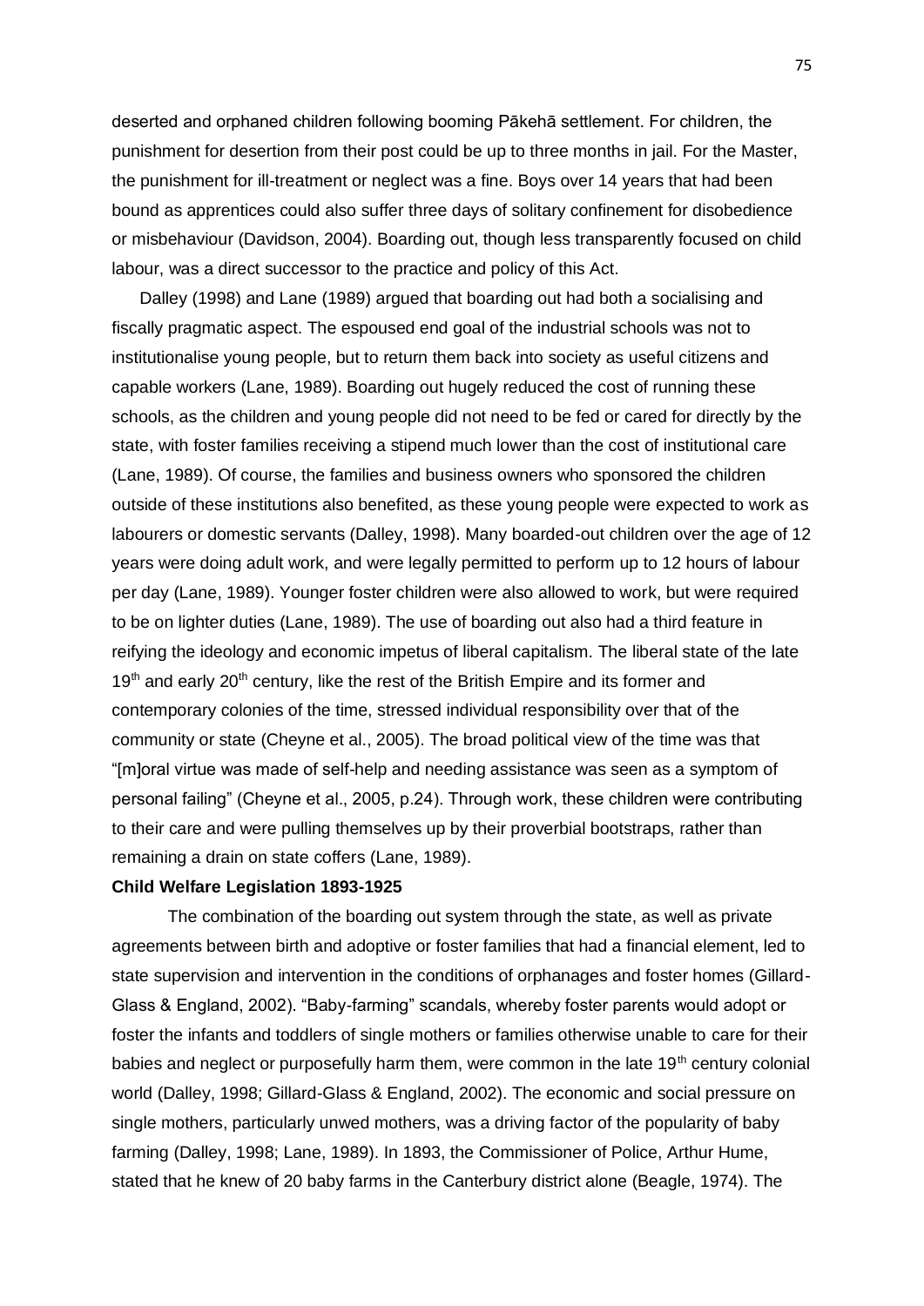deserted and orphaned children following booming Pākehā settlement. For children, the punishment for desertion from their post could be up to three months in jail. For the Master, the punishment for ill-treatment or neglect was a fine. Boys over 14 years that had been bound as apprentices could also suffer three days of solitary confinement for disobedience or misbehaviour (Davidson, 2004). Boarding out, though less transparently focused on child labour, was a direct successor to the practice and policy of this Act.

Dalley (1998) and Lane (1989) argued that boarding out had both a socialising and fiscally pragmatic aspect. The espoused end goal of the industrial schools was not to institutionalise young people, but to return them back into society as useful citizens and capable workers (Lane, 1989). Boarding out hugely reduced the cost of running these schools, as the children and young people did not need to be fed or cared for directly by the state, with foster families receiving a stipend much lower than the cost of institutional care (Lane, 1989). Of course, the families and business owners who sponsored the children outside of these institutions also benefited, as these young people were expected to work as labourers or domestic servants (Dalley, 1998). Many boarded-out children over the age of 12 years were doing adult work, and were legally permitted to perform up to 12 hours of labour per day (Lane, 1989). Younger foster children were also allowed to work, but were required to be on lighter duties (Lane, 1989). The use of boarding out also had a third feature in reifying the ideology and economic impetus of liberal capitalism. The liberal state of the late 19th and early 20th century, like the rest of the British Empire and its former and contemporary colonies of the time, stressed individual responsibility over that of the community or state (Cheyne et al., 2005). The broad political view of the time was that "[m]oral virtue was made of self-help and needing assistance was seen as a symptom of personal failing" (Cheyne et al., 2005, p.24). Through work, these children were contributing to their care and were pulling themselves up by their proverbial bootstraps, rather than remaining a drain on state coffers (Lane, 1989).

**Child Welfare Legislation 1893-1925**

The combination of the boarding out system through the state, as well as private agreements between birth and adoptive or foster families that had a financial element, led to state supervision and intervention in the conditions of orphanages and foster homes (Gillard-Glass & England, 2002). "Baby-farming" scandals, whereby foster parents would adopt or foster the infants and toddlers of single mothers or families otherwise unable to care for their babies and neglect or purposefully harm them, were common in the late 19th century colonial world (Dalley, 1998; Gillard-Glass & England, 2002). The economic and social pressure on single mothers, particularly unwed mothers, was a driving factor of the popularity of baby farming (Dalley, 1998; Lane, 1989). In 1893, the Commissioner of Police, Arthur Hume, stated that he knew of 20 baby farms in the Canterbury district alone (Beagle, 1974). The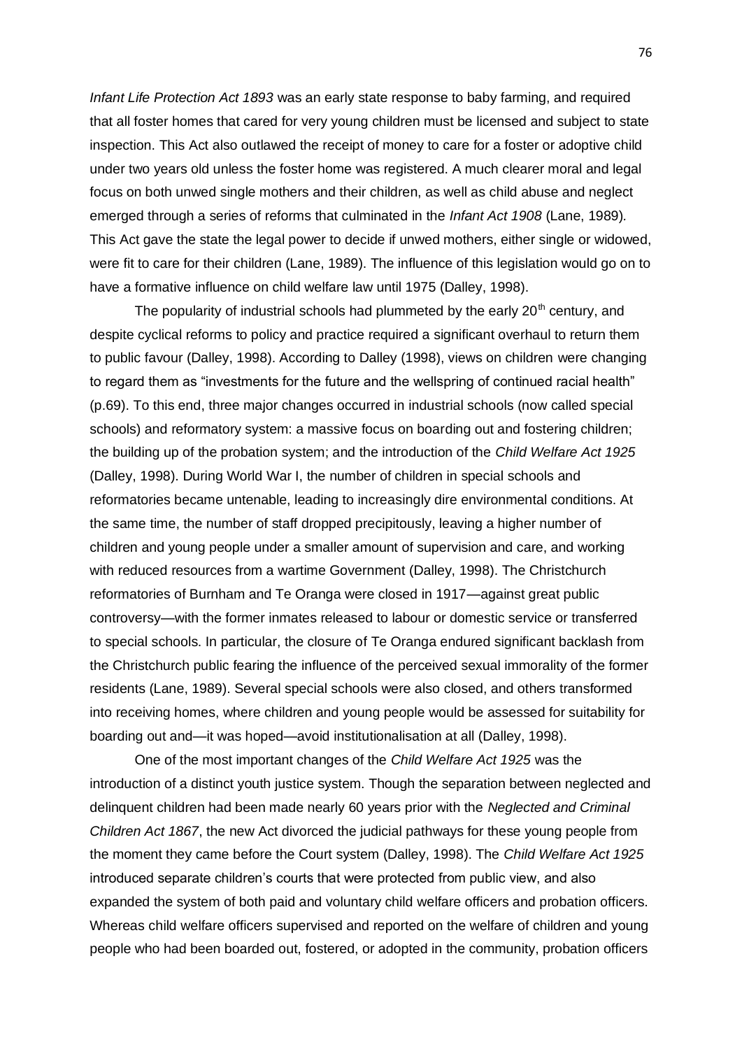*Infant Life Protection Act 1893* was an early state response to baby farming, and required that all foster homes that cared for very young children must be licensed and subject to state inspection. This Act also outlawed the receipt of money to care for a foster or adoptive child under two years old unless the foster home was registered. A much clearer moral and legal focus on both unwed single mothers and their children, as well as child abuse and neglect emerged through a series of reforms that culminated in the *Infant Act 1908* (Lane, 1989). This Act gave the state the legal power to decide if unwed mothers, either single or widowed, were fit to care for their children (Lane, 1989). The influence of this legislation would go on to have a formative influence on child welfare law until 1975 (Dalley, 1998).

The popularity of industrial schools had plummeted by the early 20th century, and despite cyclical reforms to policy and practice required a significant overhaul to return them to public favour (Dalley, 1998). According to Dalley (1998), views on children were changing to regard them as "investments for the future and the wellspring of continued racial health" (p.69). To this end, three major changes occurred in industrial schools (now called special schools) and reformatory system: a massive focus on boarding out and fostering children; the building up of the probation system; and the introduction of the *Child Welfare Act 1925* (Dalley, 1998). During World War I, the number of children in special schools and reformatories became untenable, leading to increasingly dire environmental conditions. At the same time, the number of staff dropped precipitously, leaving a higher number of children and young people under a smaller amount of supervision and care, and working with reduced resources from a wartime Government (Dalley, 1998). The Christchurch reformatories of Burnham and Te Oranga were closed in 1917—against great public controversy—with the former inmates released to labour or domestic service or transferred to special schools. In particular, the closure of Te Oranga endured significant backlash from the Christchurch public fearing the influence of the perceived sexual immorality of the former residents (Lane, 1989). Several special schools were also closed, and others transformed into receiving homes, where children and young people would be assessed for suitability for boarding out and—it was hoped—avoid institutionalisation at all (Dalley, 1998).

One of the most important changes of the *Child Welfare Act 1925* was the introduction of a distinct youth justice system. Though the separation between neglected and delinquent children had been made nearly 60 years prior with the *Neglected and Criminal Children Act 1867*, the new Act divorced the judicial pathways for these young people from the moment they came before the Court system (Dalley, 1998). The *Child Welfare Act 1925* introduced separate children's courts that were protected from public view, and also expanded the system of both paid and voluntary child welfare officers and probation officers. Whereas child welfare officers supervised and reported on the welfare of children and young people who had been boarded out, fostered, or adopted in the community, probation officers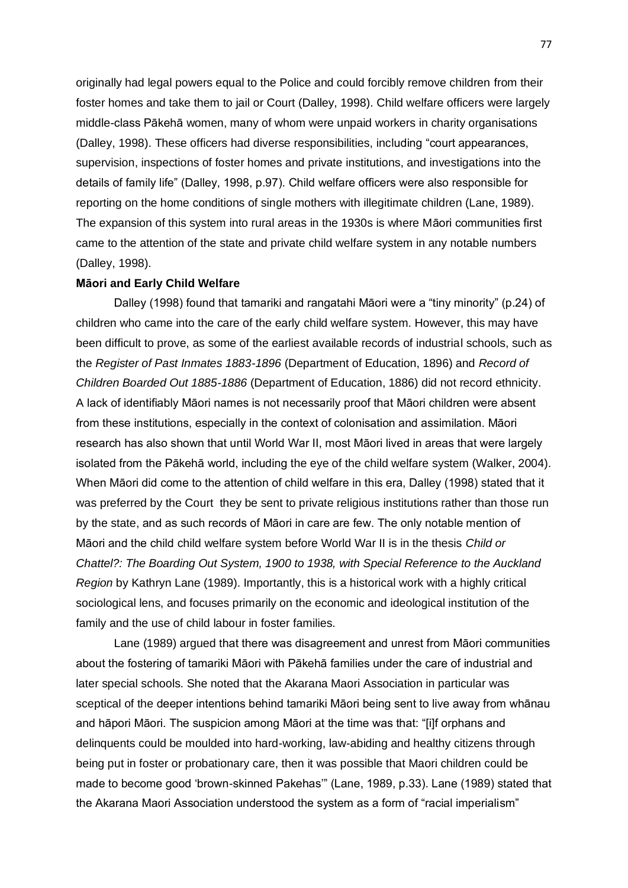originally had legal powers equal to the Police and could forcibly remove children from their foster homes and take them to jail or Court (Dalley, 1998). Child welfare officers were largely middle-class Pākehā women, many of whom were unpaid workers in charity organisations (Dalley, 1998). These officers had diverse responsibilities, including "court appearances, supervision, inspections of foster homes and private institutions, and investigations into the details of family life" (Dalley, 1998, p.97). Child welfare officers were also responsible for reporting on the home conditions of single mothers with illegitimate children (Lane, 1989). The expansion of this system into rural areas in the 1930s is where Māori communities first came to the attention of the state and private child welfare system in any notable numbers (Dalley, 1998).

**Māori and Early Child Welfare**

Dalley (1998) found that tamariki and rangatahi Māori were a "tiny minority" (p.24) of children who came into the care of the early child welfare system. However, this may have been difficult to prove, as some of the earliest available records of industrial schools, such as the *Register of Past Inmates 1883-1896* (Department of Education, 1896) and *Record of Children Boarded Out 1885-1886* (Department of Education, 1886) did not record ethnicity. A lack of identifiably Māori names is not necessarily proof that Māori children were absent from these institutions, especially in the context of colonisation and assimilation. Māori research has also shown that until World War II, most Māori lived in areas that were largely isolated from the Pākehā world, including the eye of the child welfare system (Walker, 2004). When Māori did come to the attention of child welfare in this era, Dalley (1998) stated that it was preferred by the Court they be sent to private religious institutions rather than those run by the state, and as such records of Māori in care are few. The only notable mention of Māori and the child child welfare system before World War II is in the thesis *Child or Chattel?: The Boarding Out System, 1900 to 1938, with Special Reference to the Auckland Region* by Kathryn Lane (1989). Importantly, this is a historical work with a highly critical sociological lens, and focuses primarily on the economic and ideological institution of the family and the use of child labour in foster families.

Lane (1989) argued that there was disagreement and unrest from Māori communities about the fostering of tamariki Māori with Pākehā families under the care of industrial and later special schools. She noted that the Akarana Maori Association in particular was sceptical of the deeper intentions behind tamariki Māori being sent to live away from whānau and hāpori Māori. The suspicion among Māori at the time was that: "[i]f orphans and delinquents could be moulded into hard-working, law-abiding and healthy citizens through being put in foster or probationary care, then it was possible that Maori children could be made to become good 'brown-skinned Pakehas'" (Lane, 1989, p.33). Lane (1989) stated that the Akarana Maori Association understood the system as a form of "racial imperialism"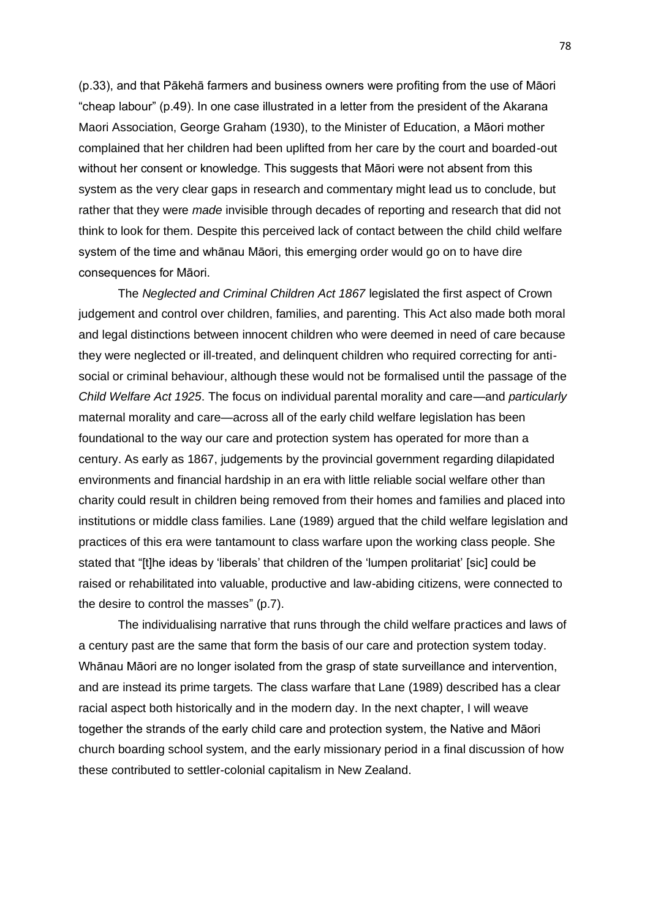(p.33), and that Pākehā farmers and business owners were profiting from the use of Māori "cheap labour" (p.49). In one case illustrated in a letter from the president of the Akarana Maori Association, George Graham (1930), to the Minister of Education, a Māori mother complained that her children had been uplifted from her care by the court and boarded-out without her consent or knowledge. This suggests that Māori were not absent from this system as the very clear gaps in research and commentary might lead us to conclude, but rather that they were *made* invisible through decades of reporting and research that did not think to look for them. Despite this perceived lack of contact between the child child welfare system of the time and whānau Māori, this emerging order would go on to have dire consequences for Māori.

The *Neglected and Criminal Children Act 1867* legislated the first aspect of Crown judgement and control over children, families, and parenting. This Act also made both moral and legal distinctions between innocent children who were deemed in need of care because they were neglected or ill-treated, and delinquent children who required correcting for anti-social or criminal behaviour, although these would not be formalised until the passage of the *Child Welfare Act 1925*. The focus on individual parental morality and care—and *particularly* maternal morality and care—across all of the early child welfare legislation has been foundational to the way our care and protection system has operated for more than a century. As early as 1867, judgements by the provincial government regarding dilapidated environments and financial hardship in an era with little reliable social welfare other than charity could result in children being removed from their homes and families and placed into institutions or middle class families. Lane (1989) argued that the child welfare legislation and practices of this era were tantamount to class warfare upon the working class people. She stated that "[t]he ideas by 'liberals' that children of the 'lumpen prolitariat' [sic] could be raised or rehabilitated into valuable, productive and law-abiding citizens, were connected to the desire to control the masses" (p.7).

The individualising narrative that runs through the child welfare practices and laws of a century past are the same that form the basis of our care and protection system today. Whānau Māori are no longer isolated from the grasp of state surveillance and intervention, and are instead its prime targets. The class warfare that Lane (1989) described has a clear racial aspect both historically and in the modern day. In the next chapter, I will weave together the strands of the early child care and protection system, the Native and Māori church boarding school system, and the early missionary period in a final discussion of how these contributed to settler-colonial capitalism in New Zealand.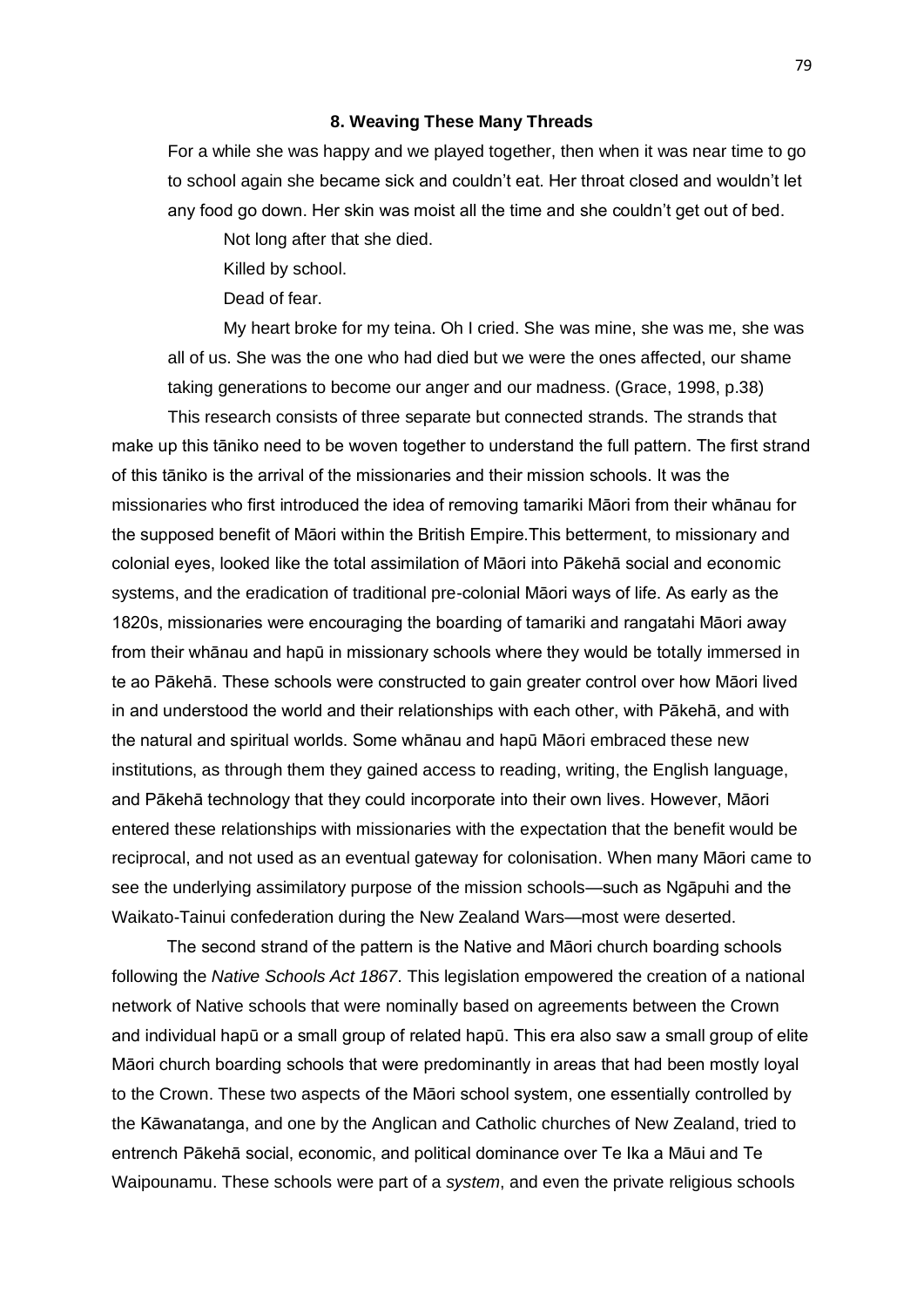## 8. Weaving These Many Threads

> For a while she was happy and we played together, then when it was near time to go to school again she became sick and couldn't eat. Her throat closed and wouldn't let any food go down. Her skin was moist all the time and she couldn't get out of bed.
>
> Not long after that she died.
>
> Killed by school.
>
> Dead of fear.
>
> My heart broke for my teina. Oh I cried. She was mine, she was me, she was all of us. She was the one who had died but we were the ones affected, our shame taking generations to become our anger and our madness. (Grace, 1998, p.38)

This research consists of three separate but connected strands. The strands that make up this tāniko need to be woven together to understand the full pattern. The first strand of this tāniko is the arrival of the missionaries and their mission schools. It was the missionaries who first introduced the idea of removing tamariki Māori from their whānau for the supposed benefit of Māori within the British Empire.This betterment, to missionary and colonial eyes, looked like the total assimilation of Māori into Pākehā social and economic systems, and the eradication of traditional pre-colonial Māori ways of life. As early as the 1820s, missionaries were encouraging the boarding of tamariki and rangatahi Māori away from their whānau and hapū in missionary schools where they would be totally immersed in te ao Pākehā. These schools were constructed to gain greater control over how Māori lived in and understood the world and their relationships with each other, with Pākehā, and with the natural and spiritual worlds. Some whānau and hapū Māori embraced these new institutions, as through them they gained access to reading, writing, the English language, and Pākehā technology that they could incorporate into their own lives. However, Māori entered these relationships with missionaries with the expectation that the benefit would be reciprocal, and not used as an eventual gateway for colonisation. When many Māori came to see the underlying assimilatory purpose of the mission schools—such as Ngāpuhi and the Waikato-Tainui confederation during the New Zealand Wars—most were deserted.

The second strand of the pattern is the Native and Māori church boarding schools following the *Native Schools Act 1867*. This legislation empowered the creation of a national network of Native schools that were nominally based on agreements between the Crown and individual hapū or a small group of related hapū. This era also saw a small group of elite Māori church boarding schools that were predominantly in areas that had been mostly loyal to the Crown. These two aspects of the Māori school system, one essentially controlled by the Kāwanatanga, and one by the Anglican and Catholic churches of New Zealand, tried to entrench Pākehā social, economic, and political dominance over Te Ika a Māui and Te Waipounamu. These schools were part of a *system*, and even the private religious schools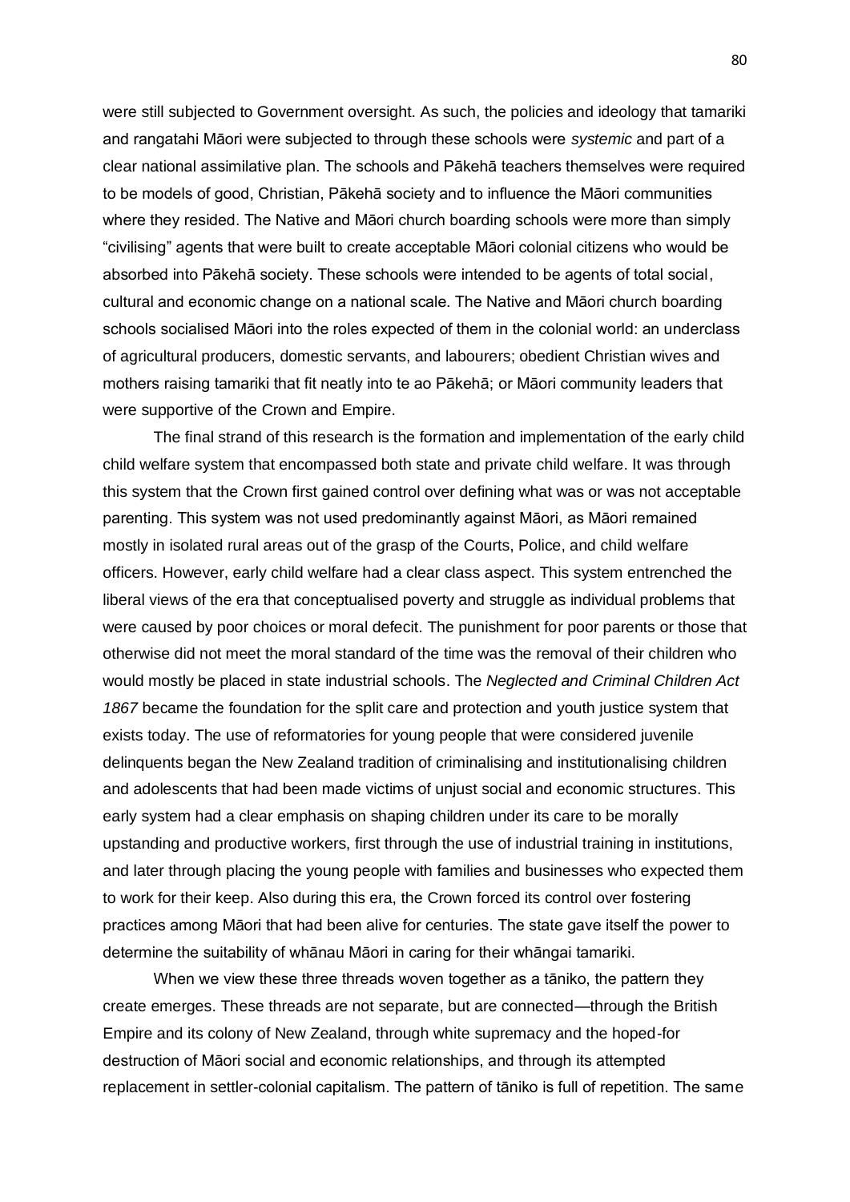were still subjected to Government oversight. As such, the policies and ideology that tamariki and rangatahi Māori were subjected to through these schools were *systemic* and part of a clear national assimilative plan. The schools and Pākehā teachers themselves were required to be models of good, Christian, Pākehā society and to influence the Māori communities where they resided. The Native and Māori church boarding schools were more than simply "civilising" agents that were built to create acceptable Māori colonial citizens who would be absorbed into Pākehā society. These schools were intended to be agents of total social, cultural and economic change on a national scale. The Native and Māori church boarding schools socialised Māori into the roles expected of them in the colonial world: an underclass of agricultural producers, domestic servants, and labourers; obedient Christian wives and mothers raising tamariki that fit neatly into te ao Pākehā; or Māori community leaders that were supportive of the Crown and Empire.

The final strand of this research is the formation and implementation of the early child child welfare system that encompassed both state and private child welfare. It was through this system that the Crown first gained control over defining what was or was not acceptable parenting. This system was not used predominantly against Māori, as Māori remained mostly in isolated rural areas out of the grasp of the Courts, Police, and child welfare officers. However, early child welfare had a clear class aspect. This system entrenched the liberal views of the era that conceptualised poverty and struggle as individual problems that were caused by poor choices or moral defecit. The punishment for poor parents or those that otherwise did not meet the moral standard of the time was the removal of their children who would mostly be placed in state industrial schools. The *Neglected and Criminal Children Act 1867* became the foundation for the split care and protection and youth justice system that exists today. The use of reformatories for young people that were considered juvenile delinquents began the New Zealand tradition of criminalising and institutionalising children and adolescents that had been made victims of unjust social and economic structures. This early system had a clear emphasis on shaping children under its care to be morally upstanding and productive workers, first through the use of industrial training in institutions, and later through placing the young people with families and businesses who expected them to work for their keep. Also during this era, the Crown forced its control over fostering practices among Māori that had been alive for centuries. The state gave itself the power to determine the suitability of whānau Māori in caring for their whāngai tamariki.

When we view these three threads woven together as a tāniko, the pattern they create emerges. These threads are not separate, but are connected—through the British Empire and its colony of New Zealand, through white supremacy and the hoped-for destruction of Māori social and economic relationships, and through its attempted replacement in settler-colonial capitalism. The pattern of tāniko is full of repetition. The same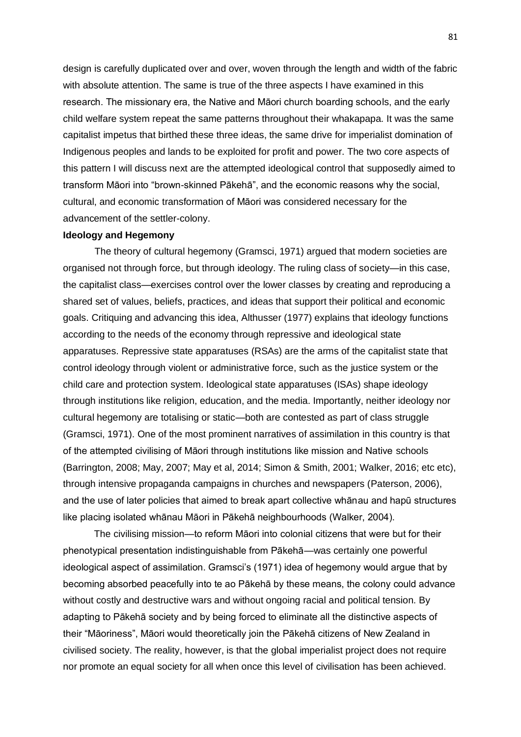design is carefully duplicated over and over, woven through the length and width of the fabric with absolute attention. The same is true of the three aspects I have examined in this research. The missionary era, the Native and Māori church boarding schools, and the early child welfare system repeat the same patterns throughout their whakapapa. It was the same capitalist impetus that birthed these three ideas, the same drive for imperialist domination of Indigenous peoples and lands to be exploited for profit and power. The two core aspects of this pattern I will discuss next are the attempted ideological control that supposedly aimed to transform Māori into "brown-skinned Pākehā", and the economic reasons why the social, cultural, and economic transformation of Māori was considered necessary for the advancement of the settler-colony.

**Ideology and Hegemony**

The theory of cultural hegemony (Gramsci, 1971) argued that modern societies are organised not through force, but through ideology. The ruling class of society—in this case, the capitalist class—exercises control over the lower classes by creating and reproducing a shared set of values, beliefs, practices, and ideas that support their political and economic goals. Critiquing and advancing this idea, Althusser (1977) explains that ideology functions according to the needs of the economy through repressive and ideological state apparatuses. Repressive state apparatuses (RSAs) are the arms of the capitalist state that control ideology through violent or administrative force, such as the justice system or the child care and protection system. Ideological state apparatuses (ISAs) shape ideology through institutions like religion, education, and the media. Importantly, neither ideology nor cultural hegemony are totalising or static—both are contested as part of class struggle (Gramsci, 1971). One of the most prominent narratives of assimilation in this country is that of the attempted civilising of Māori through institutions like mission and Native schools (Barrington, 2008; May, 2007; May et al, 2014; Simon & Smith, 2001; Walker, 2016; etc etc), through intensive propaganda campaigns in churches and newspapers (Paterson, 2006), and the use of later policies that aimed to break apart collective whānau and hapū structures like placing isolated whānau Māori in Pākehā neighbourhoods (Walker, 2004).

The civilising mission—to reform Māori into colonial citizens that were but for their phenotypical presentation indistinguishable from Pākehā—was certainly one powerful ideological aspect of assimilation. Gramsci's (1971) idea of hegemony would argue that by becoming absorbed peacefully into te ao Pākehā by these means, the colony could advance without costly and destructive wars and without ongoing racial and political tension. By adapting to Pākehā society and by being forced to eliminate all the distinctive aspects of their "Māoriness", Māori would theoretically join the Pākehā citizens of New Zealand in civilised society. The reality, however, is that the global imperialist project does not require nor promote an equal society for all when once this level of civilisation has been achieved.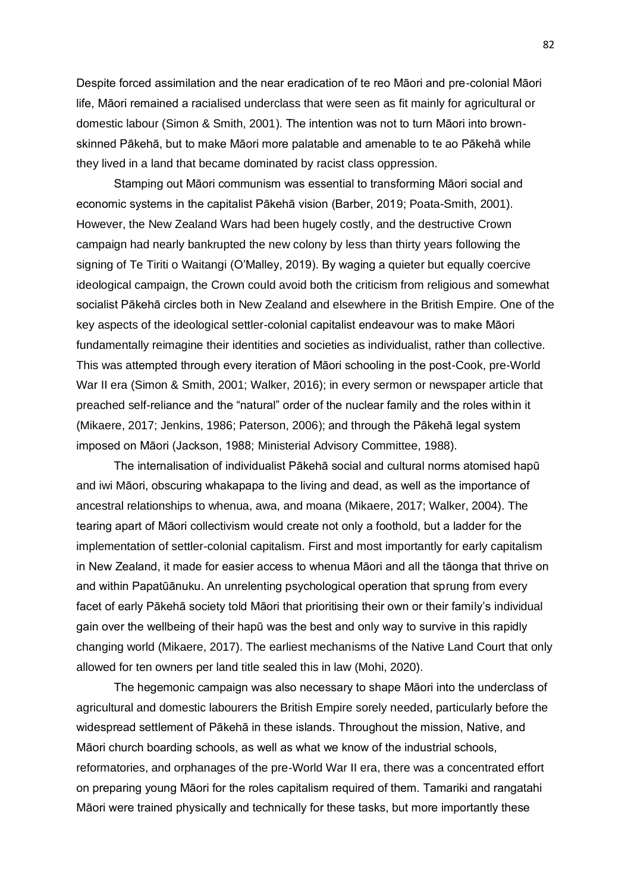Despite forced assimilation and the near eradication of te reo Māori and pre-colonial Māori life, Māori remained a racialised underclass that were seen as fit mainly for agricultural or domestic labour (Simon & Smith, 2001). The intention was not to turn Māori into brown-skinned Pākehā, but to make Māori more palatable and amenable to te ao Pākehā while they lived in a land that became dominated by racist class oppression.

Stamping out Māori communism was essential to transforming Māori social and economic systems in the capitalist Pākehā vision (Barber, 2019; Poata-Smith, 2001). However, the New Zealand Wars had been hugely costly, and the destructive Crown campaign had nearly bankrupted the new colony by less than thirty years following the signing of Te Tiriti o Waitangi (O'Malley, 2019). By waging a quieter but equally coercive ideological campaign, the Crown could avoid both the criticism from religious and somewhat socialist Pākehā circles both in New Zealand and elsewhere in the British Empire. One of the key aspects of the ideological settler-colonial capitalist endeavour was to make Māori fundamentally reimagine their identities and societies as individualist, rather than collective. This was attempted through every iteration of Māori schooling in the post-Cook, pre-World War II era (Simon & Smith, 2001; Walker, 2016); in every sermon or newspaper article that preached self-reliance and the "natural" order of the nuclear family and the roles within it (Mikaere, 2017; Jenkins, 1986; Paterson, 2006); and through the Pākehā legal system imposed on Māori (Jackson, 1988; Ministerial Advisory Committee, 1988).

The internalisation of individualist Pākehā social and cultural norms atomised hapū and iwi Māori, obscuring whakapapa to the living and dead, as well as the importance of ancestral relationships to whenua, awa, and moana (Mikaere, 2017; Walker, 2004). The tearing apart of Māori collectivism would create not only a foothold, but a ladder for the implementation of settler-colonial capitalism. First and most importantly for early capitalism in New Zealand, it made for easier access to whenua Māori and all the tāonga that thrive on and within Papatūānuku. An unrelenting psychological operation that sprung from every facet of early Pākehā society told Māori that prioritising their own or their family's individual gain over the wellbeing of their hapū was the best and only way to survive in this rapidly changing world (Mikaere, 2017). The earliest mechanisms of the Native Land Court that only allowed for ten owners per land title sealed this in law (Mohi, 2020).

The hegemonic campaign was also necessary to shape Māori into the underclass of agricultural and domestic labourers the British Empire sorely needed, particularly before the widespread settlement of Pākehā in these islands. Throughout the mission, Native, and Māori church boarding schools, as well as what we know of the industrial schools, reformatories, and orphanages of the pre-World War II era, there was a concentrated effort on preparing young Māori for the roles capitalism required of them. Tamariki and rangatahi Māori were trained physically and technically for these tasks, but more importantly these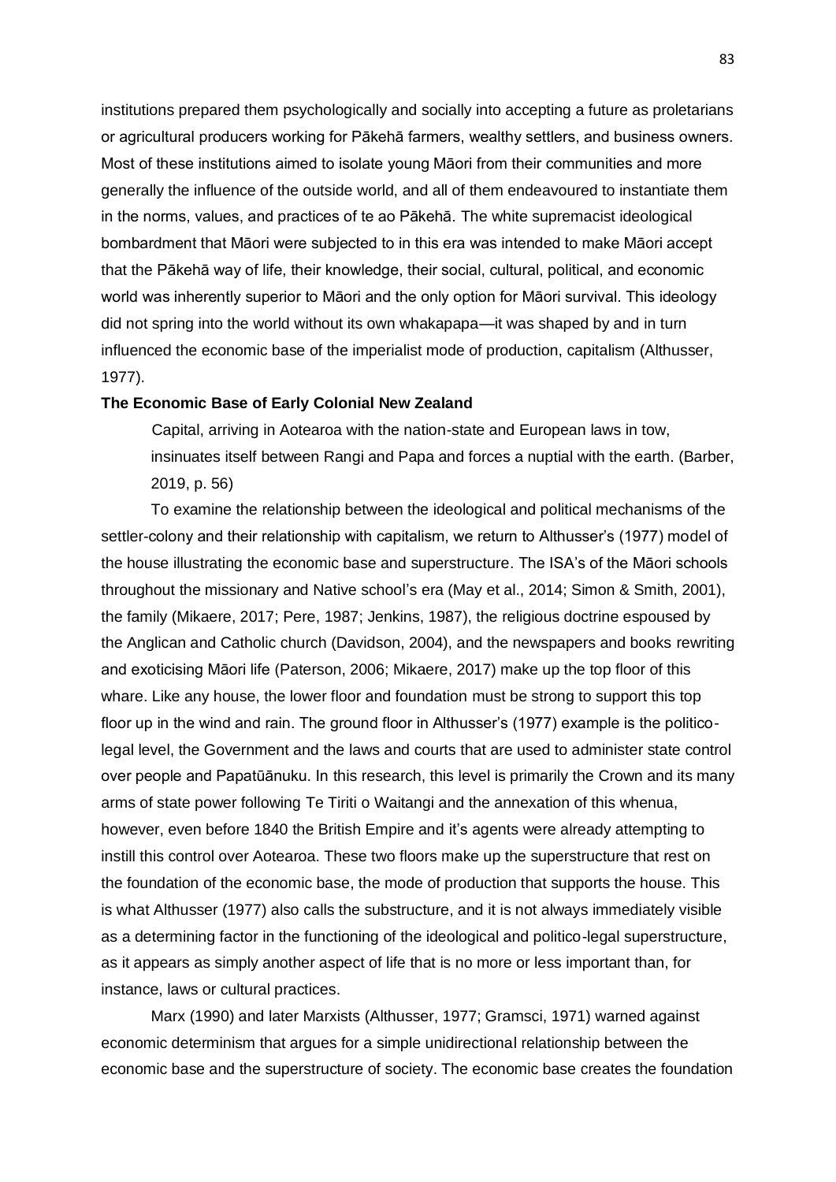institutions prepared them psychologically and socially into accepting a future as proletarians or agricultural producers working for Pākehā farmers, wealthy settlers, and business owners. Most of these institutions aimed to isolate young Māori from their communities and more generally the influence of the outside world, and all of them endeavoured to instantiate them in the norms, values, and practices of te ao Pākehā. The white supremacist ideological bombardment that Māori were subjected to in this era was intended to make Māori accept that the Pākehā way of life, their knowledge, their social, cultural, political, and economic world was inherently superior to Māori and the only option for Māori survival. This ideology did not spring into the world without its own whakapapa—it was shaped by and in turn influenced the economic base of the imperialist mode of production, capitalism (Althusser, 1977).

**The Economic Base of Early Colonial New Zealand**

> Capital, arriving in Aotearoa with the nation-state and European laws in tow, insinuates itself between Rangi and Papa and forces a nuptial with the earth. (Barber, 2019, p. 56)

To examine the relationship between the ideological and political mechanisms of the settler-colony and their relationship with capitalism, we return to Althusser's (1977) model of the house illustrating the economic base and superstructure. The ISA's of the Māori schools throughout the missionary and Native school's era (May et al., 2014; Simon & Smith, 2001), the family (Mikaere, 2017; Pere, 1987; Jenkins, 1987), the religious doctrine espoused by the Anglican and Catholic church (Davidson, 2004), and the newspapers and books rewriting and exoticising Māori life (Paterson, 2006; Mikaere, 2017) make up the top floor of this whare. Like any house, the lower floor and foundation must be strong to support this top floor up in the wind and rain. The ground floor in Althusser's (1977) example is the politico-legal level, the Government and the laws and courts that are used to administer state control over people and Papatūānuku. In this research, this level is primarily the Crown and its many arms of state power following Te Tiriti o Waitangi and the annexation of this whenua, however, even before 1840 the British Empire and it's agents were already attempting to instill this control over Aotearoa. These two floors make up the superstructure that rest on the foundation of the economic base, the mode of production that supports the house. This is what Althusser (1977) also calls the substructure, and it is not always immediately visible as a determining factor in the functioning of the ideological and politico-legal superstructure, as it appears as simply another aspect of life that is no more or less important than, for instance, laws or cultural practices.

Marx (1990) and later Marxists (Althusser, 1977; Gramsci, 1971) warned against economic determinism that argues for a simple unidirectional relationship between the economic base and the superstructure of society. The economic base creates the foundation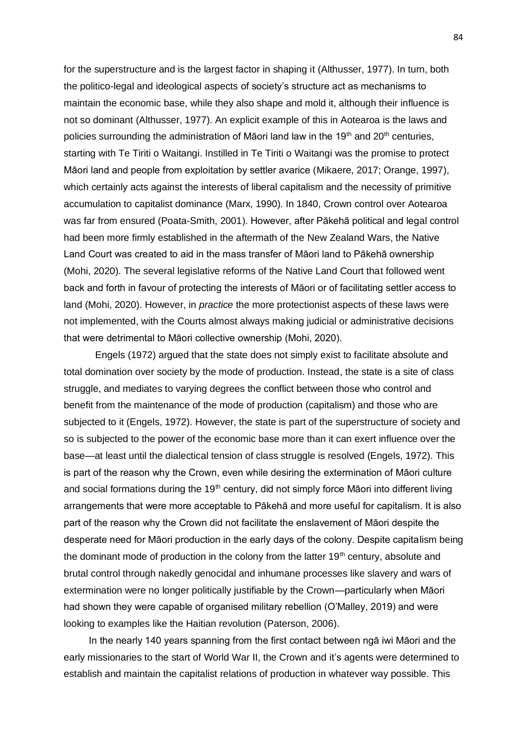for the superstructure and is the largest factor in shaping it (Althusser, 1977). In turn, both the politico-legal and ideological aspects of society's structure act as mechanisms to maintain the economic base, while they also shape and mold it, although their influence is not so dominant (Althusser, 1977). An explicit example of this in Aotearoa is the laws and policies surrounding the administration of Māori land law in the 19th and 20th centuries, starting with Te Tiriti o Waitangi. Instilled in Te Tiriti o Waitangi was the promise to protect Māori land and people from exploitation by settler avarice (Mikaere, 2017; Orange, 1997), which certainly acts against the interests of liberal capitalism and the necessity of primitive accumulation to capitalist dominance (Marx, 1990). In 1840, Crown control over Aotearoa was far from ensured (Poata-Smith, 2001). However, after Pākehā political and legal control had been more firmly established in the aftermath of the New Zealand Wars, the Native Land Court was created to aid in the mass transfer of Māori land to Pākehā ownership (Mohi, 2020). The several legislative reforms of the Native Land Court that followed went back and forth in favour of protecting the interests of Māori or of facilitating settler access to land (Mohi, 2020). However, in *practice* the more protectionist aspects of these laws were not implemented, with the Courts almost always making judicial or administrative decisions that were detrimental to Māori collective ownership (Mohi, 2020).

Engels (1972) argued that the state does not simply exist to facilitate absolute and total domination over society by the mode of production. Instead, the state is a site of class struggle, and mediates to varying degrees the conflict between those who control and benefit from the maintenance of the mode of production (capitalism) and those who are subjected to it (Engels, 1972). However, the state is part of the superstructure of society and so is subjected to the power of the economic base more than it can exert influence over the base—at least until the dialectical tension of class struggle is resolved (Engels, 1972). This is part of the reason why the Crown, even while desiring the extermination of Māori culture and social formations during the 19th century, did not simply force Māori into different living arrangements that were more acceptable to Pākehā and more useful for capitalism. It is also part of the reason why the Crown did not facilitate the enslavement of Māori despite the desperate need for Māori production in the early days of the colony. Despite capitalism being the dominant mode of production in the colony from the latter 19th century, absolute and brutal control through nakedly genocidal and inhumane processes like slavery and wars of extermination were no longer politically justifiable by the Crown—particularly when Māori had shown they were capable of organised military rebellion (O'Malley, 2019) and were looking to examples like the Haitian revolution (Paterson, 2006).

In the nearly 140 years spanning from the first contact between ngā iwi Māori and the early missionaries to the start of World War II, the Crown and it's agents were determined to establish and maintain the capitalist relations of production in whatever way possible. This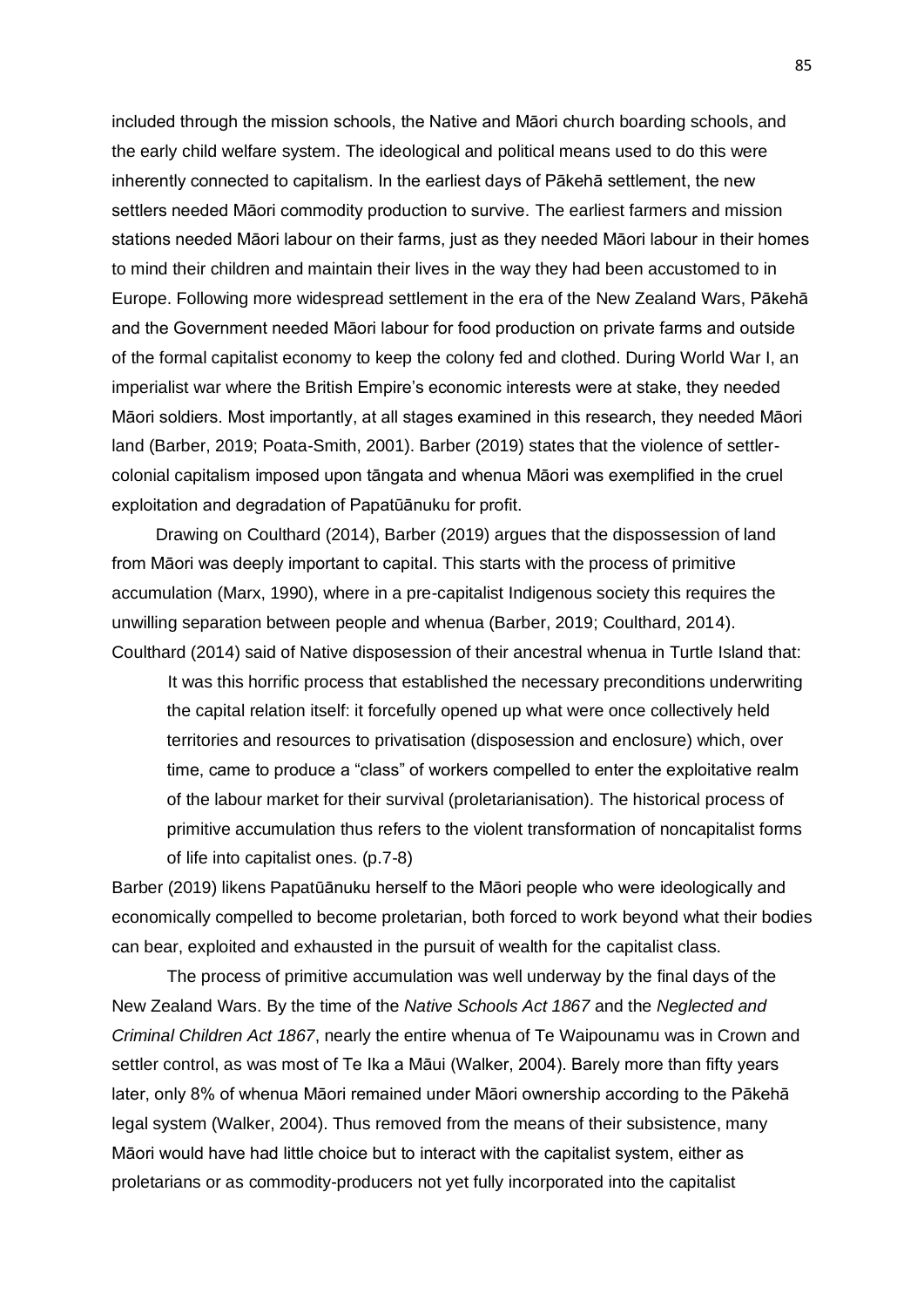included through the mission schools, the Native and Māori church boarding schools, and the early child welfare system. The ideological and political means used to do this were inherently connected to capitalism. In the earliest days of Pākehā settlement, the new settlers needed Māori commodity production to survive. The earliest farmers and mission stations needed Māori labour on their farms, just as they needed Māori labour in their homes to mind their children and maintain their lives in the way they had been accustomed to in Europe. Following more widespread settlement in the era of the New Zealand Wars, Pākehā and the Government needed Māori labour for food production on private farms and outside of the formal capitalist economy to keep the colony fed and clothed. During World War I, an imperialist war where the British Empire's economic interests were at stake, they needed Māori soldiers. Most importantly, at all stages examined in this research, they needed Māori land (Barber, 2019; Poata-Smith, 2001). Barber (2019) states that the violence of settler-colonial capitalism imposed upon tāngata and whenua Māori was exemplified in the cruel exploitation and degradation of Papatūānuku for profit.

Drawing on Coulthard (2014), Barber (2019) argues that the dispossession of land from Māori was deeply important to capital. This starts with the process of primitive accumulation (Marx, 1990), where in a pre-capitalist Indigenous society this requires the unwilling separation between people and whenua (Barber, 2019; Coulthard, 2014). Coulthard (2014) said of Native disposession of their ancestral whenua in Turtle Island that:

> It was this horrific process that established the necessary preconditions underwriting the capital relation itself: it forcefully opened up what were once collectively held territories and resources to privatisation (disposession and enclosure) which, over time, came to produce a "class" of workers compelled to enter the exploitative realm of the labour market for their survival (proletarianisation). The historical process of primitive accumulation thus refers to the violent transformation of noncapitalist forms of life into capitalist ones. (p.7-8)

Barber (2019) likens Papatūānuku herself to the Māori people who were ideologically and economically compelled to become proletarian, both forced to work beyond what their bodies can bear, exploited and exhausted in the pursuit of wealth for the capitalist class.

The process of primitive accumulation was well underway by the final days of the New Zealand Wars. By the time of the *Native Schools Act 1867* and the *Neglected and Criminal Children Act 1867*, nearly the entire whenua of Te Waipounamu was in Crown and settler control, as was most of Te Ika a Māui (Walker, 2004). Barely more than fifty years later, only 8% of whenua Māori remained under Māori ownership according to the Pākehā legal system (Walker, 2004). Thus removed from the means of their subsistence, many Māori would have had little choice but to interact with the capitalist system, either as proletarians or as commodity-producers not yet fully incorporated into the capitalist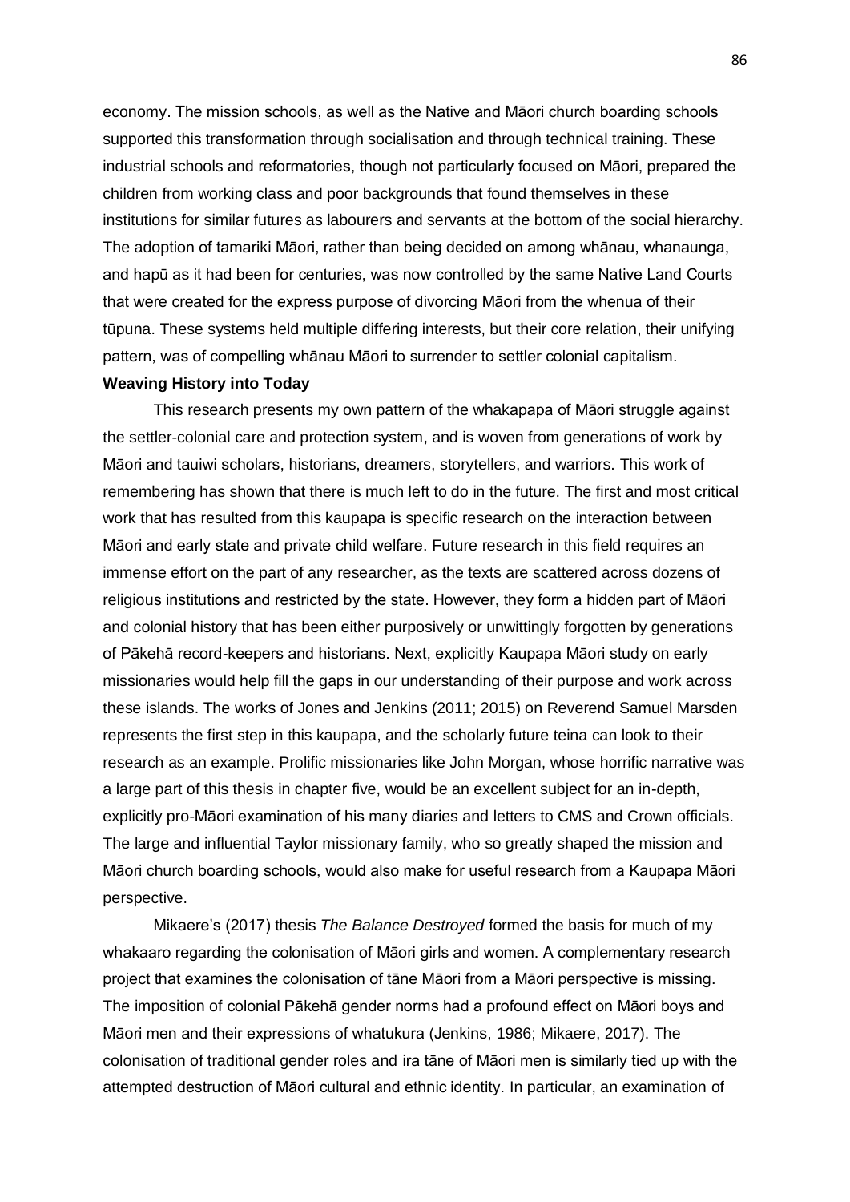economy. The mission schools, as well as the Native and Māori church boarding schools supported this transformation through socialisation and through technical training. These industrial schools and reformatories, though not particularly focused on Māori, prepared the children from working class and poor backgrounds that found themselves in these institutions for similar futures as labourers and servants at the bottom of the social hierarchy. The adoption of tamariki Māori, rather than being decided on among whānau, whanaunga, and hapū as it had been for centuries, was now controlled by the same Native Land Courts that were created for the express purpose of divorcing Māori from the whenua of their tūpuna. These systems held multiple differing interests, but their core relation, their unifying pattern, was of compelling whānau Māori to surrender to settler colonial capitalism.

**Weaving History into Today**

This research presents my own pattern of the whakapapa of Māori struggle against the settler-colonial care and protection system, and is woven from generations of work by Māori and tauiwi scholars, historians, dreamers, storytellers, and warriors. This work of remembering has shown that there is much left to do in the future. The first and most critical work that has resulted from this kaupapa is specific research on the interaction between Māori and early state and private child welfare. Future research in this field requires an immense effort on the part of any researcher, as the texts are scattered across dozens of religious institutions and restricted by the state. However, they form a hidden part of Māori and colonial history that has been either purposively or unwittingly forgotten by generations of Pākehā record-keepers and historians. Next, explicitly Kaupapa Māori study on early missionaries would help fill the gaps in our understanding of their purpose and work across these islands. The works of Jones and Jenkins (2011; 2015) on Reverend Samuel Marsden represents the first step in this kaupapa, and the scholarly future teina can look to their research as an example. Prolific missionaries like John Morgan, whose horrific narrative was a large part of this thesis in chapter five, would be an excellent subject for an in-depth, explicitly pro-Māori examination of his many diaries and letters to CMS and Crown officials. The large and influential Taylor missionary family, who so greatly shaped the mission and Māori church boarding schools, would also make for useful research from a Kaupapa Māori perspective.

Mikaere's (2017) thesis *The Balance Destroyed* formed the basis for much of my whakaaro regarding the colonisation of Māori girls and women. A complementary research project that examines the colonisation of tāne Māori from a Māori perspective is missing. The imposition of colonial Pākehā gender norms had a profound effect on Māori boys and Māori men and their expressions of whatukura (Jenkins, 1986; Mikaere, 2017). The colonisation of traditional gender roles and ira tāne of Māori men is similarly tied up with the attempted destruction of Māori cultural and ethnic identity. In particular, an examination of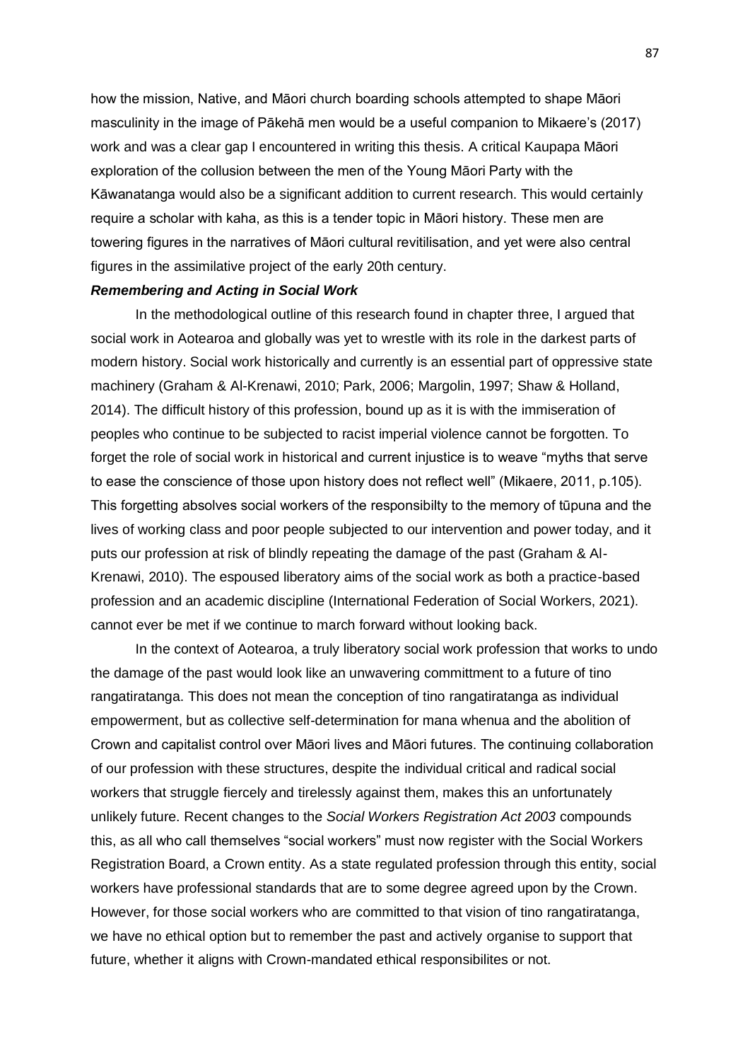how the mission, Native, and Māori church boarding schools attempted to shape Māori masculinity in the image of Pākehā men would be a useful companion to Mikaere's (2017) work and was a clear gap I encountered in writing this thesis. A critical Kaupapa Māori exploration of the collusion between the men of the Young Māori Party with the Kāwanatanga would also be a significant addition to current research. This would certainly require a scholar with kaha, as this is a tender topic in Māori history. These men are towering figures in the narratives of Māori cultural revitilisation, and yet were also central figures in the assimilative project of the early 20th century.

***Remembering and Acting in Social Work***

In the methodological outline of this research found in chapter three, I argued that social work in Aotearoa and globally was yet to wrestle with its role in the darkest parts of modern history. Social work historically and currently is an essential part of oppressive state machinery (Graham & Al-Krenawi, 2010; Park, 2006; Margolin, 1997; Shaw & Holland, 2014). The difficult history of this profession, bound up as it is with the immiseration of peoples who continue to be subjected to racist imperial violence cannot be forgotten. To forget the role of social work in historical and current injustice is to weave "myths that serve to ease the conscience of those upon history does not reflect well" (Mikaere, 2011, p.105). This forgetting absolves social workers of the responsibilty to the memory of tūpuna and the lives of working class and poor people subjected to our intervention and power today, and it puts our profession at risk of blindly repeating the damage of the past (Graham & Al-Krenawi, 2010). The espoused liberatory aims of the social work as both a practice-based profession and an academic discipline (International Federation of Social Workers, 2021). cannot ever be met if we continue to march forward without looking back.

In the context of Aotearoa, a truly liberatory social work profession that works to undo the damage of the past would look like an unwavering committment to a future of tino rangatiratanga. This does not mean the conception of tino rangatiratanga as individual empowerment, but as collective self-determination for mana whenua and the abolition of Crown and capitalist control over Māori lives and Māori futures. The continuing collaboration of our profession with these structures, despite the individual critical and radical social workers that struggle fiercely and tirelessly against them, makes this an unfortunately unlikely future. Recent changes to the *Social Workers Registration Act 2003* compounds this, as all who call themselves "social workers" must now register with the Social Workers Registration Board, a Crown entity. As a state regulated profession through this entity, social workers have professional standards that are to some degree agreed upon by the Crown. However, for those social workers who are committed to that vision of tino rangatiratanga, we have no ethical option but to remember the past and actively organise to support that future, whether it aligns with Crown-mandated ethical responsibilites or not.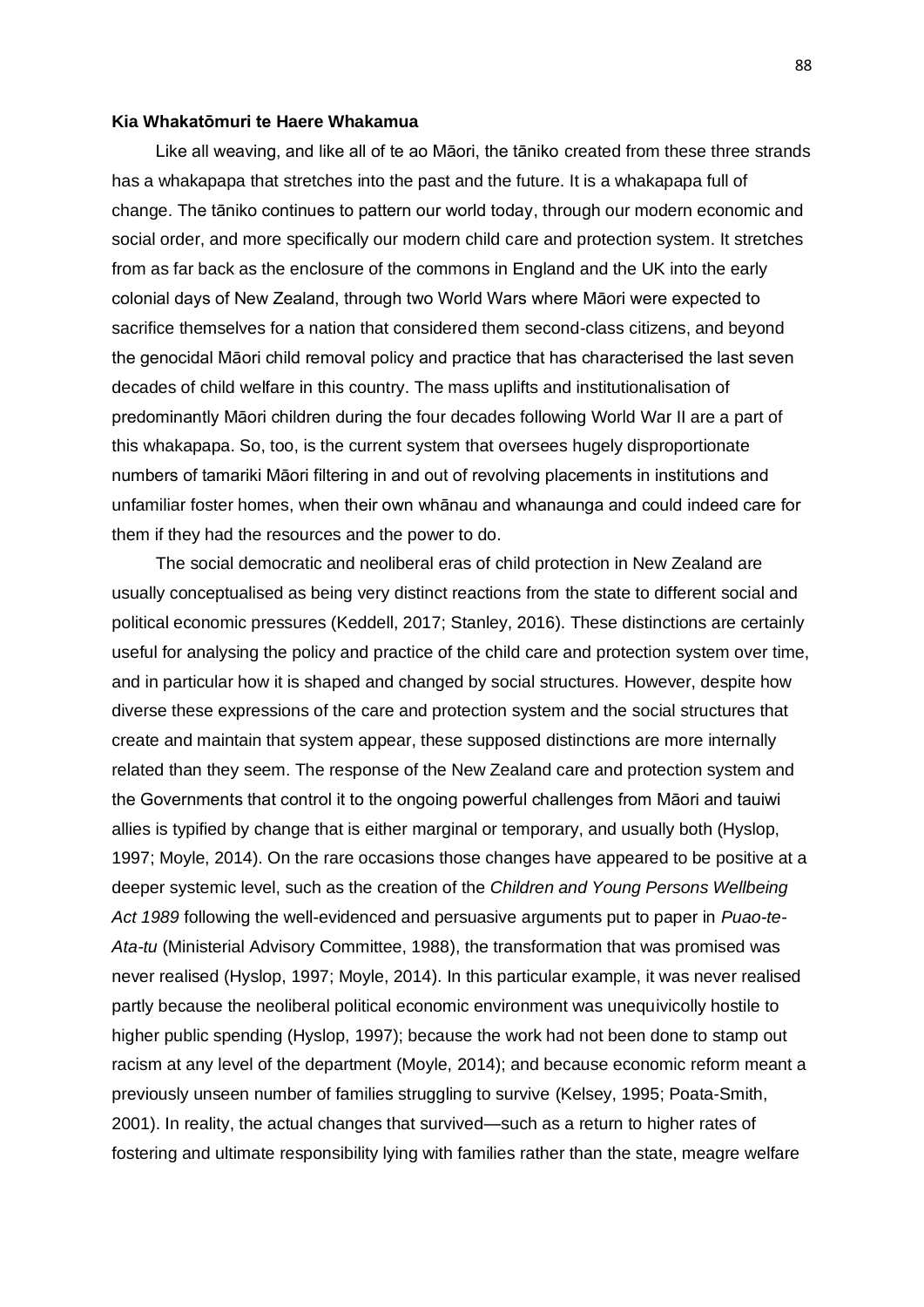**Kia Whakatōmuri te Haere Whakamua**

Like all weaving, and like all of te ao Māori, the tāniko created from these three strands has a whakapapa that stretches into the past and the future. It is a whakapapa full of change. The tāniko continues to pattern our world today, through our modern economic and social order, and more specifically our modern child care and protection system. It stretches from as far back as the enclosure of the commons in England and the UK into the early colonial days of New Zealand, through two World Wars where Māori were expected to sacrifice themselves for a nation that considered them second-class citizens, and beyond the genocidal Māori child removal policy and practice that has characterised the last seven decades of child welfare in this country. The mass uplifts and institutionalisation of predominantly Māori children during the four decades following World War II are a part of this whakapapa. So, too, is the current system that oversees hugely disproportionate numbers of tamariki Māori filtering in and out of revolving placements in institutions and unfamiliar foster homes, when their own whānau and whanaunga and could indeed care for them if they had the resources and the power to do.

The social democratic and neoliberal eras of child protection in New Zealand are usually conceptualised as being very distinct reactions from the state to different social and political economic pressures (Keddell, 2017; Stanley, 2016). These distinctions are certainly useful for analysing the policy and practice of the child care and protection system over time, and in particular how it is shaped and changed by social structures. However, despite how diverse these expressions of the care and protection system and the social structures that create and maintain that system appear, these supposed distinctions are more internally related than they seem. The response of the New Zealand care and protection system and the Governments that control it to the ongoing powerful challenges from Māori and tauiwi allies is typified by change that is either marginal or temporary, and usually both (Hyslop, 1997; Moyle, 2014). On the rare occasions those changes have appeared to be positive at a deeper systemic level, such as the creation of the *Children and Young Persons Wellbeing Act 1989* following the well-evidenced and persuasive arguments put to paper in *Puao-te-Ata-tu* (Ministerial Advisory Committee, 1988), the transformation that was promised was never realised (Hyslop, 1997; Moyle, 2014). In this particular example, it was never realised partly because the neoliberal political economic environment was unequivicolly hostile to higher public spending (Hyslop, 1997); because the work had not been done to stamp out racism at any level of the department (Moyle, 2014); and because economic reform meant a previously unseen number of families struggling to survive (Kelsey, 1995; Poata-Smith, 2001). In reality, the actual changes that survived—such as a return to higher rates of fostering and ultimate responsibility lying with families rather than the state, meagre welfare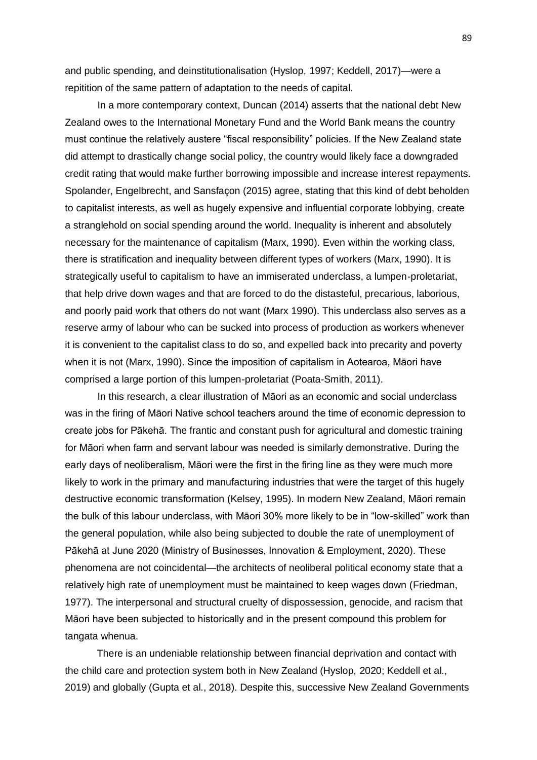and public spending, and deinstitutionalisation (Hyslop, 1997; Keddell, 2017)—were a repitition of the same pattern of adaptation to the needs of capital.

In a more contemporary context, Duncan (2014) asserts that the national debt New Zealand owes to the International Monetary Fund and the World Bank means the country must continue the relatively austere "fiscal responsibility" policies. If the New Zealand state did attempt to drastically change social policy, the country would likely face a downgraded credit rating that would make further borrowing impossible and increase interest repayments. Spolander, Engelbrecht, and Sansfaçon (2015) agree, stating that this kind of debt beholden to capitalist interests, as well as hugely expensive and influential corporate lobbying, create a stranglehold on social spending around the world. Inequality is inherent and absolutely necessary for the maintenance of capitalism (Marx, 1990). Even within the working class, there is stratification and inequality between different types of workers (Marx, 1990). It is strategically useful to capitalism to have an immiserated underclass, a lumpen-proletariat, that help drive down wages and that are forced to do the distasteful, precarious, laborious, and poorly paid work that others do not want (Marx 1990). This underclass also serves as a reserve army of labour who can be sucked into process of production as workers whenever it is convenient to the capitalist class to do so, and expelled back into precarity and poverty when it is not (Marx, 1990). Since the imposition of capitalism in Aotearoa, Māori have comprised a large portion of this lumpen-proletariat (Poata-Smith, 2011).

In this research, a clear illustration of Māori as an economic and social underclass was in the firing of Māori Native school teachers around the time of economic depression to create jobs for Pākehā. The frantic and constant push for agricultural and domestic training for Māori when farm and servant labour was needed is similarly demonstrative. During the early days of neoliberalism, Māori were the first in the firing line as they were much more likely to work in the primary and manufacturing industries that were the target of this hugely destructive economic transformation (Kelsey, 1995). In modern New Zealand, Māori remain the bulk of this labour underclass, with Māori 30% more likely to be in "low-skilled" work than the general population, while also being subjected to double the rate of unemployment of Pākehā at June 2020 (Ministry of Businesses, Innovation & Employment, 2020). These phenomena are not coincidental—the architects of neoliberal political economy state that a relatively high rate of unemployment must be maintained to keep wages down (Friedman, 1977). The interpersonal and structural cruelty of dispossession, genocide, and racism that Māori have been subjected to historically and in the present compound this problem for tangata whenua.

There is an undeniable relationship between financial deprivation and contact with the child care and protection system both in New Zealand (Hyslop, 2020; Keddell et al., 2019) and globally (Gupta et al., 2018). Despite this, successive New Zealand Governments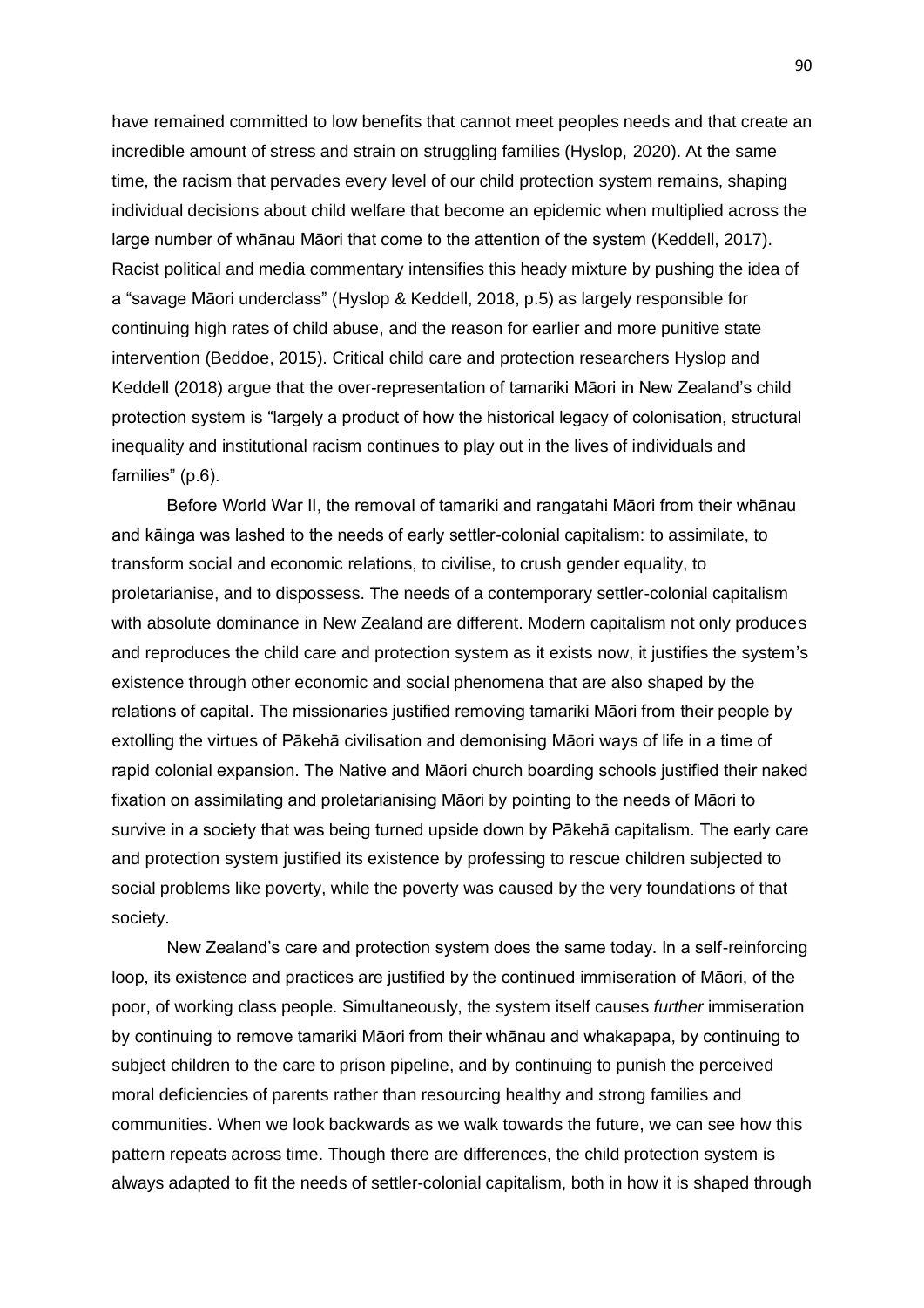have remained committed to low benefits that cannot meet peoples needs and that create an incredible amount of stress and strain on struggling families (Hyslop, 2020). At the same time, the racism that pervades every level of our child protection system remains, shaping individual decisions about child welfare that become an epidemic when multiplied across the large number of whānau Māori that come to the attention of the system (Keddell, 2017). Racist political and media commentary intensifies this heady mixture by pushing the idea of a "savage Māori underclass" (Hyslop & Keddell, 2018, p.5) as largely responsible for continuing high rates of child abuse, and the reason for earlier and more punitive state intervention (Beddoe, 2015). Critical child care and protection researchers Hyslop and Keddell (2018) argue that the over-representation of tamariki Māori in New Zealand's child protection system is "largely a product of how the historical legacy of colonisation, structural inequality and institutional racism continues to play out in the lives of individuals and families" (p.6).

Before World War II, the removal of tamariki and rangatahi Māori from their whānau and kāinga was lashed to the needs of early settler-colonial capitalism: to assimilate, to transform social and economic relations, to civilise, to crush gender equality, to proletarianise, and to dispossess. The needs of a contemporary settler-colonial capitalism with absolute dominance in New Zealand are different. Modern capitalism not only produces and reproduces the child care and protection system as it exists now, it justifies the system's existence through other economic and social phenomena that are also shaped by the relations of capital. The missionaries justified removing tamariki Māori from their people by extolling the virtues of Pākehā civilisation and demonising Māori ways of life in a time of rapid colonial expansion. The Native and Māori church boarding schools justified their naked fixation on assimilating and proletarianising Māori by pointing to the needs of Māori to survive in a society that was being turned upside down by Pākehā capitalism. The early care and protection system justified its existence by professing to rescue children subjected to social problems like poverty, while the poverty was caused by the very foundations of that society.

New Zealand's care and protection system does the same today. In a self-reinforcing loop, its existence and practices are justified by the continued immiseration of Māori, of the poor, of working class people. Simultaneously, the system itself causes *further* immiseration by continuing to remove tamariki Māori from their whānau and whakapapa, by continuing to subject children to the care to prison pipeline, and by continuing to punish the perceived moral deficiencies of parents rather than resourcing healthy and strong families and communities. When we look backwards as we walk towards the future, we can see how this pattern repeats across time. Though there are differences, the child protection system is always adapted to fit the needs of settler-colonial capitalism, both in how it is shaped through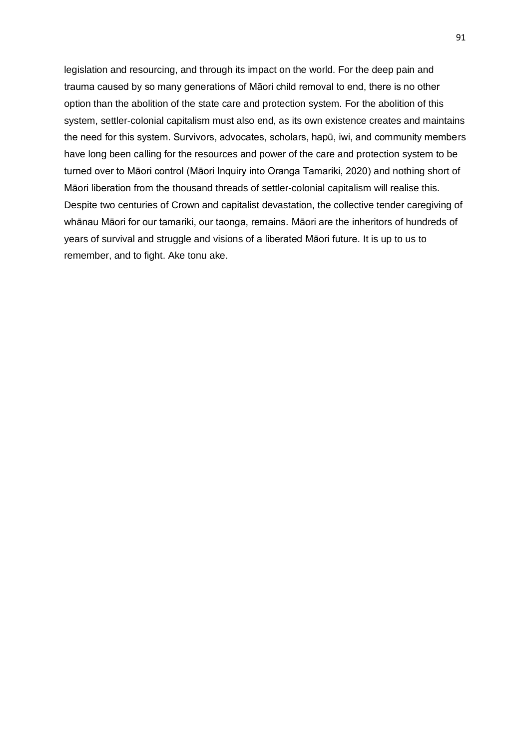legislation and resourcing, and through its impact on the world. For the deep pain and trauma caused by so many generations of Māori child removal to end, there is no other option than the abolition of the state care and protection system. For the abolition of this system, settler-colonial capitalism must also end, as its own existence creates and maintains the need for this system. Survivors, advocates, scholars, hapū, iwi, and community members have long been calling for the resources and power of the care and protection system to be turned over to Māori control (Māori Inquiry into Oranga Tamariki, 2020) and nothing short of Māori liberation from the thousand threads of settler-colonial capitalism will realise this. Despite two centuries of Crown and capitalist devastation, the collective tender caregiving of whānau Māori for our tamariki, our taonga, remains. Māori are the inheritors of hundreds of years of survival and struggle and visions of a liberated Māori future. It is up to us to remember, and to fight. Ake tonu ake.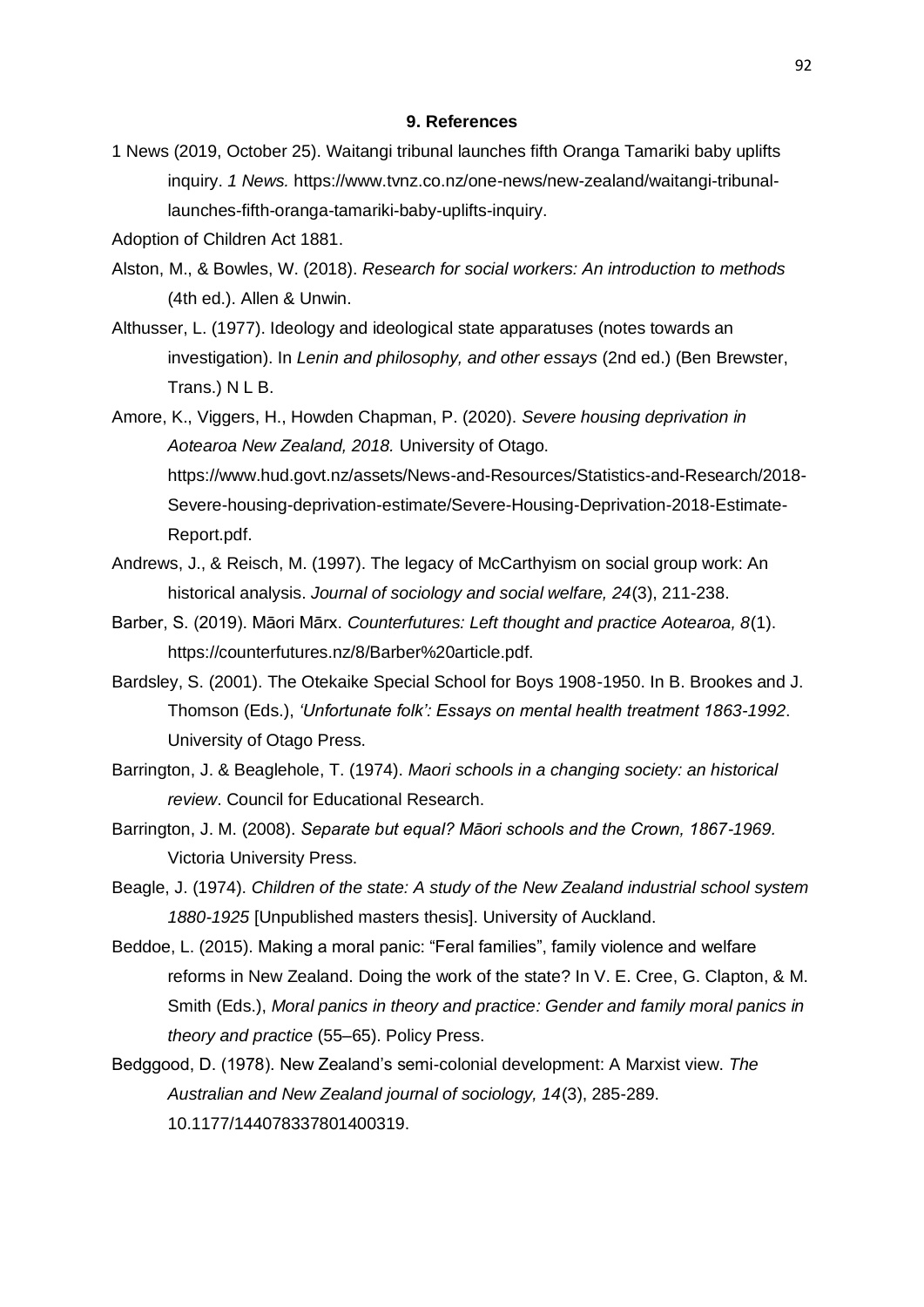## 9. References

1 News (2019, October 25). Waitangi tribunal launches fifth Oranga Tamariki baby uplifts inquiry. *1 News.* https://www.tvnz.co.nz/one-news/new-zealand/waitangi-tribunal-launches-fifth-oranga-tamariki-baby-uplifts-inquiry.

Adoption of Children Act 1881.

Alston, M., & Bowles, W. (2018). *Research for social workers: An introduction to methods* (4th ed.). Allen & Unwin.

Althusser, L. (1977). Ideology and ideological state apparatuses (notes towards an investigation). In *Lenin and philosophy, and other essays* (2nd ed.) (Ben Brewster, Trans.) N L B.

Amore, K., Viggers, H., Howden Chapman, P. (2020). *Severe housing deprivation in Aotearoa New Zealand, 2018.* University of Otago. https://www.hud.govt.nz/assets/News-and-Resources/Statistics-and-Research/2018-Severe-housing-deprivation-estimate/Severe-Housing-Deprivation-2018-Estimate-Report.pdf.

Andrews, J., & Reisch, M. (1997). The legacy of McCarthyism on social group work: An historical analysis. *Journal of sociology and social welfare, 24*(3), 211-238.

Barber, S. (2019). Māori Mārx. *Counterfutures: Left thought and practice Aotearoa, 8*(1). https://counterfutures.nz/8/Barber%20article.pdf.

Bardsley, S. (2001). The Otekaike Special School for Boys 1908-1950. In B. Brookes and J. Thomson (Eds.), *'Unfortunate folk': Essays on mental health treatment 1863-1992*. University of Otago Press.

Barrington, J. & Beaglehole, T. (1974). *Maori schools in a changing society: an historical review*. Council for Educational Research.

Barrington, J. M. (2008). *Separate but equal? Māori schools and the Crown, 1867-1969.* Victoria University Press.

Beagle, J. (1974). *Children of the state: A study of the New Zealand industrial school system 1880-1925* [Unpublished masters thesis]. University of Auckland.

Beddoe, L. (2015). Making a moral panic: "Feral families", family violence and welfare reforms in New Zealand. Doing the work of the state? In V. E. Cree, G. Clapton, & M. Smith (Eds.), *Moral panics in theory and practice: Gender and family moral panics in theory and practice* (55–65). Policy Press.

Bedggood, D. (1978). New Zealand's semi-colonial development: A Marxist view. *The Australian and New Zealand journal of sociology, 14*(3), 285-289. 10.1177/144078337801400319.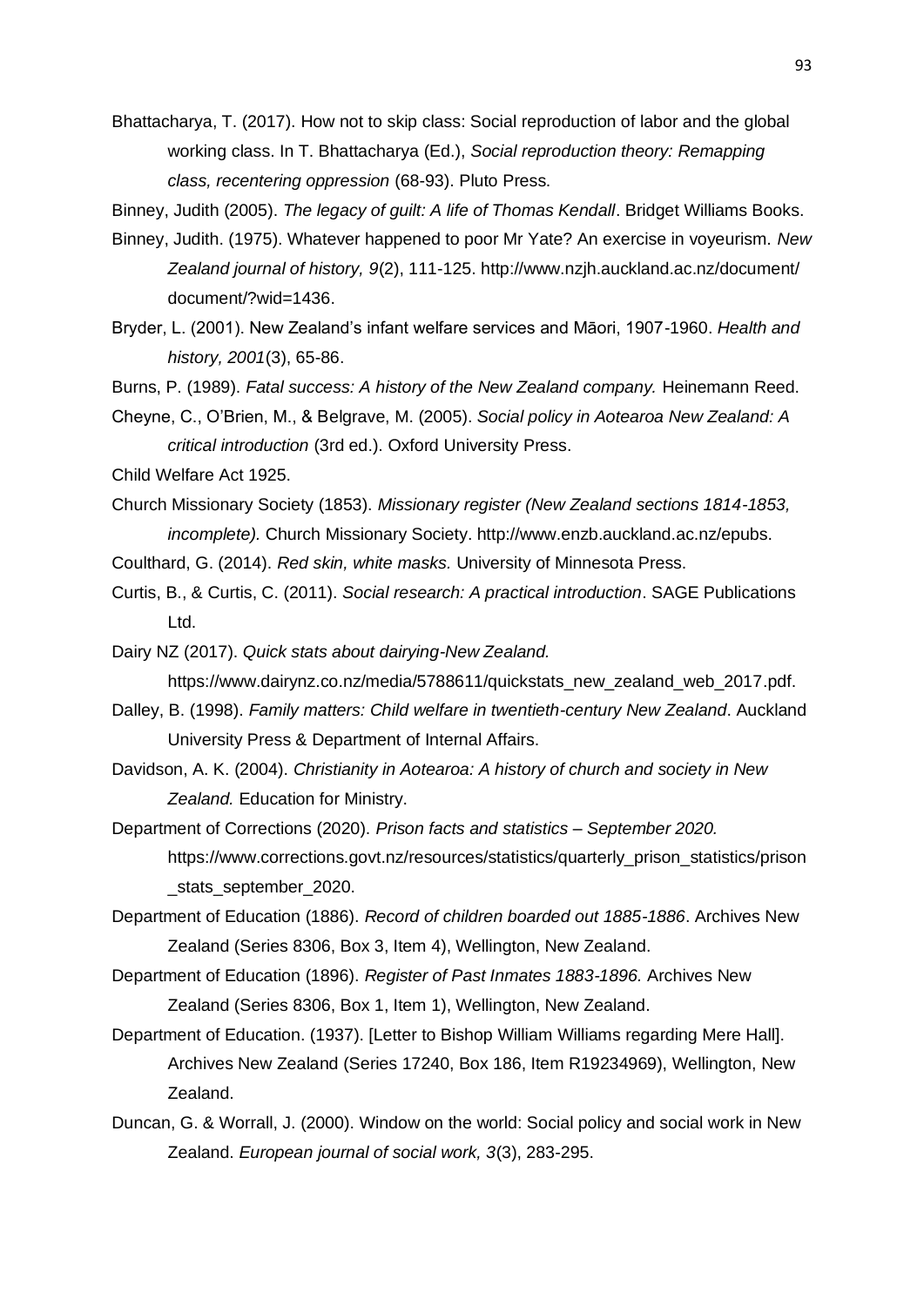Bhattacharya, T. (2017). How not to skip class: Social reproduction of labor and the global working class. In T. Bhattacharya (Ed.), *Social reproduction theory: Remapping class, recentering oppression* (68-93). Pluto Press.

Binney, Judith (2005). *The legacy of guilt: A life of Thomas Kendall*. Bridget Williams Books.

Binney, Judith. (1975). Whatever happened to poor Mr Yate? An exercise in voyeurism. *New Zealand journal of history, 9*(2), 111-125. http://www.nzjh.auckland.ac.nz/document/document/?wid=1436.

Bryder, L. (2001). New Zealand's infant welfare services and Māori, 1907-1960. *Health and history, 2001*(3), 65-86.

Burns, P. (1989). *Fatal success: A history of the New Zealand company.* Heinemann Reed.

Cheyne, C., O'Brien, M., & Belgrave, M. (2005). *Social policy in Aotearoa New Zealand: A critical introduction* (3rd ed.). Oxford University Press.

Child Welfare Act 1925.

Church Missionary Society (1853). *Missionary register (New Zealand sections 1814-1853, incomplete).* Church Missionary Society. http://www.enzb.auckland.ac.nz/epubs.

Coulthard, G. (2014). *Red skin, white masks.* University of Minnesota Press.

Curtis, B., & Curtis, C. (2011). *Social research: A practical introduction*. SAGE Publications Ltd.

Dairy NZ (2017). *Quick stats about dairying-New Zealand.* https://www.dairynz.co.nz/media/5788611/quickstats_new_zealand_web_2017.pdf.

Dalley, B. (1998). *Family matters: Child welfare in twentieth-century New Zealand*. Auckland University Press & Department of Internal Affairs.

Davidson, A. K. (2004). *Christianity in Aotearoa: A history of church and society in New Zealand.* Education for Ministry.

Department of Corrections (2020). *Prison facts and statistics – September 2020.* https://www.corrections.govt.nz/resources/statistics/quarterly_prison_statistics/prison_stats_september_2020.

Department of Education (1886). *Record of children boarded out 1885-1886*. Archives New Zealand (Series 8306, Box 3, Item 4), Wellington, New Zealand.

Department of Education (1896). *Register of Past Inmates 1883-1896.* Archives New Zealand (Series 8306, Box 1, Item 1), Wellington, New Zealand.

Department of Education. (1937). [Letter to Bishop William Williams regarding Mere Hall]. Archives New Zealand (Series 17240, Box 186, Item R19234969), Wellington, New Zealand.

Duncan, G. & Worrall, J. (2000). Window on the world: Social policy and social work in New Zealand. *European journal of social work, 3*(3), 283-295.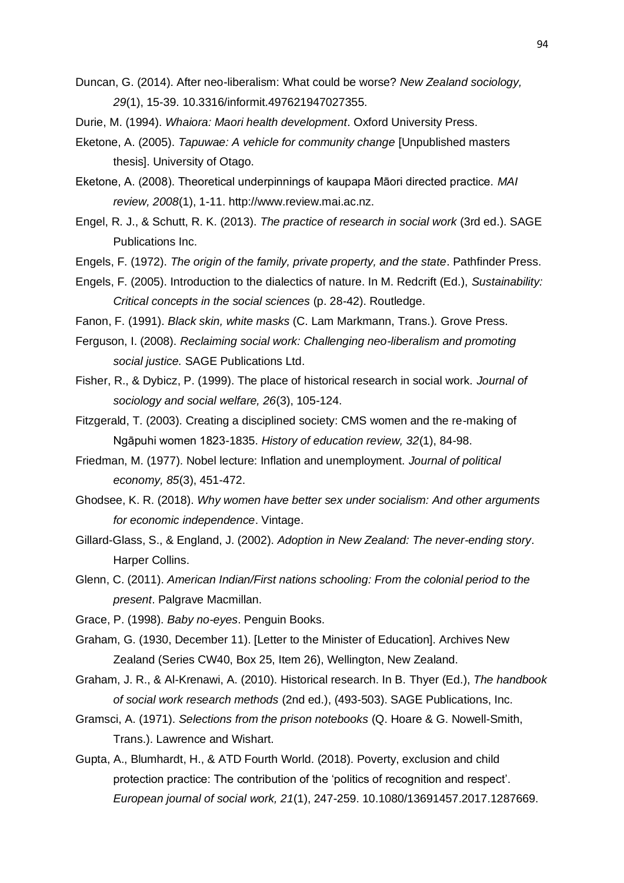Duncan, G. (2014). After neo-liberalism: What could be worse? *New Zealand sociology, 29*(1), 15-39. 10.3316/informit.497621947027355.

Durie, M. (1994). *Whaiora: Maori health development*. Oxford University Press.

Eketone, A. (2005). *Tapuwae: A vehicle for community change* [Unpublished masters thesis]. University of Otago.

Eketone, A. (2008). Theoretical underpinnings of kaupapa Māori directed practice. *MAI review, 2008*(1), 1-11. http://www.review.mai.ac.nz.

Engel, R. J., & Schutt, R. K. (2013). *The practice of research in social work* (3rd ed.). SAGE Publications Inc.

Engels, F. (1972). *The origin of the family, private property, and the state*. Pathfinder Press.

Engels, F. (2005). Introduction to the dialectics of nature. In M. Redcrift (Ed.), *Sustainability: Critical concepts in the social sciences* (p. 28-42). Routledge.

Fanon, F. (1991). *Black skin, white masks* (C. Lam Markmann, Trans.). Grove Press.

Ferguson, I. (2008). *Reclaiming social work: Challenging neo-liberalism and promoting social justice.* SAGE Publications Ltd.

Fisher, R., & Dybicz, P. (1999). The place of historical research in social work. *Journal of sociology and social welfare, 26*(3), 105-124.

Fitzgerald, T. (2003). Creating a disciplined society: CMS women and the re-making of Ngāpuhi women 1823-1835. *History of education review, 32*(1), 84-98.

Friedman, M. (1977). Nobel lecture: Inflation and unemployment. *Journal of political economy, 85*(3), 451-472.

Ghodsee, K. R. (2018). *Why women have better sex under socialism: And other arguments for economic independence*. Vintage.

Gillard-Glass, S., & England, J. (2002). *Adoption in New Zealand: The never-ending story*. Harper Collins.

Glenn, C. (2011). *American Indian/First nations schooling: From the colonial period to the present*. Palgrave Macmillan.

Grace, P. (1998). *Baby no-eyes*. Penguin Books.

Graham, G. (1930, December 11). [Letter to the Minister of Education]. Archives New Zealand (Series CW40, Box 25, Item 26), Wellington, New Zealand.

Graham, J. R., & Al-Krenawi, A. (2010). Historical research. In B. Thyer (Ed.), *The handbook of social work research methods* (2nd ed.), (493-503). SAGE Publications, Inc.

Gramsci, A. (1971). *Selections from the prison notebooks* (Q. Hoare & G. Nowell-Smith, Trans.). Lawrence and Wishart.

Gupta, A., Blumhardt, H., & ATD Fourth World. (2018). Poverty, exclusion and child protection practice: The contribution of the 'politics of recognition and respect'. *European journal of social work, 21*(1), 247-259. 10.1080/13691457.2017.1287669.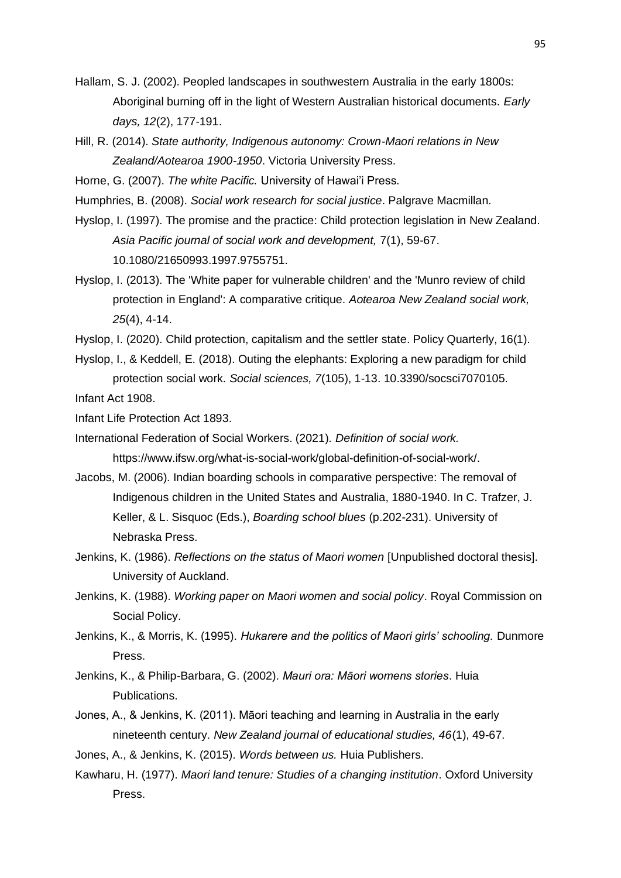Hallam, S. J. (2002). Peopled landscapes in southwestern Australia in the early 1800s: Aboriginal burning off in the light of Western Australian historical documents. *Early days, 12*(2), 177-191.

Hill, R. (2014). *State authority, Indigenous autonomy: Crown-Maori relations in New Zealand/Aotearoa 1900-1950*. Victoria University Press.

Horne, G. (2007). *The white Pacific.* University of Hawai'i Press.

Humphries, B. (2008). *Social work research for social justice*. Palgrave Macmillan.

Hyslop, I. (1997). The promise and the practice: Child protection legislation in New Zealand. *Asia Pacific journal of social work and development,* 7(1), 59-67. 10.1080/21650993.1997.9755751.

Hyslop, I. (2013). The 'White paper for vulnerable children' and the 'Munro review of child protection in England': A comparative critique. *Aotearoa New Zealand social work, 25*(4), 4-14.

Hyslop, I. (2020). Child protection, capitalism and the settler state. Policy Quarterly, 16(1).

Hyslop, I., & Keddell, E. (2018). Outing the elephants: Exploring a new paradigm for child protection social work. *Social sciences, 7*(105), 1-13. 10.3390/socsci7070105.

Infant Act 1908.

Infant Life Protection Act 1893.

International Federation of Social Workers. (2021). *Definition of social work.* https://www.ifsw.org/what-is-social-work/global-definition-of-social-work/.

Jacobs, M. (2006). Indian boarding schools in comparative perspective: The removal of Indigenous children in the United States and Australia, 1880-1940. In C. Trafzer, J. Keller, & L. Sisquoc (Eds.), *Boarding school blues* (p.202-231). University of Nebraska Press.

Jenkins, K. (1986). *Reflections on the status of Maori women* [Unpublished doctoral thesis]. University of Auckland.

Jenkins, K. (1988). *Working paper on Maori women and social policy*. Royal Commission on Social Policy.

Jenkins, K., & Morris, K. (1995). *Hukarere and the politics of Maori girls' schooling.* Dunmore Press.

Jenkins, K., & Philip-Barbara, G. (2002). *Mauri ora: Māori womens stories*. Huia Publications.

Jones, A., & Jenkins, K. (2011). Māori teaching and learning in Australia in the early nineteenth century. *New Zealand journal of educational studies, 46*(1), 49-67.

Jones, A., & Jenkins, K. (2015). *Words between us.* Huia Publishers.

Kawharu, H. (1977). *Maori land tenure: Studies of a changing institution*. Oxford University Press.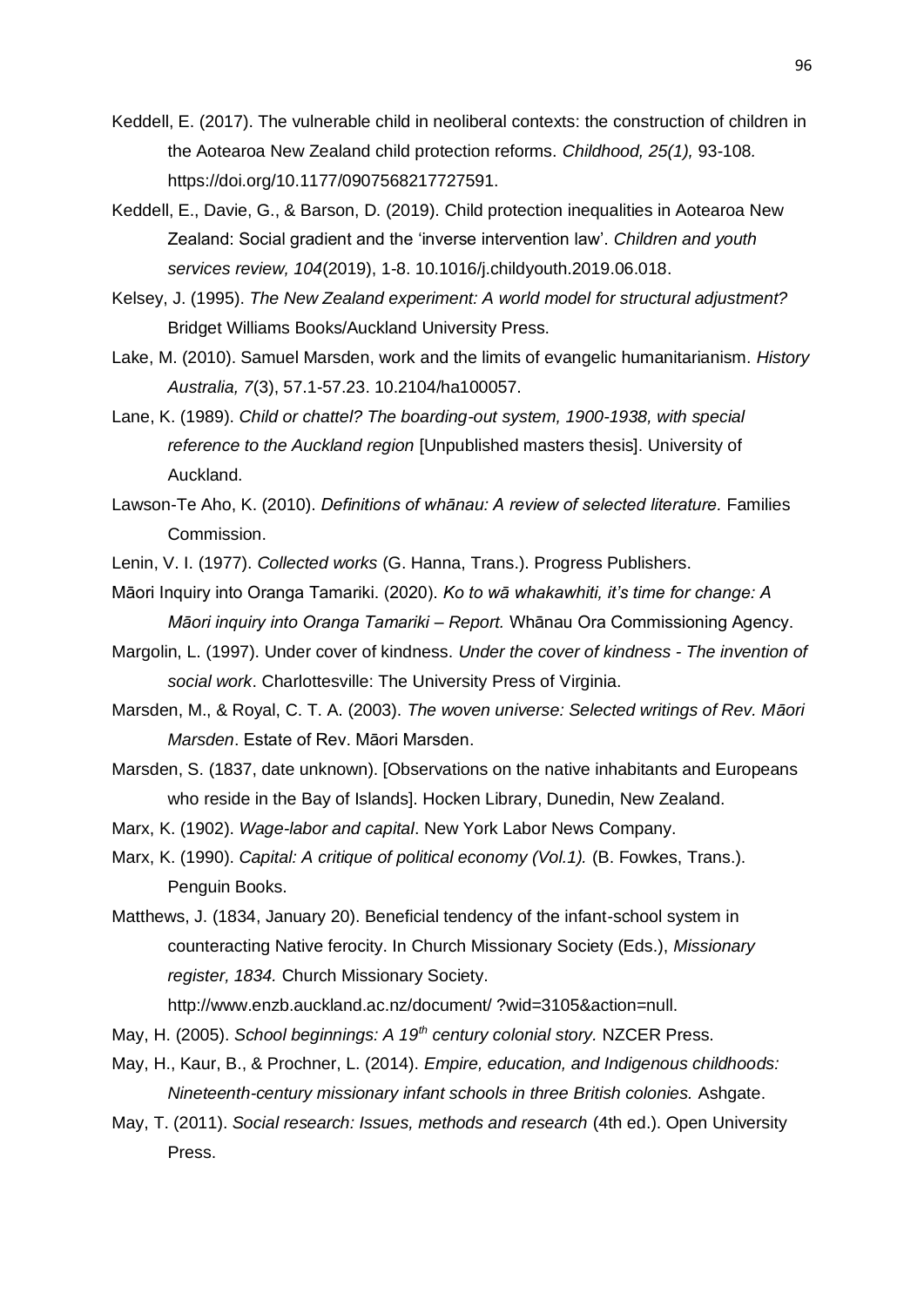Keddell, E. (2017). The vulnerable child in neoliberal contexts: the construction of children in the Aotearoa New Zealand child protection reforms. *Childhood, 25(1),* 93-108. https://doi.org/10.1177/0907568217727591.

Keddell, E., Davie, G., & Barson, D. (2019). Child protection inequalities in Aotearoa New Zealand: Social gradient and the 'inverse intervention law'. *Children and youth services review, 104*(2019), 1-8. 10.1016/j.childyouth.2019.06.018.

Kelsey, J. (1995). *The New Zealand experiment: A world model for structural adjustment?* Bridget Williams Books/Auckland University Press.

Lake, M. (2010). Samuel Marsden, work and the limits of evangelic humanitarianism. *History Australia, 7*(3), 57.1-57.23. 10.2104/ha100057.

Lane, K. (1989). *Child or chattel? The boarding-out system, 1900-1938, with special reference to the Auckland region* [Unpublished masters thesis]. University of Auckland.

Lawson-Te Aho, K. (2010). *Definitions of whānau: A review of selected literature.* Families Commission.

Lenin, V. I. (1977). *Collected works* (G. Hanna, Trans.). Progress Publishers.

Māori Inquiry into Oranga Tamariki. (2020). *Ko to wā whakawhiti, it's time for change: A Māori inquiry into Oranga Tamariki – Report.* Whānau Ora Commissioning Agency.

Margolin, L. (1997). Under cover of kindness. *Under the cover of kindness - The invention of social work*. Charlottesville: The University Press of Virginia.

Marsden, M., & Royal, C. T. A. (2003). *The woven universe: Selected writings of Rev. Māori Marsden*. Estate of Rev. Māori Marsden.

Marsden, S. (1837, date unknown). [Observations on the native inhabitants and Europeans who reside in the Bay of Islands]. Hocken Library, Dunedin, New Zealand.

Marx, K. (1902). *Wage-labor and capital*. New York Labor News Company.

Marx, K. (1990). *Capital: A critique of political economy (Vol.1).* (B. Fowkes, Trans.). Penguin Books.

Matthews, J. (1834, January 20). Beneficial tendency of the infant-school system in counteracting Native ferocity. In Church Missionary Society (Eds.), *Missionary register, 1834.* Church Missionary Society. http://www.enzb.auckland.ac.nz/document/ ?wid=3105&action=null.

May, H. (2005). *School beginnings: A 19th century colonial story.* NZCER Press.

May, H., Kaur, B., & Prochner, L. (2014). *Empire, education, and Indigenous childhoods: Nineteenth-century missionary infant schools in three British colonies.* Ashgate.

May, T. (2011). *Social research: Issues, methods and research* (4th ed.). Open University Press.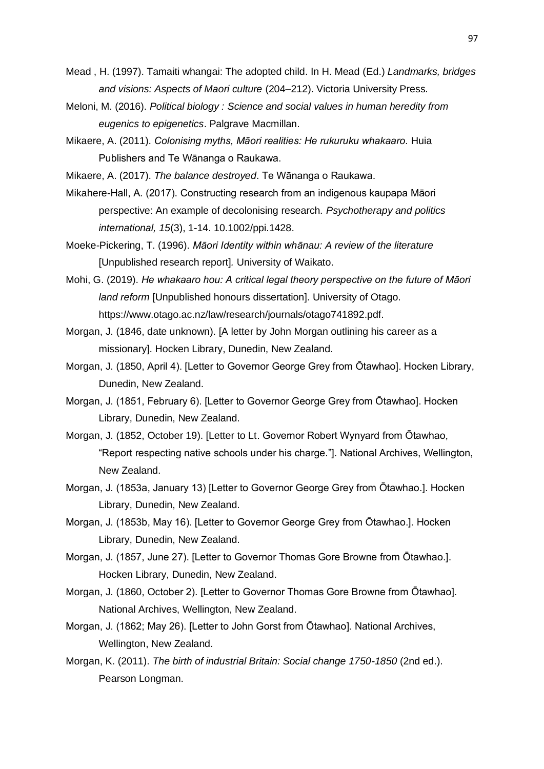Mead , H. (1997). Tamaiti whangai: The adopted child. In H. Mead (Ed.) *Landmarks, bridges and visions: Aspects of Maori culture* (204–212). Victoria University Press.

Meloni, M. (2016). *Political biology : Science and social values in human heredity from eugenics to epigenetics*. Palgrave Macmillan.

Mikaere, A. (2011). *Colonising myths, Māori realities: He rukuruku whakaaro.* Huia Publishers and Te Wānanga o Raukawa.

Mikaere, A. (2017). *The balance destroyed*. Te Wānanga o Raukawa.

Mikahere-Hall, A. (2017). Constructing research from an indigenous kaupapa Māori perspective: An example of decolonising research. *Psychotherapy and politics international, 15*(3), 1-14. 10.1002/ppi.1428.

Moeke-Pickering, T. (1996). *Māori Identity within whānau: A review of the literature* [Unpublished research report]*.* University of Waikato.

Mohi, G. (2019). *He whakaaro hou: A critical legal theory perspective on the future of Māori land reform* [Unpublished honours dissertation]. University of Otago. https://www.otago.ac.nz/law/research/journals/otago741892.pdf.

Morgan, J. (1846, date unknown). [A letter by John Morgan outlining his career as a missionary]. Hocken Library, Dunedin, New Zealand.

Morgan, J. (1850, April 4). [Letter to Governor George Grey from Ōtawhao]. Hocken Library, Dunedin, New Zealand.

Morgan, J. (1851, February 6). [Letter to Governor George Grey from Ōtawhao]. Hocken Library, Dunedin, New Zealand.

Morgan, J. (1852, October 19). [Letter to Lt. Governor Robert Wynyard from Ōtawhao, "Report respecting native schools under his charge."]. National Archives, Wellington, New Zealand.

Morgan, J. (1853a, January 13) [Letter to Governor George Grey from Ōtawhao.]. Hocken Library, Dunedin, New Zealand.

Morgan, J. (1853b, May 16). [Letter to Governor George Grey from Ōtawhao.]. Hocken Library, Dunedin, New Zealand.

Morgan, J. (1857, June 27). [Letter to Governor Thomas Gore Browne from Ōtawhao.]. Hocken Library, Dunedin, New Zealand.

Morgan, J. (1860, October 2). [Letter to Governor Thomas Gore Browne from Ōtawhao]. National Archives, Wellington, New Zealand.

Morgan, J. (1862; May 26). [Letter to John Gorst from Ōtawhao]. National Archives, Wellington, New Zealand.

Morgan, K. (2011). *The birth of industrial Britain: Social change 1750-1850* (2nd ed.). Pearson Longman.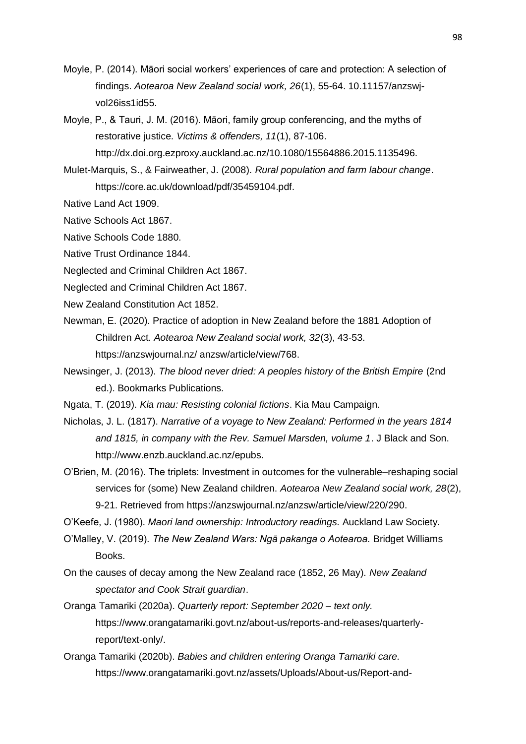Moyle, P. (2014). Māori social workers' experiences of care and protection: A selection of findings. *Aotearoa New Zealand social work, 26*(1), 55-64. 10.11157/anzswj-vol26iss1id55.

Moyle, P., & Tauri, J. M. (2016). Māori, family group conferencing, and the myths of restorative justice. *Victims & offenders, 11*(1), 87-106. http://dx.doi.org.ezproxy.auckland.ac.nz/10.1080/15564886.2015.1135496.

Mulet-Marquis, S., & Fairweather, J. (2008). *Rural population and farm labour change*. https://core.ac.uk/download/pdf/35459104.pdf.

Native Land Act 1909.

Native Schools Act 1867.

Native Schools Code 1880.

Native Trust Ordinance 1844.

Neglected and Criminal Children Act 1867.

Neglected and Criminal Children Act 1867.

New Zealand Constitution Act 1852.

Newman, E. (2020). Practice of adoption in New Zealand before the 1881 Adoption of Children Act*. Aotearoa New Zealand social work, 32*(3), 43-53. https://anzswjournal.nz/ anzsw/article/view/768.

Newsinger, J. (2013). *The blood never dried: A peoples history of the British Empire* (2nd ed.). Bookmarks Publications.

Ngata, T. (2019). *Kia mau: Resisting colonial fictions*. Kia Mau Campaign.

Nicholas, J. L. (1817). *Narrative of a voyage to New Zealand: Performed in the years 1814 and 1815, in company with the Rev. Samuel Marsden, volume 1*. J Black and Son. http://www.enzb.auckland.ac.nz/epubs.

O'Brien, M. (2016). The triplets: Investment in outcomes for the vulnerable–reshaping social services for (some) New Zealand children. *Aotearoa New Zealand social work, 28*(2), 9-21. Retrieved from https://anzswjournal.nz/anzsw/article/view/220/290.

O'Keefe, J. (1980). *Maori land ownership: Introductory readings.* Auckland Law Society.

O'Malley, V. (2019). *The New Zealand Wars: Ngā pakanga o Aotearoa.* Bridget Williams Books.

On the causes of decay among the New Zealand race (1852, 26 May). *New Zealand spectator and Cook Strait guardian*.

Oranga Tamariki (2020a). *Quarterly report: September 2020 – text only.* https://www.orangatamariki.govt.nz/about-us/reports-and-releases/quarterly-report/text-only/.

Oranga Tamariki (2020b). *Babies and children entering Oranga Tamariki care.* https://www.orangatamariki.govt.nz/assets/Uploads/About-us/Report-and-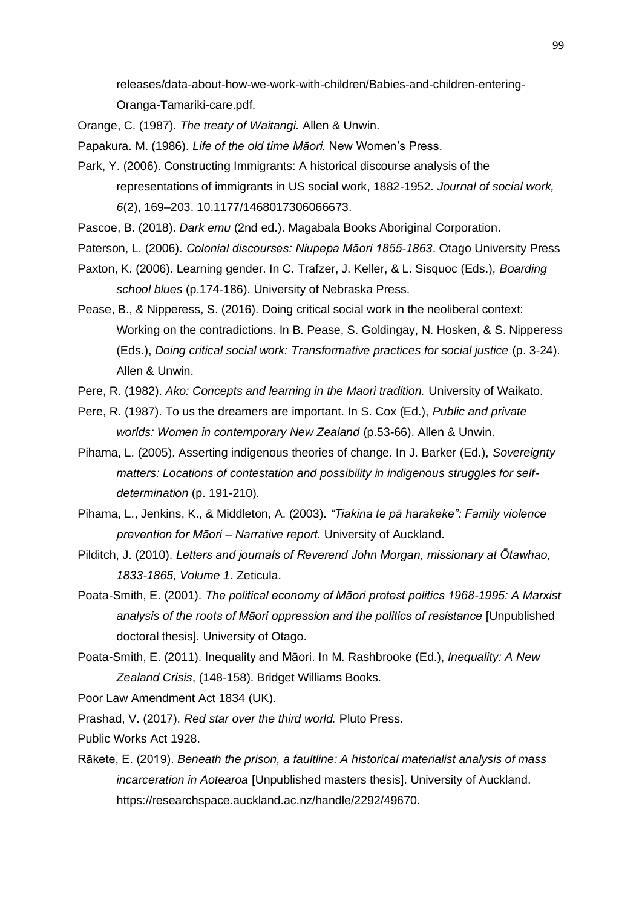releases/data-about-how-we-work-with-children/Babies-and-children-entering-Oranga-Tamariki-care.pdf.

Orange, C. (1987). *The treaty of Waitangi.* Allen & Unwin.

Papakura. M. (1986). *Life of the old time Māori.* New Women's Press.

Park, Y. (2006). Constructing Immigrants: A historical discourse analysis of the representations of immigrants in US social work, 1882-1952. *Journal of social work, 6*(2), 169–203. 10.1177/1468017306066673.

Pascoe, B. (2018). *Dark emu* (2nd ed.). Magabala Books Aboriginal Corporation.

Paterson, L. (2006). *Colonial discourses: Niupepa Māori 1855-1863*. Otago University Press

Paxton, K. (2006). Learning gender. In C. Trafzer, J. Keller, & L. Sisquoc (Eds.), *Boarding school blues* (p.174-186). University of Nebraska Press.

Pease, B., & Nipperess, S. (2016). Doing critical social work in the neoliberal context: Working on the contradictions. In B. Pease, S. Goldingay, N. Hosken, & S. Nipperess (Eds.), *Doing critical social work: Transformative practices for social justice* (p. 3-24). Allen & Unwin.

Pere, R. (1982). *Ako: Concepts and learning in the Maori tradition.* University of Waikato.

Pere, R. (1987). To us the dreamers are important. In S. Cox (Ed.), *Public and private worlds: Women in contemporary New Zealand* (p.53-66). Allen & Unwin.

Pihama, L. (2005). Asserting indigenous theories of change. In J. Barker (Ed.), *Sovereignty matters: Locations of contestation and possibility in indigenous struggles for self-determination* (p. 191-210).

Pihama, L., Jenkins, K., & Middleton, A. (2003). *"Tiakina te pā harakeke": Family violence prevention for Māori – Narrative report.* University of Auckland.

Pilditch, J. (2010). *Letters and journals of Reverend John Morgan, missionary at Ōtawhao, 1833-1865, Volume 1*. Zeticula.

Poata-Smith, E. (2001). *The political economy of Māori protest politics 1968-1995: A Marxist analysis of the roots of Māori oppression and the politics of resistance* [Unpublished doctoral thesis]. University of Otago.

Poata-Smith, E. (2011). Inequality and Māori. In M. Rashbrooke (Ed.), *Inequality: A New Zealand Crisis*, (148-158). Bridget Williams Books.

Poor Law Amendment Act 1834 (UK).

Prashad, V. (2017). *Red star over the third world.* Pluto Press.

Public Works Act 1928.

Rākete, E. (2019). *Beneath the prison, a faultline: A historical materialist analysis of mass incarceration in Aotearoa* [Unpublished masters thesis]. University of Auckland. https://researchspace.auckland.ac.nz/handle/2292/49670.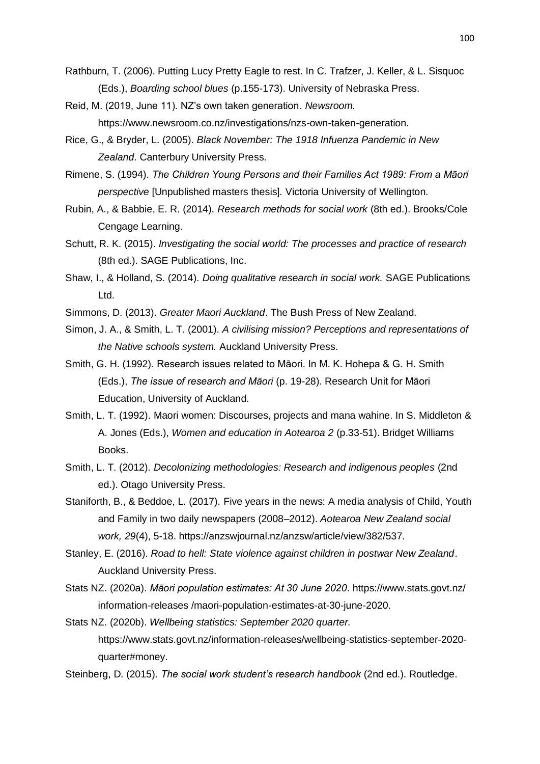Rathburn, T. (2006). Putting Lucy Pretty Eagle to rest. In C. Trafzer, J. Keller, & L. Sisquoc (Eds.), *Boarding school blues* (p.155-173). University of Nebraska Press.

Reid, M. (2019, June 11). NZ's own taken generation. *Newsroom.* https://www.newsroom.co.nz/investigations/nzs-own-taken-generation.

Rice, G., & Bryder, L. (2005). *Black November: The 1918 Infuenza Pandemic in New Zealand*. Canterbury University Press.

Rimene, S. (1994). *The Children Young Persons and their Families Act 1989: From a Māori perspective* [Unpublished masters thesis]. Victoria University of Wellington.

Rubin, A., & Babbie, E. R. (2014). *Research methods for social work* (8th ed.). Brooks/Cole Cengage Learning.

Schutt, R. K. (2015). *Investigating the social world: The processes and practice of research* (8th ed.). SAGE Publications, Inc.

Shaw, I., & Holland, S. (2014). *Doing qualitative research in social work.* SAGE Publications Ltd.

Simmons, D. (2013). *Greater Maori Auckland*. The Bush Press of New Zealand.

Simon, J. A., & Smith, L. T. (2001). *A civilising mission? Perceptions and representations of the Native schools system.* Auckland University Press.

Smith, G. H. (1992). Research issues related to Māori. In M. K. Hohepa & G. H. Smith (Eds.), *The issue of research and Māori* (p. 19-28). Research Unit for Māori Education, University of Auckland.

Smith, L. T. (1992). Maori women: Discourses, projects and mana wahine. In S. Middleton & A. Jones (Eds.), *Women and education in Aotearoa 2* (p.33-51). Bridget Williams Books.

Smith, L. T. (2012). *Decolonizing methodologies: Research and indigenous peoples* (2nd ed.). Otago University Press.

Staniforth, B., & Beddoe, L. (2017). Five years in the news: A media analysis of Child, Youth and Family in two daily newspapers (2008–2012). *Aotearoa New Zealand social work, 29*(4), 5-18. https://anzswjournal.nz/anzsw/article/view/382/537.

Stanley, E. (2016). *Road to hell: State violence against children in postwar New Zealand*. Auckland University Press.

Stats NZ. (2020a). *Māori population estimates: At 30 June 2020*. https://www.stats.govt.nz/ information-releases /maori-population-estimates-at-30-june-2020.

Stats NZ. (2020b). *Wellbeing statistics: September 2020 quarter.* https://www.stats.govt.nz/information-releases/wellbeing-statistics-september-2020-quarter#money.

Steinberg, D. (2015). *The social work student's research handbook* (2nd ed.). Routledge.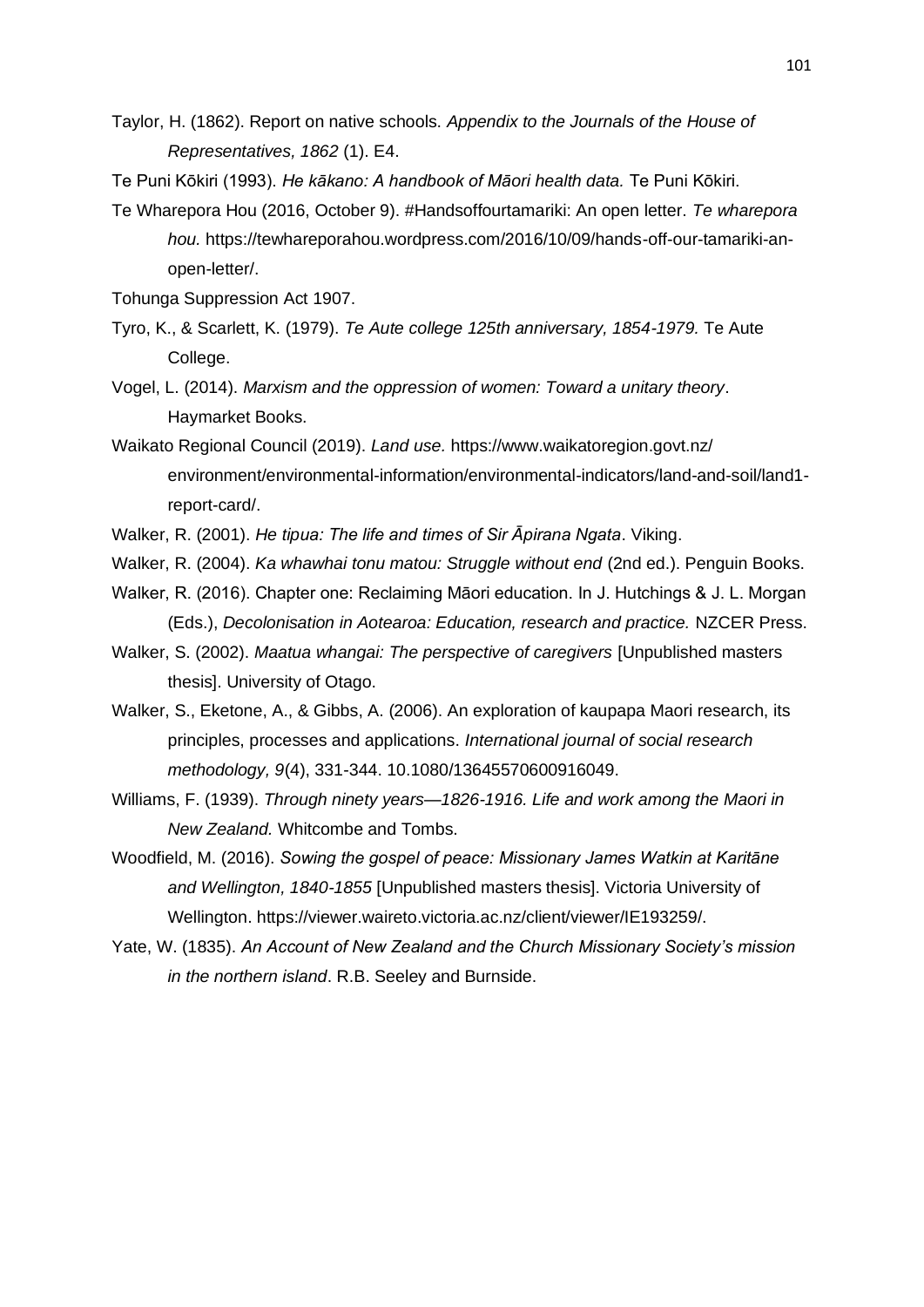Taylor, H. (1862). Report on native schools. *Appendix to the Journals of the House of Representatives, 1862* (1). E4.

Te Puni Kōkiri (1993). *He kākano: A handbook of Māori health data.* Te Puni Kōkiri.

Te Wharepora Hou (2016, October 9). #Handsoffourtamariki: An open letter. *Te wharepora hou.* https://tewhareporahou.wordpress.com/2016/10/09/hands-off-our-tamariki-an-open-letter/.

Tohunga Suppression Act 1907.

Tyro, K., & Scarlett, K. (1979). *Te Aute college 125th anniversary, 1854-1979.* Te Aute College.

Vogel, L. (2014). *Marxism and the oppression of women: Toward a unitary theory*. Haymarket Books.

Waikato Regional Council (2019). *Land use.* https://www.waikatoregion.govt.nz/environment/environmental-information/environmental-indicators/land-and-soil/land1-report-card/.

Walker, R. (2001). *He tipua: The life and times of Sir Āpirana Ngata*. Viking.

Walker, R. (2004). *Ka whawhai tonu matou: Struggle without end* (2nd ed.). Penguin Books.

Walker, R. (2016). Chapter one: Reclaiming Māori education. In J. Hutchings & J. L. Morgan (Eds.), *Decolonisation in Aotearoa: Education, research and practice.* NZCER Press.

Walker, S. (2002). *Maatua whangai: The perspective of caregivers* [Unpublished masters thesis]. University of Otago.

Walker, S., Eketone, A., & Gibbs, A. (2006). An exploration of kaupapa Maori research, its principles, processes and applications. *International journal of social research methodology, 9*(4), 331-344. 10.1080/13645570600916049.

Williams, F. (1939). *Through ninety years—1826-1916. Life and work among the Maori in New Zealand.* Whitcombe and Tombs.

Woodfield, M. (2016). *Sowing the gospel of peace: Missionary James Watkin at Karitāne and Wellington, 1840-1855* [Unpublished masters thesis]. Victoria University of Wellington. https://viewer.waireto.victoria.ac.nz/client/viewer/IE193259/.

Yate, W. (1835). *An Account of New Zealand and the Church Missionary Society's mission in the northern island*. R.B. Seeley and Burnside.